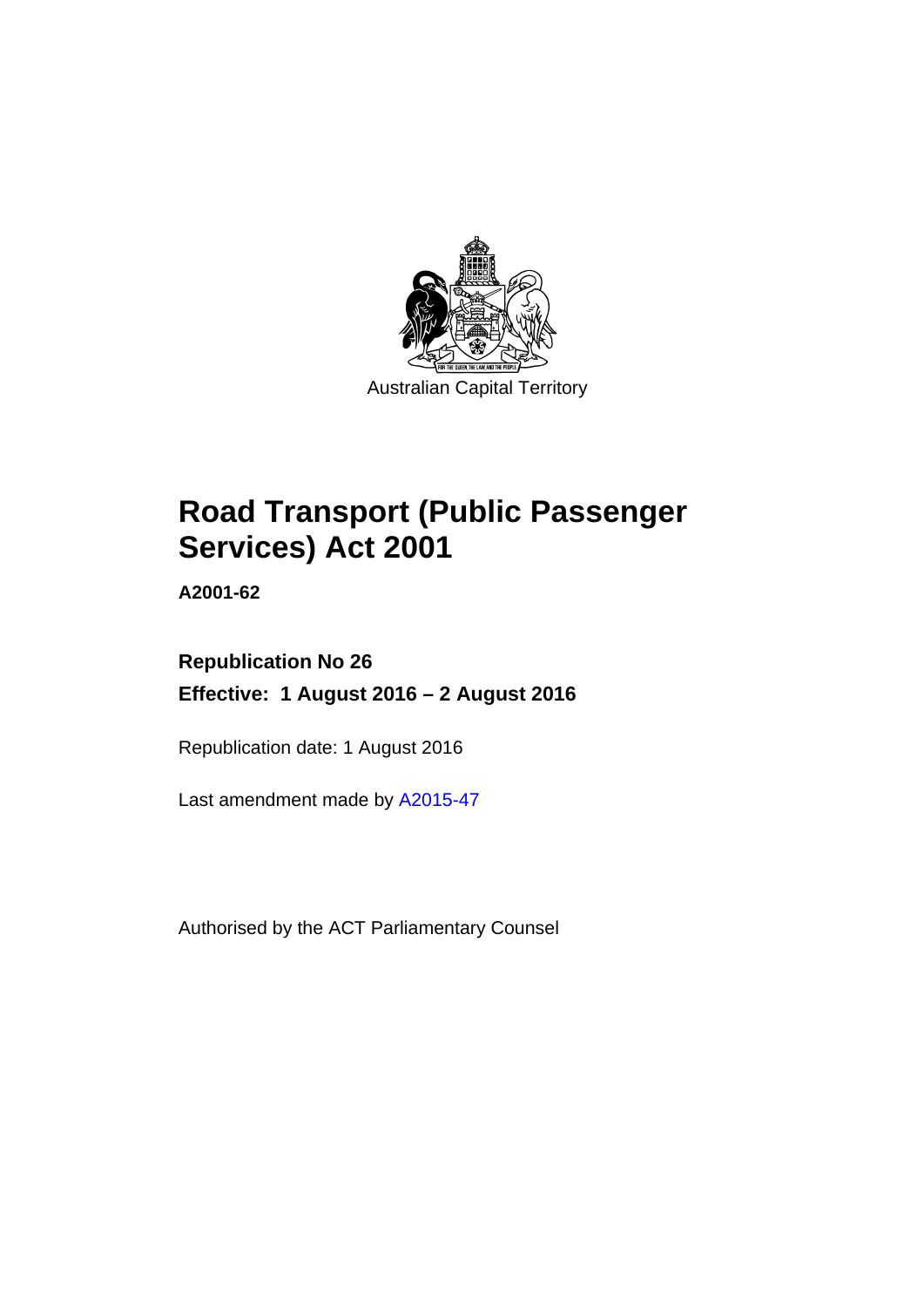Australian Capital Territory

# Road Transport (Public Passenger Services) Act 2001

**A2001-62**

**Republication No 26**

**Effective: 1 August 2016 – 2 August 2016**

Republication date: 1 August 2016

Last amendment made by A2015-47

Authorised by the ACT Parliamentary Counsel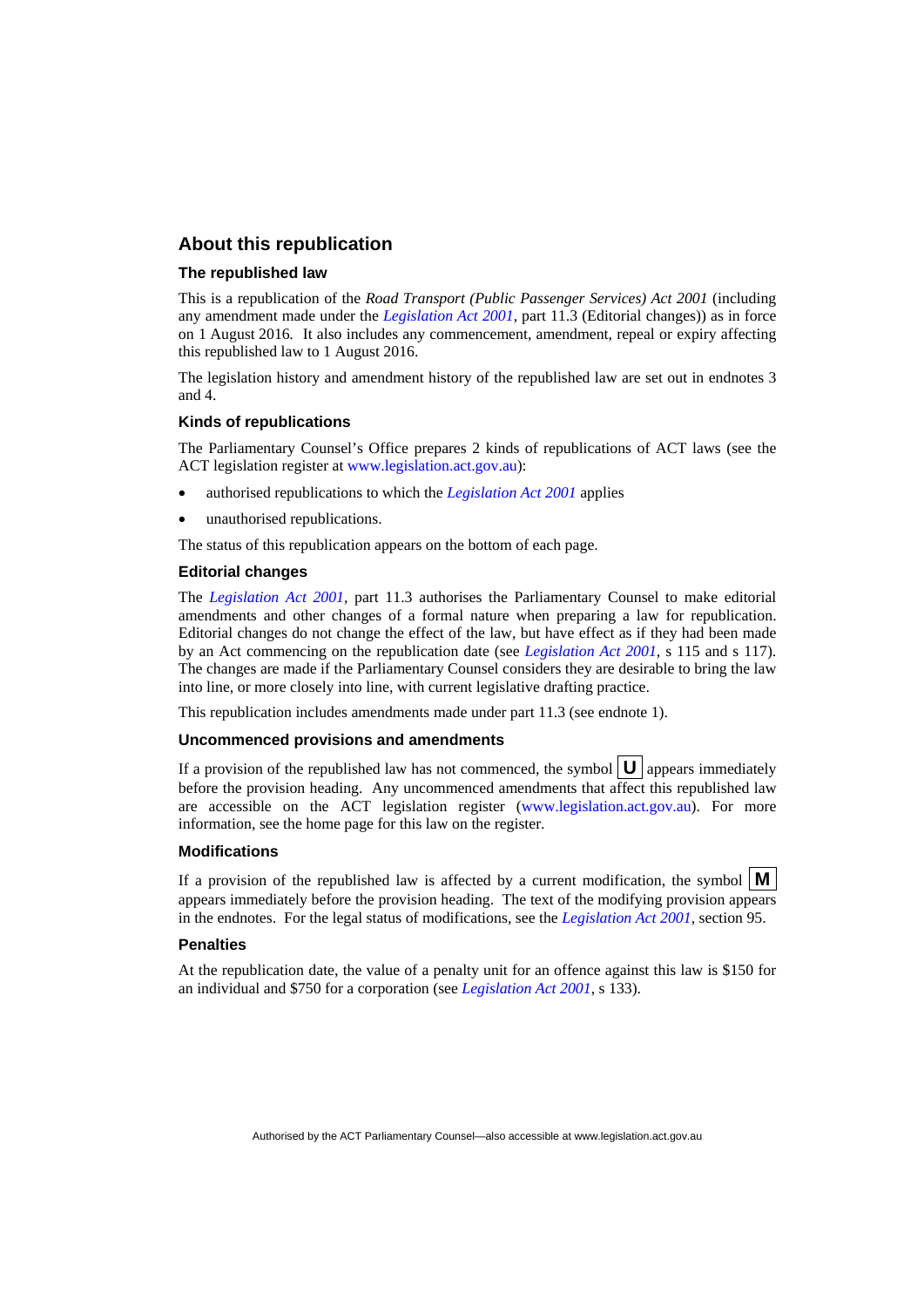## About this republication

### The republished law

This is a republication of the *Road Transport (Public Passenger Services) Act 2001* (including any amendment made under the *Legislation Act 2001*, part 11.3 (Editorial changes)) as in force on 1 August 2016. It also includes any commencement, amendment, repeal or expiry affecting this republished law to 1 August 2016.

The legislation history and amendment history of the republished law are set out in endnotes 3 and 4.

### Kinds of republications

The Parliamentary Counsel's Office prepares 2 kinds of republications of ACT laws (see the ACT legislation register at www.legislation.act.gov.au):

- authorised republications to which the *Legislation Act 2001* applies
- unauthorised republications.

The status of this republication appears on the bottom of each page.

### Editorial changes

The *Legislation Act 2001*, part 11.3 authorises the Parliamentary Counsel to make editorial amendments and other changes of a formal nature when preparing a law for republication. Editorial changes do not change the effect of the law, but have effect as if they had been made by an Act commencing on the republication date (see *Legislation Act 2001*, s 115 and s 117). The changes are made if the Parliamentary Counsel considers they are desirable to bring the law into line, or more closely into line, with current legislative drafting practice.

This republication includes amendments made under part 11.3 (see endnote 1).

### Uncommenced provisions and amendments

If a provision of the republished law has not commenced, the symbol **U** appears immediately before the provision heading. Any uncommenced amendments that affect this republished law are accessible on the ACT legislation register (www.legislation.act.gov.au). For more information, see the home page for this law on the register.

### Modifications

If a provision of the republished law is affected by a current modification, the symbol **M** appears immediately before the provision heading. The text of the modifying provision appears in the endnotes. For the legal status of modifications, see the *Legislation Act 2001*, section 95.

### Penalties

At the republication date, the value of a penalty unit for an offence against this law is $150 for an individual and $750 for a corporation (see *Legislation Act 2001*, s 133).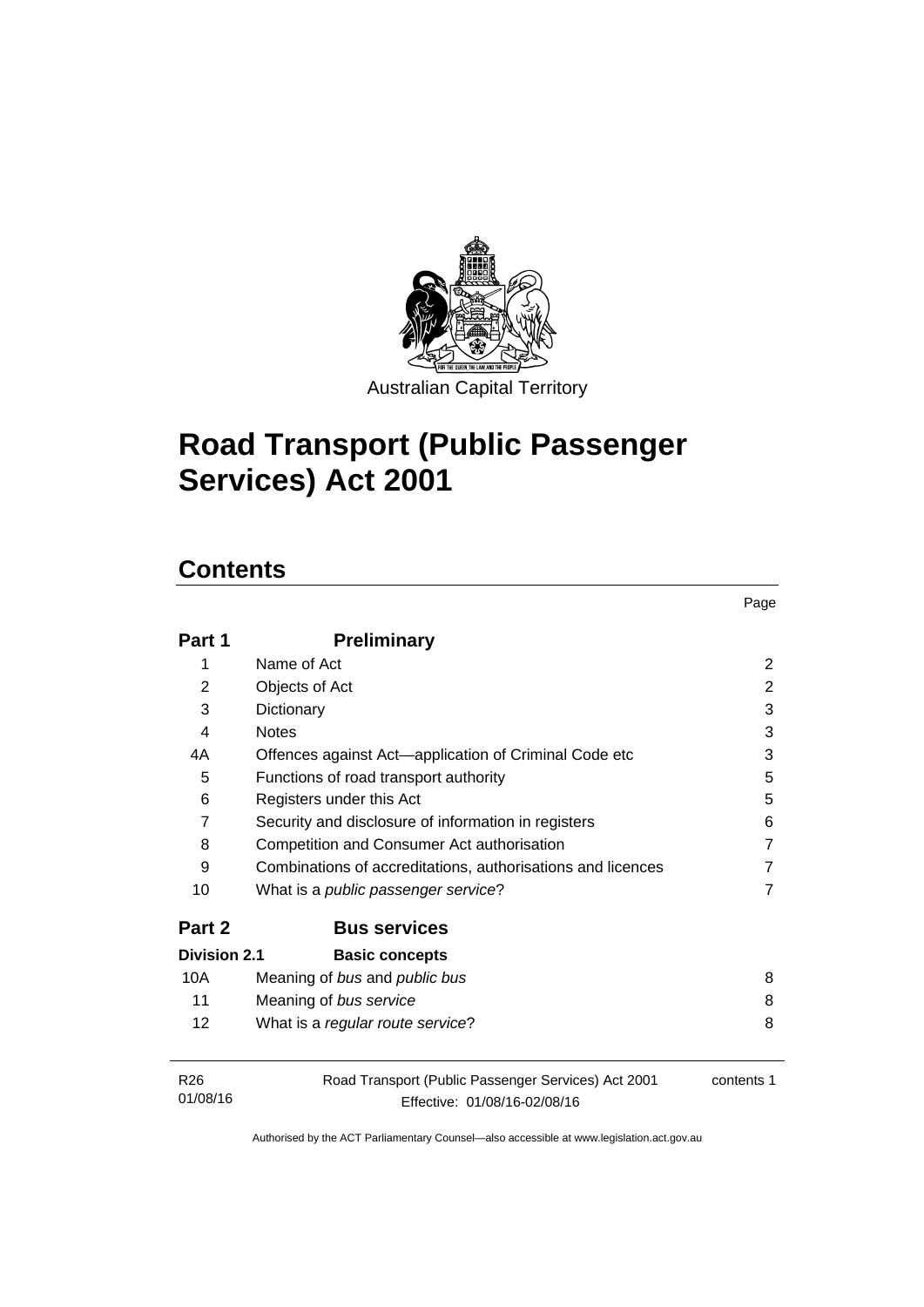Australian Capital Territory

# Road Transport (Public Passenger Services) Act 2001

## Contents

| | | Page |
|---|---|---|
| **Part 1** | **Preliminary** | |
| 1 | Name of Act | 2 |
| 2 | Objects of Act | 2 |
| 3 | Dictionary | 3 |
| 4 | Notes | 3 |
| 4A | Offences against Act—application of Criminal Code etc | 3 |
| 5 | Functions of road transport authority | 5 |
| 6 | Registers under this Act | 5 |
| 7 | Security and disclosure of information in registers | 6 |
| 8 | Competition and Consumer Act authorisation | 7 |
| 9 | Combinations of accreditations, authorisations and licences | 7 |
| 10 | What is a *public passenger service*? | 7 |
| **Part 2** | **Bus services** | |
| **Division 2.1** | **Basic concepts** | |
| 10A | Meaning of *bus* and *public bus* | 8 |
| 11 | Meaning of *bus service* | 8 |
| 12 | What is a *regular route service*? | 8 |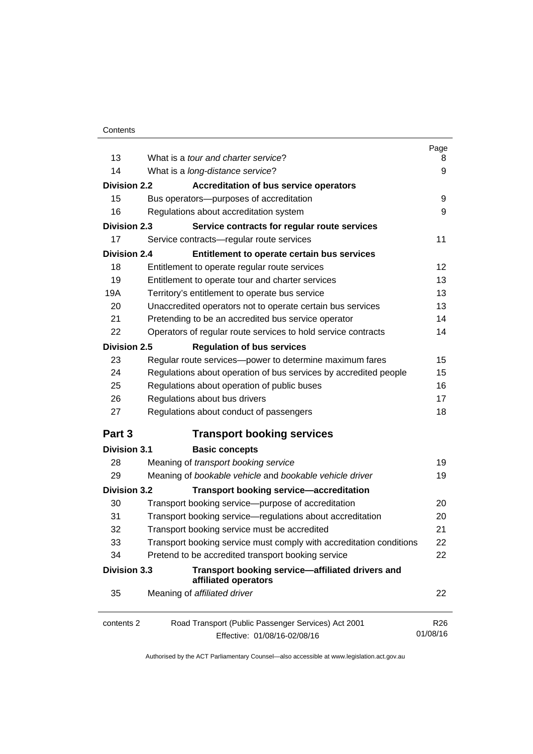| | | Page |
|---|---|---|
| 13 | What is a *tour and charter service*? | 8 |
| 14 | What is a *long-distance service*? | 9 |
| **Division 2.2** | **Accreditation of bus service operators** | |
| 15 | Bus operators—purposes of accreditation | 9 |
| 16 | Regulations about accreditation system | 9 |
| **Division 2.3** | **Service contracts for regular route services** | |
| 17 | Service contracts—regular route services | 11 |
| **Division 2.4** | **Entitlement to operate certain bus services** | |
| 18 | Entitlement to operate regular route services | 12 |
| 19 | Entitlement to operate tour and charter services | 13 |
| 19A | Territory's entitlement to operate bus service | 13 |
| 20 | Unaccredited operators not to operate certain bus services | 13 |
| 21 | Pretending to be an accredited bus service operator | 14 |
| 22 | Operators of regular route services to hold service contracts | 14 |
| **Division 2.5** | **Regulation of bus services** | |
| 23 | Regular route services—power to determine maximum fares | 15 |
| 24 | Regulations about operation of bus services by accredited people | 15 |
| 25 | Regulations about operation of public buses | 16 |
| 26 | Regulations about bus drivers | 17 |
| 27 | Regulations about conduct of passengers | 18 |
| **Part 3** | **Transport booking services** | |
| **Division 3.1** | **Basic concepts** | |
| 28 | Meaning of *transport booking service* | 19 |
| 29 | Meaning of *bookable vehicle* and *bookable vehicle driver* | 19 |
| **Division 3.2** | **Transport booking service—accreditation** | |
| 30 | Transport booking service—purpose of accreditation | 20 |
| 31 | Transport booking service—regulations about accreditation | 20 |
| 32 | Transport booking service must be accredited | 21 |
| 33 | Transport booking service must comply with accreditation conditions | 22 |
| 34 | Pretend to be accredited transport booking service | 22 |
| **Division 3.3** | **Transport booking service—affiliated drivers and affiliated operators** | |
| 35 | Meaning of *affiliated driver* | 22 |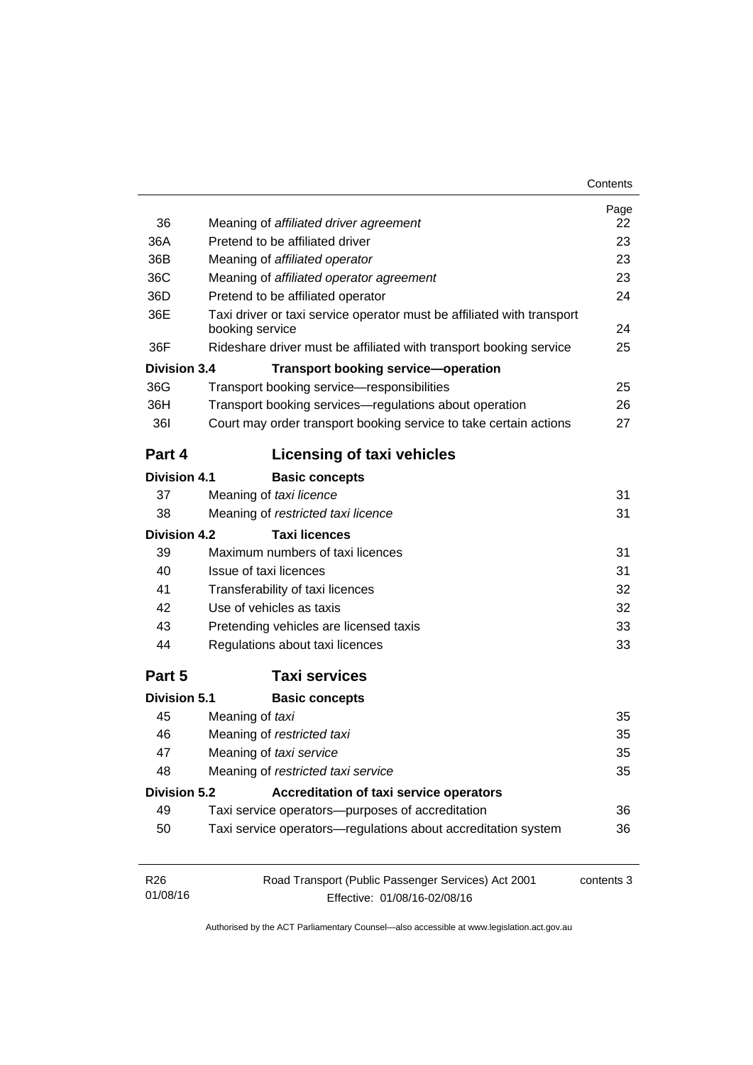| | | Page |
|---|---|---|
| 36 | Meaning of *affiliated driver agreement* | 22 |
| 36A | Pretend to be affiliated driver | 23 |
| 36B | Meaning of *affiliated operator* | 23 |
| 36C | Meaning of *affiliated operator agreement* | 23 |
| 36D | Pretend to be affiliated operator | 24 |
| 36E | Taxi driver or taxi service operator must be affiliated with transport booking service | 24 |
| 36F | Rideshare driver must be affiliated with transport booking service | 25 |
| **Division 3.4** | **Transport booking service—operation** | |
| 36G | Transport booking service—responsibilities | 25 |
| 36H | Transport booking services—regulations about operation | 26 |
| 36I | Court may order transport booking service to take certain actions | 27 |
| **Part 4** | **Licensing of taxi vehicles** | |
| **Division 4.1** | **Basic concepts** | |
| 37 | Meaning of *taxi licence* | 31 |
| 38 | Meaning of *restricted taxi licence* | 31 |
| **Division 4.2** | **Taxi licences** | |
| 39 | Maximum numbers of taxi licences | 31 |
| 40 | Issue of taxi licences | 31 |
| 41 | Transferability of taxi licences | 32 |
| 42 | Use of vehicles as taxis | 32 |
| 43 | Pretending vehicles are licensed taxis | 33 |
| 44 | Regulations about taxi licences | 33 |
| **Part 5** | **Taxi services** | |
| **Division 5.1** | **Basic concepts** | |
| 45 | Meaning of *taxi* | 35 |
| 46 | Meaning of *restricted taxi* | 35 |
| 47 | Meaning of *taxi service* | 35 |
| 48 | Meaning of *restricted taxi service* | 35 |
| **Division 5.2** | **Accreditation of taxi service operators** | |
| 49 | Taxi service operators—purposes of accreditation | 36 |
| 50 | Taxi service operators—regulations about accreditation system | 36 |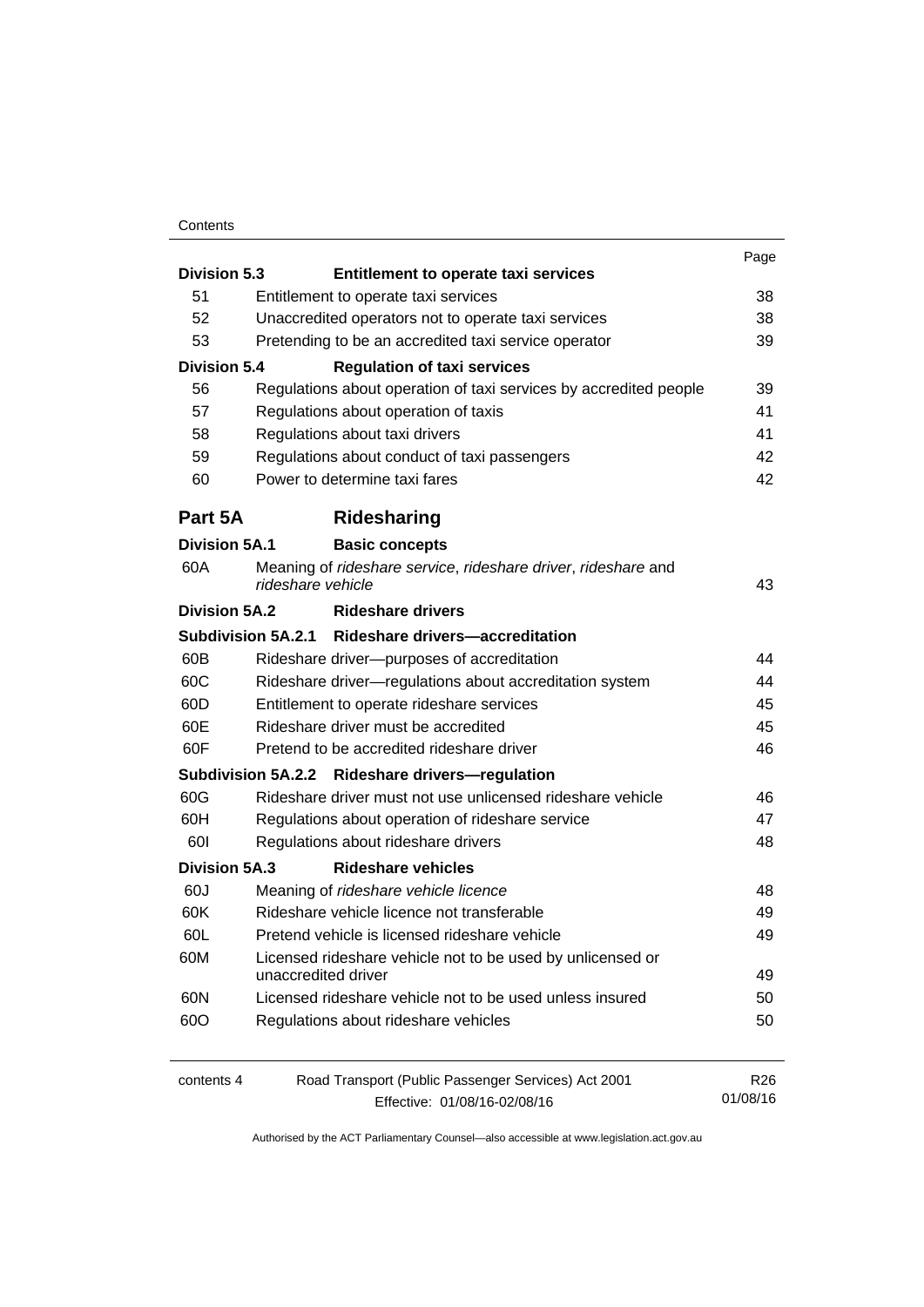| | | Page |
|---|---|---|
| **Division 5.3** | **Entitlement to operate taxi services** | |
| 51 | Entitlement to operate taxi services | 38 |
| 52 | Unaccredited operators not to operate taxi services | 38 |
| 53 | Pretending to be an accredited taxi service operator | 39 |
| **Division 5.4** | **Regulation of taxi services** | |
| 56 | Regulations about operation of taxi services by accredited people | 39 |
| 57 | Regulations about operation of taxis | 41 |
| 58 | Regulations about taxi drivers | 41 |
| 59 | Regulations about conduct of taxi passengers | 42 |
| 60 | Power to determine taxi fares | 42 |
| **Part 5A** | **Ridesharing** | |
| **Division 5A.1** | **Basic concepts** | |
| 60A | Meaning of *rideshare service*, *rideshare driver*, *rideshare* and *rideshare vehicle* | 43 |
| **Division 5A.2** | **Rideshare drivers** | |
| **Subdivision 5A.2.1** | **Rideshare drivers—accreditation** | |
| 60B | Rideshare driver—purposes of accreditation | 44 |
| 60C | Rideshare driver—regulations about accreditation system | 44 |
| 60D | Entitlement to operate rideshare services | 45 |
| 60E | Rideshare driver must be accredited | 45 |
| 60F | Pretend to be accredited rideshare driver | 46 |
| **Subdivision 5A.2.2** | **Rideshare drivers—regulation** | |
| 60G | Rideshare driver must not use unlicensed rideshare vehicle | 46 |
| 60H | Regulations about operation of rideshare service | 47 |
| 60I | Regulations about rideshare drivers | 48 |
| **Division 5A.3** | **Rideshare vehicles** | |
| 60J | Meaning of *rideshare vehicle licence* | 48 |
| 60K | Rideshare vehicle licence not transferable | 49 |
| 60L | Pretend vehicle is licensed rideshare vehicle | 49 |
| 60M | Licensed rideshare vehicle not to be used by unlicensed or unaccredited driver | 49 |
| 60N | Licensed rideshare vehicle not to be used unless insured | 50 |
| 60O | Regulations about rideshare vehicles | 50 |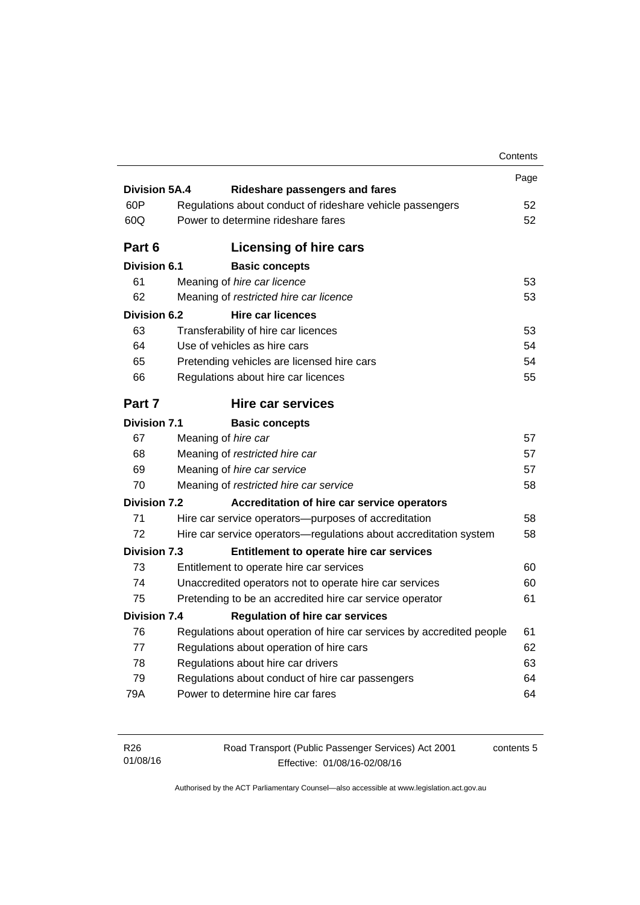| | | Page |
|---|---|---|
| **Division 5A.4** | **Rideshare passengers and fares** | |
| 60P | Regulations about conduct of rideshare vehicle passengers | 52 |
| 60Q | Power to determine rideshare fares | 52 |
| **Part 6** | **Licensing of hire cars** | |
| **Division 6.1** | **Basic concepts** | |
| 61 | Meaning of *hire car licence* | 53 |
| 62 | Meaning of *restricted hire car licence* | 53 |
| **Division 6.2** | **Hire car licences** | |
| 63 | Transferability of hire car licences | 53 |
| 64 | Use of vehicles as hire cars | 54 |
| 65 | Pretending vehicles are licensed hire cars | 54 |
| 66 | Regulations about hire car licences | 55 |
| **Part 7** | **Hire car services** | |
| **Division 7.1** | **Basic concepts** | |
| 67 | Meaning of *hire car* | 57 |
| 68 | Meaning of *restricted hire car* | 57 |
| 69 | Meaning of *hire car service* | 57 |
| 70 | Meaning of *restricted hire car service* | 58 |
| **Division 7.2** | **Accreditation of hire car service operators** | |
| 71 | Hire car service operators—purposes of accreditation | 58 |
| 72 | Hire car service operators—regulations about accreditation system | 58 |
| **Division 7.3** | **Entitlement to operate hire car services** | |
| 73 | Entitlement to operate hire car services | 60 |
| 74 | Unaccredited operators not to operate hire car services | 60 |
| 75 | Pretending to be an accredited hire car service operator | 61 |
| **Division 7.4** | **Regulation of hire car services** | |
| 76 | Regulations about operation of hire car services by accredited people | 61 |
| 77 | Regulations about operation of hire cars | 62 |
| 78 | Regulations about hire car drivers | 63 |
| 79 | Regulations about conduct of hire car passengers | 64 |
| 79A | Power to determine hire car fares | 64 |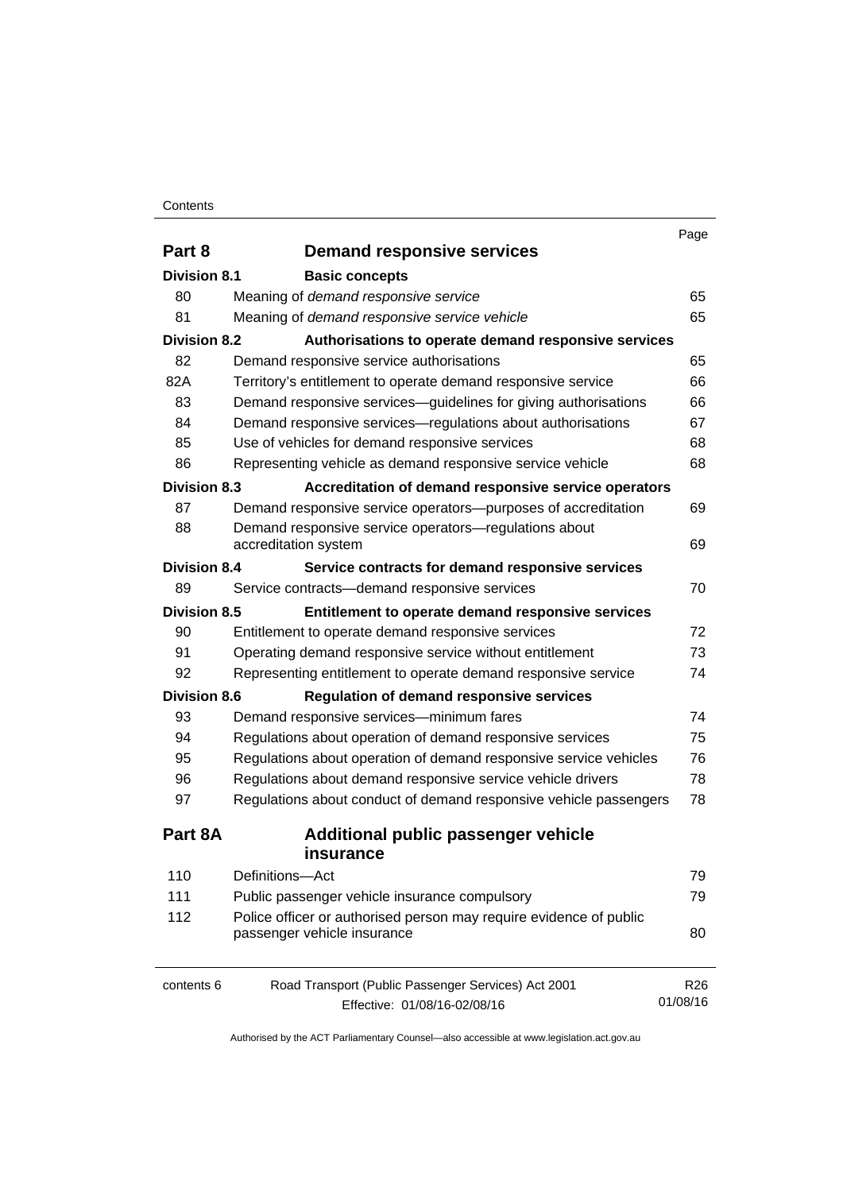| | | Page |
|---|---|---|
| **Part 8** | **Demand responsive services** | |
| **Division 8.1** | **Basic concepts** | |
| 80 | Meaning of *demand responsive service* | 65 |
| 81 | Meaning of *demand responsive service vehicle* | 65 |
| **Division 8.2** | **Authorisations to operate demand responsive services** | |
| 82 | Demand responsive service authorisations | 65 |
| 82A | Territory's entitlement to operate demand responsive service | 66 |
| 83 | Demand responsive services—guidelines for giving authorisations | 66 |
| 84 | Demand responsive services—regulations about authorisations | 67 |
| 85 | Use of vehicles for demand responsive services | 68 |
| 86 | Representing vehicle as demand responsive service vehicle | 68 |
| **Division 8.3** | **Accreditation of demand responsive service operators** | |
| 87 | Demand responsive service operators—purposes of accreditation | 69 |
| 88 | Demand responsive service operators—regulations about accreditation system | 69 |
| **Division 8.4** | **Service contracts for demand responsive services** | |
| 89 | Service contracts—demand responsive services | 70 |
| **Division 8.5** | **Entitlement to operate demand responsive services** | |
| 90 | Entitlement to operate demand responsive services | 72 |
| 91 | Operating demand responsive service without entitlement | 73 |
| 92 | Representing entitlement to operate demand responsive service | 74 |
| **Division 8.6** | **Regulation of demand responsive services** | |
| 93 | Demand responsive services—minimum fares | 74 |
| 94 | Regulations about operation of demand responsive services | 75 |
| 95 | Regulations about operation of demand responsive service vehicles | 76 |
| 96 | Regulations about demand responsive service vehicle drivers | 78 |
| 97 | Regulations about conduct of demand responsive vehicle passengers | 78 |
| **Part 8A** | **Additional public passenger vehicle insurance** | |
| 110 | Definitions—Act | 79 |
| 111 | Public passenger vehicle insurance compulsory | 79 |
| 112 | Police officer or authorised person may require evidence of public passenger vehicle insurance | 80 |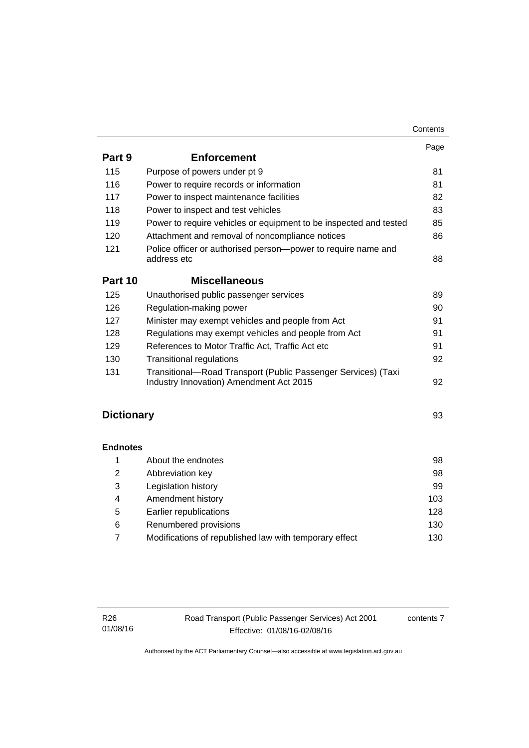| | | Page |
|---|---|---|
| **Part 9** | **Enforcement** | |
| 115 | Purpose of powers under pt 9 | 81 |
| 116 | Power to require records or information | 81 |
| 117 | Power to inspect maintenance facilities | 82 |
| 118 | Power to inspect and test vehicles | 83 |
| 119 | Power to require vehicles or equipment to be inspected and tested | 85 |
| 120 | Attachment and removal of noncompliance notices | 86 |
| 121 | Police officer or authorised person—power to require name and address etc | 88 |
| **Part 10** | **Miscellaneous** | |
| 125 | Unauthorised public passenger services | 89 |
| 126 | Regulation-making power | 90 |
| 127 | Minister may exempt vehicles and people from Act | 91 |
| 128 | Regulations may exempt vehicles and people from Act | 91 |
| 129 | References to Motor Traffic Act, Traffic Act etc | 91 |
| 130 | Transitional regulations | 92 |
| 131 | Transitional—Road Transport (Public Passenger Services) (Taxi Industry Innovation) Amendment Act 2015 | 92 |

| | | |
|---|---|---|
| **Dictionary** | | 93 |

| | | |
|---|---|---|
| **Endnotes** | | |
| 1 | About the endnotes | 98 |
| 2 | Abbreviation key | 98 |
| 3 | Legislation history | 99 |
| 4 | Amendment history | 103 |
| 5 | Earlier republications | 128 |
| 6 | Renumbered provisions | 130 |
| 7 | Modifications of republished law with temporary effect | 130 |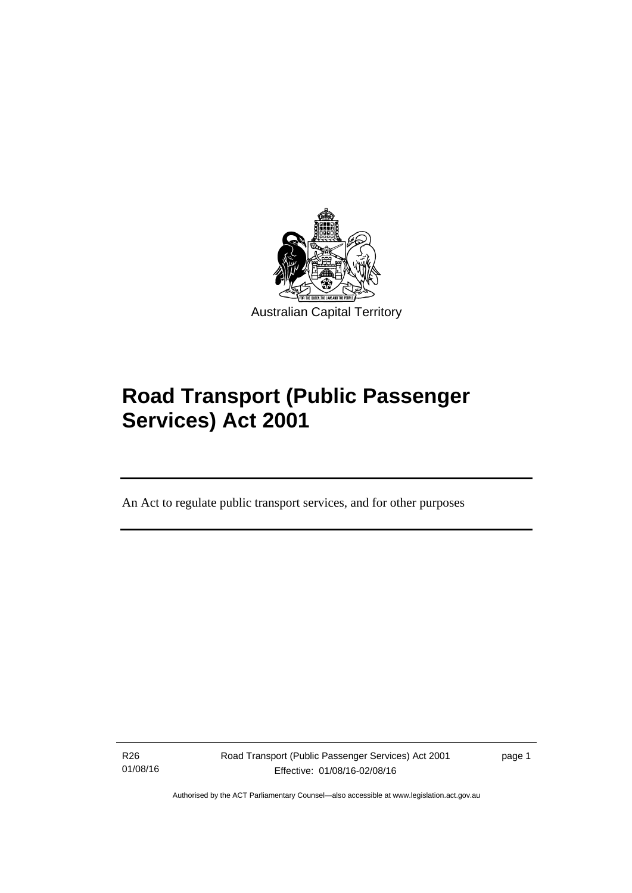Australian Capital Territory

# Road Transport (Public Passenger Services) Act 2001

An Act to regulate public transport services, and for other purposes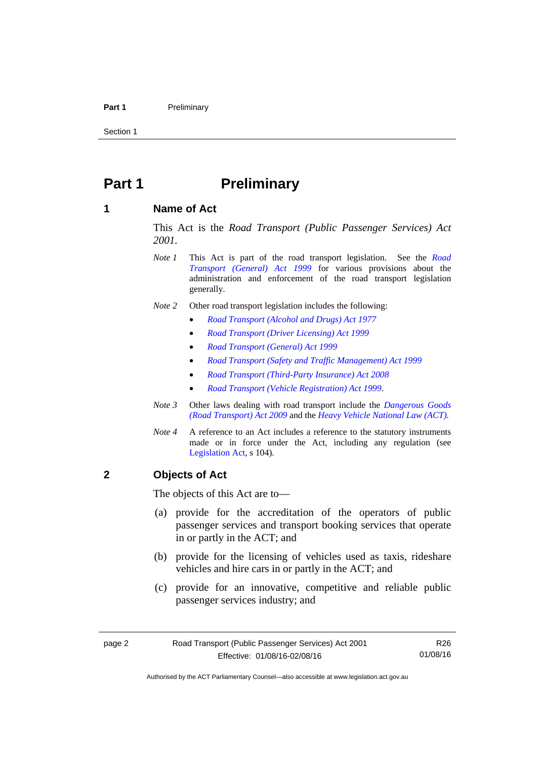# Part 1 Preliminary

## 1 Name of Act

This Act is the *Road Transport (Public Passenger Services) Act 2001*.

*Note 1* This Act is part of the road transport legislation. See the *Road Transport (General) Act 1999* for various provisions about the administration and enforcement of the road transport legislation generally.

*Note 2* Other road transport legislation includes the following:

- *Road Transport (Alcohol and Drugs) Act 1977*
- *Road Transport (Driver Licensing) Act 1999*
- *Road Transport (General) Act 1999*
- *Road Transport (Safety and Traffic Management) Act 1999*
- *Road Transport (Third-Party Insurance) Act 2008*
- *Road Transport (Vehicle Registration) Act 1999*.

*Note 3* Other laws dealing with road transport include the *Dangerous Goods (Road Transport) Act 2009* and the *Heavy Vehicle National Law (ACT).*

*Note 4* A reference to an Act includes a reference to the statutory instruments made or in force under the Act, including any regulation (see Legislation Act, s 104).

## 2 Objects of Act

The objects of this Act are to—

(a) provide for the accreditation of the operators of public passenger services and transport booking services that operate in or partly in the ACT; and

(b) provide for the licensing of vehicles used as taxis, rideshare vehicles and hire cars in or partly in the ACT; and

(c) provide for an innovative, competitive and reliable public passenger services industry; and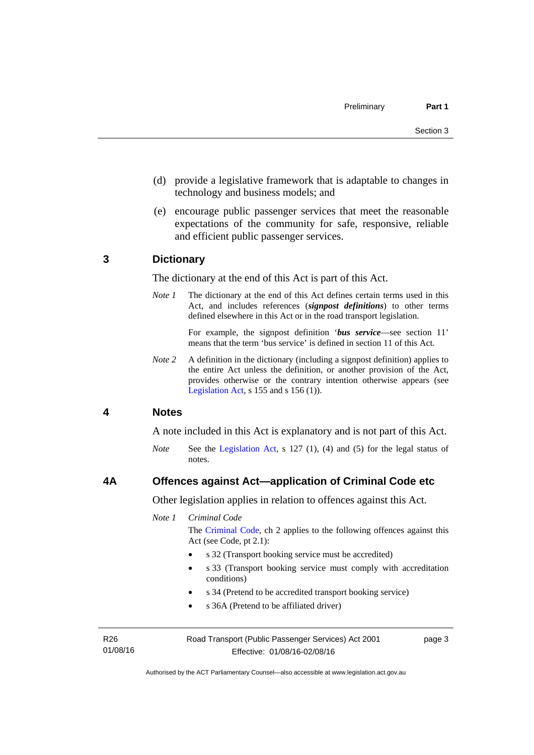(d) provide a legislative framework that is adaptable to changes in technology and business models; and

(e) encourage public passenger services that meet the reasonable expectations of the community for safe, responsive, reliable and efficient public passenger services.

## 3 Dictionary

The dictionary at the end of this Act is part of this Act.

*Note 1* The dictionary at the end of this Act defines certain terms used in this Act, and includes references (***signpost definitions***) to other terms defined elsewhere in this Act or in the road transport legislation.

For example, the signpost definition '***bus service***—see section 11' means that the term 'bus service' is defined in section 11 of this Act.

*Note 2* A definition in the dictionary (including a signpost definition) applies to the entire Act unless the definition, or another provision of the Act, provides otherwise or the contrary intention otherwise appears (see Legislation Act, s 155 and s 156 (1)).

## 4 Notes

A note included in this Act is explanatory and is not part of this Act.

*Note* See the Legislation Act, s 127 (1), (4) and (5) for the legal status of notes.

## 4A Offences against Act—application of Criminal Code etc

Other legislation applies in relation to offences against this Act.

*Note 1* *Criminal Code*

The Criminal Code, ch 2 applies to the following offences against this Act (see Code, pt 2.1):

- s 32 (Transport booking service must be accredited)
- s 33 (Transport booking service must comply with accreditation conditions)
- s 34 (Pretend to be accredited transport booking service)
- s 36A (Pretend to be affiliated driver)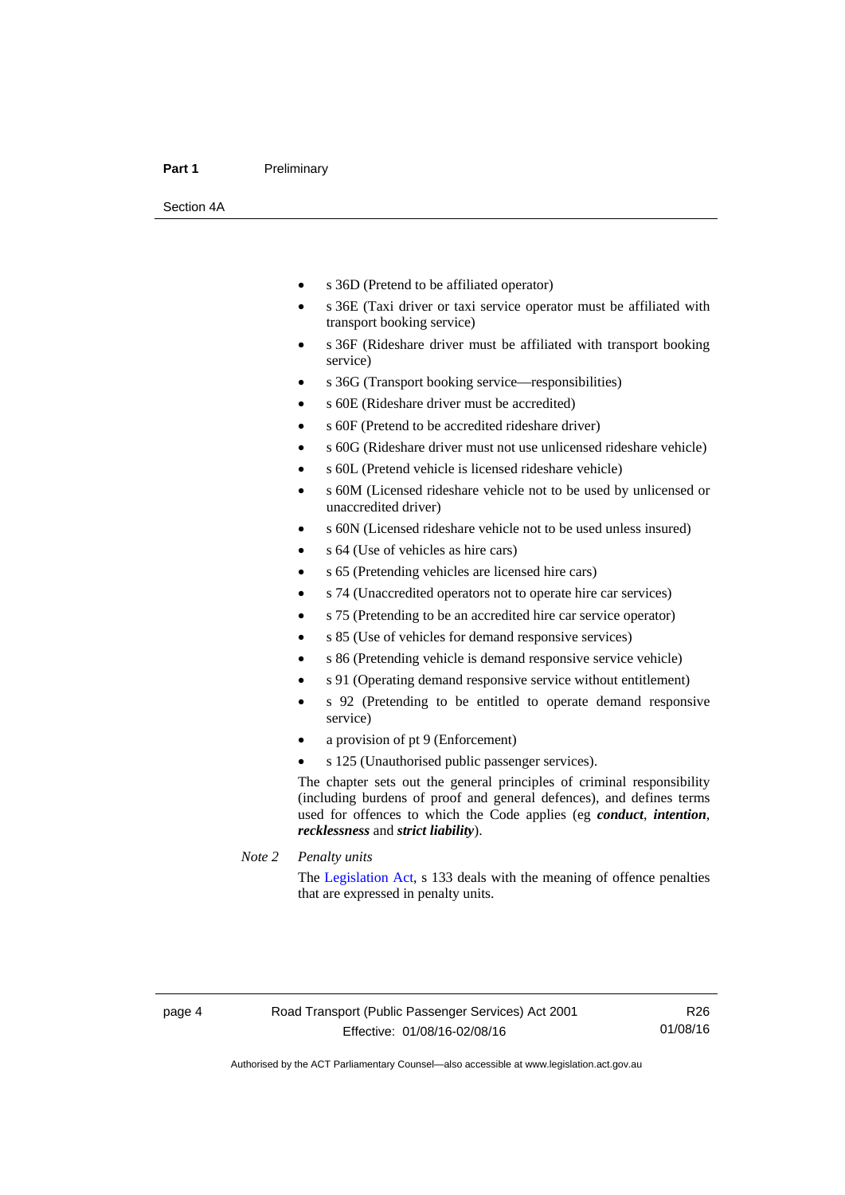- s 36D (Pretend to be affiliated operator)
- s 36E (Taxi driver or taxi service operator must be affiliated with transport booking service)
- s 36F (Rideshare driver must be affiliated with transport booking service)
- s 36G (Transport booking service—responsibilities)
- s 60E (Rideshare driver must be accredited)
- s 60F (Pretend to be accredited rideshare driver)
- s 60G (Rideshare driver must not use unlicensed rideshare vehicle)
- s 60L (Pretend vehicle is licensed rideshare vehicle)
- s 60M (Licensed rideshare vehicle not to be used by unlicensed or unaccredited driver)
- s 60N (Licensed rideshare vehicle not to be used unless insured)
- s 64 (Use of vehicles as hire cars)
- s 65 (Pretending vehicles are licensed hire cars)
- s 74 (Unaccredited operators not to operate hire car services)
- s 75 (Pretending to be an accredited hire car service operator)
- s 85 (Use of vehicles for demand responsive services)
- s 86 (Pretending vehicle is demand responsive service vehicle)
- s 91 (Operating demand responsive service without entitlement)
- s 92 (Pretending to be entitled to operate demand responsive service)
- a provision of pt 9 (Enforcement)
- s 125 (Unauthorised public passenger services).

The chapter sets out the general principles of criminal responsibility (including burdens of proof and general defences), and defines terms used for offences to which the Code applies (eg ***conduct***, ***intention***, ***recklessness*** and ***strict liability***).

*Note 2* *Penalty units*

The Legislation Act, s 133 deals with the meaning of offence penalties that are expressed in penalty units.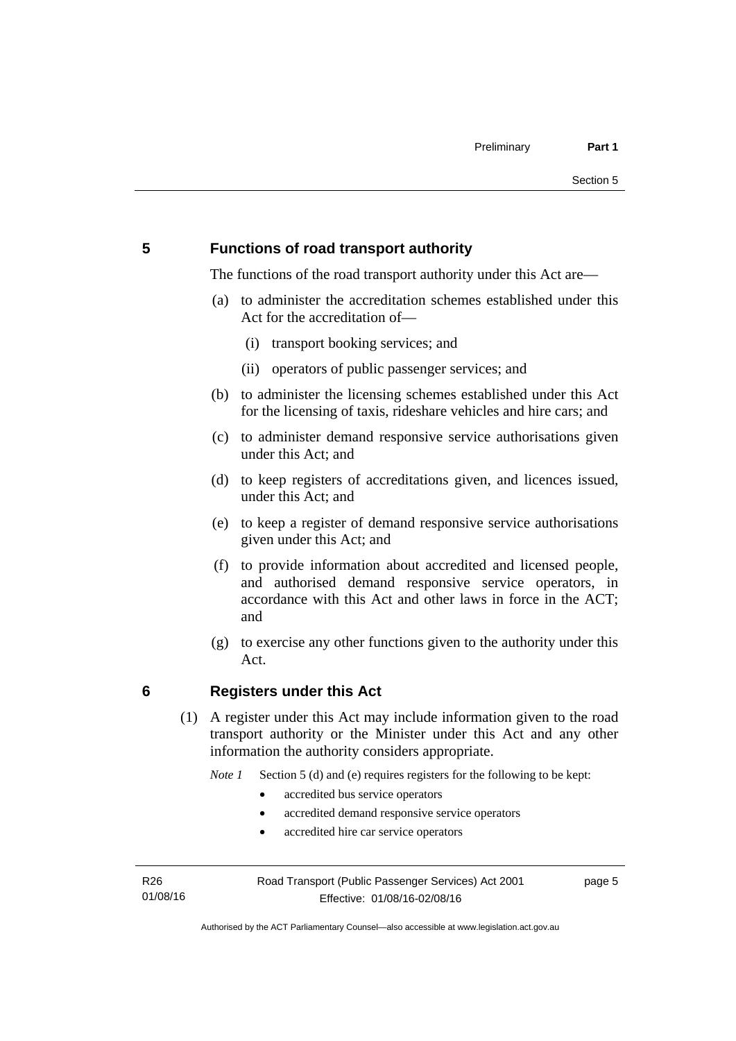## 5 Functions of road transport authority

The functions of the road transport authority under this Act are—

(a) to administer the accreditation schemes established under this Act for the accreditation of—

 (i) transport booking services; and

 (ii) operators of public passenger services; and

(b) to administer the licensing schemes established under this Act for the licensing of taxis, rideshare vehicles and hire cars; and

(c) to administer demand responsive service authorisations given under this Act; and

(d) to keep registers of accreditations given, and licences issued, under this Act; and

(e) to keep a register of demand responsive service authorisations given under this Act; and

(f) to provide information about accredited and licensed people, and authorised demand responsive service operators, in accordance with this Act and other laws in force in the ACT; and

(g) to exercise any other functions given to the authority under this Act.

## 6 Registers under this Act

(1) A register under this Act may include information given to the road transport authority or the Minister under this Act and any other information the authority considers appropriate.

*Note 1* Section 5 (d) and (e) requires registers for the following to be kept:

- accredited bus service operators
- accredited demand responsive service operators
- accredited hire car service operators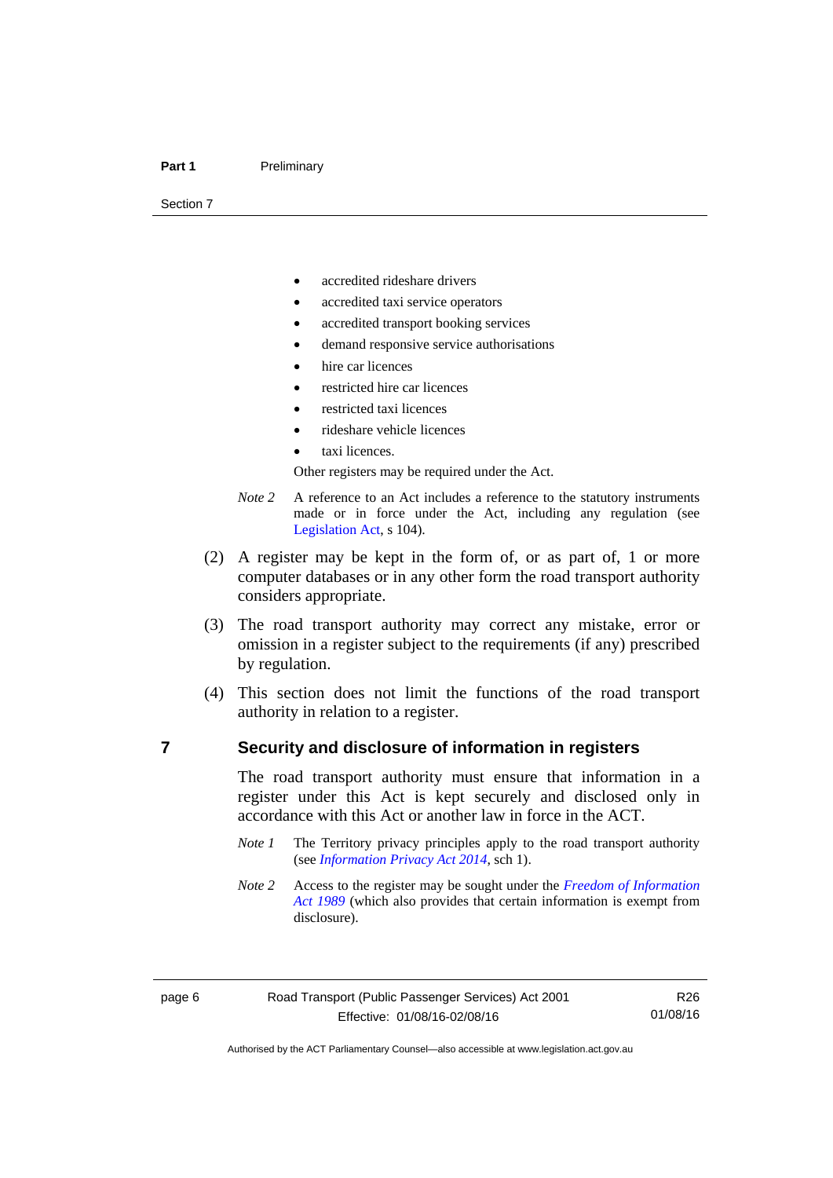- accredited rideshare drivers
- accredited taxi service operators
- accredited transport booking services
- demand responsive service authorisations
- hire car licences
- restricted hire car licences
- restricted taxi licences
- rideshare vehicle licences
- taxi licences.

Other registers may be required under the Act.

*Note 2* A reference to an Act includes a reference to the statutory instruments made or in force under the Act, including any regulation (see Legislation Act, s 104).

(2) A register may be kept in the form of, or as part of, 1 or more computer databases or in any other form the road transport authority considers appropriate.

(3) The road transport authority may correct any mistake, error or omission in a register subject to the requirements (if any) prescribed by regulation.

(4) This section does not limit the functions of the road transport authority in relation to a register.

## 7 Security and disclosure of information in registers

The road transport authority must ensure that information in a register under this Act is kept securely and disclosed only in accordance with this Act or another law in force in the ACT.

*Note 1* The Territory privacy principles apply to the road transport authority (see *Information Privacy Act 2014*, sch 1).

*Note 2* Access to the register may be sought under the *Freedom of Information Act 1989* (which also provides that certain information is exempt from disclosure).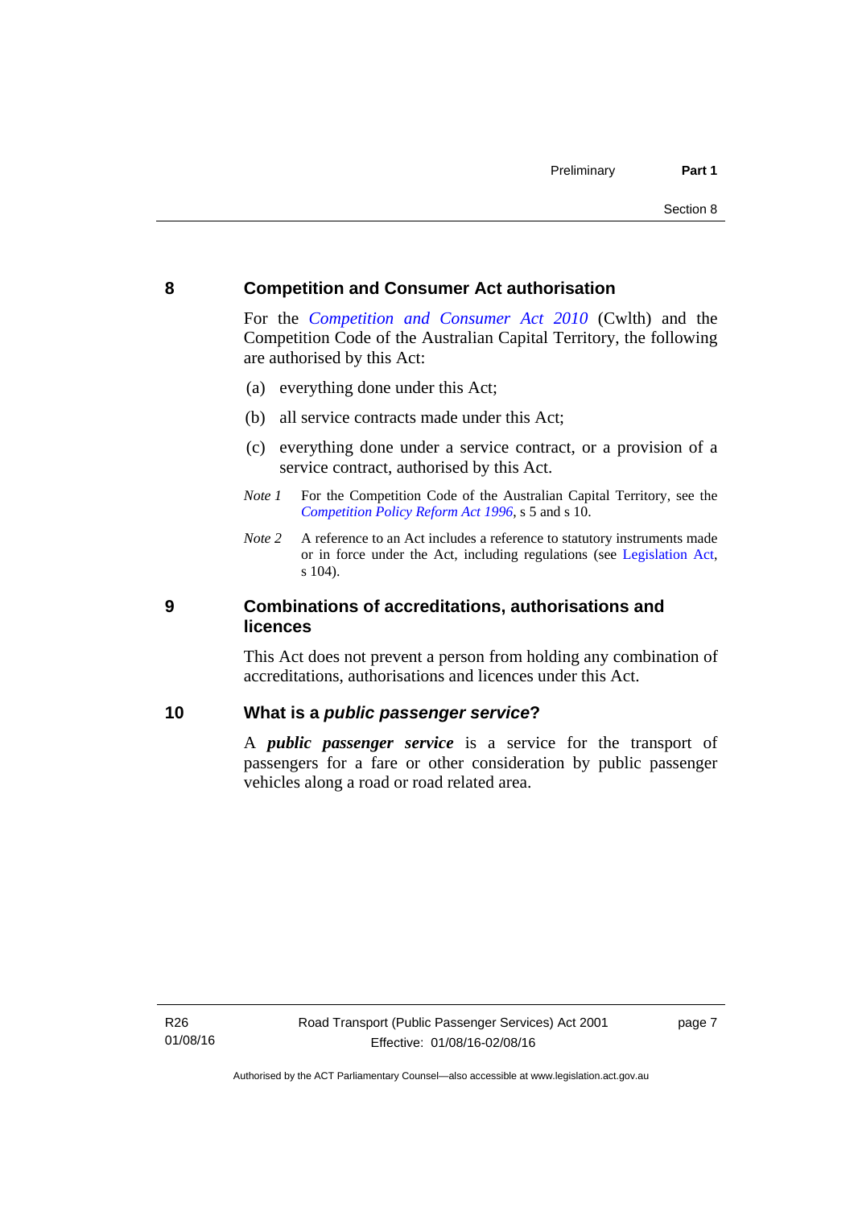## 8 Competition and Consumer Act authorisation

For the *Competition and Consumer Act 2010* (Cwlth) and the Competition Code of the Australian Capital Territory, the following are authorised by this Act:

(a) everything done under this Act;

(b) all service contracts made under this Act;

(c) everything done under a service contract, or a provision of a service contract, authorised by this Act.

*Note 1* For the Competition Code of the Australian Capital Territory, see the *Competition Policy Reform Act 1996*, s 5 and s 10.

*Note 2* A reference to an Act includes a reference to statutory instruments made or in force under the Act, including regulations (see Legislation Act, s 104).

## 9 Combinations of accreditations, authorisations and licences

This Act does not prevent a person from holding any combination of accreditations, authorisations and licences under this Act.

## 10 What is a *public passenger service*?

A ***public passenger service*** is a service for the transport of passengers for a fare or other consideration by public passenger vehicles along a road or road related area.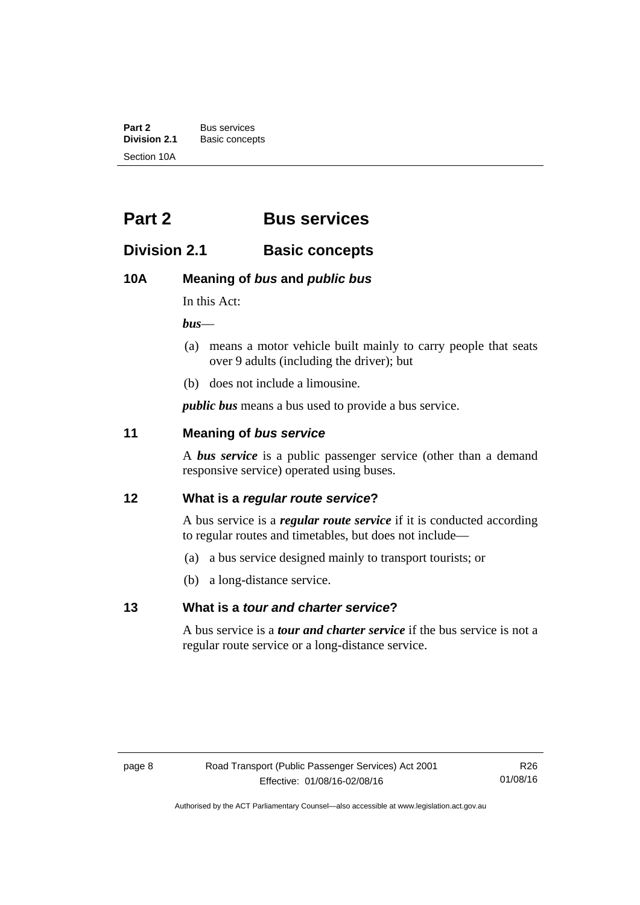# Part 2 Bus services

## Division 2.1 Basic concepts

### 10A Meaning of *bus* and *public bus*

In this Act:

***bus***—

(a) means a motor vehicle built mainly to carry people that seats over 9 adults (including the driver); but

(b) does not include a limousine.

***public bus*** means a bus used to provide a bus service.

### 11 Meaning of *bus service*

A ***bus service*** is a public passenger service (other than a demand responsive service) operated using buses.

### 12 What is a *regular route service*?

A bus service is a ***regular route service*** if it is conducted according to regular routes and timetables, but does not include—

(a) a bus service designed mainly to transport tourists; or

(b) a long-distance service.

### 13 What is a *tour and charter service*?

A bus service is a ***tour and charter service*** if the bus service is not a regular route service or a long-distance service.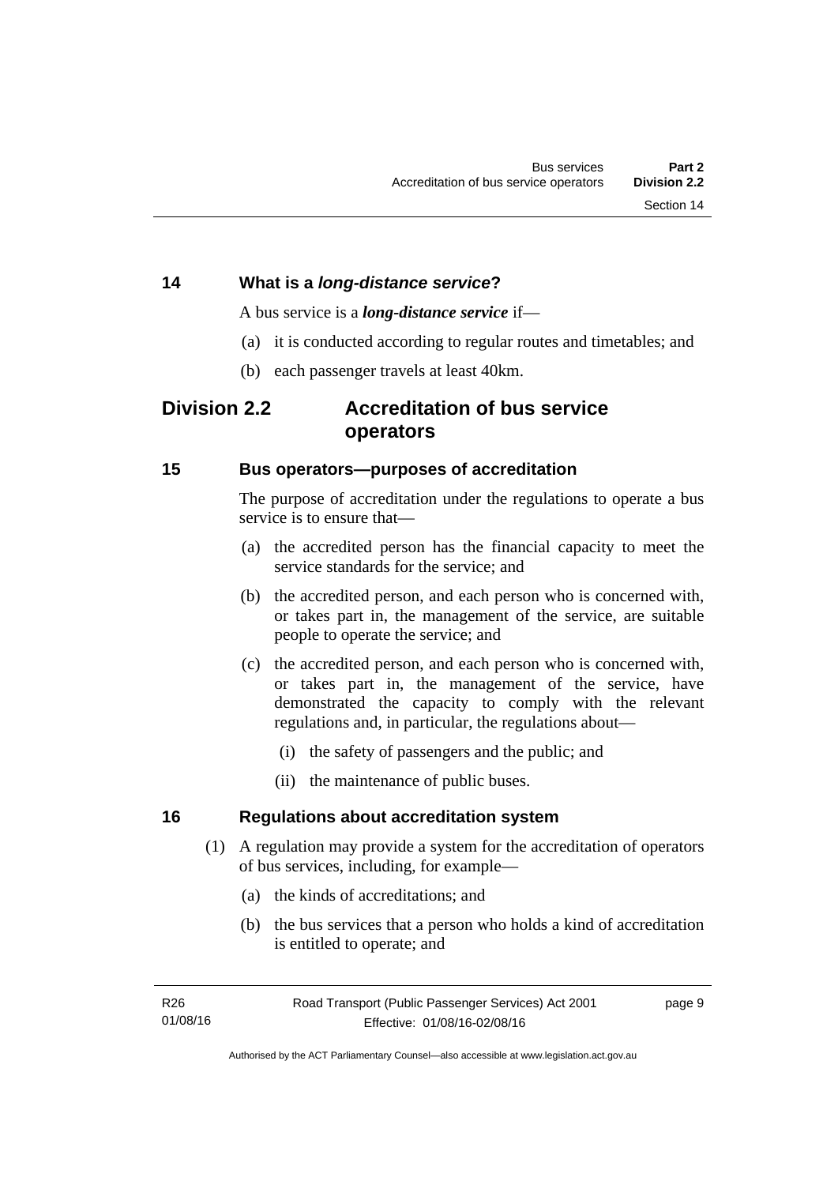### 14 What is a *long-distance service*?

A bus service is a ***long-distance service*** if—

(a) it is conducted according to regular routes and timetables; and

(b) each passenger travels at least 40km.

## Division 2.2 Accreditation of bus service operators

### 15 Bus operators—purposes of accreditation

The purpose of accreditation under the regulations to operate a bus service is to ensure that—

(a) the accredited person has the financial capacity to meet the service standards for the service; and

(b) the accredited person, and each person who is concerned with, or takes part in, the management of the service, are suitable people to operate the service; and

(c) the accredited person, and each person who is concerned with, or takes part in, the management of the service, have demonstrated the capacity to comply with the relevant regulations and, in particular, the regulations about—

(i) the safety of passengers and the public; and

(ii) the maintenance of public buses.

### 16 Regulations about accreditation system

(1) A regulation may provide a system for the accreditation of operators of bus services, including, for example—

(a) the kinds of accreditations; and

(b) the bus services that a person who holds a kind of accreditation is entitled to operate; and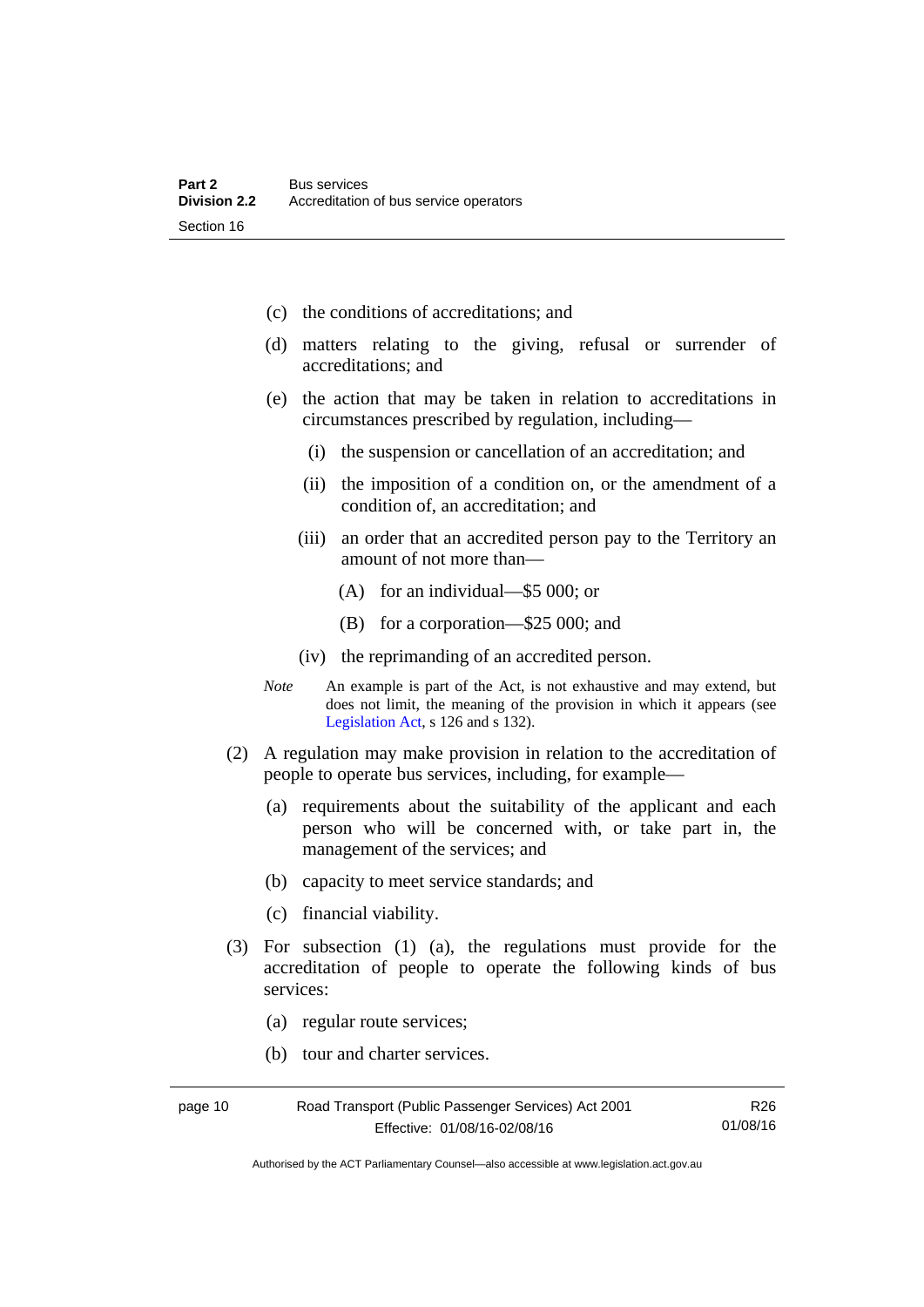(c) the conditions of accreditations; and

(d) matters relating to the giving, refusal or surrender of accreditations; and

(e) the action that may be taken in relation to accreditations in circumstances prescribed by regulation, including—

(i) the suspension or cancellation of an accreditation; and

(ii) the imposition of a condition on, or the amendment of a condition of, an accreditation; and

(iii) an order that an accredited person pay to the Territory an amount of not more than—

(A) for an individual—$5 000; or

(B) for a corporation—$25 000; and

(iv) the reprimanding of an accredited person.

*Note* An example is part of the Act, is not exhaustive and may extend, but does not limit, the meaning of the provision in which it appears (see Legislation Act, s 126 and s 132).

(2) A regulation may make provision in relation to the accreditation of people to operate bus services, including, for example—

(a) requirements about the suitability of the applicant and each person who will be concerned with, or take part in, the management of the services; and

(b) capacity to meet service standards; and

(c) financial viability.

(3) For subsection (1) (a), the regulations must provide for the accreditation of people to operate the following kinds of bus services:

(a) regular route services;

(b) tour and charter services.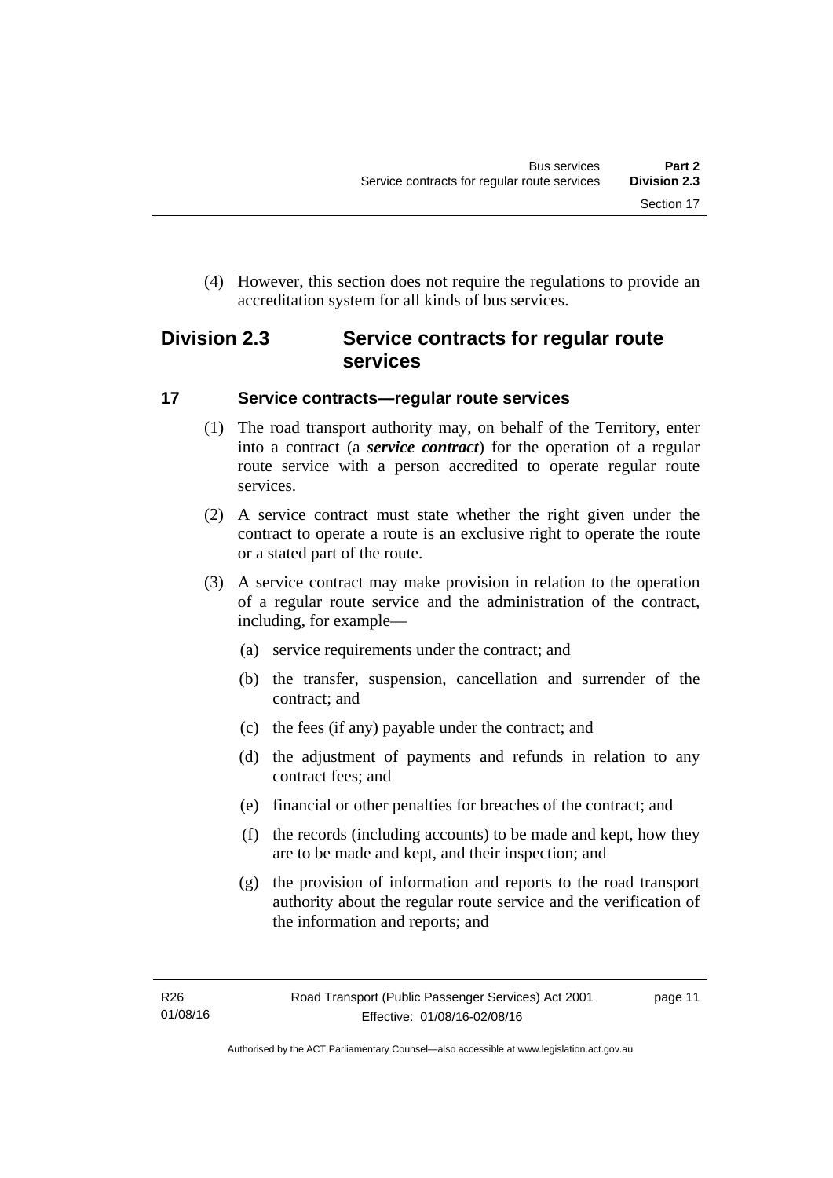(4) However, this section does not require the regulations to provide an accreditation system for all kinds of bus services.

## Division 2.3 Service contracts for regular route services

### 17 Service contracts—regular route services

(1) The road transport authority may, on behalf of the Territory, enter into a contract (a ***service contract***) for the operation of a regular route service with a person accredited to operate regular route services.

(2) A service contract must state whether the right given under the contract to operate a route is an exclusive right to operate the route or a stated part of the route.

(3) A service contract may make provision in relation to the operation of a regular route service and the administration of the contract, including, for example—

(a) service requirements under the contract; and

(b) the transfer, suspension, cancellation and surrender of the contract; and

(c) the fees (if any) payable under the contract; and

(d) the adjustment of payments and refunds in relation to any contract fees; and

(e) financial or other penalties for breaches of the contract; and

(f) the records (including accounts) to be made and kept, how they are to be made and kept, and their inspection; and

(g) the provision of information and reports to the road transport authority about the regular route service and the verification of the information and reports; and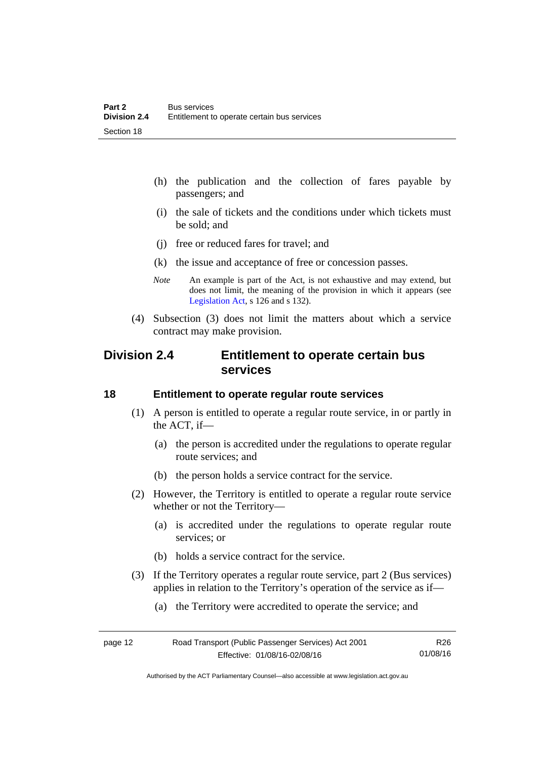(h) the publication and the collection of fares payable by passengers; and

(i) the sale of tickets and the conditions under which tickets must be sold; and

(j) free or reduced fares for travel; and

(k) the issue and acceptance of free or concession passes.

*Note* An example is part of the Act, is not exhaustive and may extend, but does not limit, the meaning of the provision in which it appears (see Legislation Act, s 126 and s 132).

(4) Subsection (3) does not limit the matters about which a service contract may make provision.

## Division 2.4 Entitlement to operate certain bus services

### 18 Entitlement to operate regular route services

(1) A person is entitled to operate a regular route service, in or partly in the ACT, if—

(a) the person is accredited under the regulations to operate regular route services; and

(b) the person holds a service contract for the service.

(2) However, the Territory is entitled to operate a regular route service whether or not the Territory—

(a) is accredited under the regulations to operate regular route services; or

(b) holds a service contract for the service.

(3) If the Territory operates a regular route service, part 2 (Bus services) applies in relation to the Territory's operation of the service as if—

(a) the Territory were accredited to operate the service; and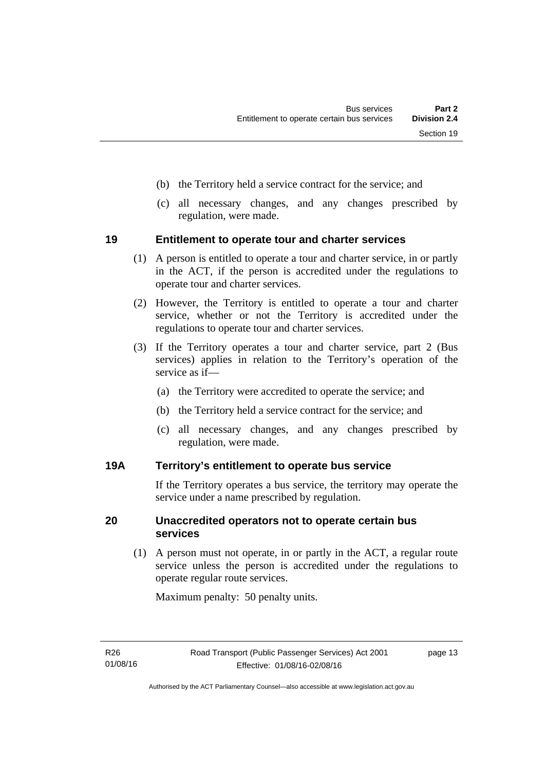(b) the Territory held a service contract for the service; and

(c) all necessary changes, and any changes prescribed by regulation, were made.

## 19 Entitlement to operate tour and charter services

(1) A person is entitled to operate a tour and charter service, in or partly in the ACT, if the person is accredited under the regulations to operate tour and charter services.

(2) However, the Territory is entitled to operate a tour and charter service, whether or not the Territory is accredited under the regulations to operate tour and charter services.

(3) If the Territory operates a tour and charter service, part 2 (Bus services) applies in relation to the Territory's operation of the service as if—

(a) the Territory were accredited to operate the service; and

(b) the Territory held a service contract for the service; and

(c) all necessary changes, and any changes prescribed by regulation, were made.

## 19A Territory's entitlement to operate bus service

If the Territory operates a bus service, the territory may operate the service under a name prescribed by regulation.

## 20 Unaccredited operators not to operate certain bus services

(1) A person must not operate, in or partly in the ACT, a regular route service unless the person is accredited under the regulations to operate regular route services.

Maximum penalty: 50 penalty units.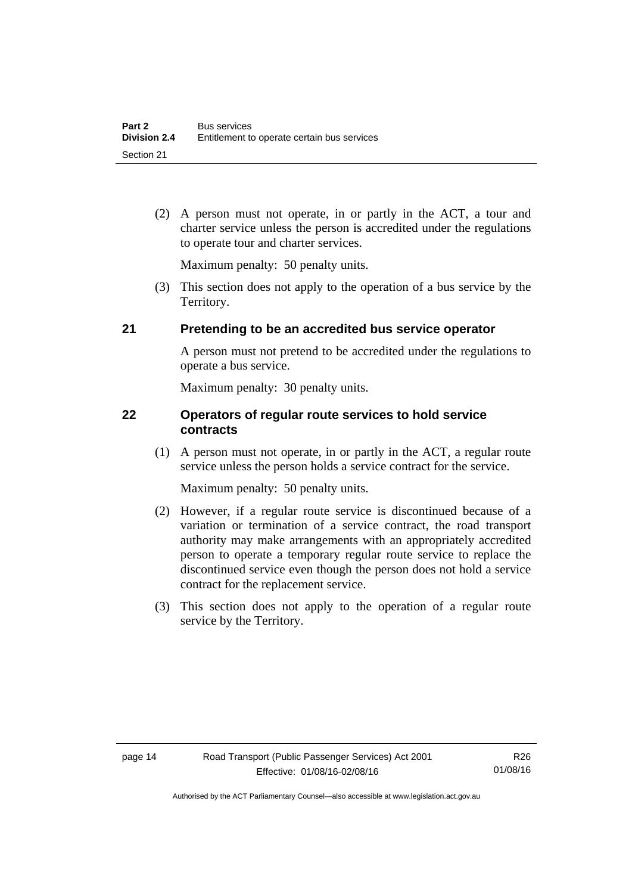(2) A person must not operate, in or partly in the ACT, a tour and charter service unless the person is accredited under the regulations to operate tour and charter services.

Maximum penalty: 50 penalty units.

(3) This section does not apply to the operation of a bus service by the Territory.

## 21 Pretending to be an accredited bus service operator

A person must not pretend to be accredited under the regulations to operate a bus service.

Maximum penalty: 30 penalty units.

## 22 Operators of regular route services to hold service contracts

(1) A person must not operate, in or partly in the ACT, a regular route service unless the person holds a service contract for the service.

Maximum penalty: 50 penalty units.

(2) However, if a regular route service is discontinued because of a variation or termination of a service contract, the road transport authority may make arrangements with an appropriately accredited person to operate a temporary regular route service to replace the discontinued service even though the person does not hold a service contract for the replacement service.

(3) This section does not apply to the operation of a regular route service by the Territory.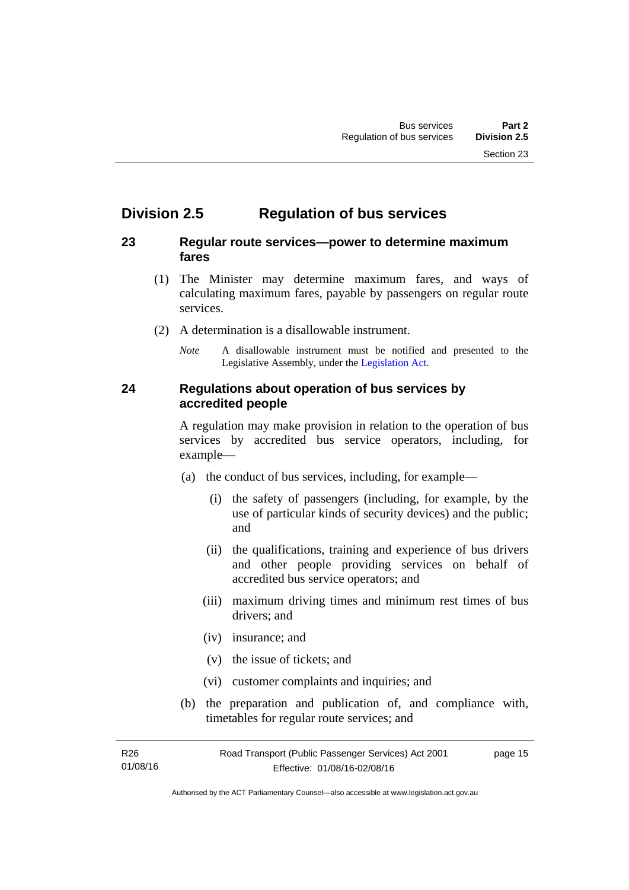## Division 2.5 Regulation of bus services

### 23 Regular route services—power to determine maximum fares

(1) The Minister may determine maximum fares, and ways of calculating maximum fares, payable by passengers on regular route services.

(2) A determination is a disallowable instrument.

*Note* A disallowable instrument must be notified and presented to the Legislative Assembly, under the Legislation Act.

### 24 Regulations about operation of bus services by accredited people

A regulation may make provision in relation to the operation of bus services by accredited bus service operators, including, for example—

(a) the conduct of bus services, including, for example—

(i) the safety of passengers (including, for example, by the use of particular kinds of security devices) and the public; and

(ii) the qualifications, training and experience of bus drivers and other people providing services on behalf of accredited bus service operators; and

(iii) maximum driving times and minimum rest times of bus drivers; and

(iv) insurance; and

(v) the issue of tickets; and

(vi) customer complaints and inquiries; and

(b) the preparation and publication of, and compliance with, timetables for regular route services; and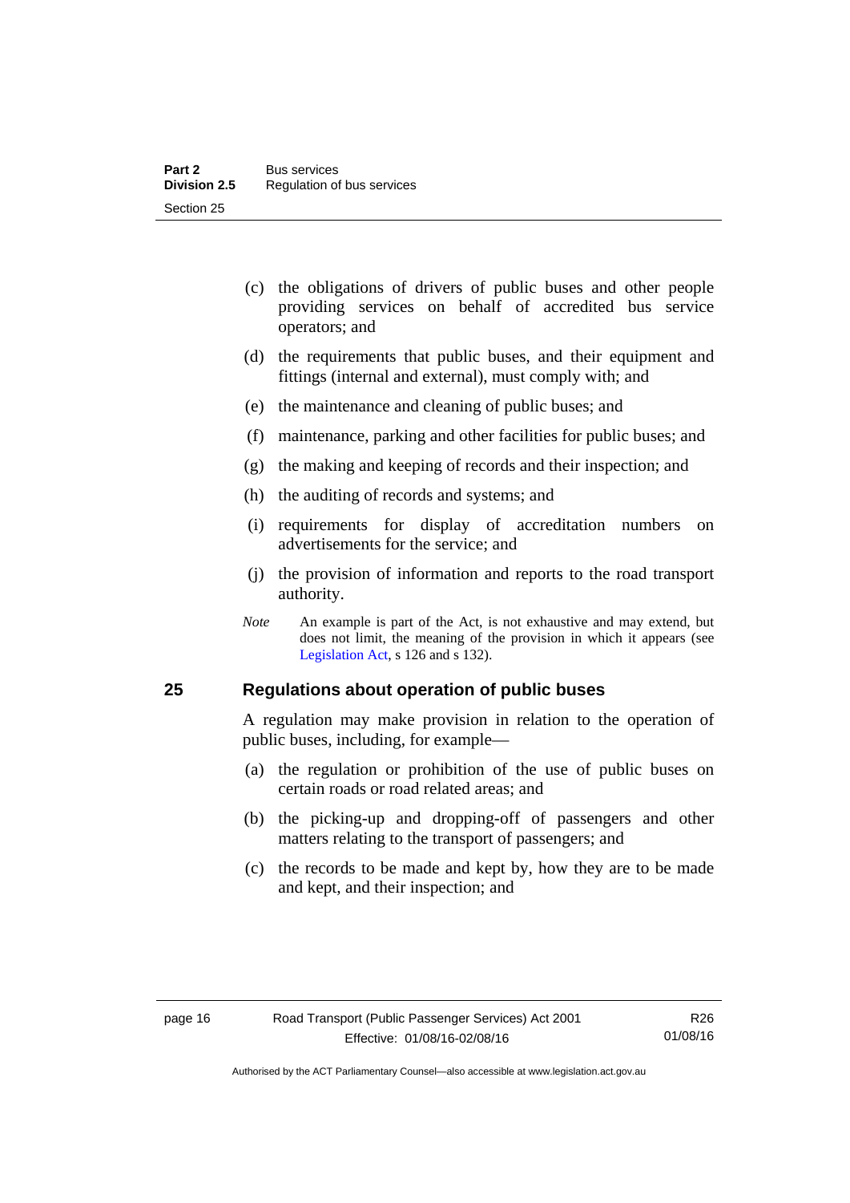(c) the obligations of drivers of public buses and other people providing services on behalf of accredited bus service operators; and

(d) the requirements that public buses, and their equipment and fittings (internal and external), must comply with; and

(e) the maintenance and cleaning of public buses; and

(f) maintenance, parking and other facilities for public buses; and

(g) the making and keeping of records and their inspection; and

(h) the auditing of records and systems; and

(i) requirements for display of accreditation numbers on advertisements for the service; and

(j) the provision of information and reports to the road transport authority.

*Note* An example is part of the Act, is not exhaustive and may extend, but does not limit, the meaning of the provision in which it appears (see Legislation Act, s 126 and s 132).

## 25 Regulations about operation of public buses

A regulation may make provision in relation to the operation of public buses, including, for example—

(a) the regulation or prohibition of the use of public buses on certain roads or road related areas; and

(b) the picking-up and dropping-off of passengers and other matters relating to the transport of passengers; and

(c) the records to be made and kept by, how they are to be made and kept, and their inspection; and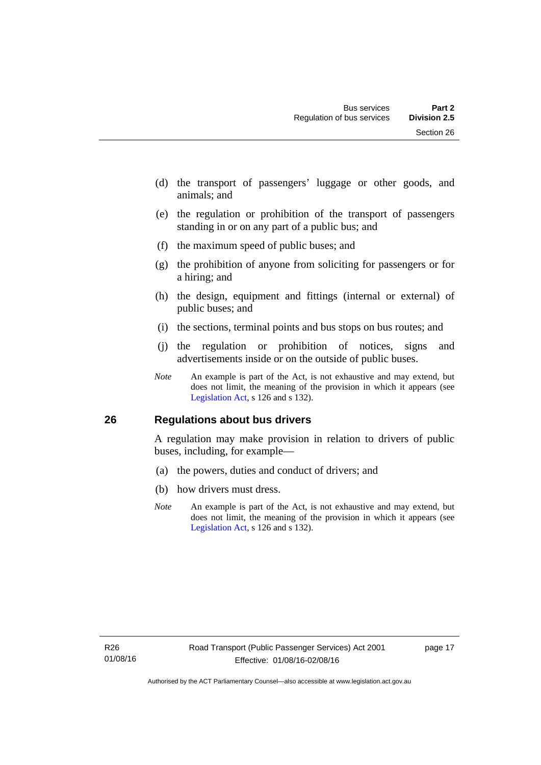(d) the transport of passengers' luggage or other goods, and animals; and

(e) the regulation or prohibition of the transport of passengers standing in or on any part of a public bus; and

(f) the maximum speed of public buses; and

(g) the prohibition of anyone from soliciting for passengers or for a hiring; and

(h) the design, equipment and fittings (internal or external) of public buses; and

(i) the sections, terminal points and bus stops on bus routes; and

(j) the regulation or prohibition of notices, signs and advertisements inside or on the outside of public buses.

*Note* An example is part of the Act, is not exhaustive and may extend, but does not limit, the meaning of the provision in which it appears (see Legislation Act, s 126 and s 132).

## 26 Regulations about bus drivers

A regulation may make provision in relation to drivers of public buses, including, for example—

(a) the powers, duties and conduct of drivers; and

(b) how drivers must dress.

*Note* An example is part of the Act, is not exhaustive and may extend, but does not limit, the meaning of the provision in which it appears (see Legislation Act, s 126 and s 132).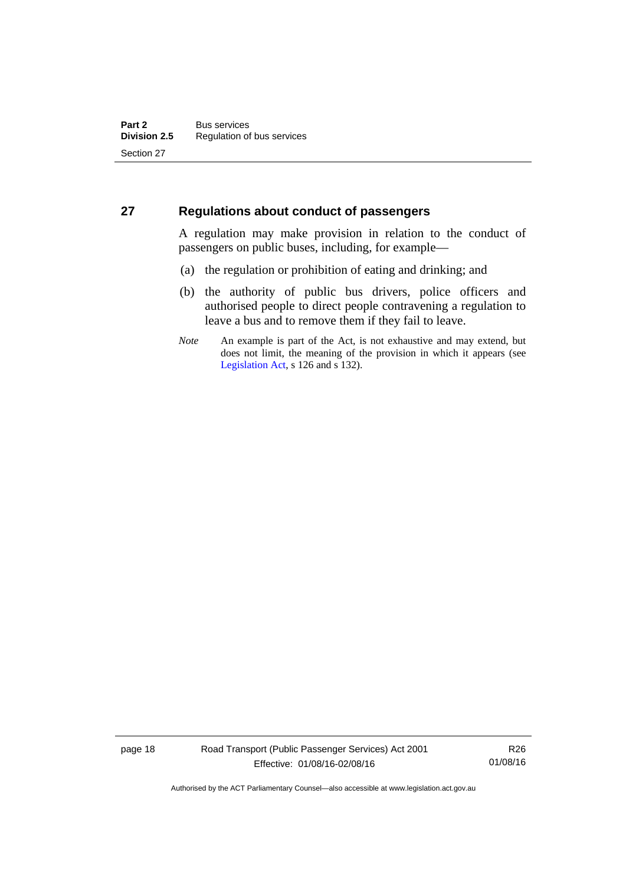## 27 Regulations about conduct of passengers

A regulation may make provision in relation to the conduct of passengers on public buses, including, for example—

(a) the regulation or prohibition of eating and drinking; and

(b) the authority of public bus drivers, police officers and authorised people to direct people contravening a regulation to leave a bus and to remove them if they fail to leave.

*Note* An example is part of the Act, is not exhaustive and may extend, but does not limit, the meaning of the provision in which it appears (see Legislation Act, s 126 and s 132).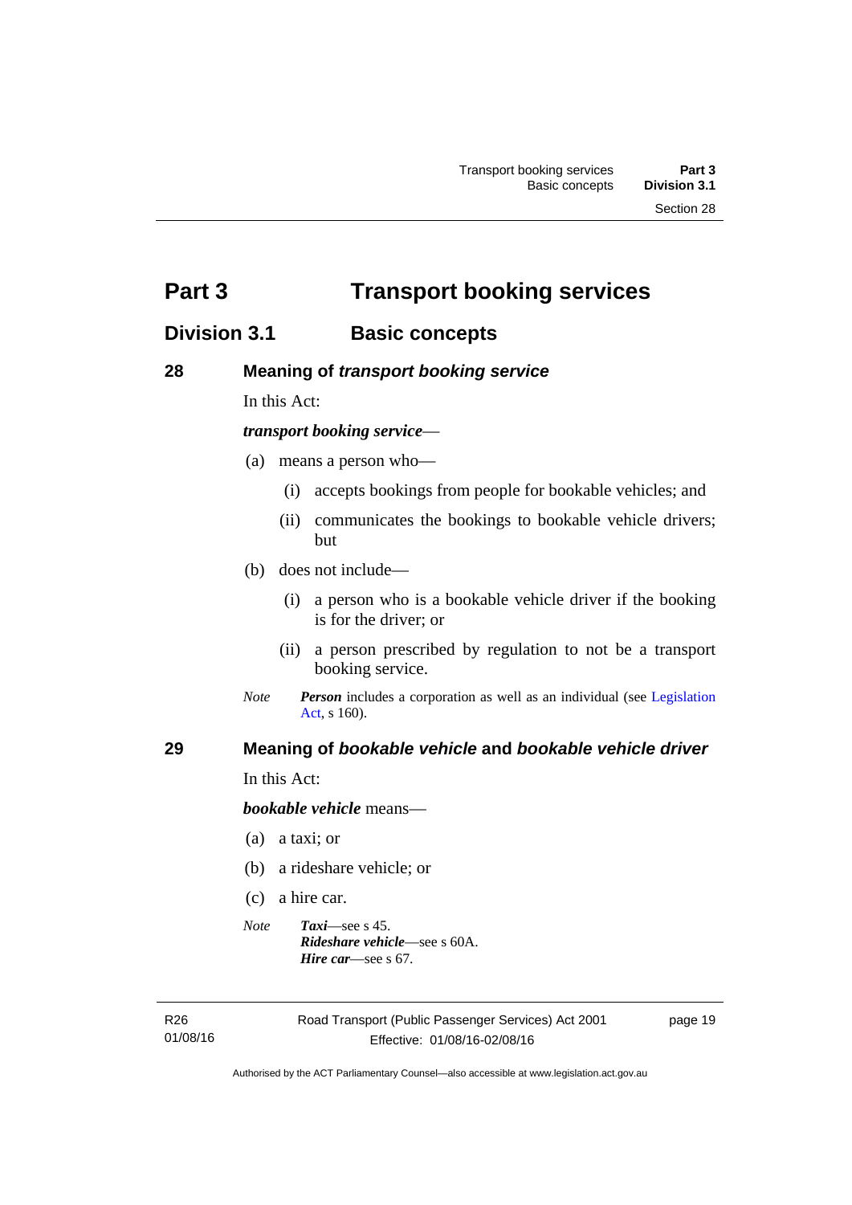# Part 3 Transport booking services

## Division 3.1 Basic concepts

### 28 Meaning of *transport booking service*

In this Act:

***transport booking service***—

(a) means a person who—

(i) accepts bookings from people for bookable vehicles; and

(ii) communicates the bookings to bookable vehicle drivers; but

(b) does not include—

(i) a person who is a bookable vehicle driver if the booking is for the driver; or

(ii) a person prescribed by regulation to not be a transport booking service.

*Note* ***Person*** includes a corporation as well as an individual (see Legislation Act, s 160).

### 29 Meaning of *bookable vehicle* and *bookable vehicle driver*

In this Act:

***bookable vehicle*** means—

(a) a taxi; or

(b) a rideshare vehicle; or

(c) a hire car.

*Note* ***Taxi***—see s 45.
***Rideshare vehicle***—see s 60A.
***Hire car***—see s 67.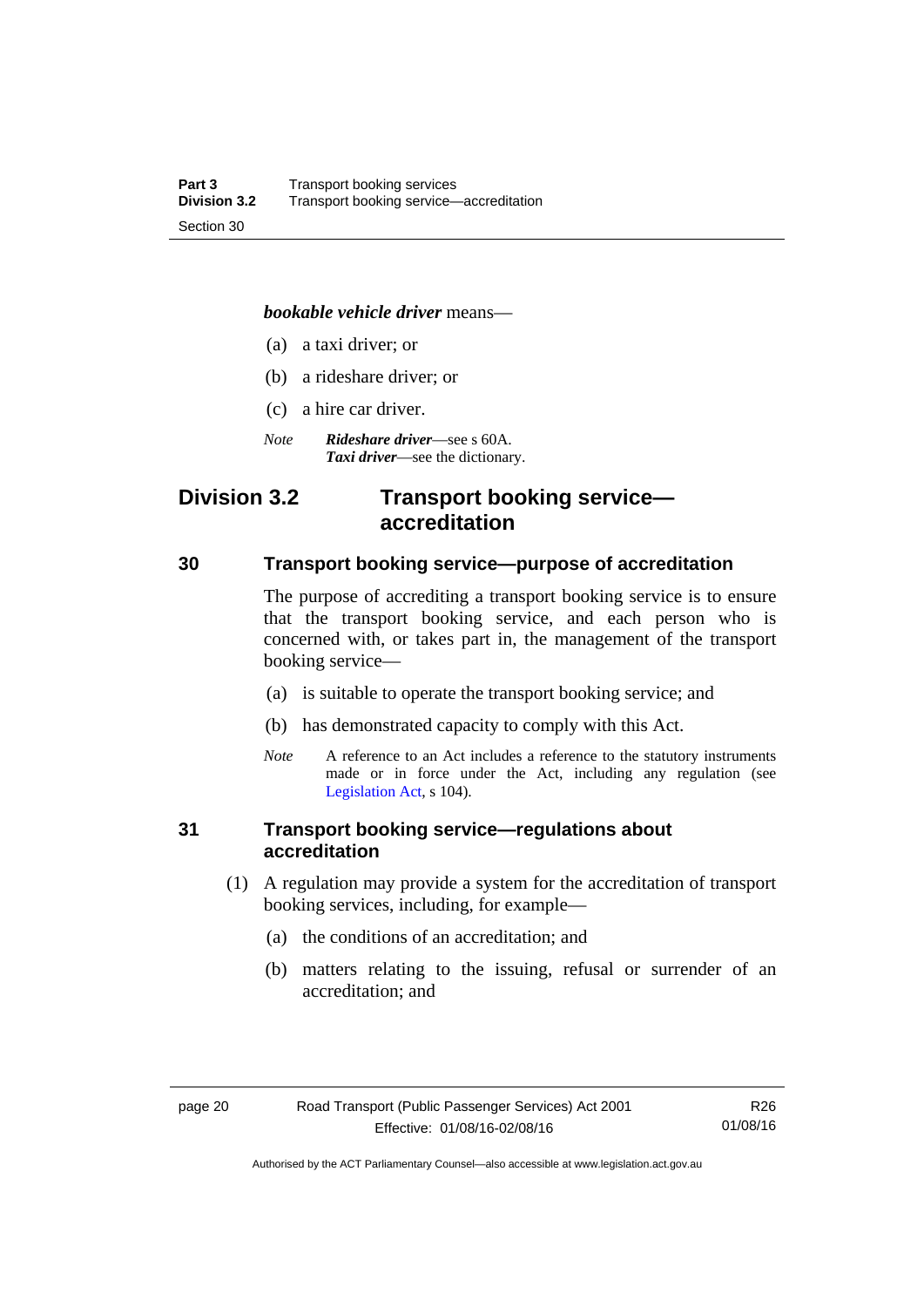***bookable vehicle driver*** means—

(a) a taxi driver; or

(b) a rideshare driver; or

(c) a hire car driver.

*Note* ***Rideshare driver***—see s 60A.
***Taxi driver***—see the dictionary.

## Division 3.2 Transport booking service—accreditation

### 30 Transport booking service—purpose of accreditation

The purpose of accrediting a transport booking service is to ensure that the transport booking service, and each person who is concerned with, or takes part in, the management of the transport booking service—

(a) is suitable to operate the transport booking service; and

(b) has demonstrated capacity to comply with this Act.

*Note* A reference to an Act includes a reference to the statutory instruments made or in force under the Act, including any regulation (see Legislation Act, s 104).

### 31 Transport booking service—regulations about accreditation

(1) A regulation may provide a system for the accreditation of transport booking services, including, for example—

(a) the conditions of an accreditation; and

(b) matters relating to the issuing, refusal or surrender of an accreditation; and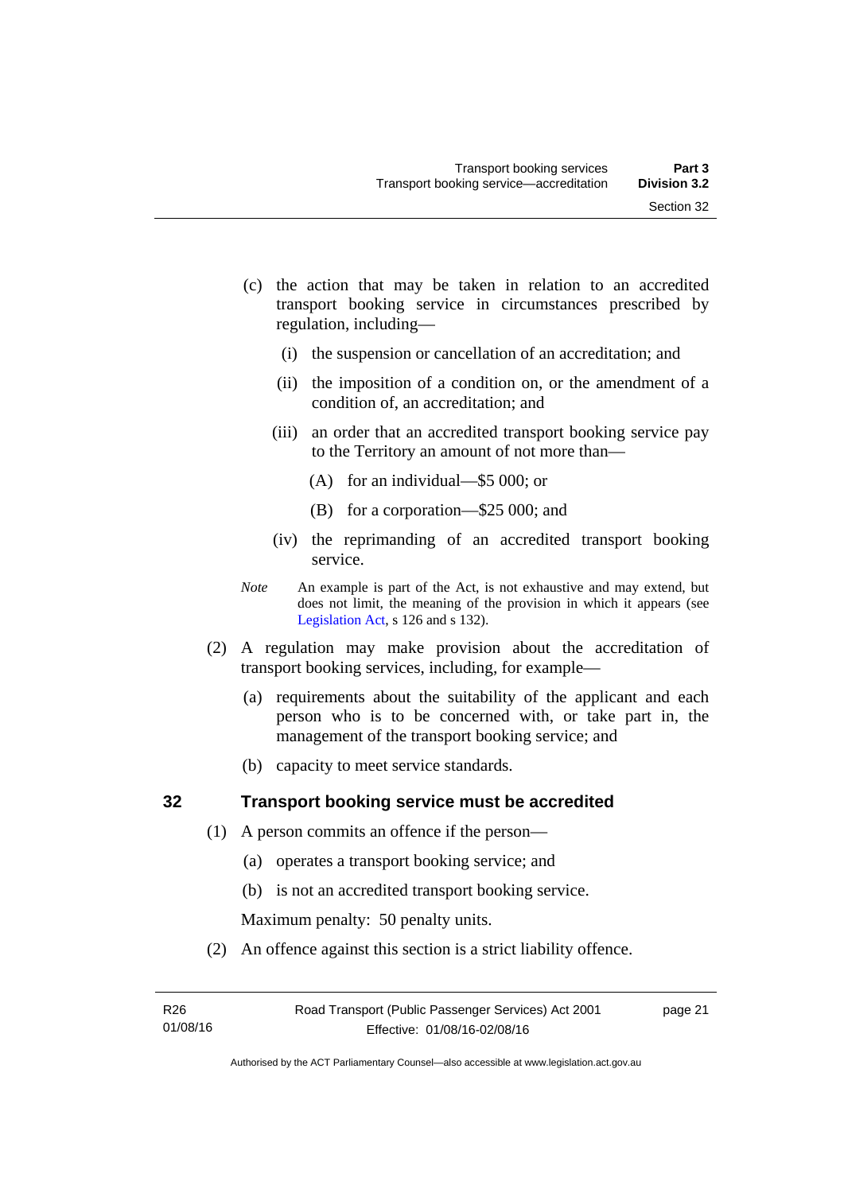(c) the action that may be taken in relation to an accredited transport booking service in circumstances prescribed by regulation, including—

   (i) the suspension or cancellation of an accreditation; and

   (ii) the imposition of a condition on, or the amendment of a condition of, an accreditation; and

   (iii) an order that an accredited transport booking service pay to the Territory an amount of not more than—

      (A) for an individual—$5 000; or

      (B) for a corporation—$25 000; and

   (iv) the reprimanding of an accredited transport booking service.

*Note* An example is part of the Act, is not exhaustive and may extend, but does not limit, the meaning of the provision in which it appears (see Legislation Act, s 126 and s 132).

(2) A regulation may make provision about the accreditation of transport booking services, including, for example—

   (a) requirements about the suitability of the applicant and each person who is to be concerned with, or take part in, the management of the transport booking service; and

   (b) capacity to meet service standards.

## 32 Transport booking service must be accredited

(1) A person commits an offence if the person—

   (a) operates a transport booking service; and

   (b) is not an accredited transport booking service.

Maximum penalty: 50 penalty units.

(2) An offence against this section is a strict liability offence.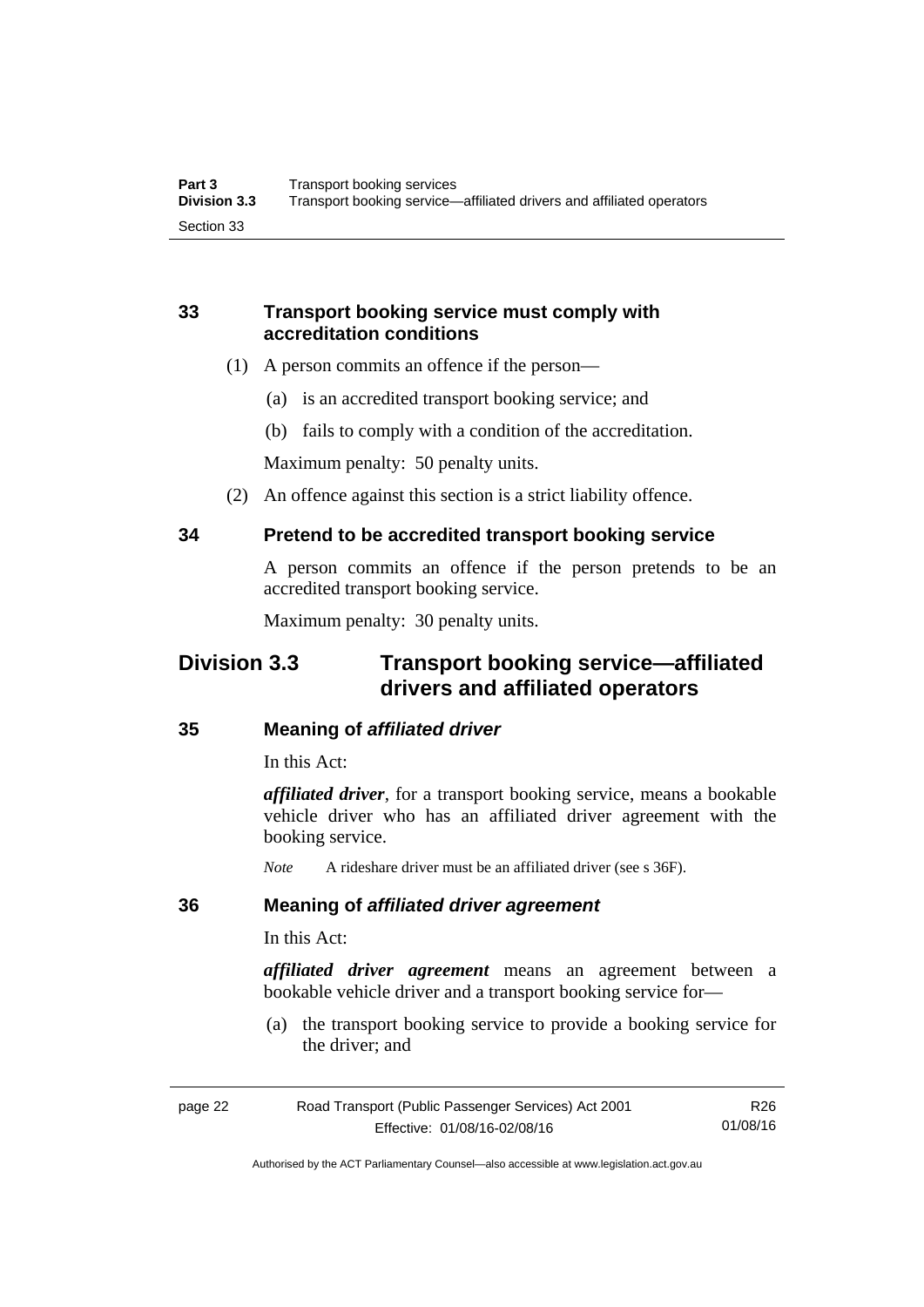### 33 Transport booking service must comply with accreditation conditions

(1) A person commits an offence if the person—

(a) is an accredited transport booking service; and

(b) fails to comply with a condition of the accreditation.

Maximum penalty: 50 penalty units.

(2) An offence against this section is a strict liability offence.

### 34 Pretend to be accredited transport booking service

A person commits an offence if the person pretends to be an accredited transport booking service.

Maximum penalty: 30 penalty units.

## Division 3.3 Transport booking service—affiliated drivers and affiliated operators

### 35 Meaning of *affiliated driver*

In this Act:

***affiliated driver***, for a transport booking service, means a bookable vehicle driver who has an affiliated driver agreement with the booking service.

*Note* A rideshare driver must be an affiliated driver (see s 36F).

### 36 Meaning of *affiliated driver agreement*

In this Act:

***affiliated driver agreement*** means an agreement between a bookable vehicle driver and a transport booking service for—

(a) the transport booking service to provide a booking service for the driver; and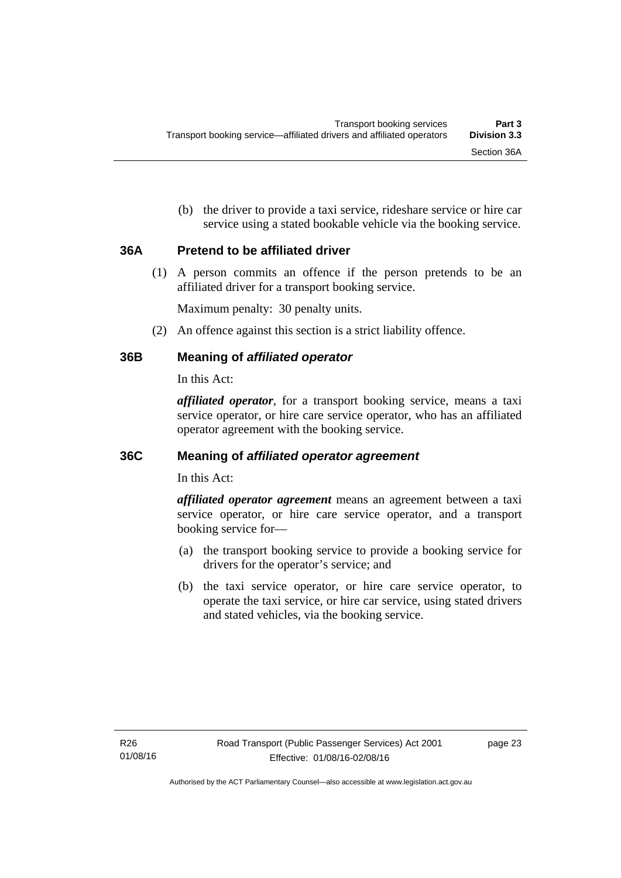(b) the driver to provide a taxi service, rideshare service or hire car service using a stated bookable vehicle via the booking service.

### 36A Pretend to be affiliated driver

(1) A person commits an offence if the person pretends to be an affiliated driver for a transport booking service.

Maximum penalty: 30 penalty units.

(2) An offence against this section is a strict liability offence.

### 36B Meaning of *affiliated operator*

In this Act:

***affiliated operator***, for a transport booking service, means a taxi service operator, or hire care service operator, who has an affiliated operator agreement with the booking service.

### 36C Meaning of *affiliated operator agreement*

In this Act:

***affiliated operator agreement*** means an agreement between a taxi service operator, or hire care service operator, and a transport booking service for—

(a) the transport booking service to provide a booking service for drivers for the operator's service; and

(b) the taxi service operator, or hire care service operator, to operate the taxi service, or hire car service, using stated drivers and stated vehicles, via the booking service.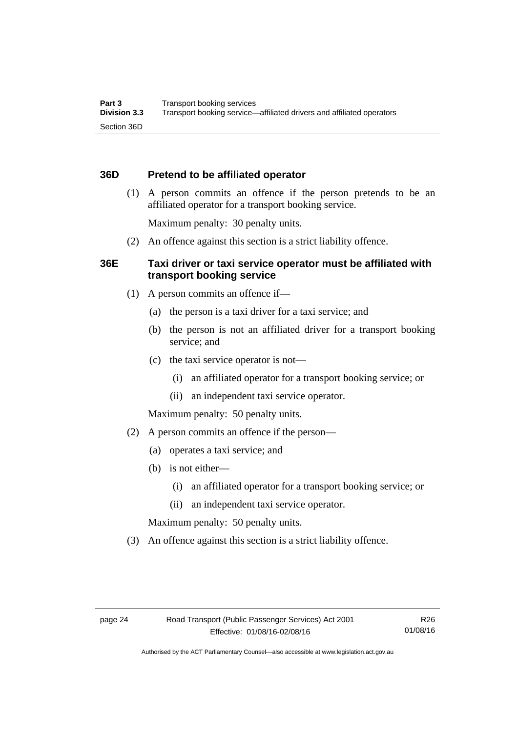### 36D Pretend to be affiliated operator

(1) A person commits an offence if the person pretends to be an affiliated operator for a transport booking service.

Maximum penalty: 30 penalty units.

(2) An offence against this section is a strict liability offence.

### 36E Taxi driver or taxi service operator must be affiliated with transport booking service

(1) A person commits an offence if—

(a) the person is a taxi driver for a taxi service; and

(b) the person is not an affiliated driver for a transport booking service; and

(c) the taxi service operator is not—

(i) an affiliated operator for a transport booking service; or

(ii) an independent taxi service operator.

Maximum penalty: 50 penalty units.

(2) A person commits an offence if the person—

(a) operates a taxi service; and

(b) is not either—

(i) an affiliated operator for a transport booking service; or

(ii) an independent taxi service operator.

Maximum penalty: 50 penalty units.

(3) An offence against this section is a strict liability offence.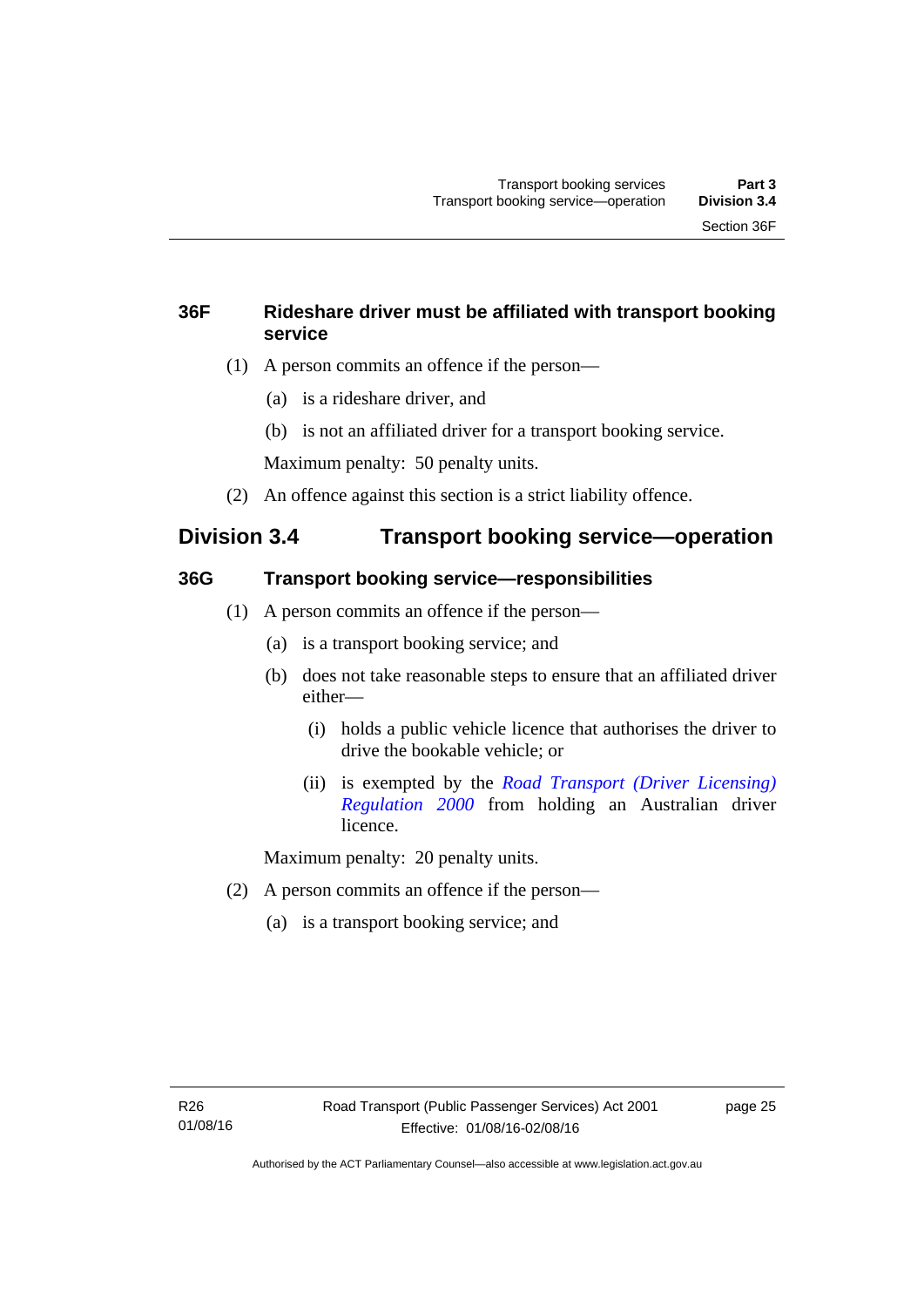### 36F Rideshare driver must be affiliated with transport booking service

(1) A person commits an offence if the person—

(a) is a rideshare driver, and

(b) is not an affiliated driver for a transport booking service.

Maximum penalty: 50 penalty units.

(2) An offence against this section is a strict liability offence.

## Division 3.4 Transport booking service—operation

### 36G Transport booking service—responsibilities

(1) A person commits an offence if the person—

(a) is a transport booking service; and

(b) does not take reasonable steps to ensure that an affiliated driver either—

(i) holds a public vehicle licence that authorises the driver to drive the bookable vehicle; or

(ii) is exempted by the *Road Transport (Driver Licensing) Regulation 2000* from holding an Australian driver licence.

Maximum penalty: 20 penalty units.

(2) A person commits an offence if the person—

(a) is a transport booking service; and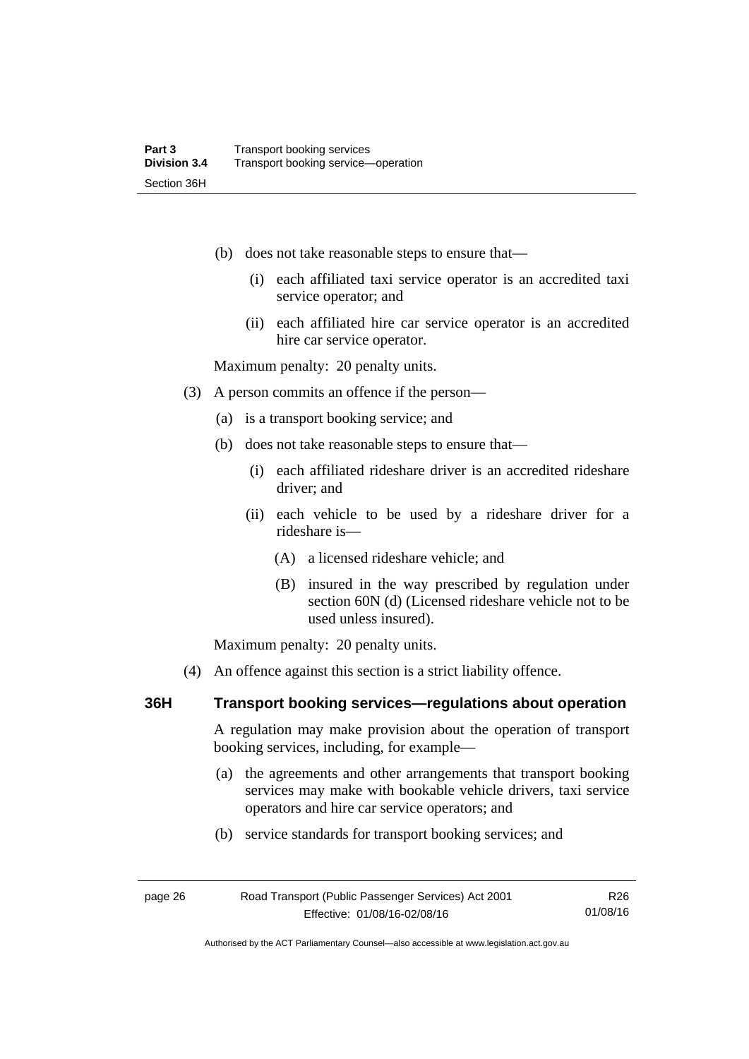(b) does not take reasonable steps to ensure that—

   (i) each affiliated taxi service operator is an accredited taxi service operator; and

   (ii) each affiliated hire car service operator is an accredited hire car service operator.

Maximum penalty: 20 penalty units.

(3) A person commits an offence if the person—

   (a) is a transport booking service; and

   (b) does not take reasonable steps to ensure that—

      (i) each affiliated rideshare driver is an accredited rideshare driver; and

      (ii) each vehicle to be used by a rideshare driver for a rideshare is—

         (A) a licensed rideshare vehicle; and

         (B) insured in the way prescribed by regulation under section 60N (d) (Licensed rideshare vehicle not to be used unless insured).

Maximum penalty: 20 penalty units.

(4) An offence against this section is a strict liability offence.

### 36H Transport booking services—regulations about operation

A regulation may make provision about the operation of transport booking services, including, for example—

(a) the agreements and other arrangements that transport booking services may make with bookable vehicle drivers, taxi service operators and hire car service operators; and

(b) service standards for transport booking services; and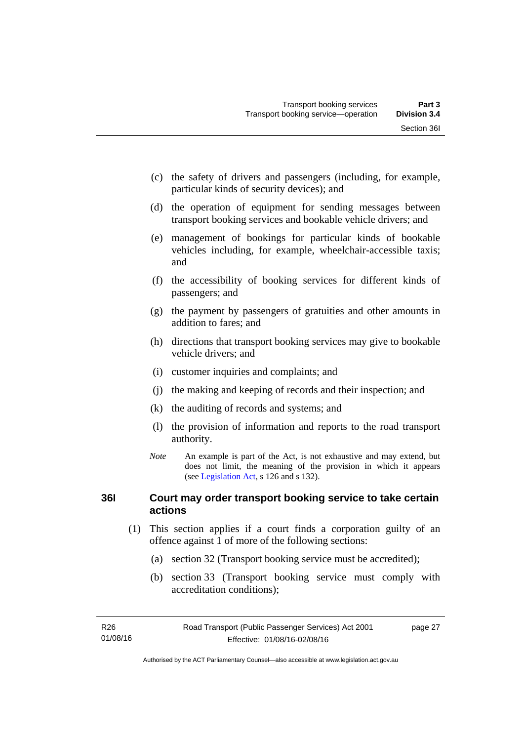(c) the safety of drivers and passengers (including, for example, particular kinds of security devices); and

(d) the operation of equipment for sending messages between transport booking services and bookable vehicle drivers; and

(e) management of bookings for particular kinds of bookable vehicles including, for example, wheelchair-accessible taxis; and

(f) the accessibility of booking services for different kinds of passengers; and

(g) the payment by passengers of gratuities and other amounts in addition to fares; and

(h) directions that transport booking services may give to bookable vehicle drivers; and

(i) customer inquiries and complaints; and

(j) the making and keeping of records and their inspection; and

(k) the auditing of records and systems; and

(l) the provision of information and reports to the road transport authority.

*Note* An example is part of the Act, is not exhaustive and may extend, but does not limit, the meaning of the provision in which it appears (see Legislation Act, s 126 and s 132).

### 36I Court may order transport booking service to take certain actions

(1) This section applies if a court finds a corporation guilty of an offence against 1 of more of the following sections:

(a) section 32 (Transport booking service must be accredited);

(b) section 33 (Transport booking service must comply with accreditation conditions);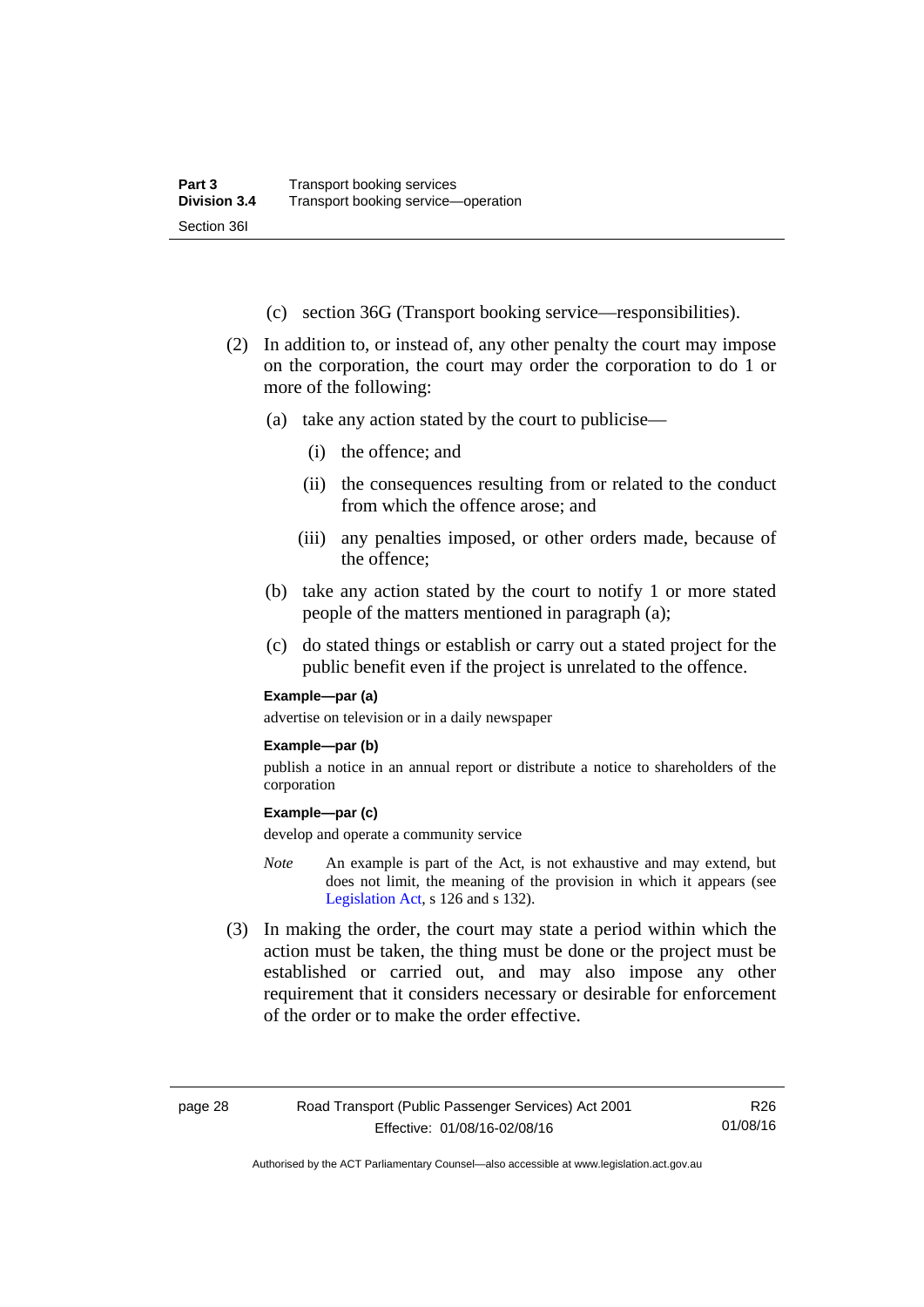(c) section 36G (Transport booking service—responsibilities).

(2) In addition to, or instead of, any other penalty the court may impose on the corporation, the court may order the corporation to do 1 or more of the following:

(a) take any action stated by the court to publicise—

(i) the offence; and

(ii) the consequences resulting from or related to the conduct from which the offence arose; and

(iii) any penalties imposed, or other orders made, because of the offence;

(b) take any action stated by the court to notify 1 or more stated people of the matters mentioned in paragraph (a);

(c) do stated things or establish or carry out a stated project for the public benefit even if the project is unrelated to the offence.

**Example—par (a)**

advertise on television or in a daily newspaper

**Example—par (b)**

publish a notice in an annual report or distribute a notice to shareholders of the corporation

**Example—par (c)**

develop and operate a community service

*Note* An example is part of the Act, is not exhaustive and may extend, but does not limit, the meaning of the provision in which it appears (see Legislation Act, s 126 and s 132).

(3) In making the order, the court may state a period within which the action must be taken, the thing must be done or the project must be established or carried out, and may also impose any other requirement that it considers necessary or desirable for enforcement of the order or to make the order effective.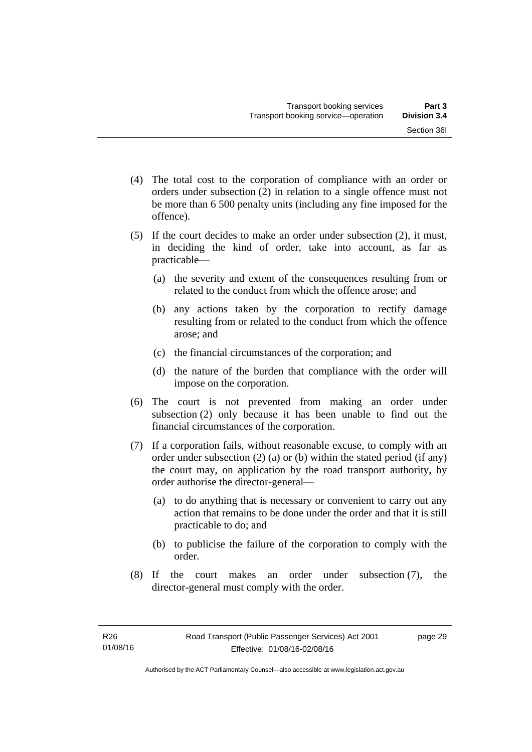(4) The total cost to the corporation of compliance with an order or orders under subsection (2) in relation to a single offence must not be more than 6 500 penalty units (including any fine imposed for the offence).

(5) If the court decides to make an order under subsection (2), it must, in deciding the kind of order, take into account, as far as practicable—

(a) the severity and extent of the consequences resulting from or related to the conduct from which the offence arose; and

(b) any actions taken by the corporation to rectify damage resulting from or related to the conduct from which the offence arose; and

(c) the financial circumstances of the corporation; and

(d) the nature of the burden that compliance with the order will impose on the corporation.

(6) The court is not prevented from making an order under subsection (2) only because it has been unable to find out the financial circumstances of the corporation.

(7) If a corporation fails, without reasonable excuse, to comply with an order under subsection (2) (a) or (b) within the stated period (if any) the court may, on application by the road transport authority, by order authorise the director-general—

(a) to do anything that is necessary or convenient to carry out any action that remains to be done under the order and that it is still practicable to do; and

(b) to publicise the failure of the corporation to comply with the order.

(8) If the court makes an order under subsection (7), the director-general must comply with the order.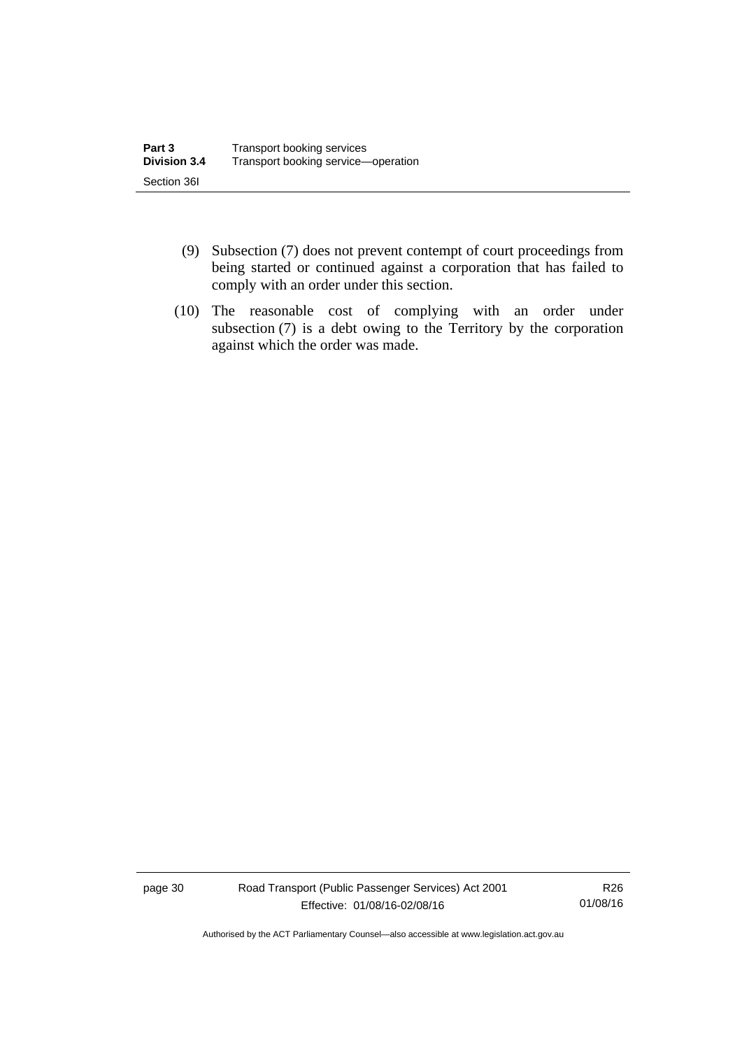(9) Subsection (7) does not prevent contempt of court proceedings from being started or continued against a corporation that has failed to comply with an order under this section.

(10) The reasonable cost of complying with an order under subsection (7) is a debt owing to the Territory by the corporation against which the order was made.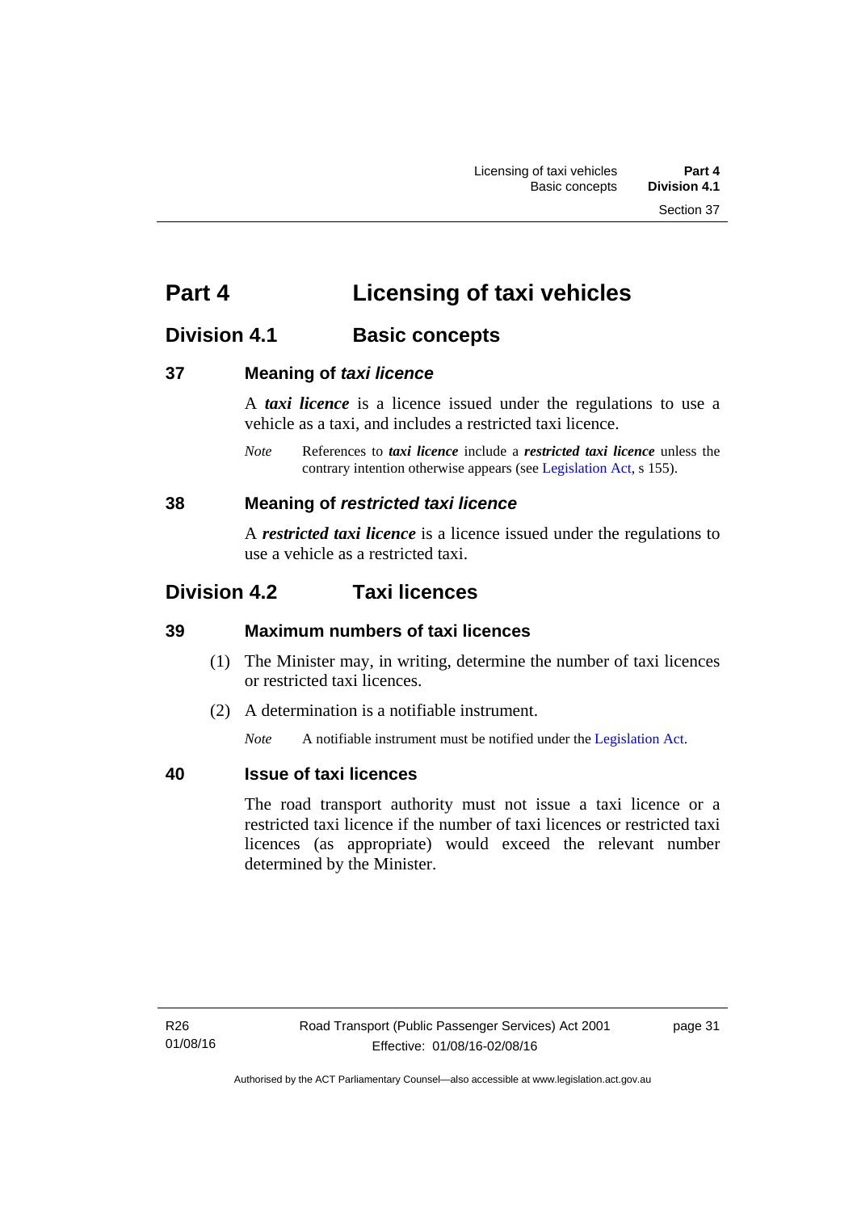# Part 4 Licensing of taxi vehicles

## Division 4.1 Basic concepts

### 37 Meaning of *taxi licence*

A ***taxi licence*** is a licence issued under the regulations to use a vehicle as a taxi, and includes a restricted taxi licence.

*Note* References to ***taxi licence*** include a ***restricted taxi licence*** unless the contrary intention otherwise appears (see Legislation Act, s 155).

### 38 Meaning of *restricted taxi licence*

A ***restricted taxi licence*** is a licence issued under the regulations to use a vehicle as a restricted taxi.

## Division 4.2 Taxi licences

### 39 Maximum numbers of taxi licences

(1) The Minister may, in writing, determine the number of taxi licences or restricted taxi licences.

(2) A determination is a notifiable instrument.

*Note* A notifiable instrument must be notified under the Legislation Act.

### 40 Issue of taxi licences

The road transport authority must not issue a taxi licence or a restricted taxi licence if the number of taxi licences or restricted taxi licences (as appropriate) would exceed the relevant number determined by the Minister.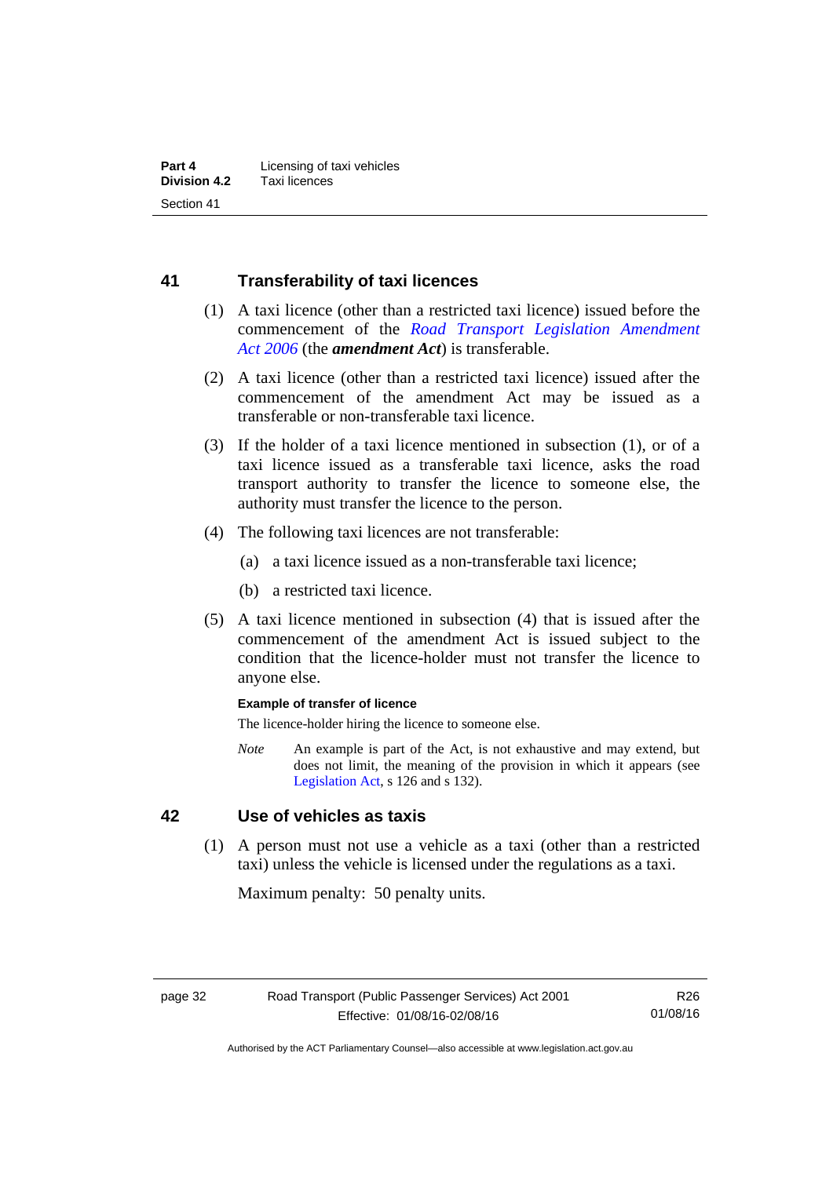## 41 Transferability of taxi licences

(1) A taxi licence (other than a restricted taxi licence) issued before the commencement of the *Road Transport Legislation Amendment Act 2006* (the ***amendment Act***) is transferable.

(2) A taxi licence (other than a restricted taxi licence) issued after the commencement of the amendment Act may be issued as a transferable or non-transferable taxi licence.

(3) If the holder of a taxi licence mentioned in subsection (1), or of a taxi licence issued as a transferable taxi licence, asks the road transport authority to transfer the licence to someone else, the authority must transfer the licence to the person.

(4) The following taxi licences are not transferable:

(a) a taxi licence issued as a non-transferable taxi licence;

(b) a restricted taxi licence.

(5) A taxi licence mentioned in subsection (4) that is issued after the commencement of the amendment Act is issued subject to the condition that the licence-holder must not transfer the licence to anyone else.

**Example of transfer of licence**

The licence-holder hiring the licence to someone else.

*Note* An example is part of the Act, is not exhaustive and may extend, but does not limit, the meaning of the provision in which it appears (see Legislation Act, s 126 and s 132).

## 42 Use of vehicles as taxis

(1) A person must not use a vehicle as a taxi (other than a restricted taxi) unless the vehicle is licensed under the regulations as a taxi.

Maximum penalty: 50 penalty units.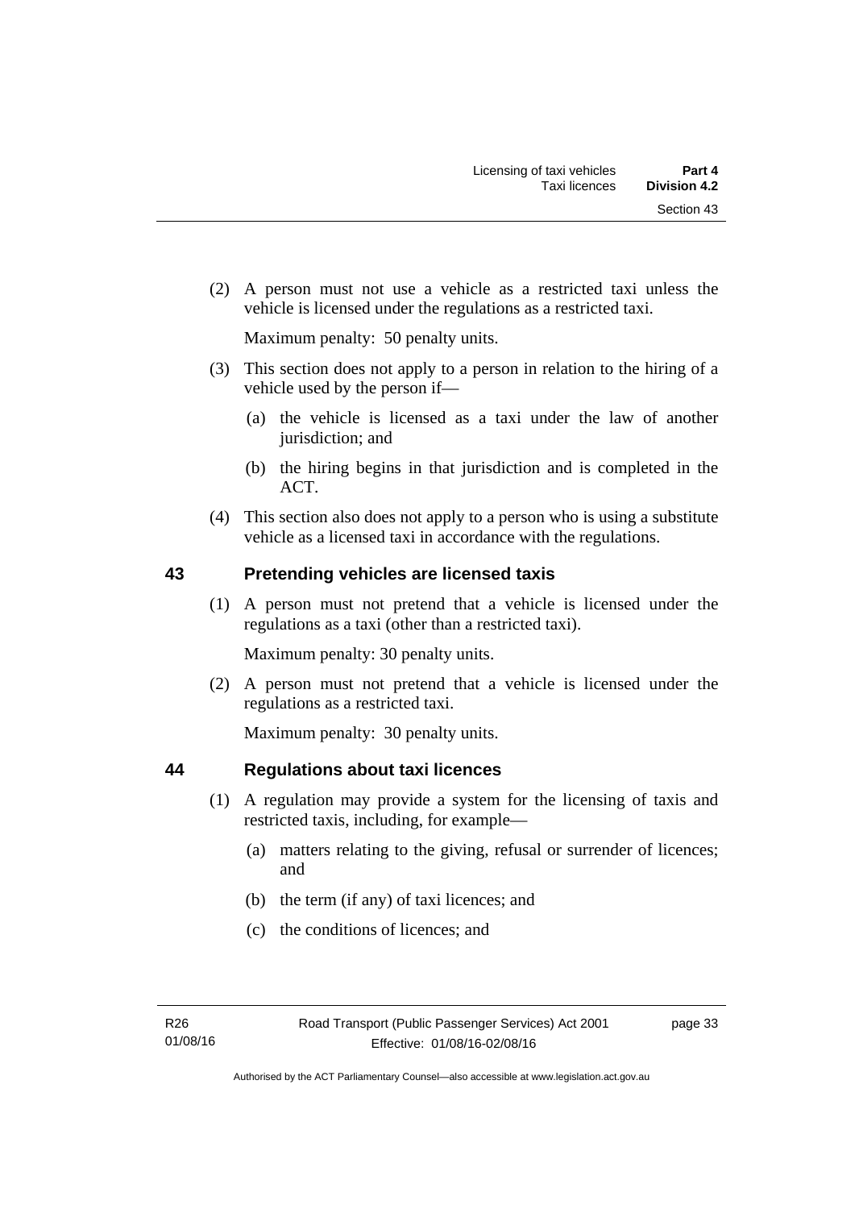(2) A person must not use a vehicle as a restricted taxi unless the vehicle is licensed under the regulations as a restricted taxi.

Maximum penalty: 50 penalty units.

(3) This section does not apply to a person in relation to the hiring of a vehicle used by the person if—

(a) the vehicle is licensed as a taxi under the law of another jurisdiction; and

(b) the hiring begins in that jurisdiction and is completed in the ACT.

(4) This section also does not apply to a person who is using a substitute vehicle as a licensed taxi in accordance with the regulations.

## 43 Pretending vehicles are licensed taxis

(1) A person must not pretend that a vehicle is licensed under the regulations as a taxi (other than a restricted taxi).

Maximum penalty: 30 penalty units.

(2) A person must not pretend that a vehicle is licensed under the regulations as a restricted taxi.

Maximum penalty: 30 penalty units.

## 44 Regulations about taxi licences

(1) A regulation may provide a system for the licensing of taxis and restricted taxis, including, for example—

(a) matters relating to the giving, refusal or surrender of licences; and

(b) the term (if any) of taxi licences; and

(c) the conditions of licences; and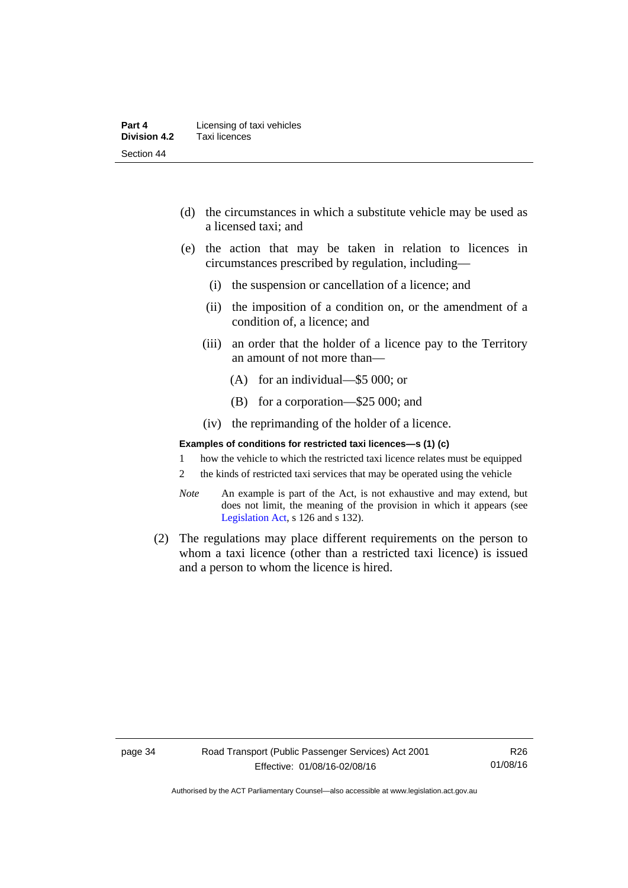(d) the circumstances in which a substitute vehicle may be used as a licensed taxi; and

(e) the action that may be taken in relation to licences in circumstances prescribed by regulation, including—

(i) the suspension or cancellation of a licence; and

(ii) the imposition of a condition on, or the amendment of a condition of, a licence; and

(iii) an order that the holder of a licence pay to the Territory an amount of not more than—

(A) for an individual—$5 000; or

(B) for a corporation—$25 000; and

(iv) the reprimanding of the holder of a licence.

**Examples of conditions for restricted taxi licences—s (1) (c)**

1 how the vehicle to which the restricted taxi licence relates must be equipped

2 the kinds of restricted taxi services that may be operated using the vehicle

*Note* An example is part of the Act, is not exhaustive and may extend, but does not limit, the meaning of the provision in which it appears (see Legislation Act, s 126 and s 132).

(2) The regulations may place different requirements on the person to whom a taxi licence (other than a restricted taxi licence) is issued and a person to whom the licence is hired.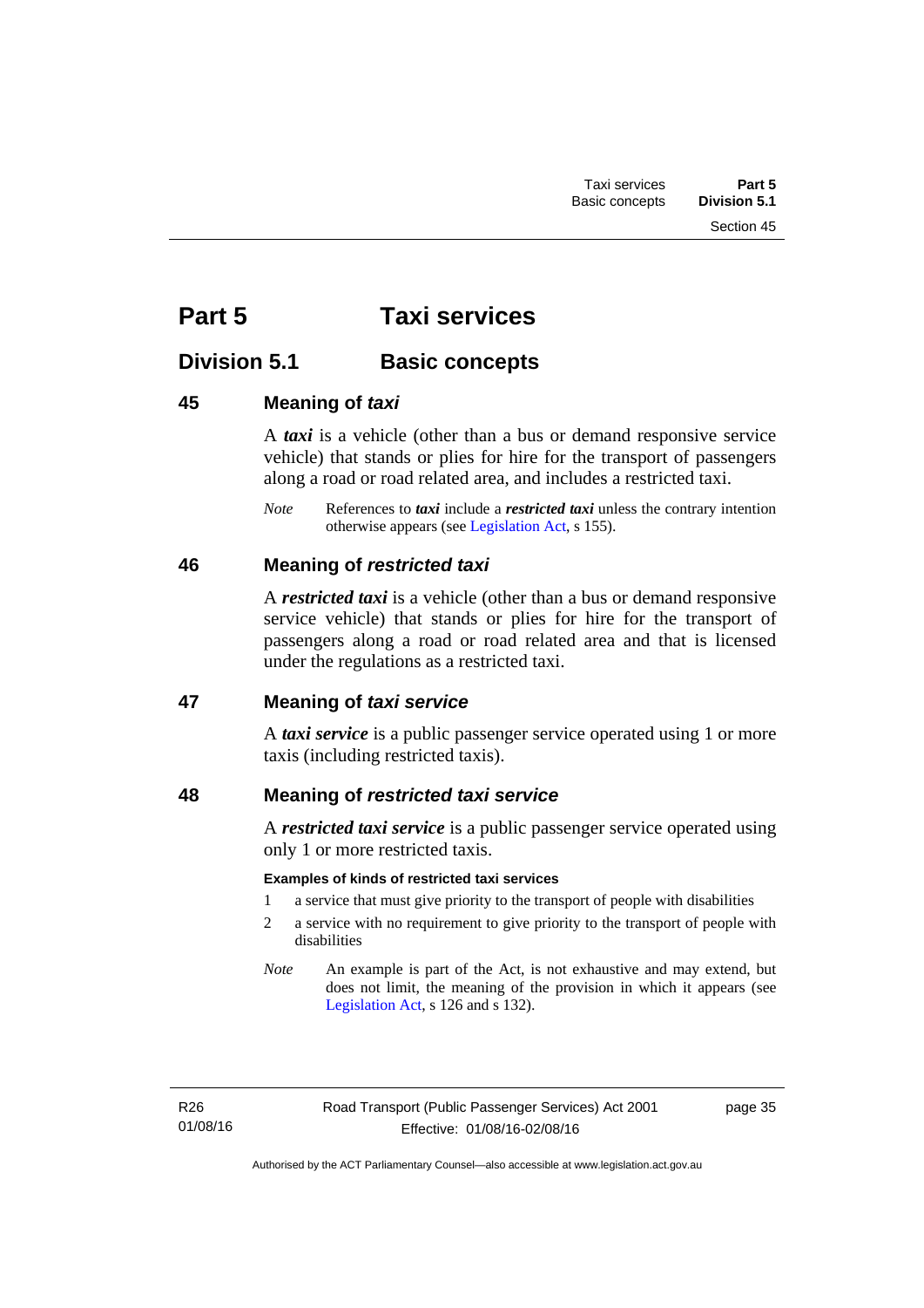# Part 5 Taxi services

## Division 5.1 Basic concepts

### 45 Meaning of *taxi*

A ***taxi*** is a vehicle (other than a bus or demand responsive service vehicle) that stands or plies for hire for the transport of passengers along a road or road related area, and includes a restricted taxi.

*Note* References to ***taxi*** include a ***restricted taxi*** unless the contrary intention otherwise appears (see Legislation Act, s 155).

### 46 Meaning of *restricted taxi*

A ***restricted taxi*** is a vehicle (other than a bus or demand responsive service vehicle) that stands or plies for hire for the transport of passengers along a road or road related area and that is licensed under the regulations as a restricted taxi.

### 47 Meaning of *taxi service*

A ***taxi service*** is a public passenger service operated using 1 or more taxis (including restricted taxis).

### 48 Meaning of *restricted taxi service*

A ***restricted taxi service*** is a public passenger service operated using only 1 or more restricted taxis.

**Examples of kinds of restricted taxi services**

1 a service that must give priority to the transport of people with disabilities

2 a service with no requirement to give priority to the transport of people with disabilities

*Note* An example is part of the Act, is not exhaustive and may extend, but does not limit, the meaning of the provision in which it appears (see Legislation Act, s 126 and s 132).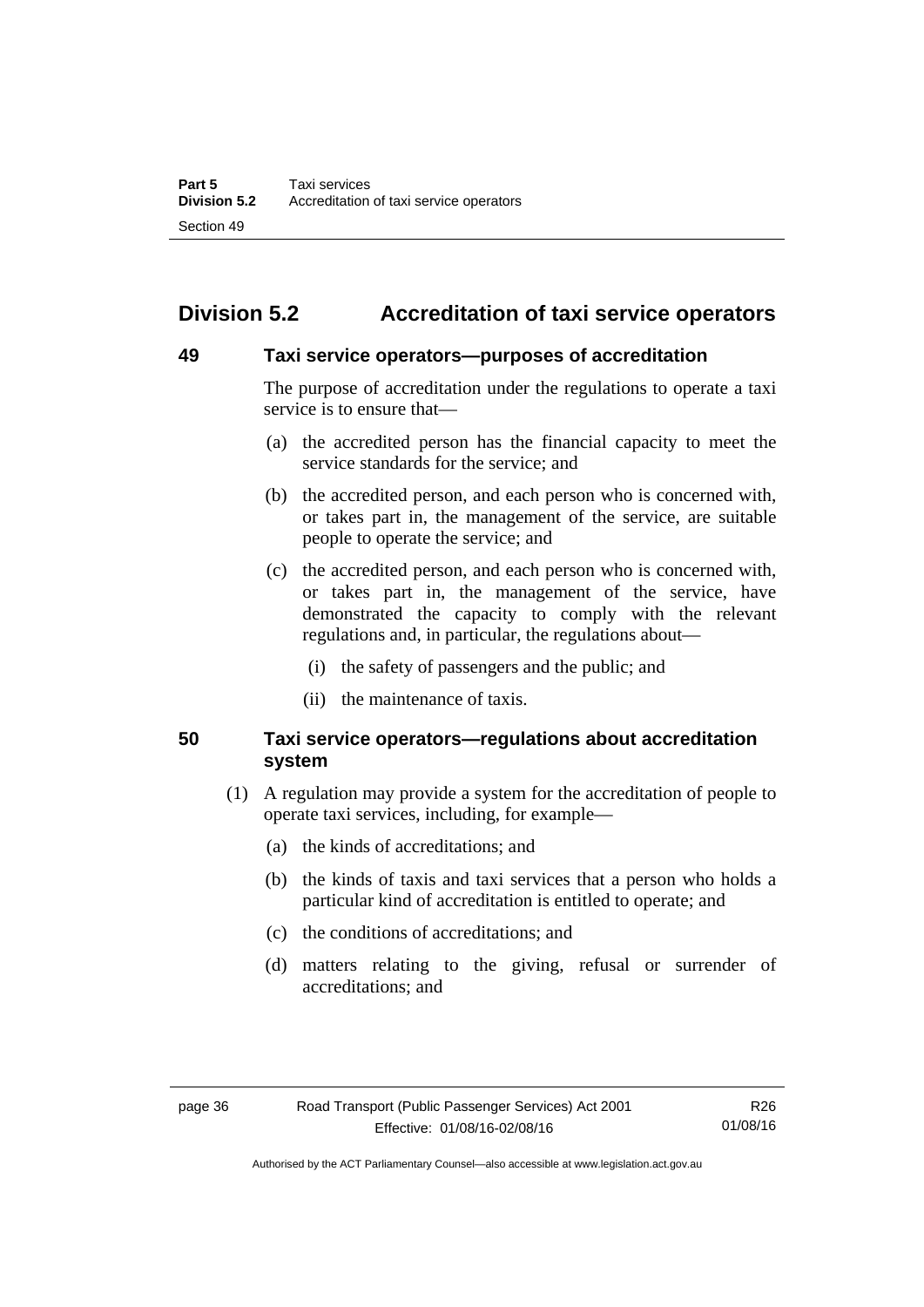## Division 5.2 Accreditation of taxi service operators

### 49 Taxi service operators—purposes of accreditation

The purpose of accreditation under the regulations to operate a taxi service is to ensure that—

(a) the accredited person has the financial capacity to meet the service standards for the service; and

(b) the accredited person, and each person who is concerned with, or takes part in, the management of the service, are suitable people to operate the service; and

(c) the accredited person, and each person who is concerned with, or takes part in, the management of the service, have demonstrated the capacity to comply with the relevant regulations and, in particular, the regulations about—

(i) the safety of passengers and the public; and

(ii) the maintenance of taxis.

### 50 Taxi service operators—regulations about accreditation system

(1) A regulation may provide a system for the accreditation of people to operate taxi services, including, for example—

(a) the kinds of accreditations; and

(b) the kinds of taxis and taxi services that a person who holds a particular kind of accreditation is entitled to operate; and

(c) the conditions of accreditations; and

(d) matters relating to the giving, refusal or surrender of accreditations; and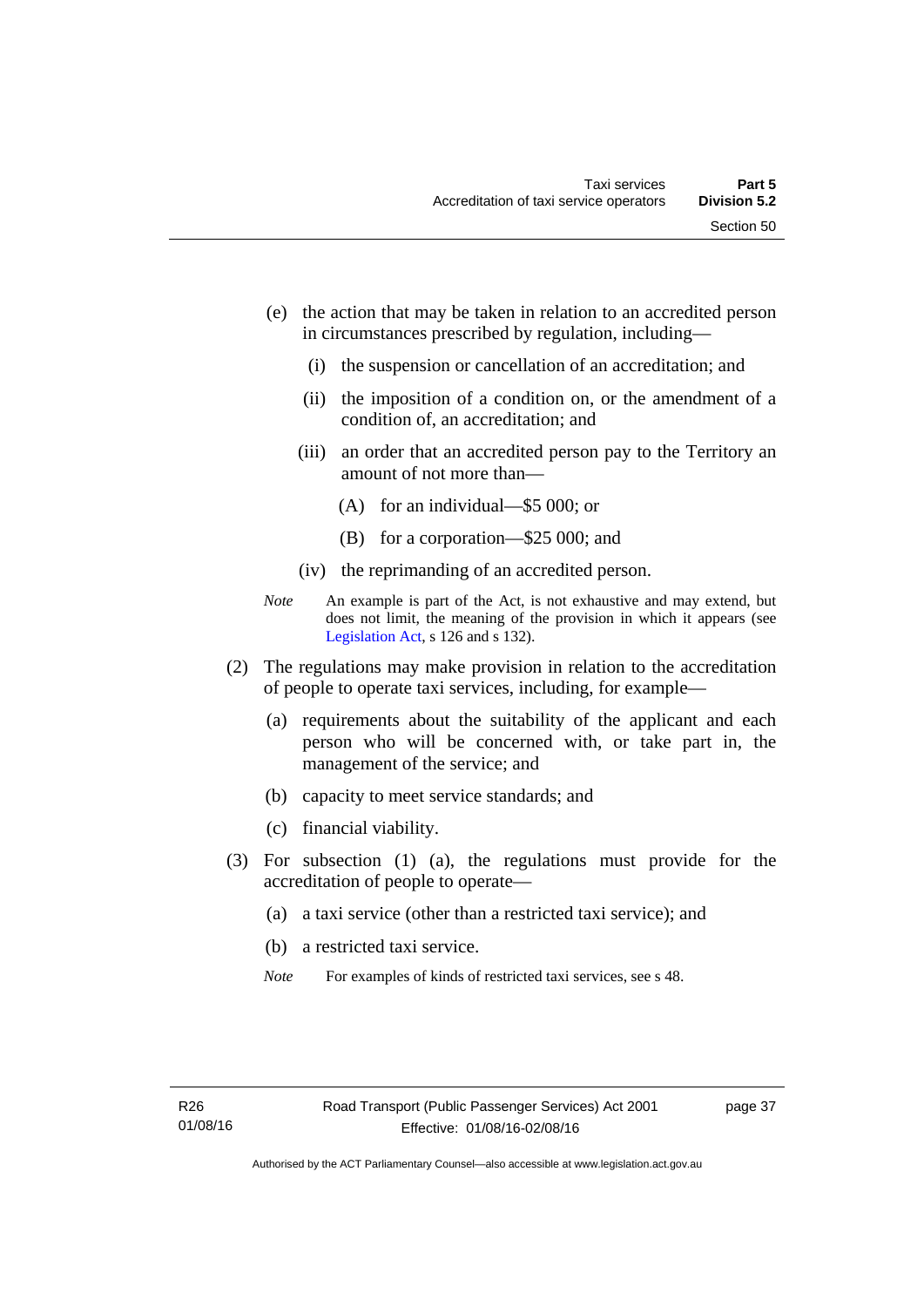(e) the action that may be taken in relation to an accredited person in circumstances prescribed by regulation, including—

  (i) the suspension or cancellation of an accreditation; and

  (ii) the imposition of a condition on, or the amendment of a condition of, an accreditation; and

  (iii) an order that an accredited person pay to the Territory an amount of not more than—

    (A) for an individual—$5 000; or

    (B) for a corporation—$25 000; and

  (iv) the reprimanding of an accredited person.

*Note* An example is part of the Act, is not exhaustive and may extend, but does not limit, the meaning of the provision in which it appears (see Legislation Act, s 126 and s 132).

(2) The regulations may make provision in relation to the accreditation of people to operate taxi services, including, for example—

  (a) requirements about the suitability of the applicant and each person who will be concerned with, or take part in, the management of the service; and

  (b) capacity to meet service standards; and

  (c) financial viability.

(3) For subsection (1) (a), the regulations must provide for the accreditation of people to operate—

  (a) a taxi service (other than a restricted taxi service); and

  (b) a restricted taxi service.

*Note* For examples of kinds of restricted taxi services, see s 48.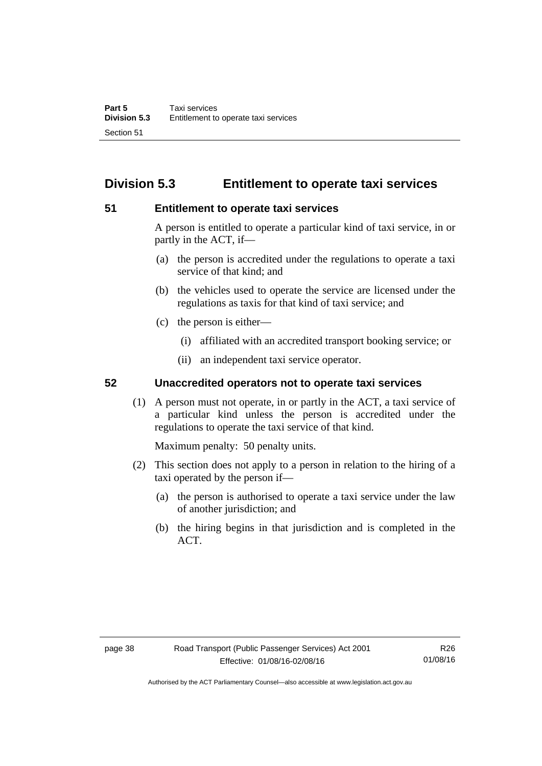## Division 5.3 Entitlement to operate taxi services

### 51 Entitlement to operate taxi services

A person is entitled to operate a particular kind of taxi service, in or partly in the ACT, if—

(a) the person is accredited under the regulations to operate a taxi service of that kind; and

(b) the vehicles used to operate the service are licensed under the regulations as taxis for that kind of taxi service; and

(c) the person is either—

  (i) affiliated with an accredited transport booking service; or

  (ii) an independent taxi service operator.

### 52 Unaccredited operators not to operate taxi services

(1) A person must not operate, in or partly in the ACT, a taxi service of a particular kind unless the person is accredited under the regulations to operate the taxi service of that kind.

Maximum penalty: 50 penalty units.

(2) This section does not apply to a person in relation to the hiring of a taxi operated by the person if—

  (a) the person is authorised to operate a taxi service under the law of another jurisdiction; and

  (b) the hiring begins in that jurisdiction and is completed in the ACT.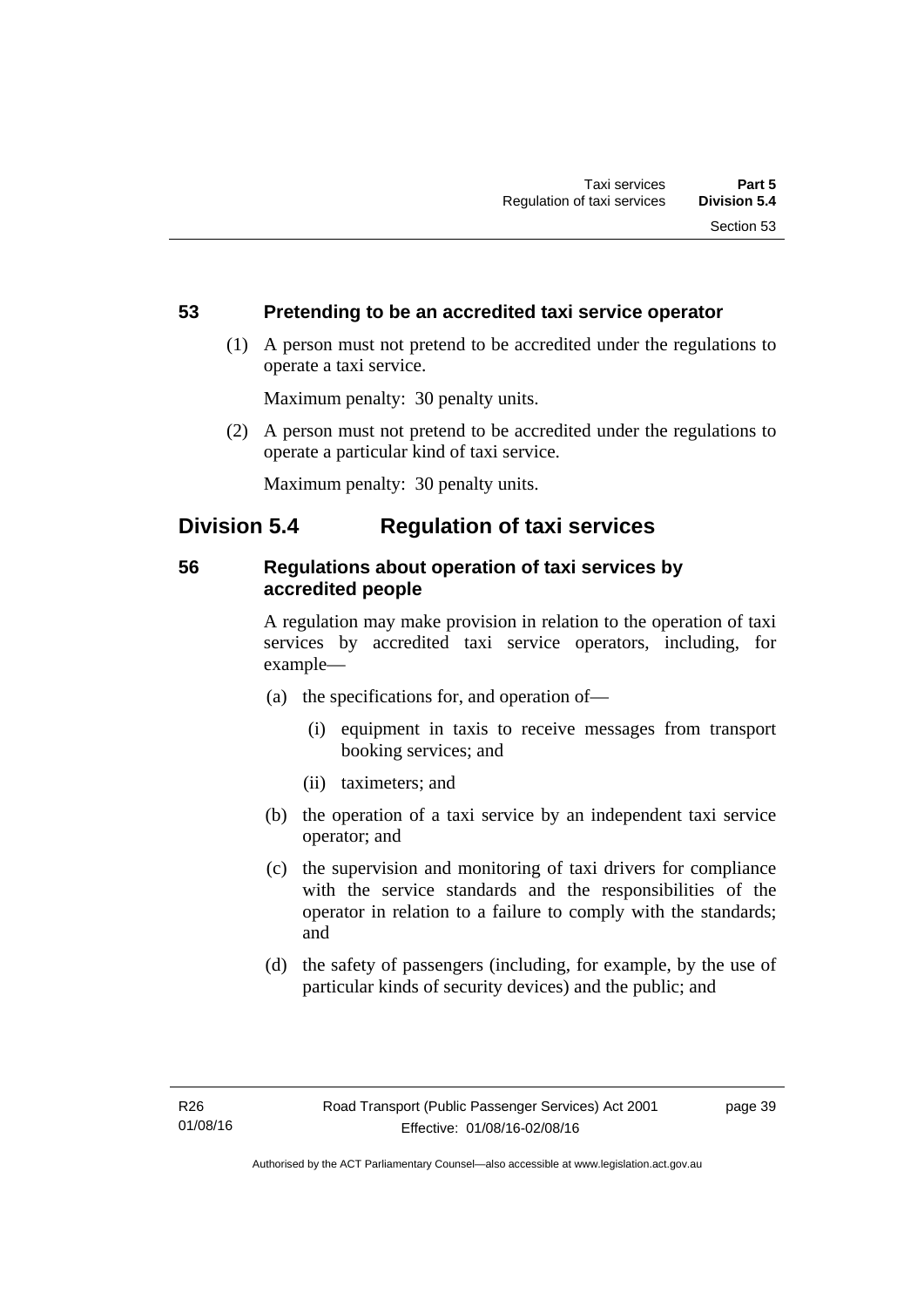### 53 Pretending to be an accredited taxi service operator

(1) A person must not pretend to be accredited under the regulations to operate a taxi service.

Maximum penalty: 30 penalty units.

(2) A person must not pretend to be accredited under the regulations to operate a particular kind of taxi service.

Maximum penalty: 30 penalty units.

## Division 5.4 Regulation of taxi services

### 56 Regulations about operation of taxi services by accredited people

A regulation may make provision in relation to the operation of taxi services by accredited taxi service operators, including, for example—

(a) the specifications for, and operation of—

(i) equipment in taxis to receive messages from transport booking services; and

(ii) taximeters; and

(b) the operation of a taxi service by an independent taxi service operator; and

(c) the supervision and monitoring of taxi drivers for compliance with the service standards and the responsibilities of the operator in relation to a failure to comply with the standards; and

(d) the safety of passengers (including, for example, by the use of particular kinds of security devices) and the public; and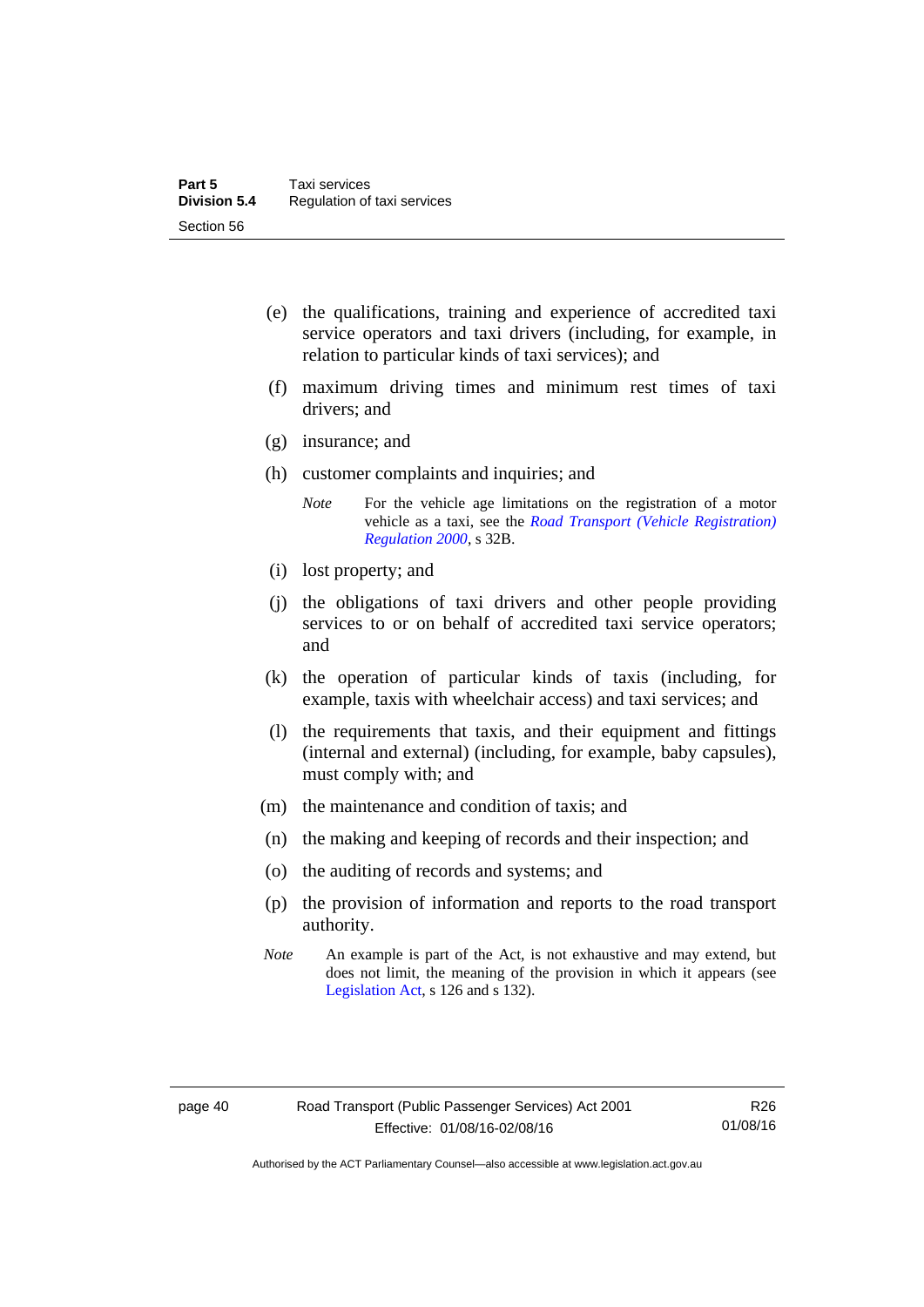(e) the qualifications, training and experience of accredited taxi service operators and taxi drivers (including, for example, in relation to particular kinds of taxi services); and

(f) maximum driving times and minimum rest times of taxi drivers; and

(g) insurance; and

(h) customer complaints and inquiries; and

*Note* For the vehicle age limitations on the registration of a motor vehicle as a taxi, see the *Road Transport (Vehicle Registration) Regulation 2000*, s 32B.

(i) lost property; and

(j) the obligations of taxi drivers and other people providing services to or on behalf of accredited taxi service operators; and

(k) the operation of particular kinds of taxis (including, for example, taxis with wheelchair access) and taxi services; and

(l) the requirements that taxis, and their equipment and fittings (internal and external) (including, for example, baby capsules), must comply with; and

(m) the maintenance and condition of taxis; and

(n) the making and keeping of records and their inspection; and

(o) the auditing of records and systems; and

(p) the provision of information and reports to the road transport authority.

*Note* An example is part of the Act, is not exhaustive and may extend, but does not limit, the meaning of the provision in which it appears (see Legislation Act, s 126 and s 132).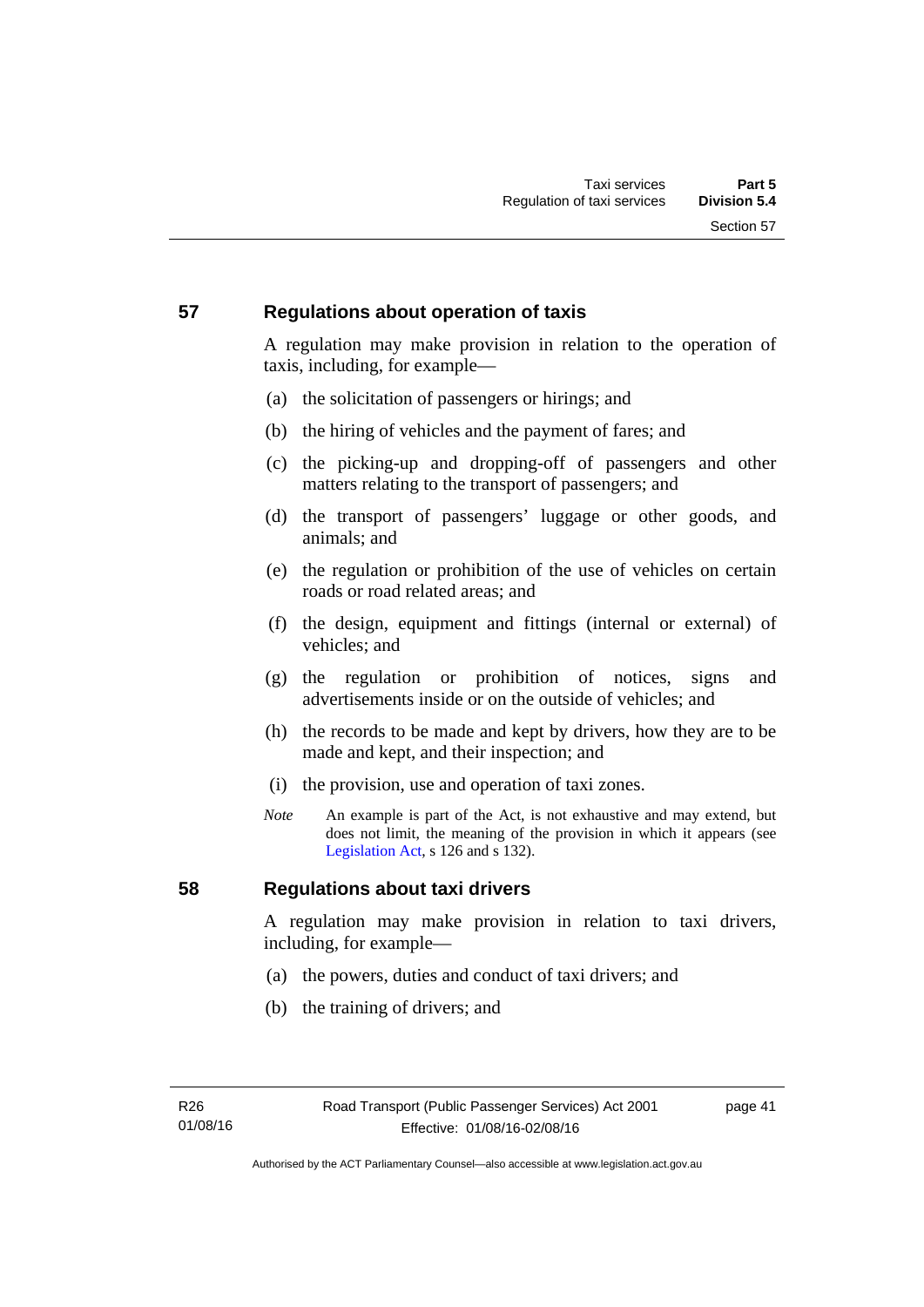## 57 Regulations about operation of taxis

A regulation may make provision in relation to the operation of taxis, including, for example—

(a) the solicitation of passengers or hirings; and

(b) the hiring of vehicles and the payment of fares; and

(c) the picking-up and dropping-off of passengers and other matters relating to the transport of passengers; and

(d) the transport of passengers' luggage or other goods, and animals; and

(e) the regulation or prohibition of the use of vehicles on certain roads or road related areas; and

(f) the design, equipment and fittings (internal or external) of vehicles; and

(g) the regulation or prohibition of notices, signs and advertisements inside or on the outside of vehicles; and

(h) the records to be made and kept by drivers, how they are to be made and kept, and their inspection; and

(i) the provision, use and operation of taxi zones.

*Note* An example is part of the Act, is not exhaustive and may extend, but does not limit, the meaning of the provision in which it appears (see Legislation Act, s 126 and s 132).

## 58 Regulations about taxi drivers

A regulation may make provision in relation to taxi drivers, including, for example—

(a) the powers, duties and conduct of taxi drivers; and

(b) the training of drivers; and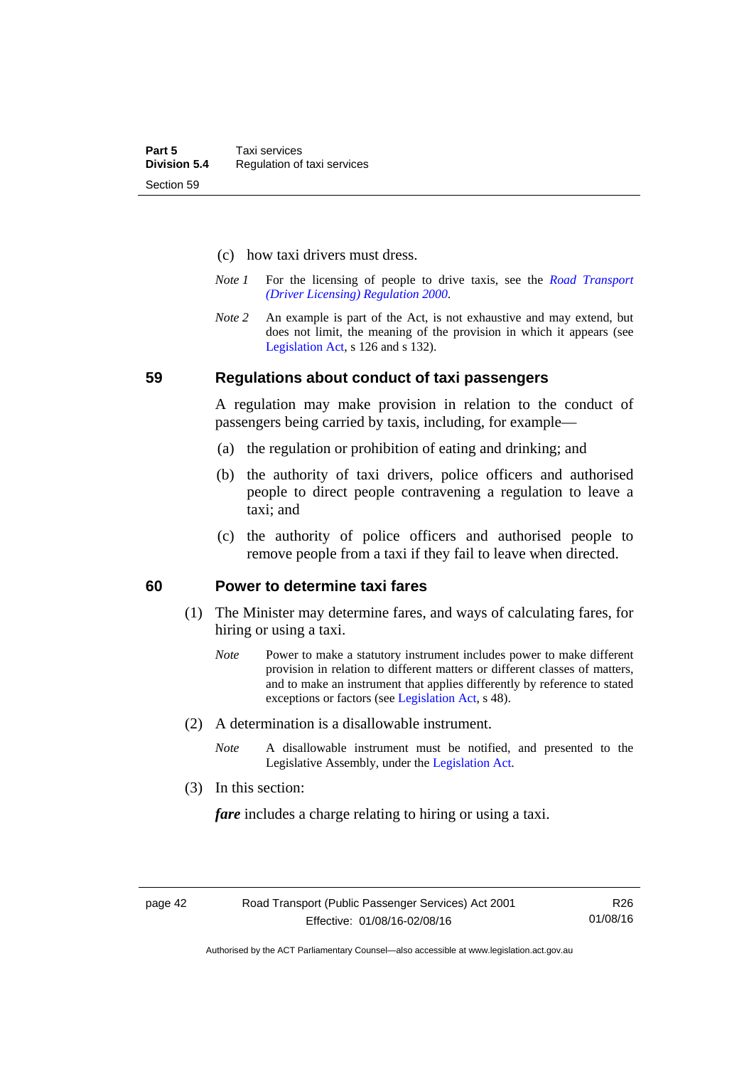(c) how taxi drivers must dress.

*Note 1* For the licensing of people to drive taxis, see the *Road Transport (Driver Licensing) Regulation 2000*.

*Note 2* An example is part of the Act, is not exhaustive and may extend, but does not limit, the meaning of the provision in which it appears (see Legislation Act, s 126 and s 132).

## 59 Regulations about conduct of taxi passengers

A regulation may make provision in relation to the conduct of passengers being carried by taxis, including, for example—

(a) the regulation or prohibition of eating and drinking; and

(b) the authority of taxi drivers, police officers and authorised people to direct people contravening a regulation to leave a taxi; and

(c) the authority of police officers and authorised people to remove people from a taxi if they fail to leave when directed.

## 60 Power to determine taxi fares

(1) The Minister may determine fares, and ways of calculating fares, for hiring or using a taxi.

*Note* Power to make a statutory instrument includes power to make different provision in relation to different matters or different classes of matters, and to make an instrument that applies differently by reference to stated exceptions or factors (see Legislation Act, s 48).

(2) A determination is a disallowable instrument.

*Note* A disallowable instrument must be notified, and presented to the Legislative Assembly, under the Legislation Act.

(3) In this section:

***fare*** includes a charge relating to hiring or using a taxi.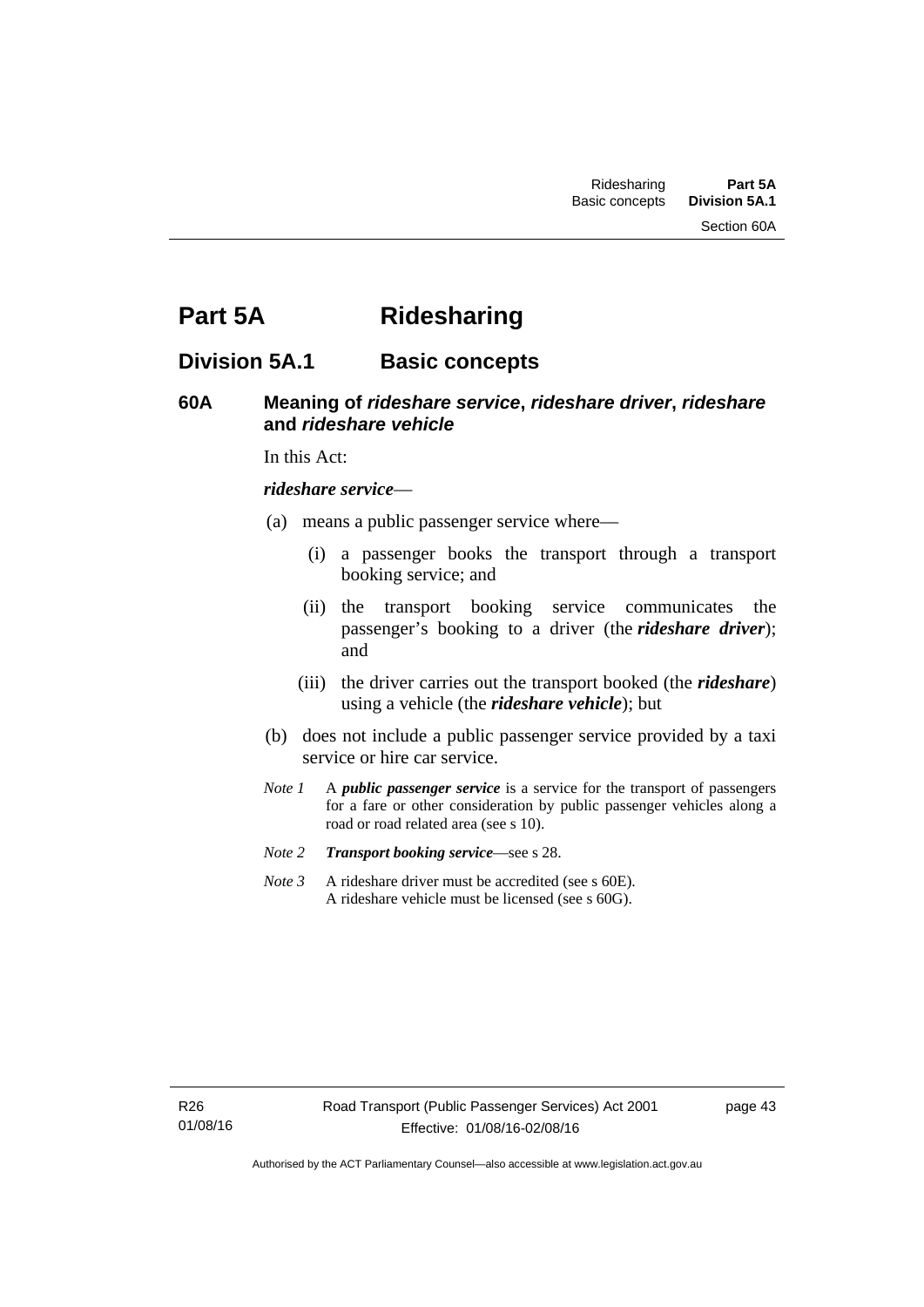# Part 5A Ridesharing

## Division 5A.1 Basic concepts

### 60A Meaning of *rideshare service*, *rideshare driver*, *rideshare* and *rideshare vehicle*

In this Act:

***rideshare service***—

(a) means a public passenger service where—

  (i) a passenger books the transport through a transport booking service; and

  (ii) the transport booking service communicates the passenger's booking to a driver (the ***rideshare driver***); and

  (iii) the driver carries out the transport booked (the ***rideshare***) using a vehicle (the ***rideshare vehicle***); but

(b) does not include a public passenger service provided by a taxi service or hire car service.

*Note 1* A ***public passenger service*** is a service for the transport of passengers for a fare or other consideration by public passenger vehicles along a road or road related area (see s 10).

*Note 2* ***Transport booking service***—see s 28.

*Note 3* A rideshare driver must be accredited (see s 60E).
A rideshare vehicle must be licensed (see s 60G).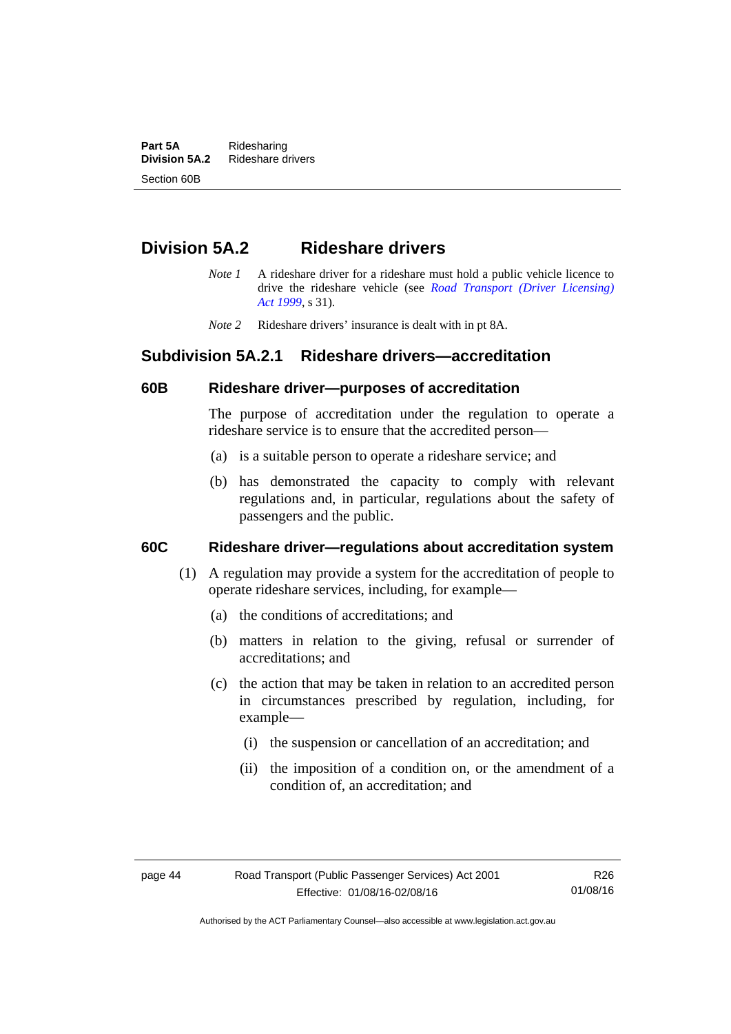## Division 5A.2 Rideshare drivers

*Note 1* A rideshare driver for a rideshare must hold a public vehicle licence to drive the rideshare vehicle (see *Road Transport (Driver Licensing) Act 1999*, s 31).

*Note 2* Rideshare drivers' insurance is dealt with in pt 8A.

### Subdivision 5A.2.1 Rideshare drivers—accreditation

#### 60B Rideshare driver—purposes of accreditation

The purpose of accreditation under the regulation to operate a rideshare service is to ensure that the accredited person—

(a) is a suitable person to operate a rideshare service; and

(b) has demonstrated the capacity to comply with relevant regulations and, in particular, regulations about the safety of passengers and the public.

#### 60C Rideshare driver—regulations about accreditation system

(1) A regulation may provide a system for the accreditation of people to operate rideshare services, including, for example—

(a) the conditions of accreditations; and

(b) matters in relation to the giving, refusal or surrender of accreditations; and

(c) the action that may be taken in relation to an accredited person in circumstances prescribed by regulation, including, for example—

(i) the suspension or cancellation of an accreditation; and

(ii) the imposition of a condition on, or the amendment of a condition of, an accreditation; and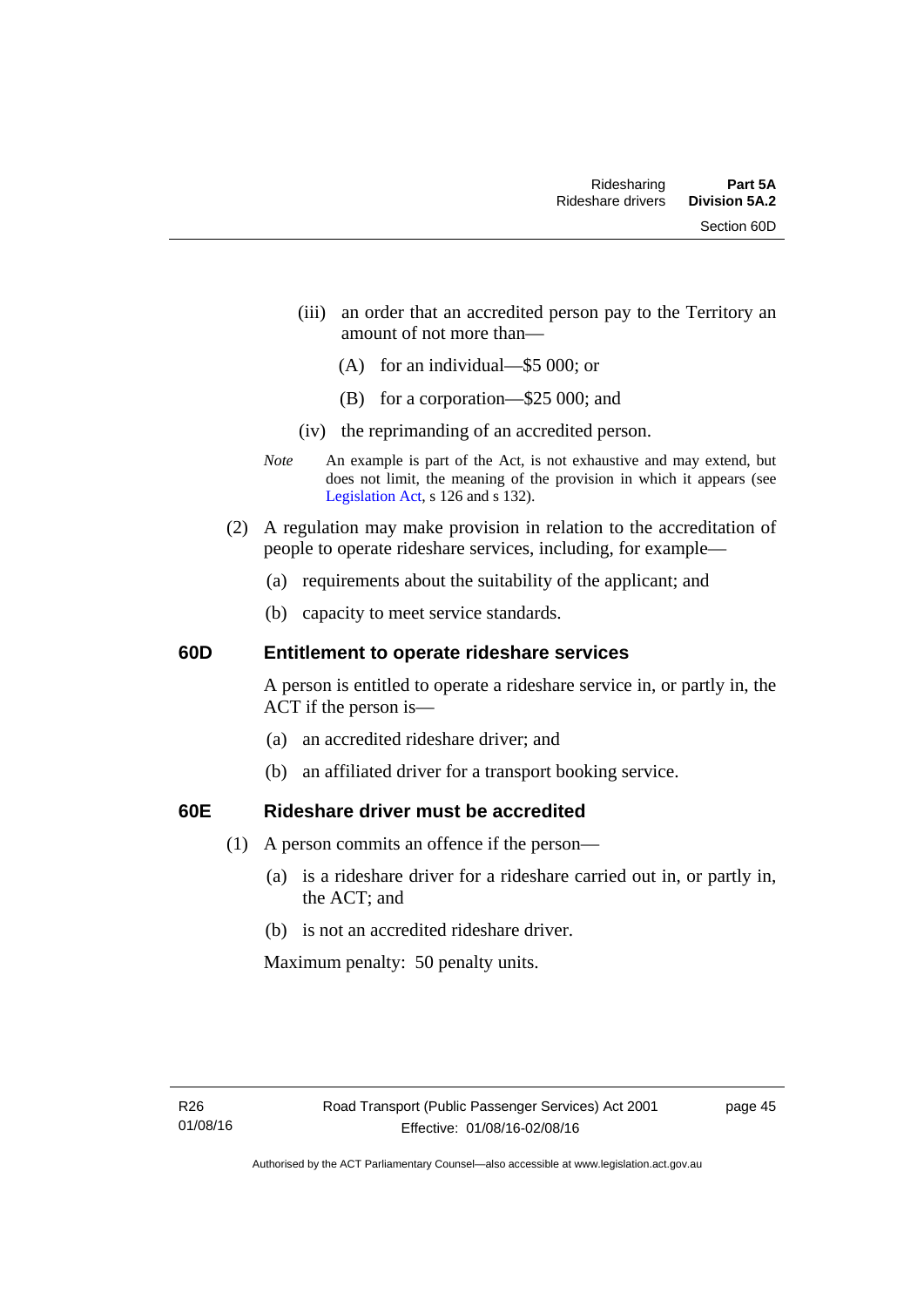(iii) an order that an accredited person pay to the Territory an amount of not more than—

(A) for an individual—$5 000; or

(B) for a corporation—$25 000; and

(iv) the reprimanding of an accredited person.

*Note* An example is part of the Act, is not exhaustive and may extend, but does not limit, the meaning of the provision in which it appears (see Legislation Act, s 126 and s 132).

(2) A regulation may make provision in relation to the accreditation of people to operate rideshare services, including, for example—

(a) requirements about the suitability of the applicant; and

(b) capacity to meet service standards.

### 60D Entitlement to operate rideshare services

A person is entitled to operate a rideshare service in, or partly in, the ACT if the person is—

(a) an accredited rideshare driver; and

(b) an affiliated driver for a transport booking service.

### 60E Rideshare driver must be accredited

(1) A person commits an offence if the person—

(a) is a rideshare driver for a rideshare carried out in, or partly in, the ACT; and

(b) is not an accredited rideshare driver.

Maximum penalty: 50 penalty units.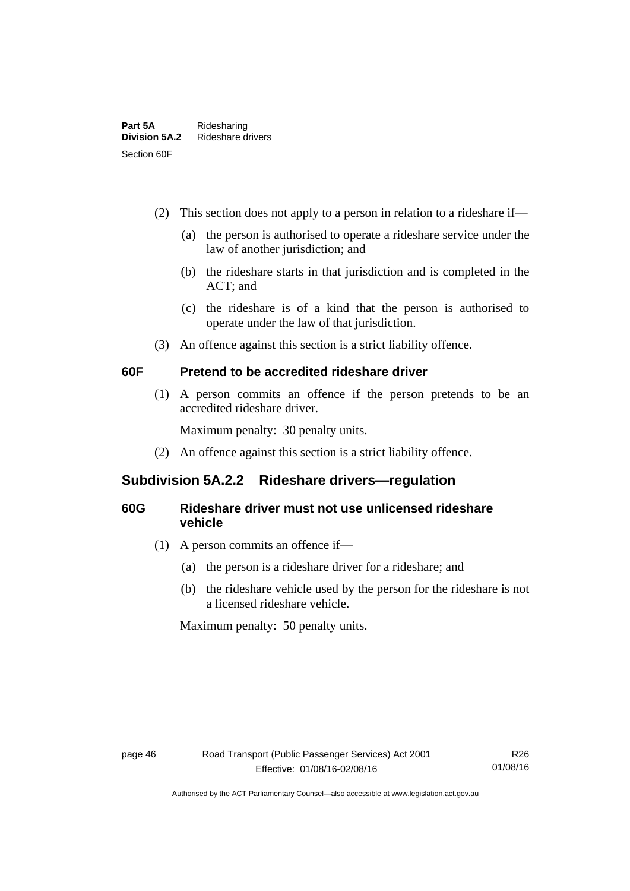(2) This section does not apply to a person in relation to a rideshare if—

(a) the person is authorised to operate a rideshare service under the law of another jurisdiction; and

(b) the rideshare starts in that jurisdiction and is completed in the ACT; and

(c) the rideshare is of a kind that the person is authorised to operate under the law of that jurisdiction.

(3) An offence against this section is a strict liability offence.

### 60F Pretend to be accredited rideshare driver

(1) A person commits an offence if the person pretends to be an accredited rideshare driver.

Maximum penalty: 30 penalty units.

(2) An offence against this section is a strict liability offence.

## Subdivision 5A.2.2 Rideshare drivers—regulation

### 60G Rideshare driver must not use unlicensed rideshare vehicle

(1) A person commits an offence if—

(a) the person is a rideshare driver for a rideshare; and

(b) the rideshare vehicle used by the person for the rideshare is not a licensed rideshare vehicle.

Maximum penalty: 50 penalty units.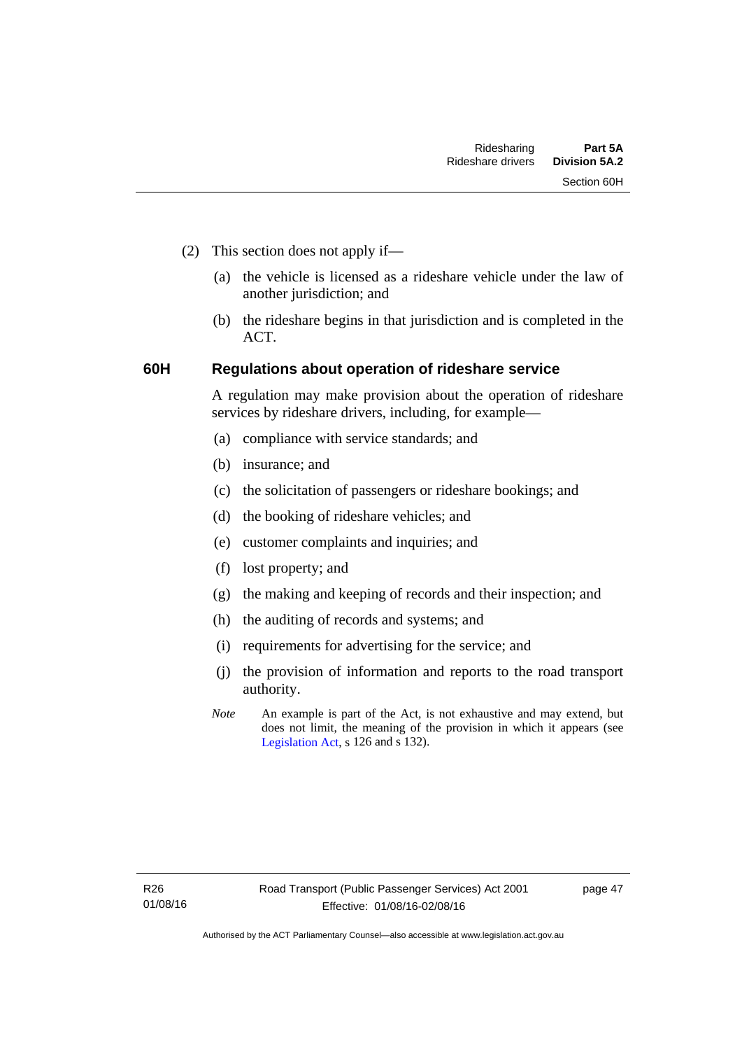(2) This section does not apply if—

(a) the vehicle is licensed as a rideshare vehicle under the law of another jurisdiction; and

(b) the rideshare begins in that jurisdiction and is completed in the ACT.

## 60H Regulations about operation of rideshare service

A regulation may make provision about the operation of rideshare services by rideshare drivers, including, for example—

(a) compliance with service standards; and

(b) insurance; and

(c) the solicitation of passengers or rideshare bookings; and

(d) the booking of rideshare vehicles; and

(e) customer complaints and inquiries; and

(f) lost property; and

(g) the making and keeping of records and their inspection; and

(h) the auditing of records and systems; and

(i) requirements for advertising for the service; and

(j) the provision of information and reports to the road transport authority.

*Note* An example is part of the Act, is not exhaustive and may extend, but does not limit, the meaning of the provision in which it appears (see Legislation Act, s 126 and s 132).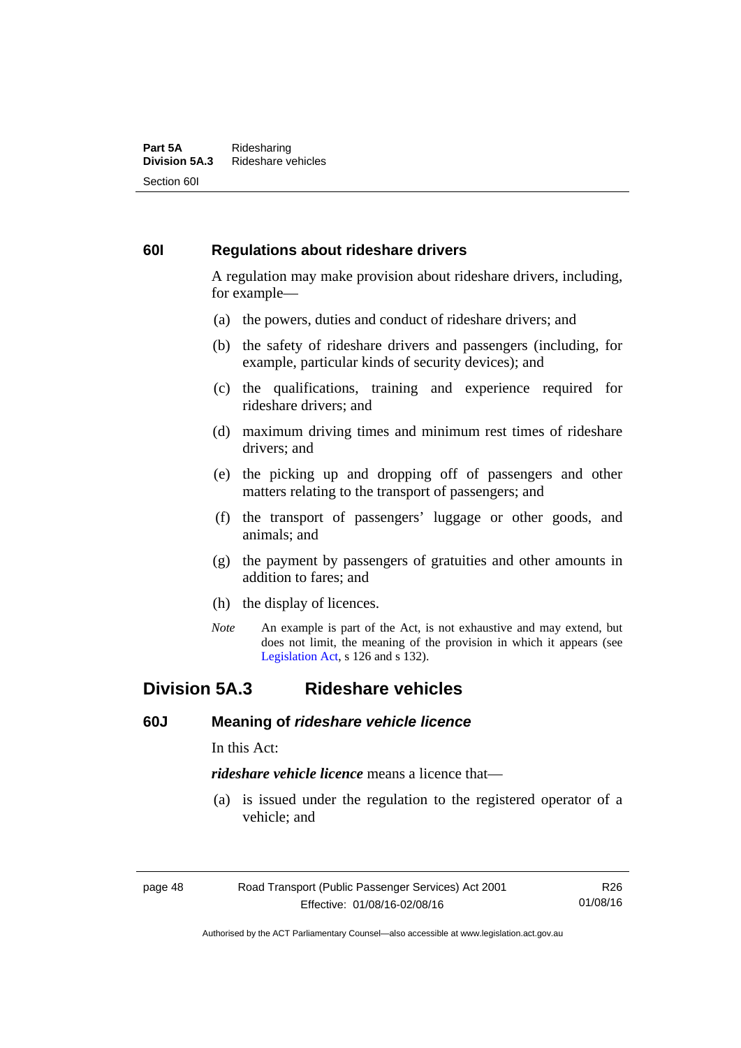### 60I Regulations about rideshare drivers

A regulation may make provision about rideshare drivers, including, for example—

(a) the powers, duties and conduct of rideshare drivers; and

(b) the safety of rideshare drivers and passengers (including, for example, particular kinds of security devices); and

(c) the qualifications, training and experience required for rideshare drivers; and

(d) maximum driving times and minimum rest times of rideshare drivers; and

(e) the picking up and dropping off of passengers and other matters relating to the transport of passengers; and

(f) the transport of passengers' luggage or other goods, and animals; and

(g) the payment by passengers of gratuities and other amounts in addition to fares; and

(h) the display of licences.

*Note* An example is part of the Act, is not exhaustive and may extend, but does not limit, the meaning of the provision in which it appears (see Legislation Act, s 126 and s 132).

## Division 5A.3 Rideshare vehicles

### 60J Meaning of *rideshare vehicle licence*

In this Act:

***rideshare vehicle licence*** means a licence that—

(a) is issued under the regulation to the registered operator of a vehicle; and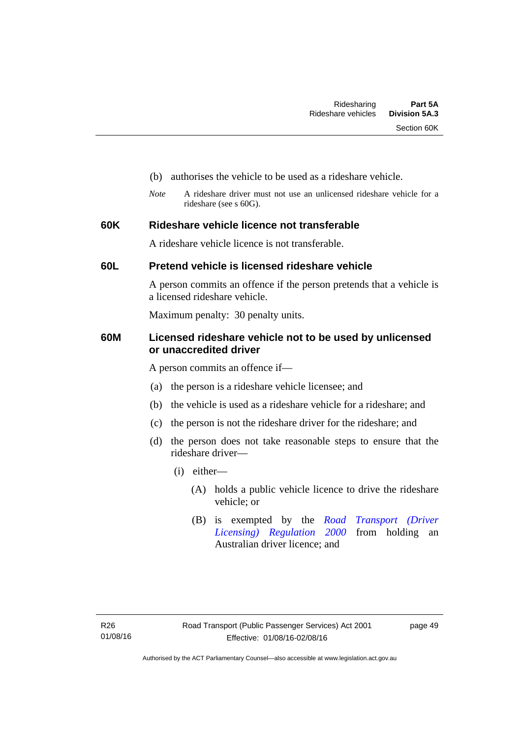(b) authorises the vehicle to be used as a rideshare vehicle.

*Note* A rideshare driver must not use an unlicensed rideshare vehicle for a rideshare (see s 60G).

### 60K Rideshare vehicle licence not transferable

A rideshare vehicle licence is not transferable.

### 60L Pretend vehicle is licensed rideshare vehicle

A person commits an offence if the person pretends that a vehicle is a licensed rideshare vehicle.

Maximum penalty: 30 penalty units.

### 60M Licensed rideshare vehicle not to be used by unlicensed or unaccredited driver

A person commits an offence if—

(a) the person is a rideshare vehicle licensee; and

(b) the vehicle is used as a rideshare vehicle for a rideshare; and

(c) the person is not the rideshare driver for the rideshare; and

(d) the person does not take reasonable steps to ensure that the rideshare driver—

(i) either—

(A) holds a public vehicle licence to drive the rideshare vehicle; or

(B) is exempted by the *Road Transport (Driver Licensing) Regulation 2000* from holding an Australian driver licence; and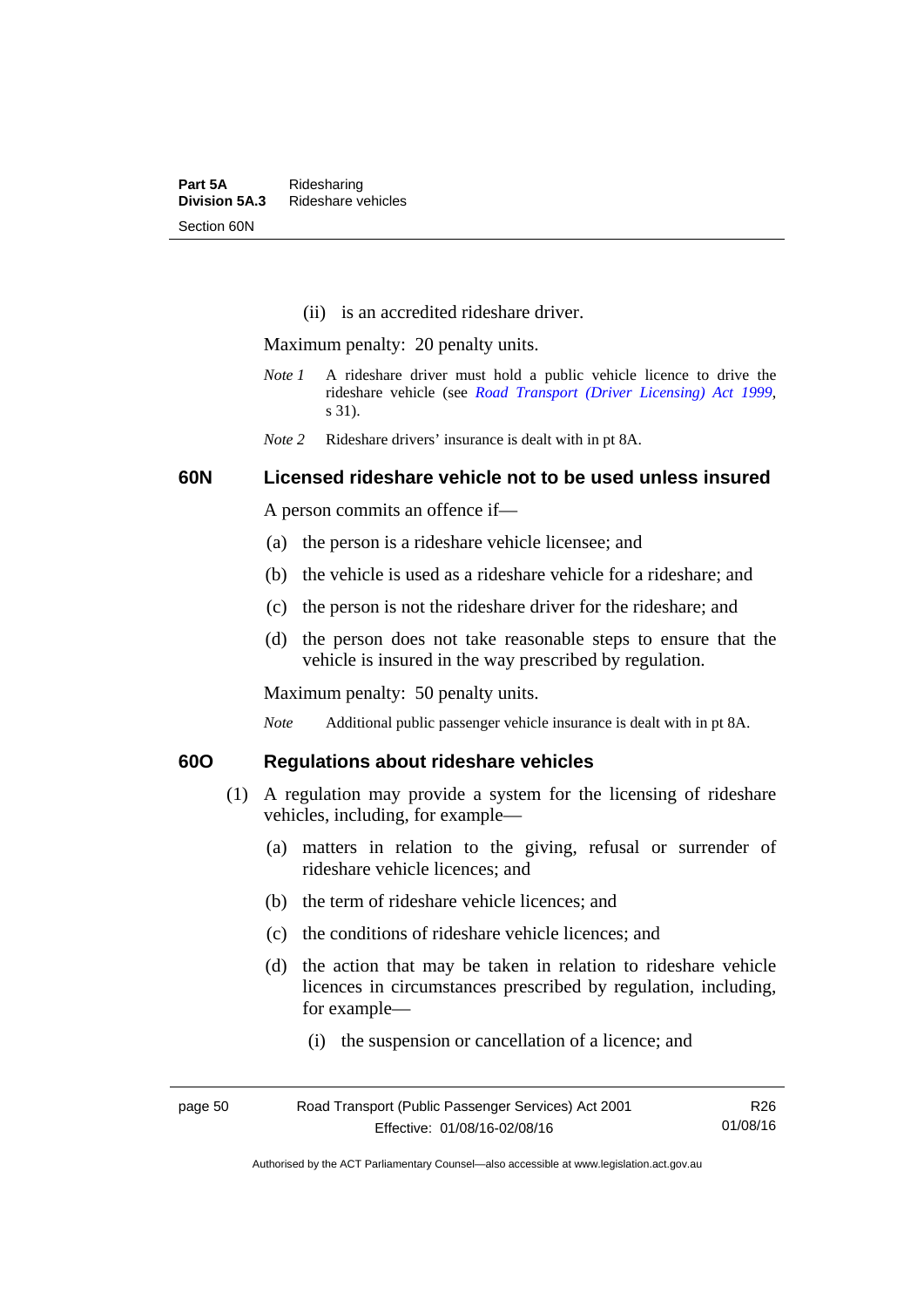(ii) is an accredited rideshare driver.

Maximum penalty: 20 penalty units.

*Note 1* A rideshare driver must hold a public vehicle licence to drive the rideshare vehicle (see *Road Transport (Driver Licensing) Act 1999*, s 31).

*Note 2* Rideshare drivers' insurance is dealt with in pt 8A.

### 60N Licensed rideshare vehicle not to be used unless insured

A person commits an offence if—

(a) the person is a rideshare vehicle licensee; and

(b) the vehicle is used as a rideshare vehicle for a rideshare; and

(c) the person is not the rideshare driver for the rideshare; and

(d) the person does not take reasonable steps to ensure that the vehicle is insured in the way prescribed by regulation.

Maximum penalty: 50 penalty units.

*Note* Additional public passenger vehicle insurance is dealt with in pt 8A.

### 60O Regulations about rideshare vehicles

(1) A regulation may provide a system for the licensing of rideshare vehicles, including, for example—

(a) matters in relation to the giving, refusal or surrender of rideshare vehicle licences; and

(b) the term of rideshare vehicle licences; and

(c) the conditions of rideshare vehicle licences; and

(d) the action that may be taken in relation to rideshare vehicle licences in circumstances prescribed by regulation, including, for example—

(i) the suspension or cancellation of a licence; and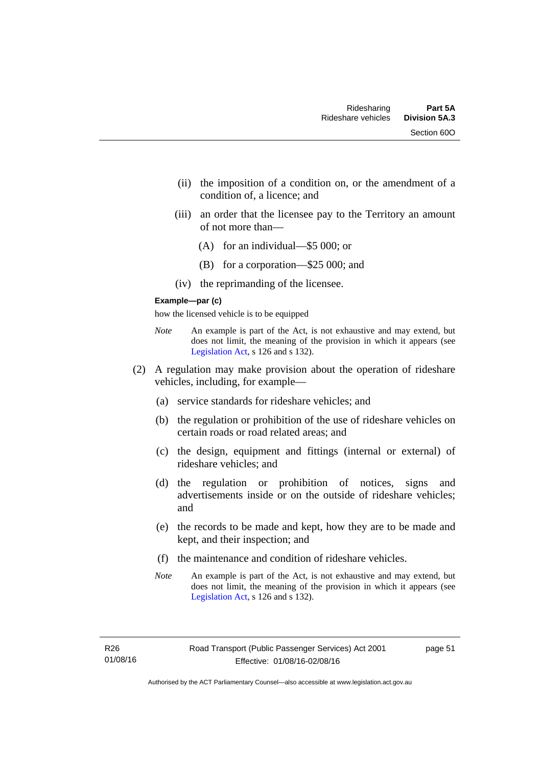(ii) the imposition of a condition on, or the amendment of a condition of, a licence; and

(iii) an order that the licensee pay to the Territory an amount of not more than—

(A) for an individual—$5 000; or

(B) for a corporation—$25 000; and

(iv) the reprimanding of the licensee.

**Example—par (c)**

how the licensed vehicle is to be equipped

*Note* An example is part of the Act, is not exhaustive and may extend, but does not limit, the meaning of the provision in which it appears (see Legislation Act, s 126 and s 132).

(2) A regulation may make provision about the operation of rideshare vehicles, including, for example—

(a) service standards for rideshare vehicles; and

(b) the regulation or prohibition of the use of rideshare vehicles on certain roads or road related areas; and

(c) the design, equipment and fittings (internal or external) of rideshare vehicles; and

(d) the regulation or prohibition of notices, signs and advertisements inside or on the outside of rideshare vehicles; and

(e) the records to be made and kept, how they are to be made and kept, and their inspection; and

(f) the maintenance and condition of rideshare vehicles.

*Note* An example is part of the Act, is not exhaustive and may extend, but does not limit, the meaning of the provision in which it appears (see Legislation Act, s 126 and s 132).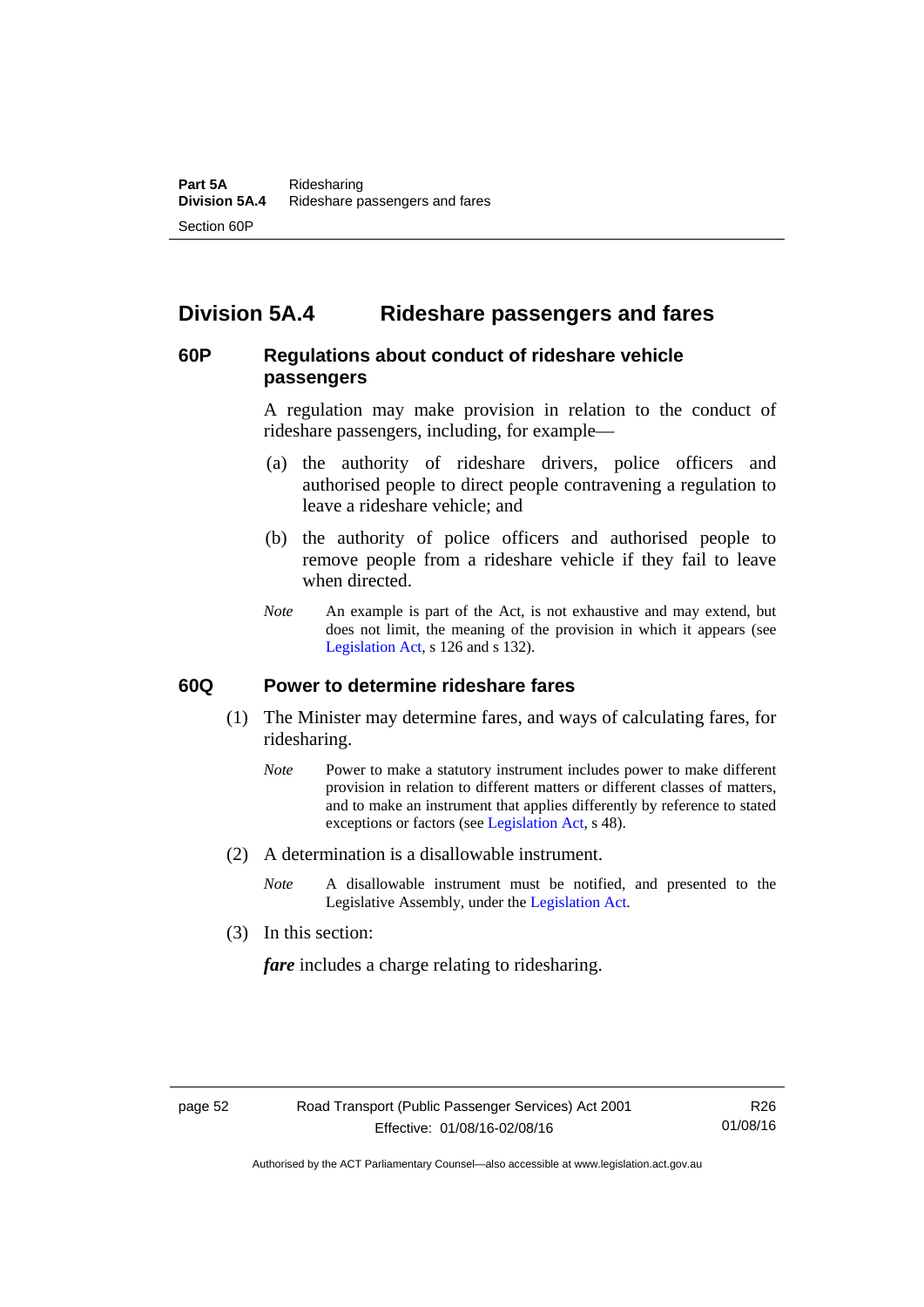## Division 5A.4 Rideshare passengers and fares

### 60P Regulations about conduct of rideshare vehicle passengers

A regulation may make provision in relation to the conduct of rideshare passengers, including, for example—

(a) the authority of rideshare drivers, police officers and authorised people to direct people contravening a regulation to leave a rideshare vehicle; and

(b) the authority of police officers and authorised people to remove people from a rideshare vehicle if they fail to leave when directed.

*Note* An example is part of the Act, is not exhaustive and may extend, but does not limit, the meaning of the provision in which it appears (see Legislation Act, s 126 and s 132).

### 60Q Power to determine rideshare fares

(1) The Minister may determine fares, and ways of calculating fares, for ridesharing.

*Note* Power to make a statutory instrument includes power to make different provision in relation to different matters or different classes of matters, and to make an instrument that applies differently by reference to stated exceptions or factors (see Legislation Act, s 48).

(2) A determination is a disallowable instrument.

*Note* A disallowable instrument must be notified, and presented to the Legislative Assembly, under the Legislation Act.

(3) In this section:

***fare*** includes a charge relating to ridesharing.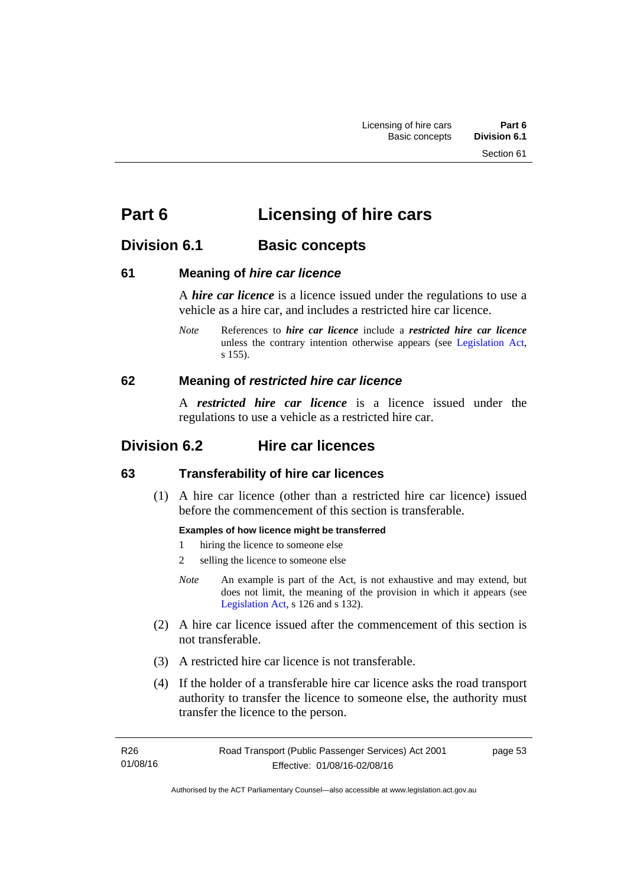# Part 6 Licensing of hire cars

## Division 6.1 Basic concepts

### 61 Meaning of *hire car licence*

A ***hire car licence*** is a licence issued under the regulations to use a vehicle as a hire car, and includes a restricted hire car licence.

*Note* References to ***hire car licence*** include a ***restricted hire car licence*** unless the contrary intention otherwise appears (see Legislation Act, s 155).

### 62 Meaning of *restricted hire car licence*

A ***restricted hire car licence*** is a licence issued under the regulations to use a vehicle as a restricted hire car.

## Division 6.2 Hire car licences

### 63 Transferability of hire car licences

(1) A hire car licence (other than a restricted hire car licence) issued before the commencement of this section is transferable.

**Examples of how licence might be transferred**

1 hiring the licence to someone else

2 selling the licence to someone else

*Note* An example is part of the Act, is not exhaustive and may extend, but does not limit, the meaning of the provision in which it appears (see Legislation Act, s 126 and s 132).

(2) A hire car licence issued after the commencement of this section is not transferable.

(3) A restricted hire car licence is not transferable.

(4) If the holder of a transferable hire car licence asks the road transport authority to transfer the licence to someone else, the authority must transfer the licence to the person.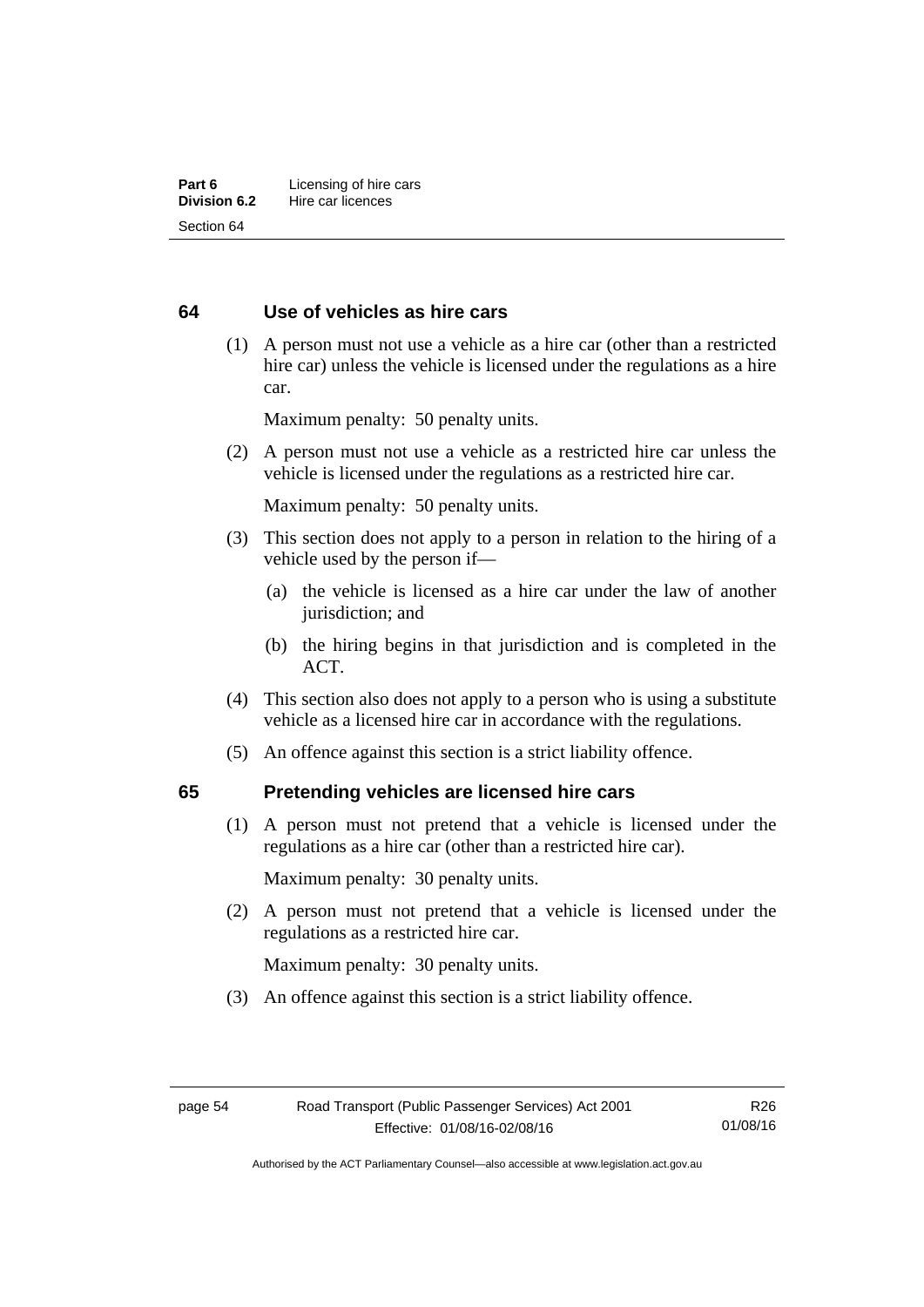## 64 Use of vehicles as hire cars

(1) A person must not use a vehicle as a hire car (other than a restricted hire car) unless the vehicle is licensed under the regulations as a hire car.

Maximum penalty: 50 penalty units.

(2) A person must not use a vehicle as a restricted hire car unless the vehicle is licensed under the regulations as a restricted hire car.

Maximum penalty: 50 penalty units.

(3) This section does not apply to a person in relation to the hiring of a vehicle used by the person if—

(a) the vehicle is licensed as a hire car under the law of another jurisdiction; and

(b) the hiring begins in that jurisdiction and is completed in the ACT.

(4) This section also does not apply to a person who is using a substitute vehicle as a licensed hire car in accordance with the regulations.

(5) An offence against this section is a strict liability offence.

## 65 Pretending vehicles are licensed hire cars

(1) A person must not pretend that a vehicle is licensed under the regulations as a hire car (other than a restricted hire car).

Maximum penalty: 30 penalty units.

(2) A person must not pretend that a vehicle is licensed under the regulations as a restricted hire car.

Maximum penalty: 30 penalty units.

(3) An offence against this section is a strict liability offence.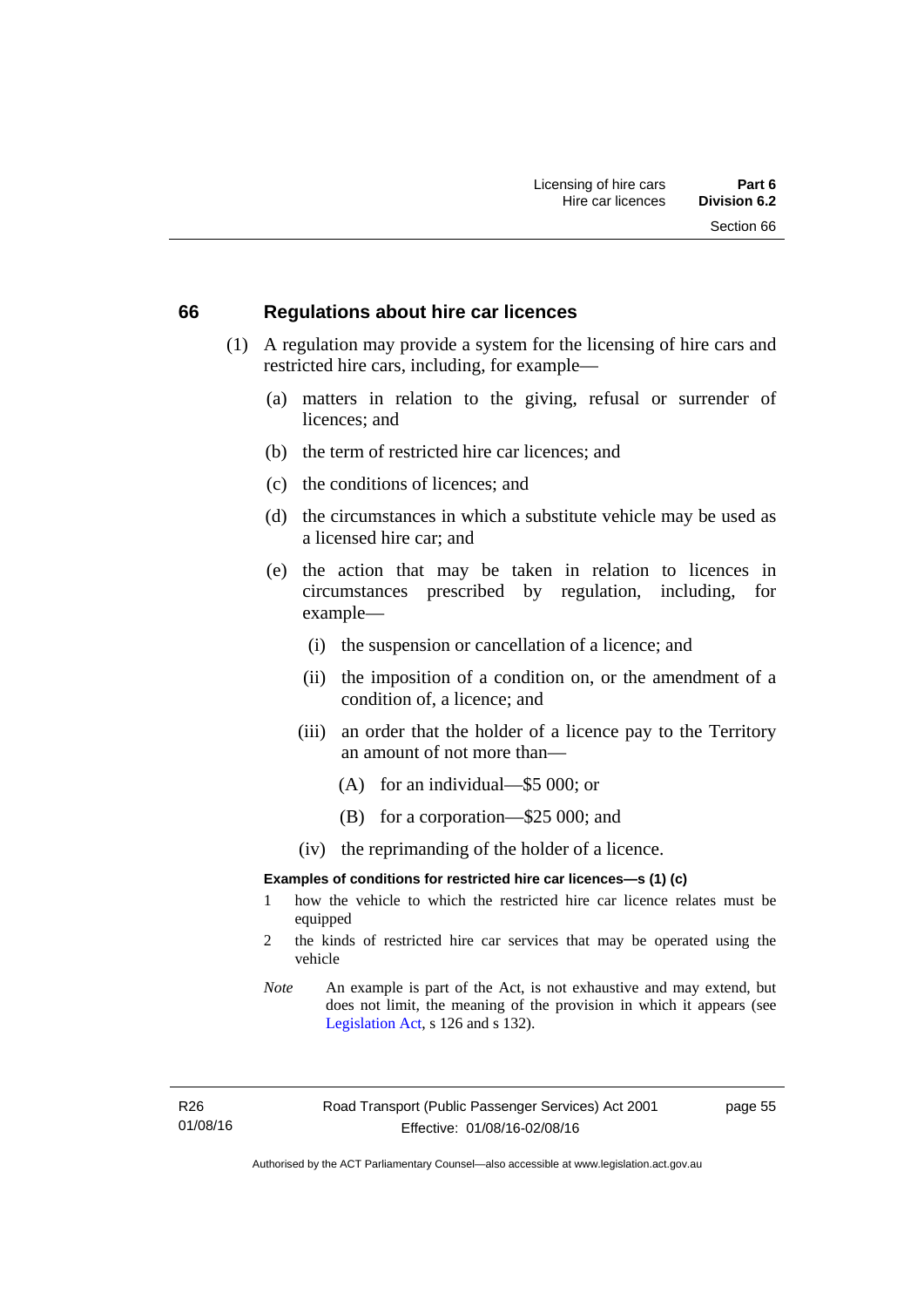## 66 Regulations about hire car licences

(1) A regulation may provide a system for the licensing of hire cars and restricted hire cars, including, for example—

(a) matters in relation to the giving, refusal or surrender of licences; and

(b) the term of restricted hire car licences; and

(c) the conditions of licences; and

(d) the circumstances in which a substitute vehicle may be used as a licensed hire car; and

(e) the action that may be taken in relation to licences in circumstances prescribed by regulation, including, for example—

(i) the suspension or cancellation of a licence; and

(ii) the imposition of a condition on, or the amendment of a condition of, a licence; and

(iii) an order that the holder of a licence pay to the Territory an amount of not more than—

(A) for an individual—$5 000; or

(B) for a corporation—$25 000; and

(iv) the reprimanding of the holder of a licence.

**Examples of conditions for restricted hire car licences—s (1) (c)**

1 how the vehicle to which the restricted hire car licence relates must be equipped

2 the kinds of restricted hire car services that may be operated using the vehicle

*Note* An example is part of the Act, is not exhaustive and may extend, but does not limit, the meaning of the provision in which it appears (see Legislation Act, s 126 and s 132).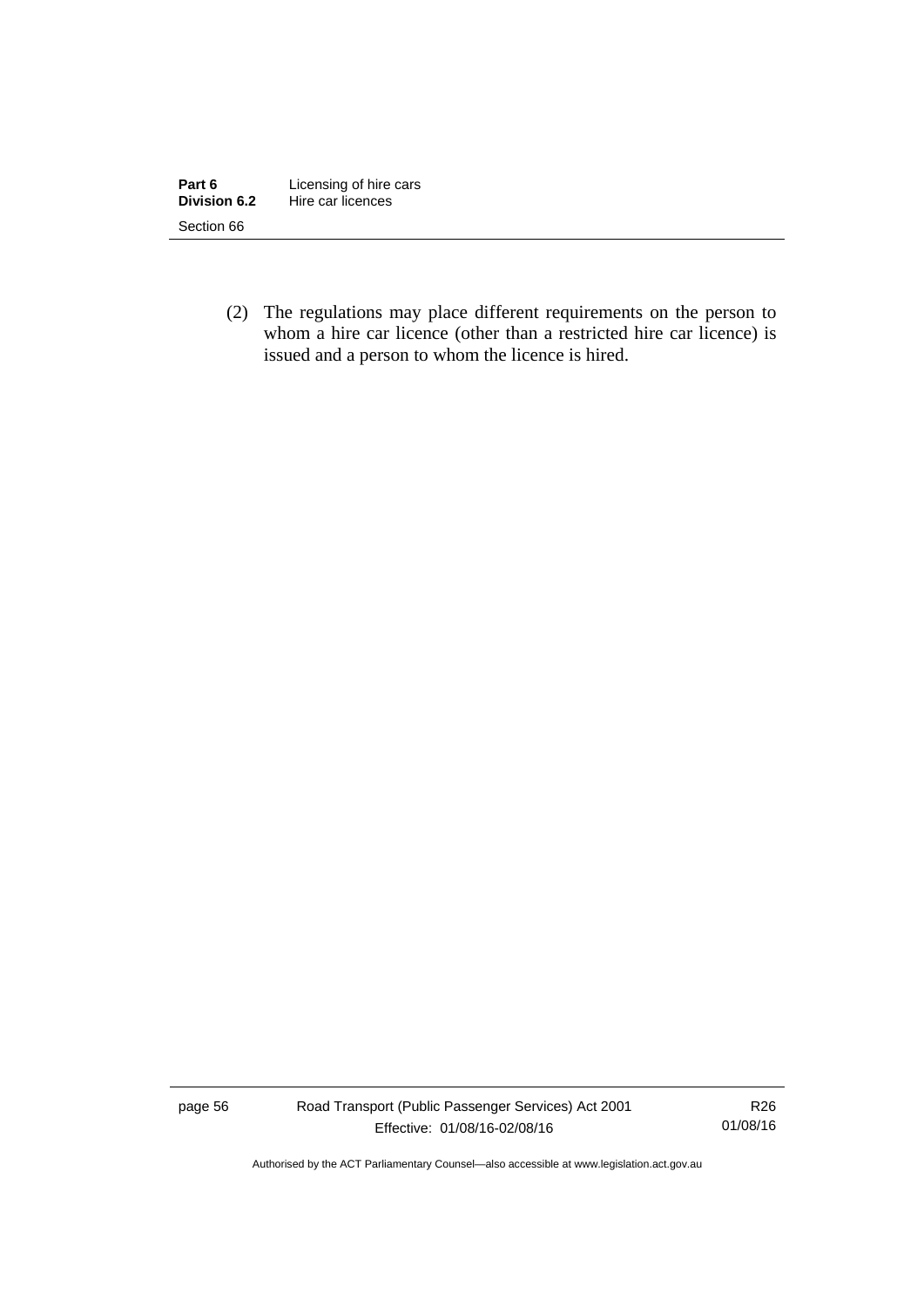(2) The regulations may place different requirements on the person to whom a hire car licence (other than a restricted hire car licence) is issued and a person to whom the licence is hired.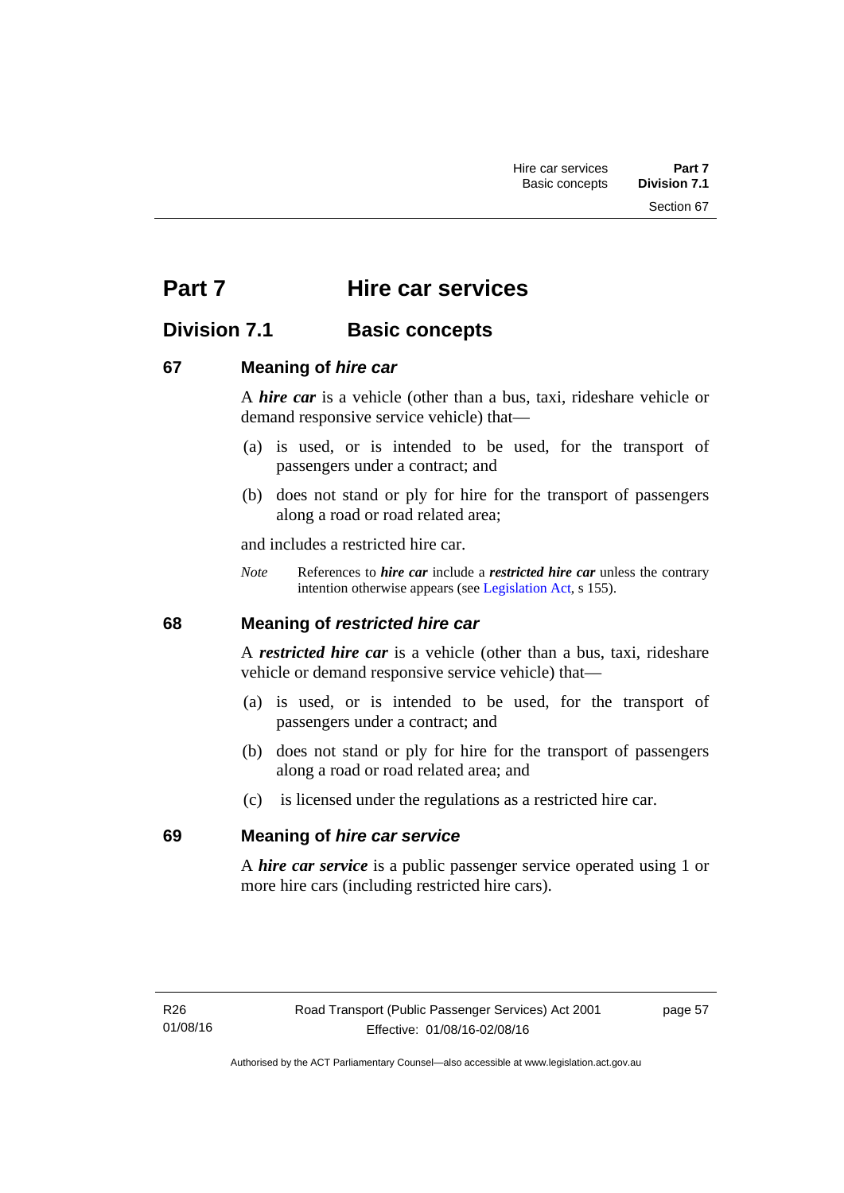# Part 7 Hire car services

## Division 7.1 Basic concepts

### 67 Meaning of *hire car*

A ***hire car*** is a vehicle (other than a bus, taxi, rideshare vehicle or demand responsive service vehicle) that—

(a) is used, or is intended to be used, for the transport of passengers under a contract; and

(b) does not stand or ply for hire for the transport of passengers along a road or road related area;

and includes a restricted hire car.

*Note* References to ***hire car*** include a ***restricted hire car*** unless the contrary intention otherwise appears (see Legislation Act, s 155).

### 68 Meaning of *restricted hire car*

A ***restricted hire car*** is a vehicle (other than a bus, taxi, rideshare vehicle or demand responsive service vehicle) that—

(a) is used, or is intended to be used, for the transport of passengers under a contract; and

(b) does not stand or ply for hire for the transport of passengers along a road or road related area; and

(c) is licensed under the regulations as a restricted hire car.

### 69 Meaning of *hire car service*

A ***hire car service*** is a public passenger service operated using 1 or more hire cars (including restricted hire cars).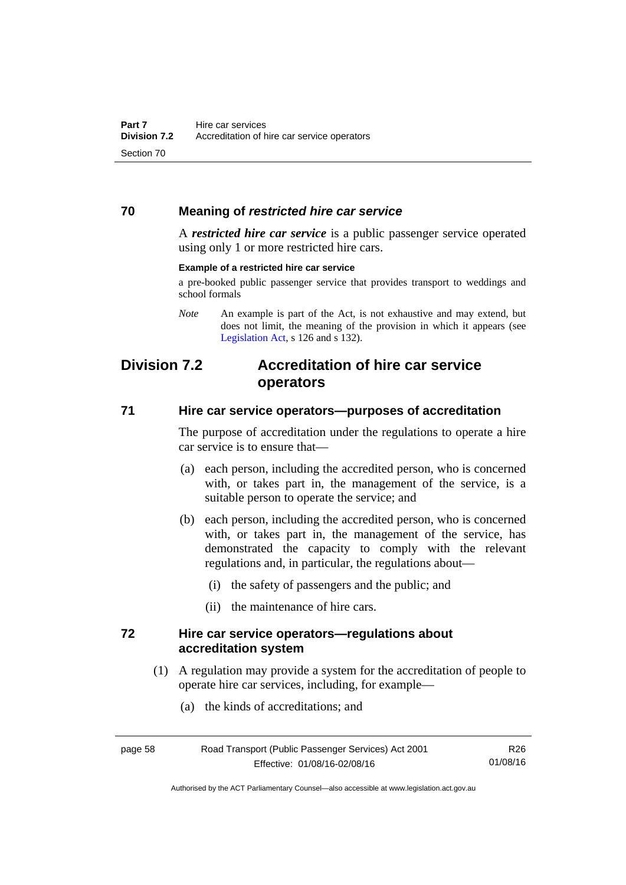### 70 Meaning of *restricted hire car service*

A ***restricted hire car service*** is a public passenger service operated using only 1 or more restricted hire cars.

**Example of a restricted hire car service**

a pre-booked public passenger service that provides transport to weddings and school formals

*Note* An example is part of the Act, is not exhaustive and may extend, but does not limit, the meaning of the provision in which it appears (see Legislation Act, s 126 and s 132).

## Division 7.2 Accreditation of hire car service operators

### 71 Hire car service operators—purposes of accreditation

The purpose of accreditation under the regulations to operate a hire car service is to ensure that—

(a) each person, including the accredited person, who is concerned with, or takes part in, the management of the service, is a suitable person to operate the service; and

(b) each person, including the accredited person, who is concerned with, or takes part in, the management of the service, has demonstrated the capacity to comply with the relevant regulations and, in particular, the regulations about—

(i) the safety of passengers and the public; and

(ii) the maintenance of hire cars.

### 72 Hire car service operators—regulations about accreditation system

(1) A regulation may provide a system for the accreditation of people to operate hire car services, including, for example—

(a) the kinds of accreditations; and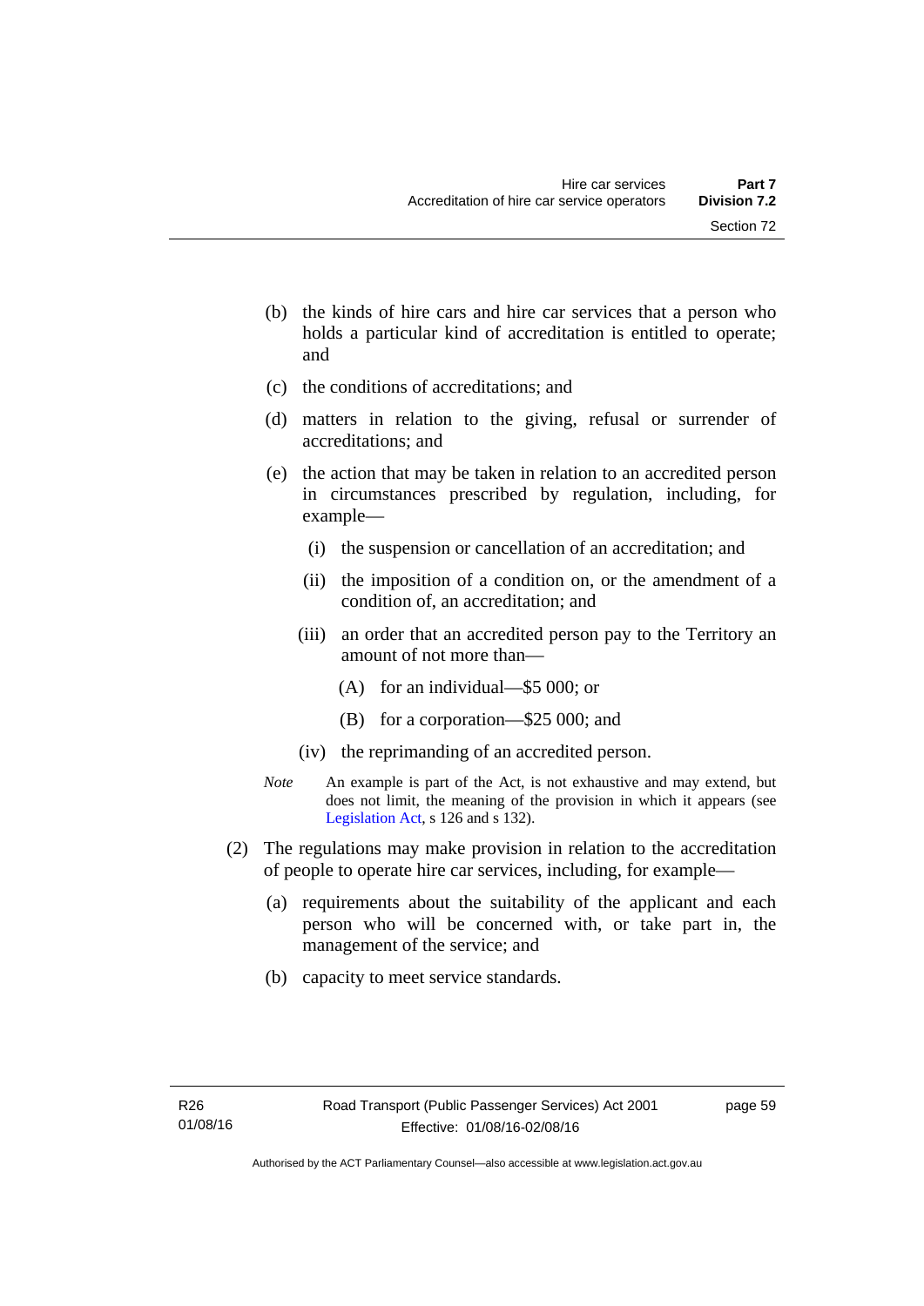(b) the kinds of hire cars and hire car services that a person who holds a particular kind of accreditation is entitled to operate; and

(c) the conditions of accreditations; and

(d) matters in relation to the giving, refusal or surrender of accreditations; and

(e) the action that may be taken in relation to an accredited person in circumstances prescribed by regulation, including, for example—

(i) the suspension or cancellation of an accreditation; and

(ii) the imposition of a condition on, or the amendment of a condition of, an accreditation; and

(iii) an order that an accredited person pay to the Territory an amount of not more than—

(A) for an individual—$5 000; or

(B) for a corporation—$25 000; and

(iv) the reprimanding of an accredited person.

*Note* An example is part of the Act, is not exhaustive and may extend, but does not limit, the meaning of the provision in which it appears (see Legislation Act, s 126 and s 132).

(2) The regulations may make provision in relation to the accreditation of people to operate hire car services, including, for example—

(a) requirements about the suitability of the applicant and each person who will be concerned with, or take part in, the management of the service; and

(b) capacity to meet service standards.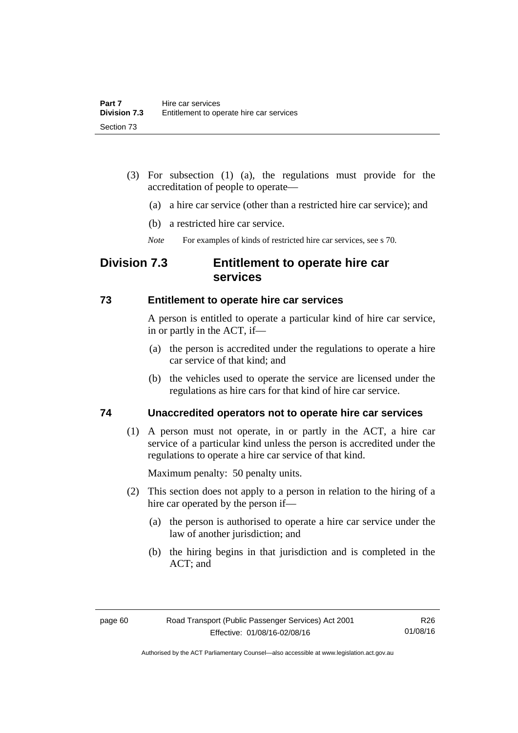(3) For subsection (1) (a), the regulations must provide for the accreditation of people to operate—

(a) a hire car service (other than a restricted hire car service); and

(b) a restricted hire car service.

*Note* For examples of kinds of restricted hire car services, see s 70.

## Division 7.3 Entitlement to operate hire car services

### 73 Entitlement to operate hire car services

A person is entitled to operate a particular kind of hire car service, in or partly in the ACT, if—

(a) the person is accredited under the regulations to operate a hire car service of that kind; and

(b) the vehicles used to operate the service are licensed under the regulations as hire cars for that kind of hire car service.

### 74 Unaccredited operators not to operate hire car services

(1) A person must not operate, in or partly in the ACT, a hire car service of a particular kind unless the person is accredited under the regulations to operate a hire car service of that kind.

Maximum penalty: 50 penalty units.

(2) This section does not apply to a person in relation to the hiring of a hire car operated by the person if—

(a) the person is authorised to operate a hire car service under the law of another jurisdiction; and

(b) the hiring begins in that jurisdiction and is completed in the ACT; and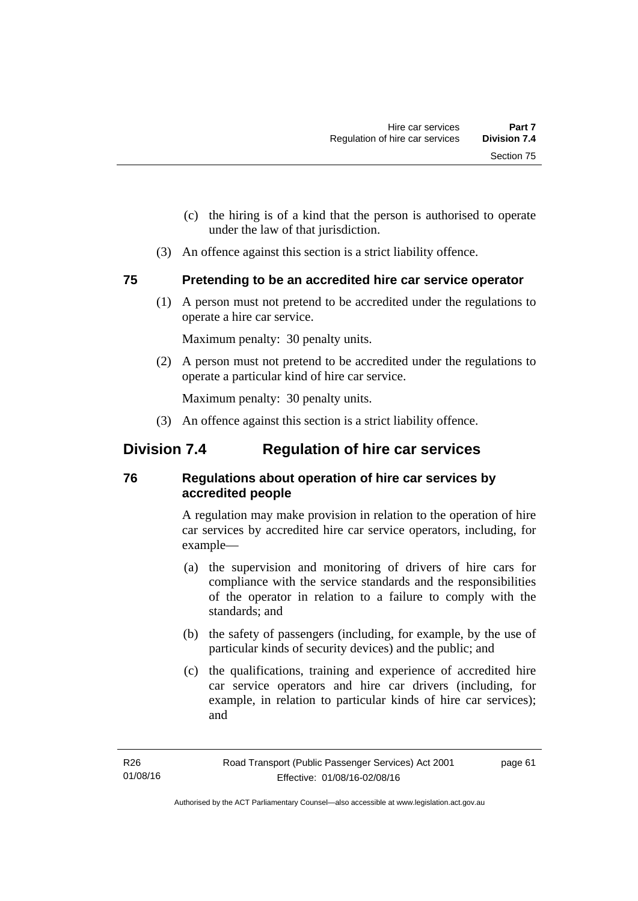(c) the hiring is of a kind that the person is authorised to operate under the law of that jurisdiction.

(3) An offence against this section is a strict liability offence.

### 75 Pretending to be an accredited hire car service operator

(1) A person must not pretend to be accredited under the regulations to operate a hire car service.

Maximum penalty: 30 penalty units.

(2) A person must not pretend to be accredited under the regulations to operate a particular kind of hire car service.

Maximum penalty: 30 penalty units.

(3) An offence against this section is a strict liability offence.

## Division 7.4 Regulation of hire car services

### 76 Regulations about operation of hire car services by accredited people

A regulation may make provision in relation to the operation of hire car services by accredited hire car service operators, including, for example—

(a) the supervision and monitoring of drivers of hire cars for compliance with the service standards and the responsibilities of the operator in relation to a failure to comply with the standards; and

(b) the safety of passengers (including, for example, by the use of particular kinds of security devices) and the public; and

(c) the qualifications, training and experience of accredited hire car service operators and hire car drivers (including, for example, in relation to particular kinds of hire car services); and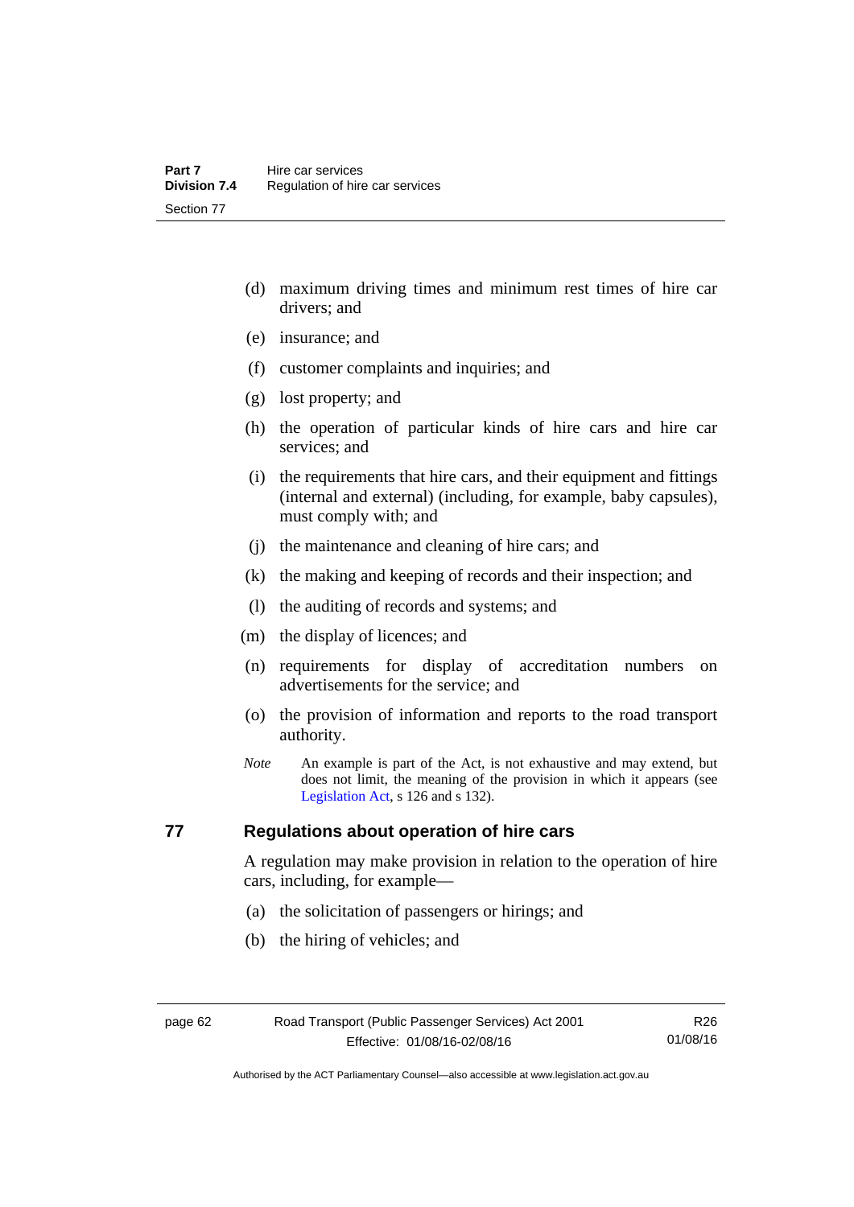(d) maximum driving times and minimum rest times of hire car drivers; and

(e) insurance; and

(f) customer complaints and inquiries; and

(g) lost property; and

(h) the operation of particular kinds of hire cars and hire car services; and

(i) the requirements that hire cars, and their equipment and fittings (internal and external) (including, for example, baby capsules), must comply with; and

(j) the maintenance and cleaning of hire cars; and

(k) the making and keeping of records and their inspection; and

(l) the auditing of records and systems; and

(m) the display of licences; and

(n) requirements for display of accreditation numbers on advertisements for the service; and

(o) the provision of information and reports to the road transport authority.

*Note* An example is part of the Act, is not exhaustive and may extend, but does not limit, the meaning of the provision in which it appears (see Legislation Act, s 126 and s 132).

## 77 Regulations about operation of hire cars

A regulation may make provision in relation to the operation of hire cars, including, for example—

(a) the solicitation of passengers or hirings; and

(b) the hiring of vehicles; and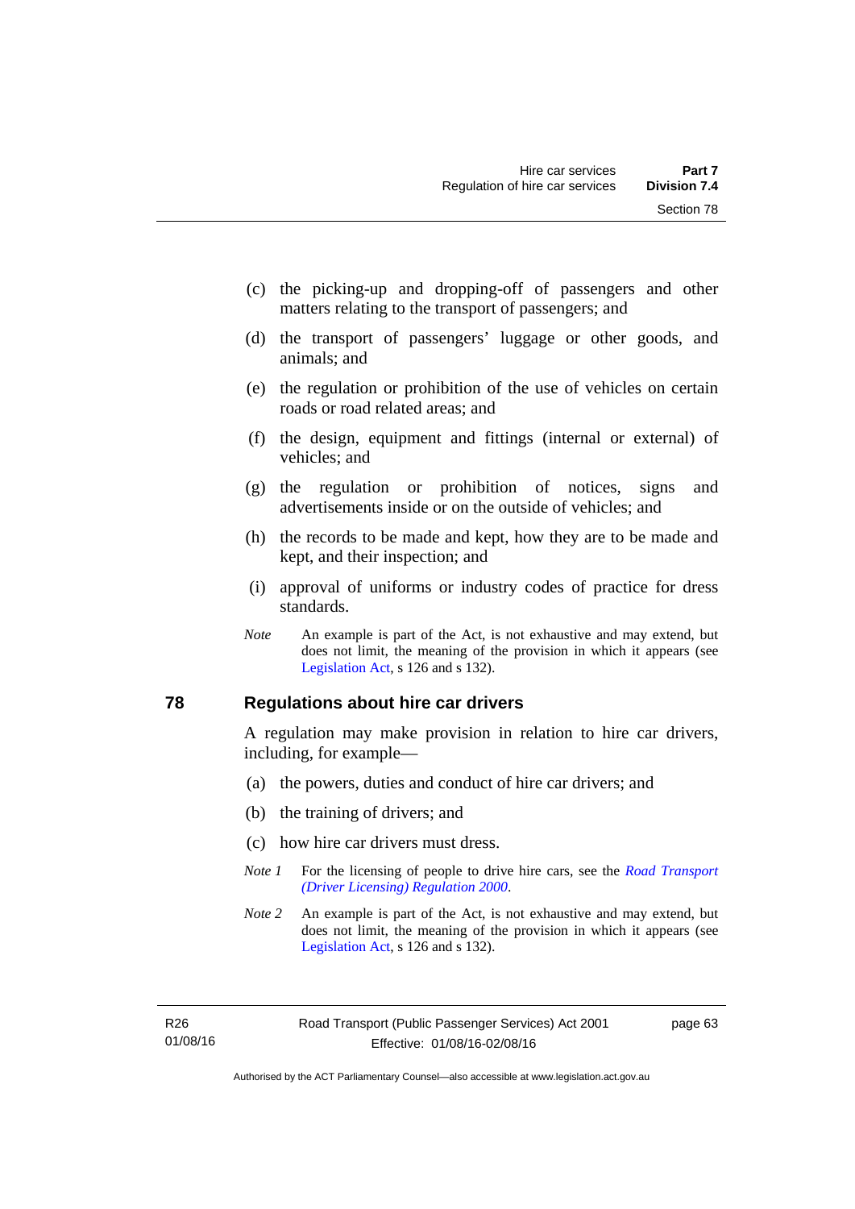(c) the picking-up and dropping-off of passengers and other matters relating to the transport of passengers; and

(d) the transport of passengers' luggage or other goods, and animals; and

(e) the regulation or prohibition of the use of vehicles on certain roads or road related areas; and

(f) the design, equipment and fittings (internal or external) of vehicles; and

(g) the regulation or prohibition of notices, signs and advertisements inside or on the outside of vehicles; and

(h) the records to be made and kept, how they are to be made and kept, and their inspection; and

(i) approval of uniforms or industry codes of practice for dress standards.

*Note* An example is part of the Act, is not exhaustive and may extend, but does not limit, the meaning of the provision in which it appears (see Legislation Act, s 126 and s 132).

## 78 Regulations about hire car drivers

A regulation may make provision in relation to hire car drivers, including, for example—

(a) the powers, duties and conduct of hire car drivers; and

(b) the training of drivers; and

(c) how hire car drivers must dress.

*Note 1* For the licensing of people to drive hire cars, see the *Road Transport (Driver Licensing) Regulation 2000*.

*Note 2* An example is part of the Act, is not exhaustive and may extend, but does not limit, the meaning of the provision in which it appears (see Legislation Act, s 126 and s 132).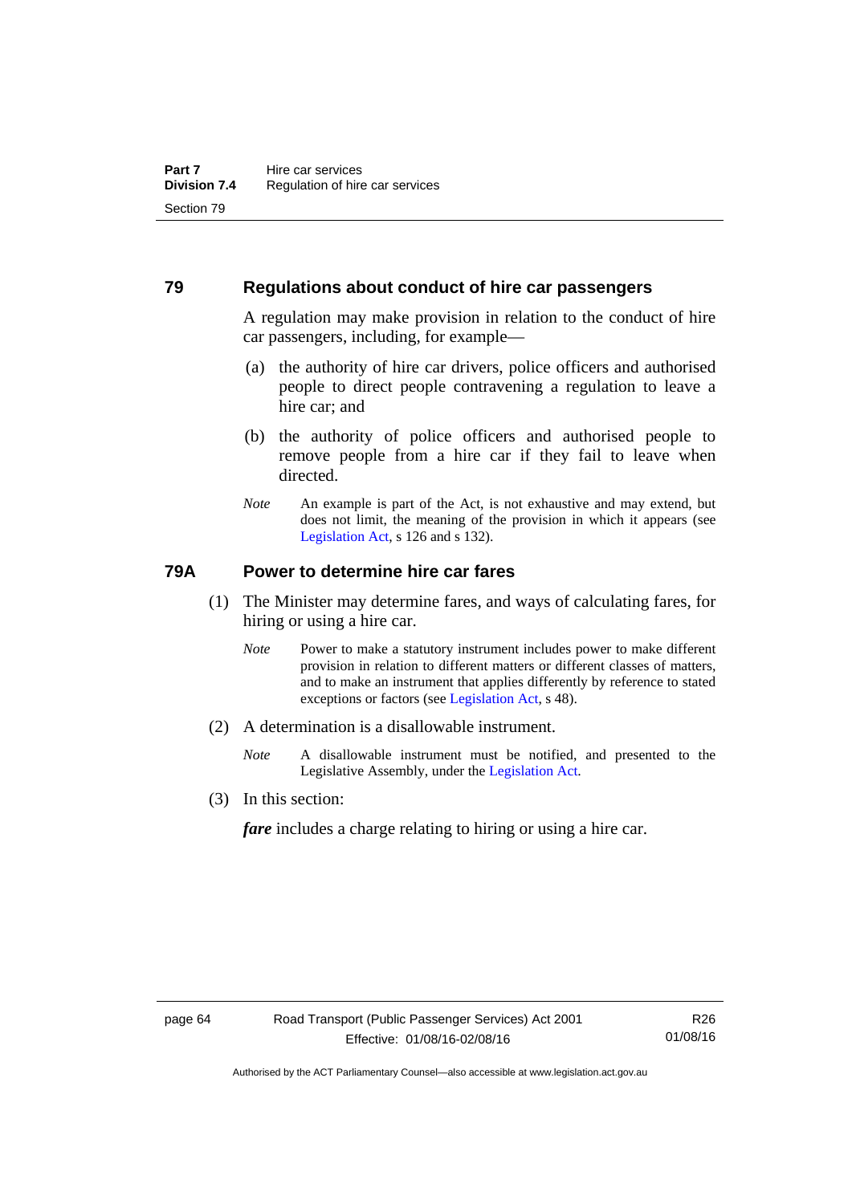## 79 Regulations about conduct of hire car passengers

A regulation may make provision in relation to the conduct of hire car passengers, including, for example—

(a) the authority of hire car drivers, police officers and authorised people to direct people contravening a regulation to leave a hire car; and

(b) the authority of police officers and authorised people to remove people from a hire car if they fail to leave when directed.

*Note* An example is part of the Act, is not exhaustive and may extend, but does not limit, the meaning of the provision in which it appears (see Legislation Act, s 126 and s 132).

## 79A Power to determine hire car fares

(1) The Minister may determine fares, and ways of calculating fares, for hiring or using a hire car.

*Note* Power to make a statutory instrument includes power to make different provision in relation to different matters or different classes of matters, and to make an instrument that applies differently by reference to stated exceptions or factors (see Legislation Act, s 48).

(2) A determination is a disallowable instrument.

*Note* A disallowable instrument must be notified, and presented to the Legislative Assembly, under the Legislation Act.

(3) In this section:

***fare*** includes a charge relating to hiring or using a hire car.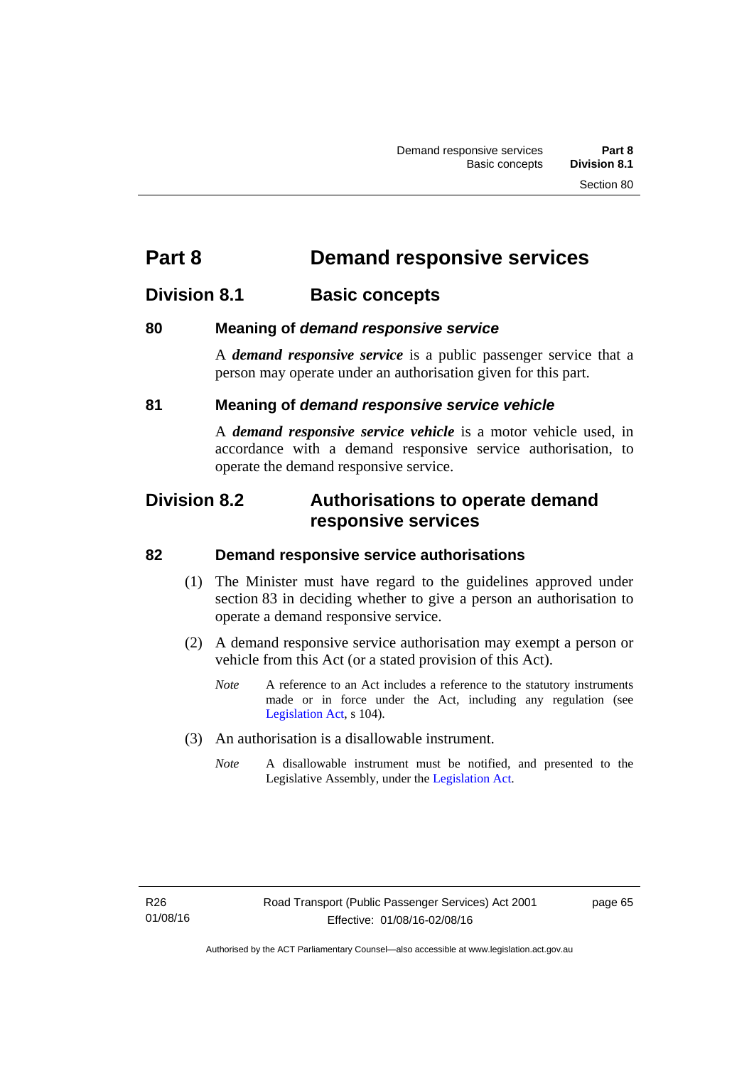# Part 8 Demand responsive services

## Division 8.1 Basic concepts

### 80 Meaning of *demand responsive service*

A ***demand responsive service*** is a public passenger service that a person may operate under an authorisation given for this part.

### 81 Meaning of *demand responsive service vehicle*

A ***demand responsive service vehicle*** is a motor vehicle used, in accordance with a demand responsive service authorisation, to operate the demand responsive service.

## Division 8.2 Authorisations to operate demand responsive services

### 82 Demand responsive service authorisations

(1) The Minister must have regard to the guidelines approved under section 83 in deciding whether to give a person an authorisation to operate a demand responsive service.

(2) A demand responsive service authorisation may exempt a person or vehicle from this Act (or a stated provision of this Act).

*Note* A reference to an Act includes a reference to the statutory instruments made or in force under the Act, including any regulation (see Legislation Act, s 104).

(3) An authorisation is a disallowable instrument.

*Note* A disallowable instrument must be notified, and presented to the Legislative Assembly, under the Legislation Act.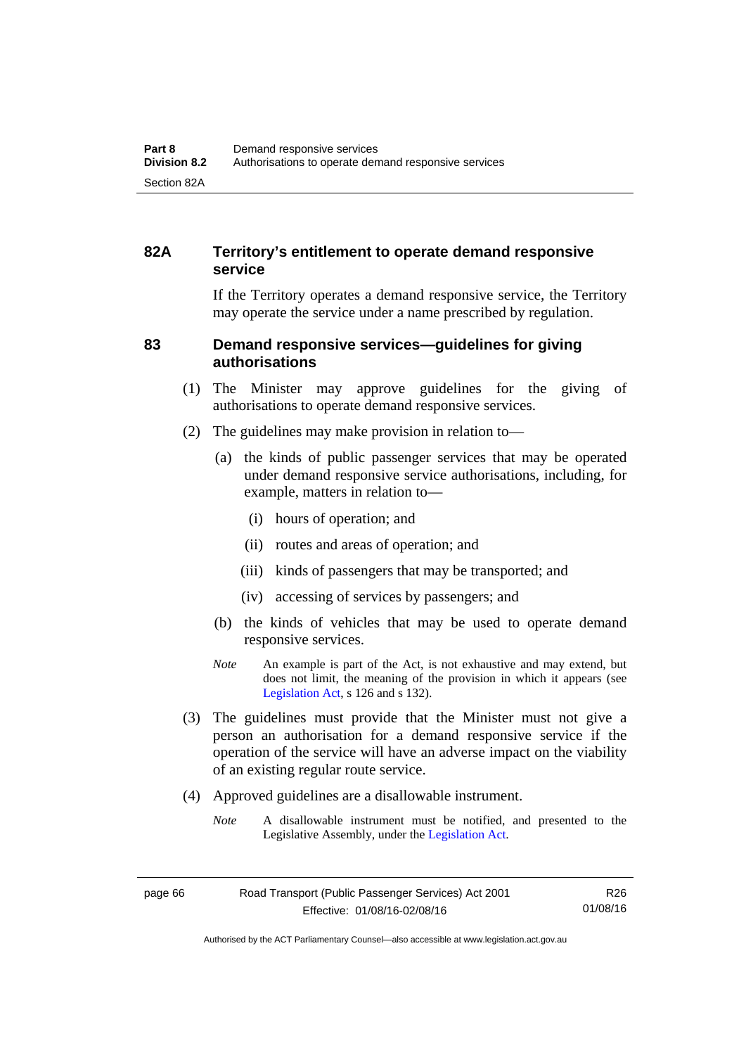## 82A Territory's entitlement to operate demand responsive service

If the Territory operates a demand responsive service, the Territory may operate the service under a name prescribed by regulation.

## 83 Demand responsive services—guidelines for giving authorisations

(1) The Minister may approve guidelines for the giving of authorisations to operate demand responsive services.

(2) The guidelines may make provision in relation to—

(a) the kinds of public passenger services that may be operated under demand responsive service authorisations, including, for example, matters in relation to—

(i) hours of operation; and

(ii) routes and areas of operation; and

(iii) kinds of passengers that may be transported; and

(iv) accessing of services by passengers; and

(b) the kinds of vehicles that may be used to operate demand responsive services.

*Note* An example is part of the Act, is not exhaustive and may extend, but does not limit, the meaning of the provision in which it appears (see Legislation Act, s 126 and s 132).

(3) The guidelines must provide that the Minister must not give a person an authorisation for a demand responsive service if the operation of the service will have an adverse impact on the viability of an existing regular route service.

(4) Approved guidelines are a disallowable instrument.

*Note* A disallowable instrument must be notified, and presented to the Legislative Assembly, under the Legislation Act.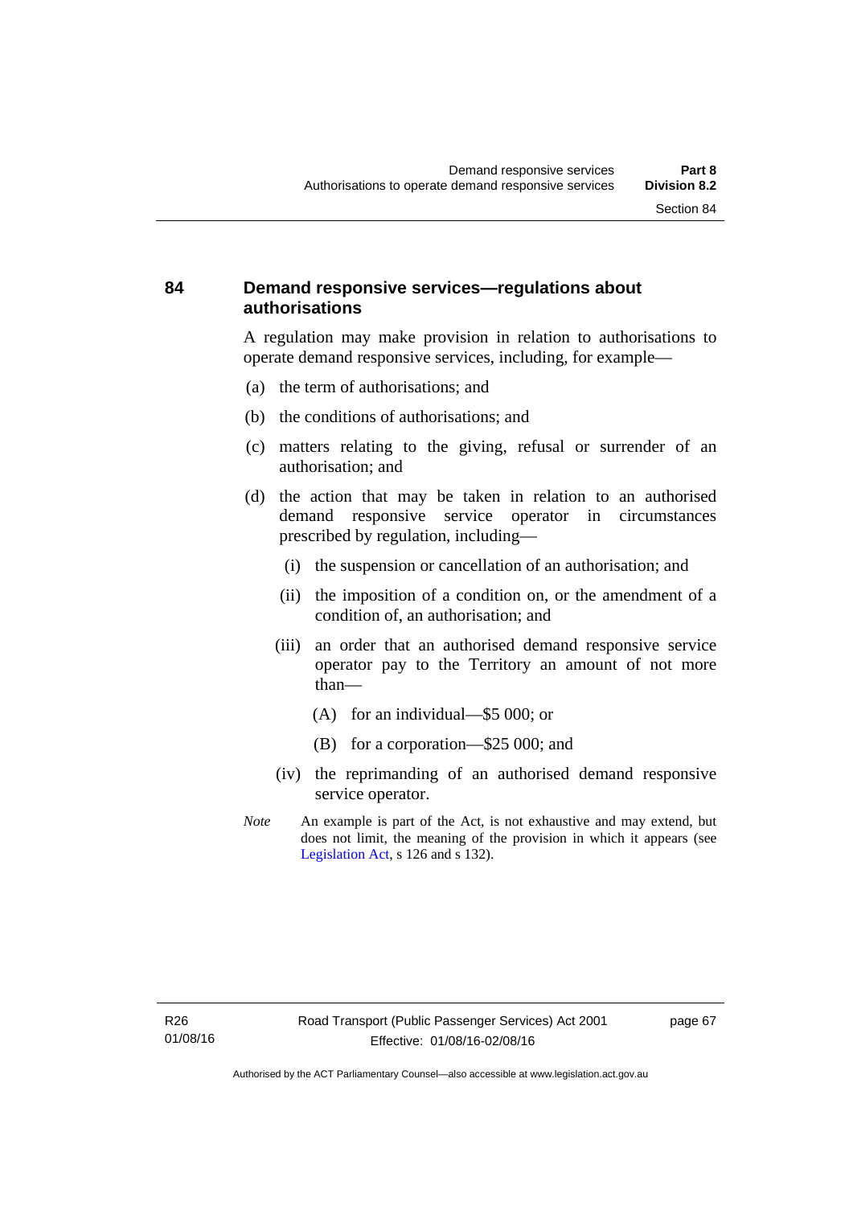## 84 Demand responsive services—regulations about authorisations

A regulation may make provision in relation to authorisations to operate demand responsive services, including, for example—

(a) the term of authorisations; and

(b) the conditions of authorisations; and

(c) matters relating to the giving, refusal or surrender of an authorisation; and

(d) the action that may be taken in relation to an authorised demand responsive service operator in circumstances prescribed by regulation, including—

  (i) the suspension or cancellation of an authorisation; and

  (ii) the imposition of a condition on, or the amendment of a condition of, an authorisation; and

  (iii) an order that an authorised demand responsive service operator pay to the Territory an amount of not more than—

    (A) for an individual—$5 000; or

    (B) for a corporation—$25 000; and

  (iv) the reprimanding of an authorised demand responsive service operator.

*Note* An example is part of the Act, is not exhaustive and may extend, but does not limit, the meaning of the provision in which it appears (see Legislation Act, s 126 and s 132).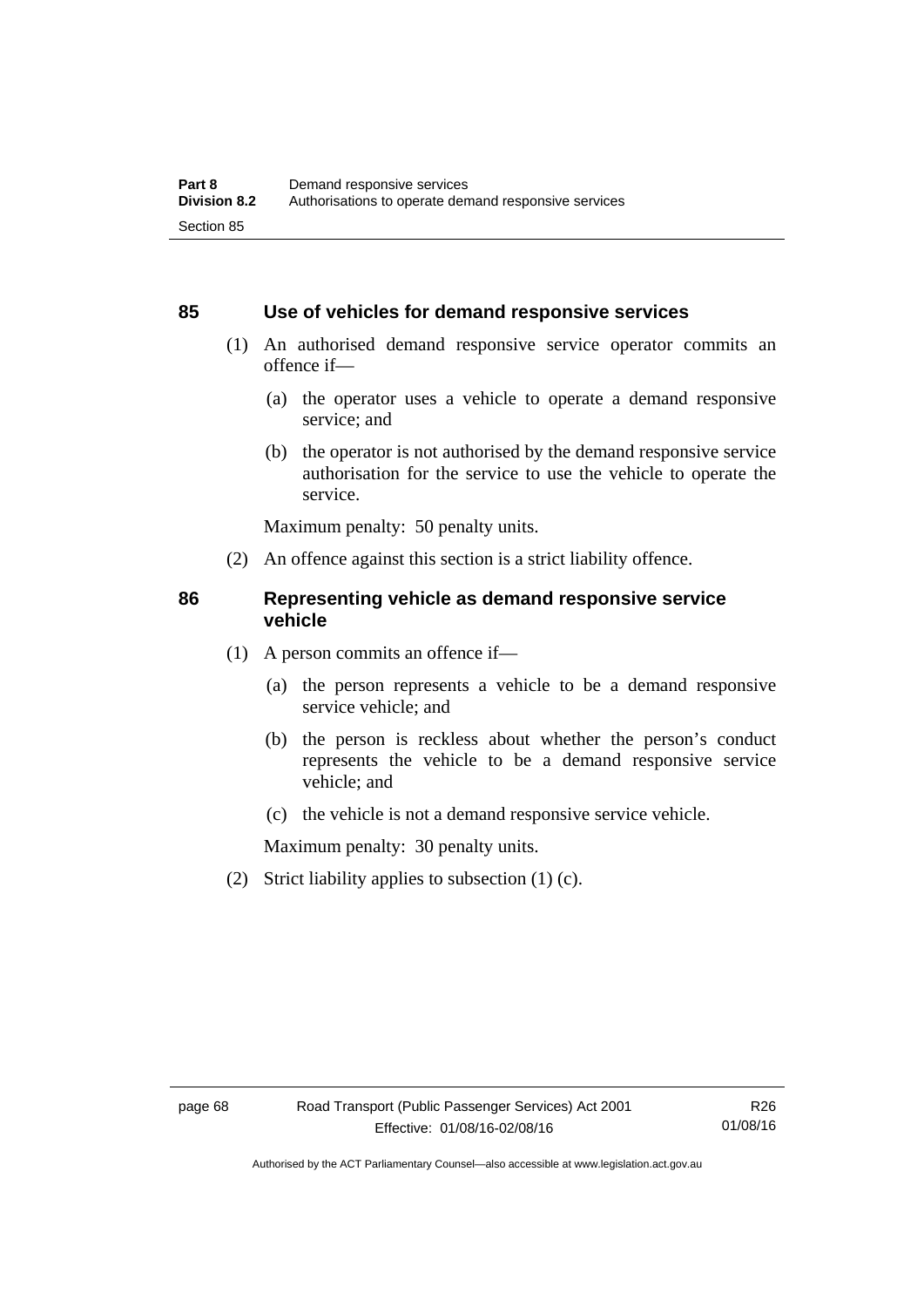## 85 Use of vehicles for demand responsive services

(1) An authorised demand responsive service operator commits an offence if—

(a) the operator uses a vehicle to operate a demand responsive service; and

(b) the operator is not authorised by the demand responsive service authorisation for the service to use the vehicle to operate the service.

Maximum penalty: 50 penalty units.

(2) An offence against this section is a strict liability offence.

## 86 Representing vehicle as demand responsive service vehicle

(1) A person commits an offence if—

(a) the person represents a vehicle to be a demand responsive service vehicle; and

(b) the person is reckless about whether the person's conduct represents the vehicle to be a demand responsive service vehicle; and

(c) the vehicle is not a demand responsive service vehicle.

Maximum penalty: 30 penalty units.

(2) Strict liability applies to subsection (1) (c).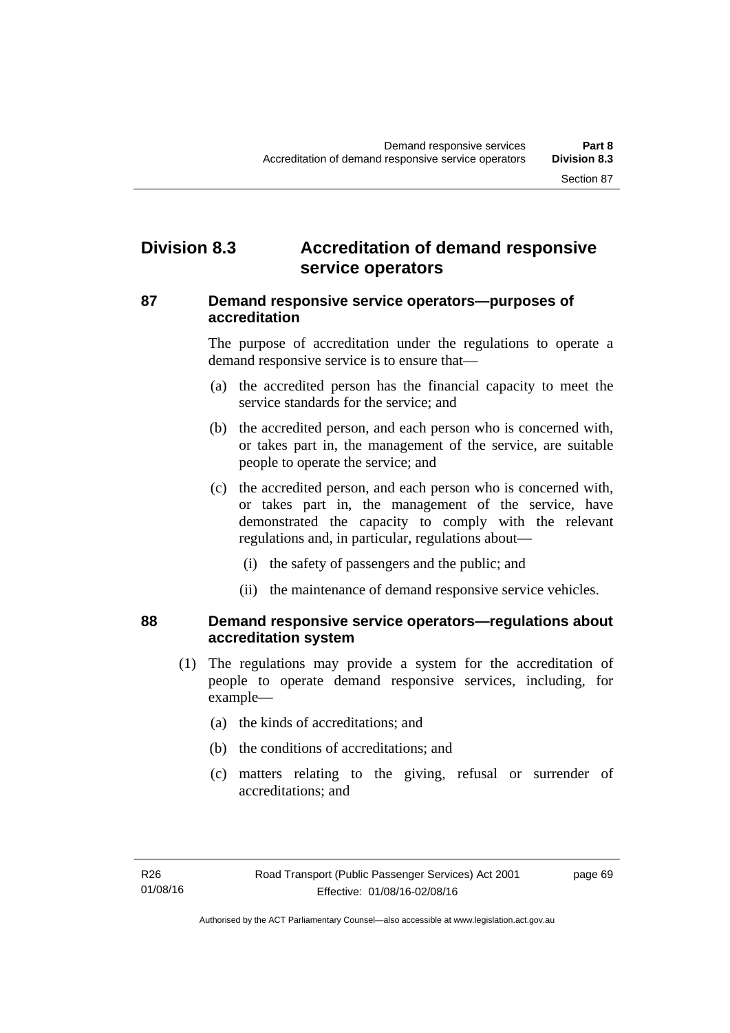## Division 8.3 Accreditation of demand responsive service operators

### 87 Demand responsive service operators—purposes of accreditation

The purpose of accreditation under the regulations to operate a demand responsive service is to ensure that—

(a) the accredited person has the financial capacity to meet the service standards for the service; and

(b) the accredited person, and each person who is concerned with, or takes part in, the management of the service, are suitable people to operate the service; and

(c) the accredited person, and each person who is concerned with, or takes part in, the management of the service, have demonstrated the capacity to comply with the relevant regulations and, in particular, regulations about—

(i) the safety of passengers and the public; and

(ii) the maintenance of demand responsive service vehicles.

### 88 Demand responsive service operators—regulations about accreditation system

(1) The regulations may provide a system for the accreditation of people to operate demand responsive services, including, for example—

(a) the kinds of accreditations; and

(b) the conditions of accreditations; and

(c) matters relating to the giving, refusal or surrender of accreditations; and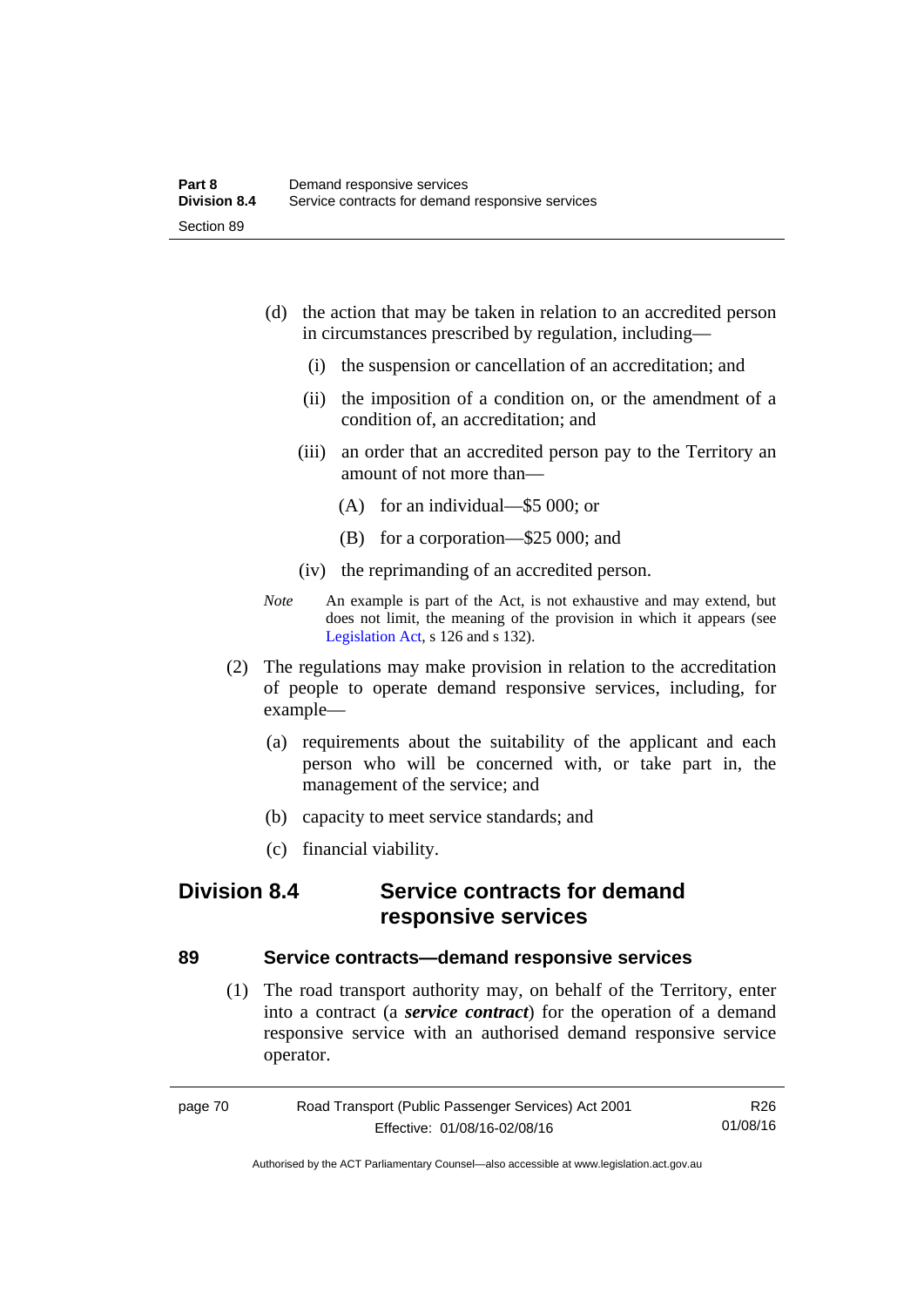(d) the action that may be taken in relation to an accredited person in circumstances prescribed by regulation, including—

  (i) the suspension or cancellation of an accreditation; and

  (ii) the imposition of a condition on, or the amendment of a condition of, an accreditation; and

  (iii) an order that an accredited person pay to the Territory an amount of not more than—

    (A) for an individual—$5 000; or

    (B) for a corporation—$25 000; and

  (iv) the reprimanding of an accredited person.

*Note* An example is part of the Act, is not exhaustive and may extend, but does not limit, the meaning of the provision in which it appears (see Legislation Act, s 126 and s 132).

(2) The regulations may make provision in relation to the accreditation of people to operate demand responsive services, including, for example—

  (a) requirements about the suitability of the applicant and each person who will be concerned with, or take part in, the management of the service; and

  (b) capacity to meet service standards; and

  (c) financial viability.

## Division 8.4 Service contracts for demand responsive services

### 89 Service contracts—demand responsive services

(1) The road transport authority may, on behalf of the Territory, enter into a contract (a ***service contract***) for the operation of a demand responsive service with an authorised demand responsive service operator.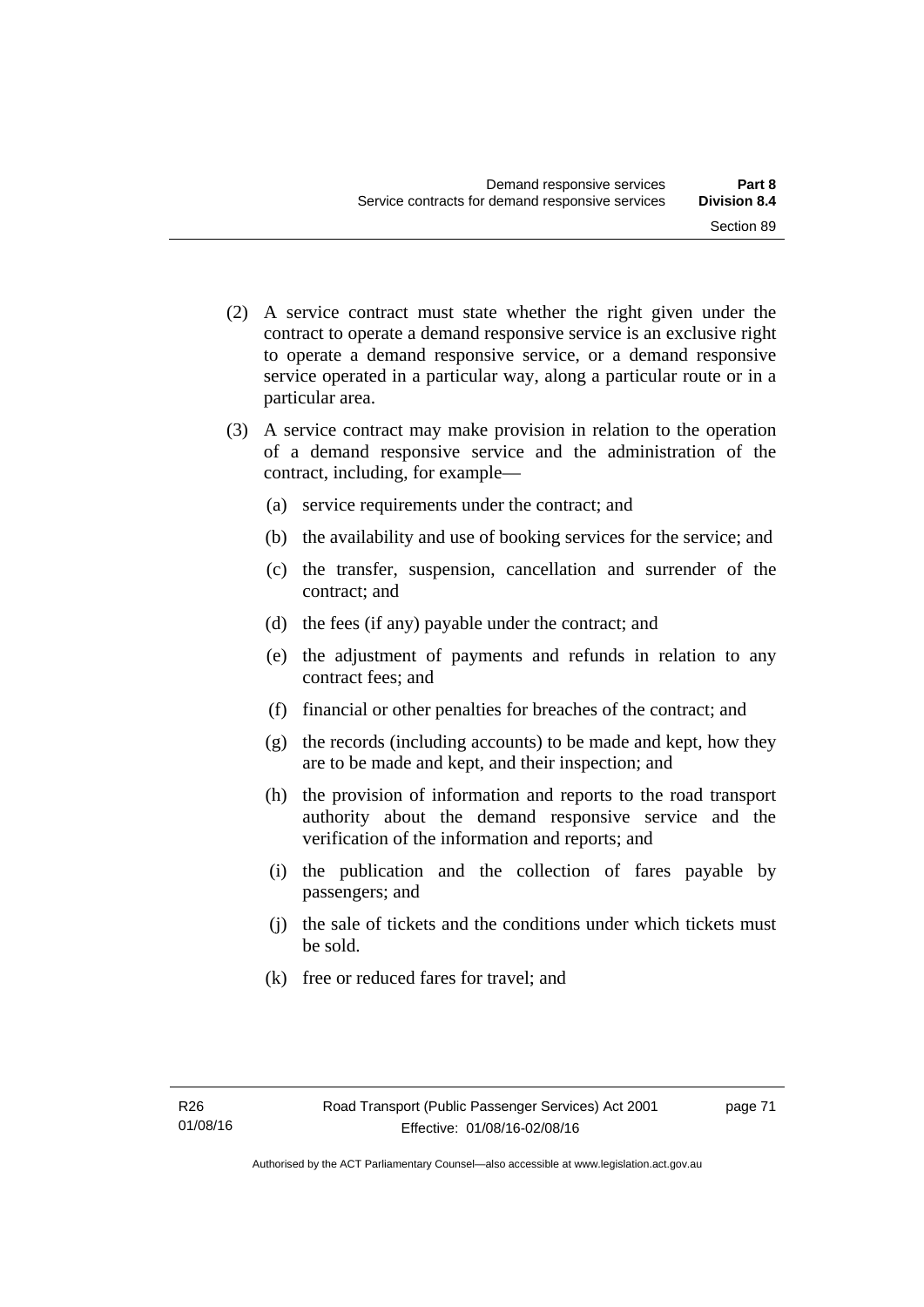(2) A service contract must state whether the right given under the contract to operate a demand responsive service is an exclusive right to operate a demand responsive service, or a demand responsive service operated in a particular way, along a particular route or in a particular area.

(3) A service contract may make provision in relation to the operation of a demand responsive service and the administration of the contract, including, for example—

(a) service requirements under the contract; and

(b) the availability and use of booking services for the service; and

(c) the transfer, suspension, cancellation and surrender of the contract; and

(d) the fees (if any) payable under the contract; and

(e) the adjustment of payments and refunds in relation to any contract fees; and

(f) financial or other penalties for breaches of the contract; and

(g) the records (including accounts) to be made and kept, how they are to be made and kept, and their inspection; and

(h) the provision of information and reports to the road transport authority about the demand responsive service and the verification of the information and reports; and

(i) the publication and the collection of fares payable by passengers; and

(j) the sale of tickets and the conditions under which tickets must be sold.

(k) free or reduced fares for travel; and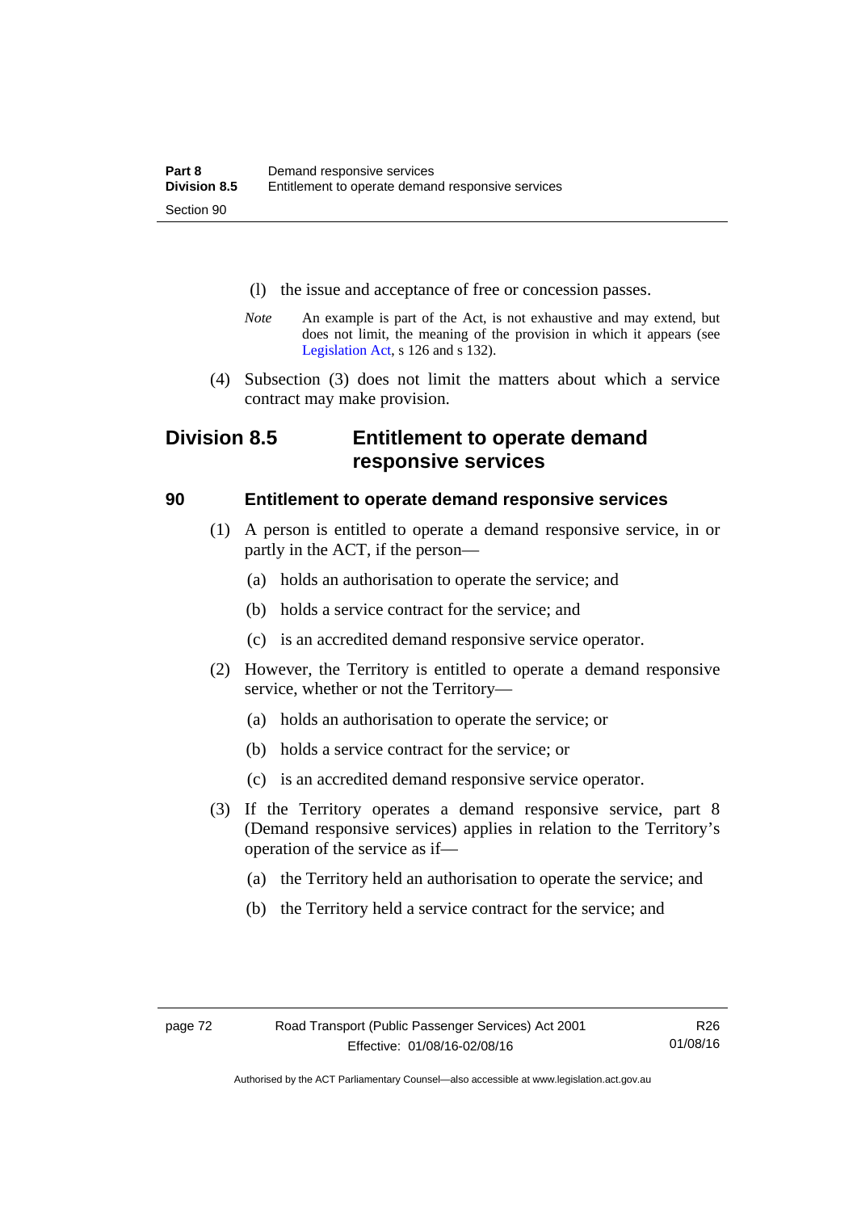(l) the issue and acceptance of free or concession passes.

*Note* An example is part of the Act, is not exhaustive and may extend, but does not limit, the meaning of the provision in which it appears (see Legislation Act, s 126 and s 132).

(4) Subsection (3) does not limit the matters about which a service contract may make provision.

## Division 8.5 Entitlement to operate demand responsive services

### 90 Entitlement to operate demand responsive services

(1) A person is entitled to operate a demand responsive service, in or partly in the ACT, if the person—

(a) holds an authorisation to operate the service; and

(b) holds a service contract for the service; and

(c) is an accredited demand responsive service operator.

(2) However, the Territory is entitled to operate a demand responsive service, whether or not the Territory—

(a) holds an authorisation to operate the service; or

(b) holds a service contract for the service; or

(c) is an accredited demand responsive service operator.

(3) If the Territory operates a demand responsive service, part 8 (Demand responsive services) applies in relation to the Territory's operation of the service as if—

(a) the Territory held an authorisation to operate the service; and

(b) the Territory held a service contract for the service; and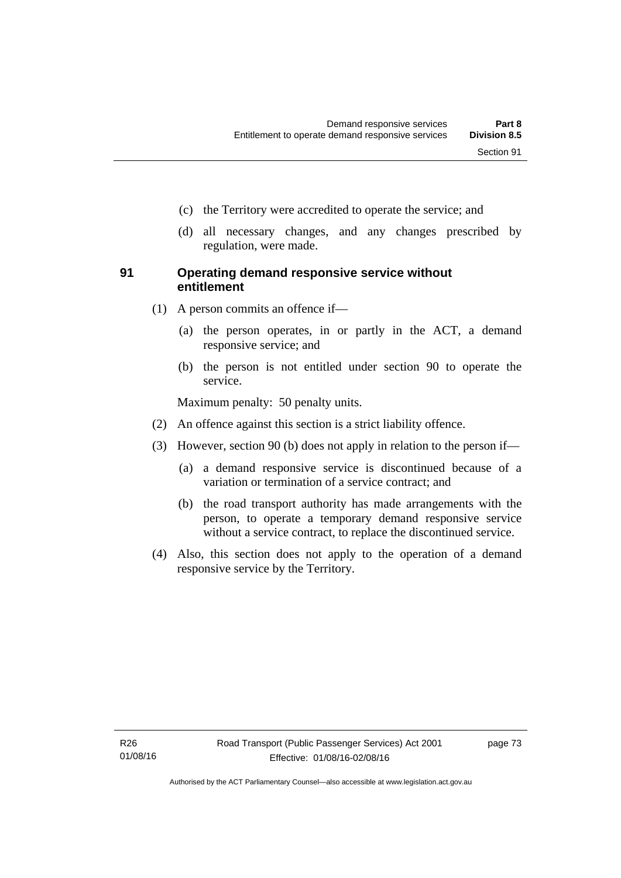(c) the Territory were accredited to operate the service; and

(d) all necessary changes, and any changes prescribed by regulation, were made.

## 91 Operating demand responsive service without entitlement

(1) A person commits an offence if—

(a) the person operates, in or partly in the ACT, a demand responsive service; and

(b) the person is not entitled under section 90 to operate the service.

Maximum penalty: 50 penalty units.

(2) An offence against this section is a strict liability offence.

(3) However, section 90 (b) does not apply in relation to the person if—

(a) a demand responsive service is discontinued because of a variation or termination of a service contract; and

(b) the road transport authority has made arrangements with the person, to operate a temporary demand responsive service without a service contract, to replace the discontinued service.

(4) Also, this section does not apply to the operation of a demand responsive service by the Territory.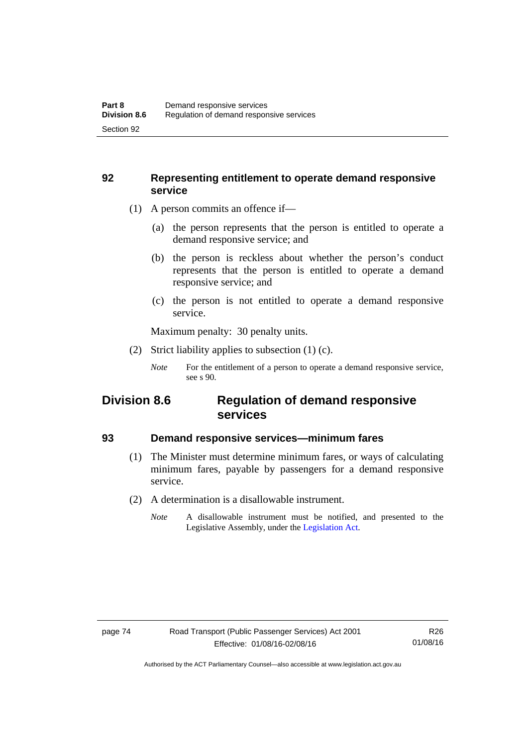## 92 Representing entitlement to operate demand responsive service

(1) A person commits an offence if—

(a) the person represents that the person is entitled to operate a demand responsive service; and

(b) the person is reckless about whether the person's conduct represents that the person is entitled to operate a demand responsive service; and

(c) the person is not entitled to operate a demand responsive service.

Maximum penalty: 30 penalty units.

(2) Strict liability applies to subsection (1) (c).

*Note* For the entitlement of a person to operate a demand responsive service, see s 90.

# Division 8.6 Regulation of demand responsive services

## 93 Demand responsive services—minimum fares

(1) The Minister must determine minimum fares, or ways of calculating minimum fares, payable by passengers for a demand responsive service.

(2) A determination is a disallowable instrument.

*Note* A disallowable instrument must be notified, and presented to the Legislative Assembly, under the Legislation Act.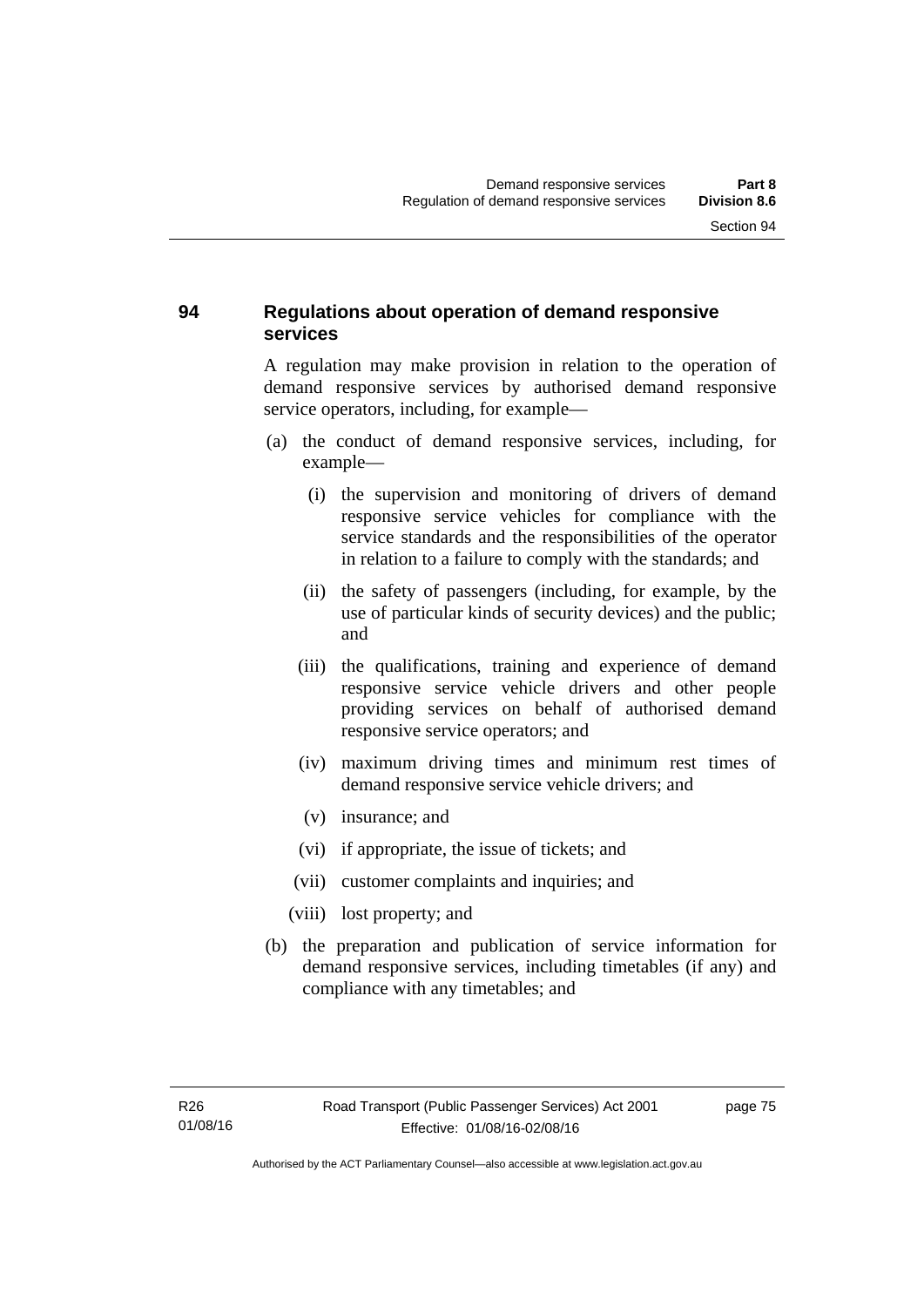## 94 Regulations about operation of demand responsive services

A regulation may make provision in relation to the operation of demand responsive services by authorised demand responsive service operators, including, for example—

(a) the conduct of demand responsive services, including, for example—

  (i) the supervision and monitoring of drivers of demand responsive service vehicles for compliance with the service standards and the responsibilities of the operator in relation to a failure to comply with the standards; and

  (ii) the safety of passengers (including, for example, by the use of particular kinds of security devices) and the public; and

  (iii) the qualifications, training and experience of demand responsive service vehicle drivers and other people providing services on behalf of authorised demand responsive service operators; and

  (iv) maximum driving times and minimum rest times of demand responsive service vehicle drivers; and

  (v) insurance; and

  (vi) if appropriate, the issue of tickets; and

  (vii) customer complaints and inquiries; and

  (viii) lost property; and

(b) the preparation and publication of service information for demand responsive services, including timetables (if any) and compliance with any timetables; and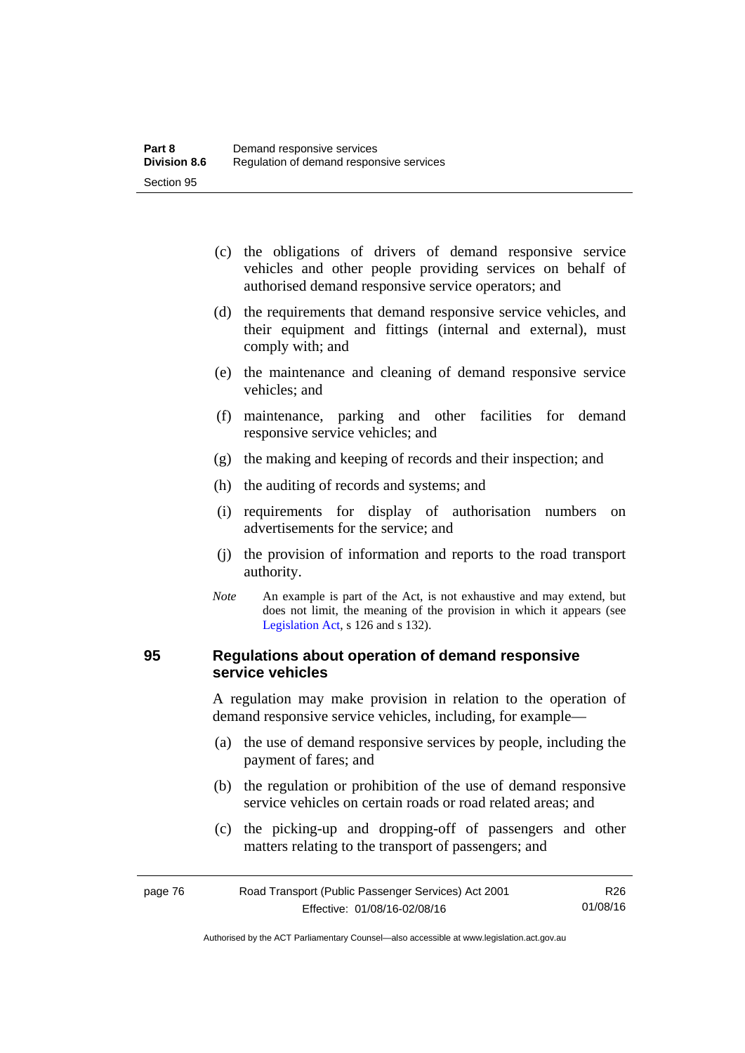(c) the obligations of drivers of demand responsive service vehicles and other people providing services on behalf of authorised demand responsive service operators; and

(d) the requirements that demand responsive service vehicles, and their equipment and fittings (internal and external), must comply with; and

(e) the maintenance and cleaning of demand responsive service vehicles; and

(f) maintenance, parking and other facilities for demand responsive service vehicles; and

(g) the making and keeping of records and their inspection; and

(h) the auditing of records and systems; and

(i) requirements for display of authorisation numbers on advertisements for the service; and

(j) the provision of information and reports to the road transport authority.

*Note* An example is part of the Act, is not exhaustive and may extend, but does not limit, the meaning of the provision in which it appears (see Legislation Act, s 126 and s 132).

## 95 Regulations about operation of demand responsive service vehicles

A regulation may make provision in relation to the operation of demand responsive service vehicles, including, for example—

(a) the use of demand responsive services by people, including the payment of fares; and

(b) the regulation or prohibition of the use of demand responsive service vehicles on certain roads or road related areas; and

(c) the picking-up and dropping-off of passengers and other matters relating to the transport of passengers; and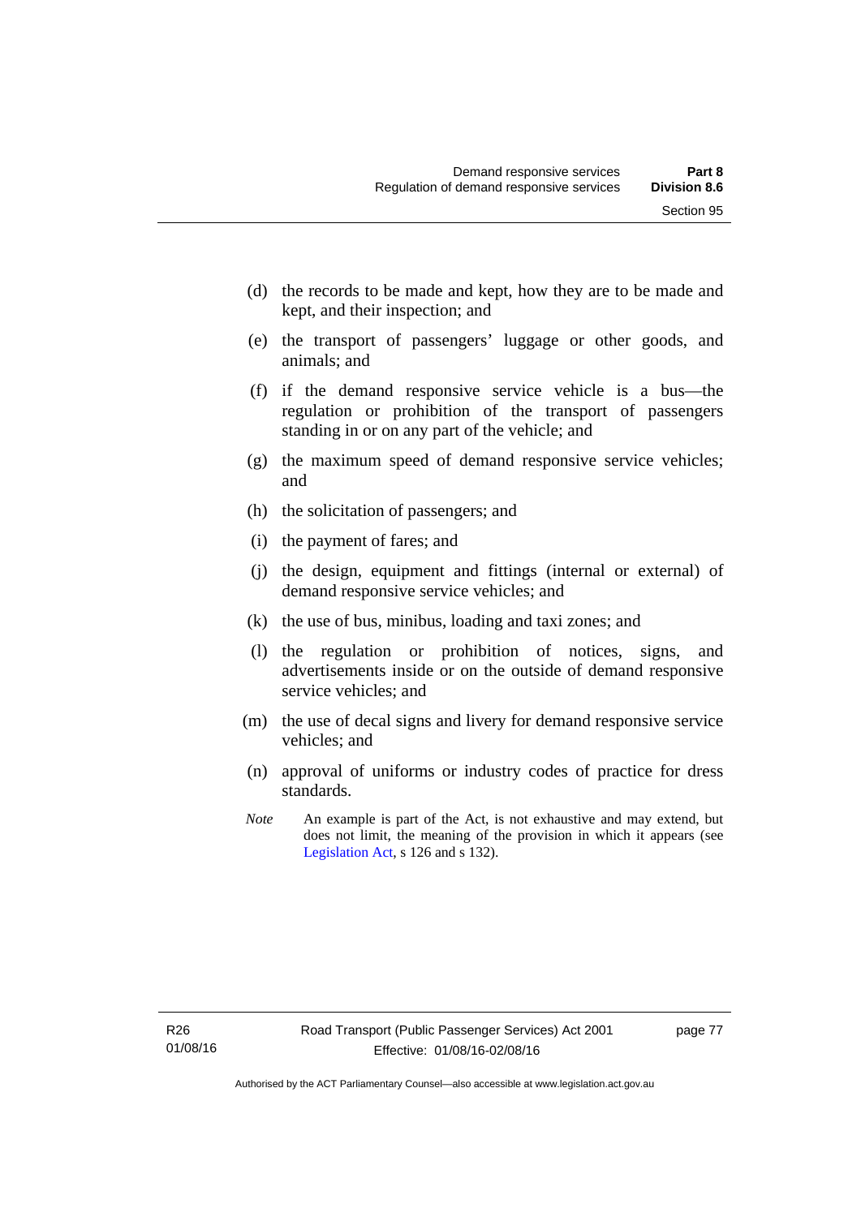(d) the records to be made and kept, how they are to be made and kept, and their inspection; and

(e) the transport of passengers' luggage or other goods, and animals; and

(f) if the demand responsive service vehicle is a bus—the regulation or prohibition of the transport of passengers standing in or on any part of the vehicle; and

(g) the maximum speed of demand responsive service vehicles; and

(h) the solicitation of passengers; and

(i) the payment of fares; and

(j) the design, equipment and fittings (internal or external) of demand responsive service vehicles; and

(k) the use of bus, minibus, loading and taxi zones; and

(l) the regulation or prohibition of notices, signs, and advertisements inside or on the outside of demand responsive service vehicles; and

(m) the use of decal signs and livery for demand responsive service vehicles; and

(n) approval of uniforms or industry codes of practice for dress standards.

*Note* An example is part of the Act, is not exhaustive and may extend, but does not limit, the meaning of the provision in which it appears (see Legislation Act, s 126 and s 132).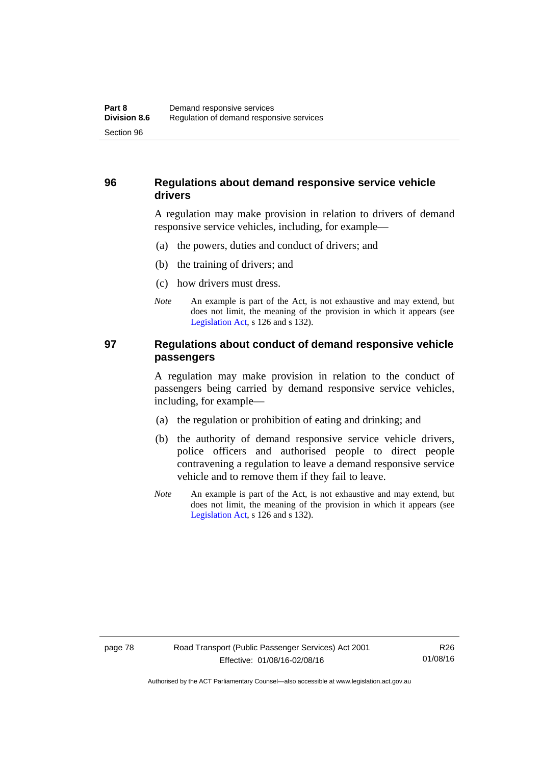## 96 Regulations about demand responsive service vehicle drivers

A regulation may make provision in relation to drivers of demand responsive service vehicles, including, for example—

(a) the powers, duties and conduct of drivers; and

(b) the training of drivers; and

(c) how drivers must dress.

*Note* An example is part of the Act, is not exhaustive and may extend, but does not limit, the meaning of the provision in which it appears (see Legislation Act, s 126 and s 132).

## 97 Regulations about conduct of demand responsive vehicle passengers

A regulation may make provision in relation to the conduct of passengers being carried by demand responsive service vehicles, including, for example—

(a) the regulation or prohibition of eating and drinking; and

(b) the authority of demand responsive service vehicle drivers, police officers and authorised people to direct people contravening a regulation to leave a demand responsive service vehicle and to remove them if they fail to leave.

*Note* An example is part of the Act, is not exhaustive and may extend, but does not limit, the meaning of the provision in which it appears (see Legislation Act, s 126 and s 132).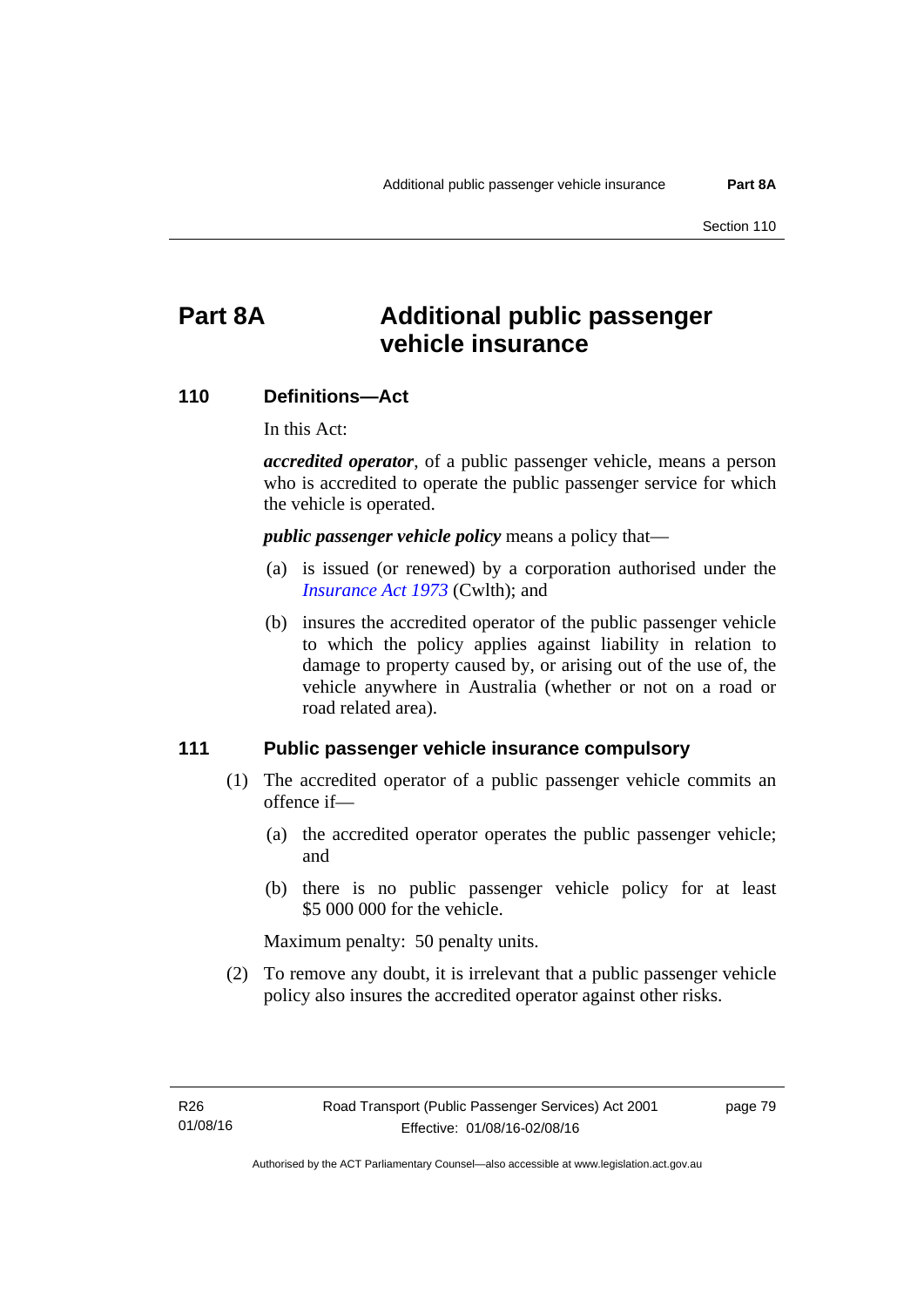# Part 8A Additional public passenger vehicle insurance

## 110 Definitions—Act

In this Act:

***accredited operator***, of a public passenger vehicle, means a person who is accredited to operate the public passenger service for which the vehicle is operated.

***public passenger vehicle policy*** means a policy that—

(a) is issued (or renewed) by a corporation authorised under the *Insurance Act 1973* (Cwlth); and

(b) insures the accredited operator of the public passenger vehicle to which the policy applies against liability in relation to damage to property caused by, or arising out of the use of, the vehicle anywhere in Australia (whether or not on a road or road related area).

## 111 Public passenger vehicle insurance compulsory

(1) The accredited operator of a public passenger vehicle commits an offence if—

(a) the accredited operator operates the public passenger vehicle; and

(b) there is no public passenger vehicle policy for at least $5 000 000 for the vehicle.

Maximum penalty: 50 penalty units.

(2) To remove any doubt, it is irrelevant that a public passenger vehicle policy also insures the accredited operator against other risks.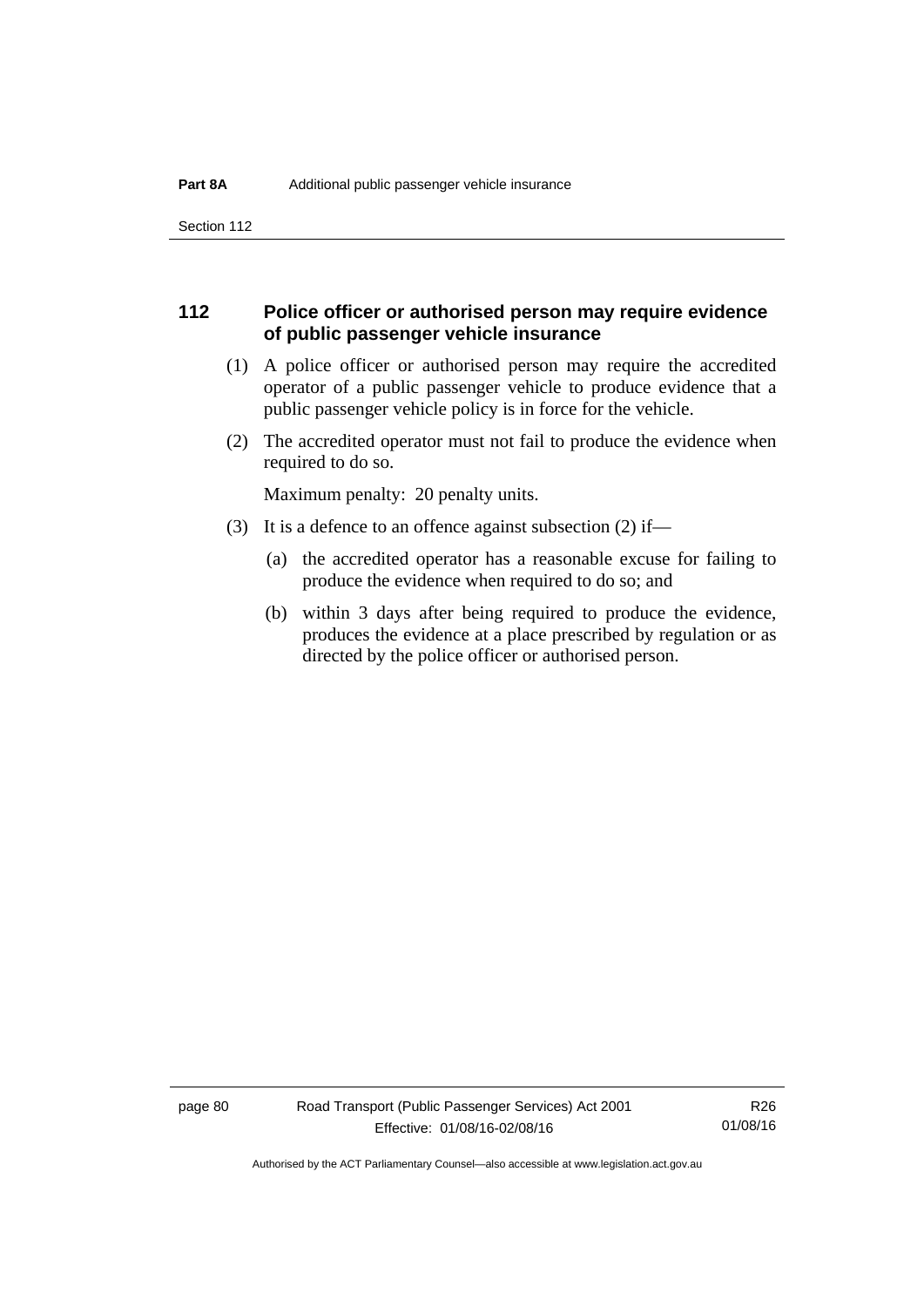## 112 Police officer or authorised person may require evidence of public passenger vehicle insurance

(1) A police officer or authorised person may require the accredited operator of a public passenger vehicle to produce evidence that a public passenger vehicle policy is in force for the vehicle.

(2) The accredited operator must not fail to produce the evidence when required to do so.

Maximum penalty: 20 penalty units.

(3) It is a defence to an offence against subsection (2) if—

(a) the accredited operator has a reasonable excuse for failing to produce the evidence when required to do so; and

(b) within 3 days after being required to produce the evidence, produces the evidence at a place prescribed by regulation or as directed by the police officer or authorised person.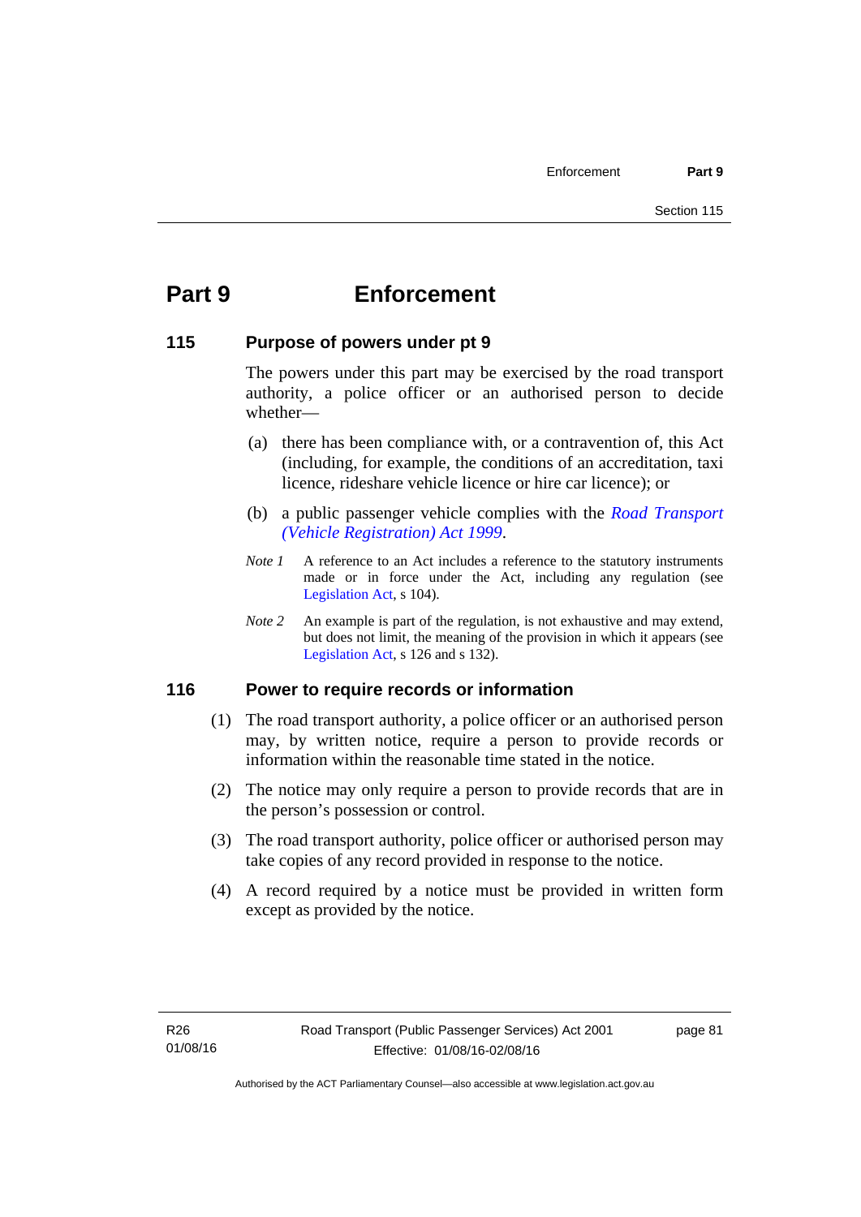# Part 9 Enforcement

## 115 Purpose of powers under pt 9

The powers under this part may be exercised by the road transport authority, a police officer or an authorised person to decide whether—

(a) there has been compliance with, or a contravention of, this Act (including, for example, the conditions of an accreditation, taxi licence, rideshare vehicle licence or hire car licence); or

(b) a public passenger vehicle complies with the *Road Transport (Vehicle Registration) Act 1999*.

*Note 1* A reference to an Act includes a reference to the statutory instruments made or in force under the Act, including any regulation (see Legislation Act, s 104).

*Note 2* An example is part of the regulation, is not exhaustive and may extend, but does not limit, the meaning of the provision in which it appears (see Legislation Act, s 126 and s 132).

## 116 Power to require records or information

(1) The road transport authority, a police officer or an authorised person may, by written notice, require a person to provide records or information within the reasonable time stated in the notice.

(2) The notice may only require a person to provide records that are in the person's possession or control.

(3) The road transport authority, police officer or authorised person may take copies of any record provided in response to the notice.

(4) A record required by a notice must be provided in written form except as provided by the notice.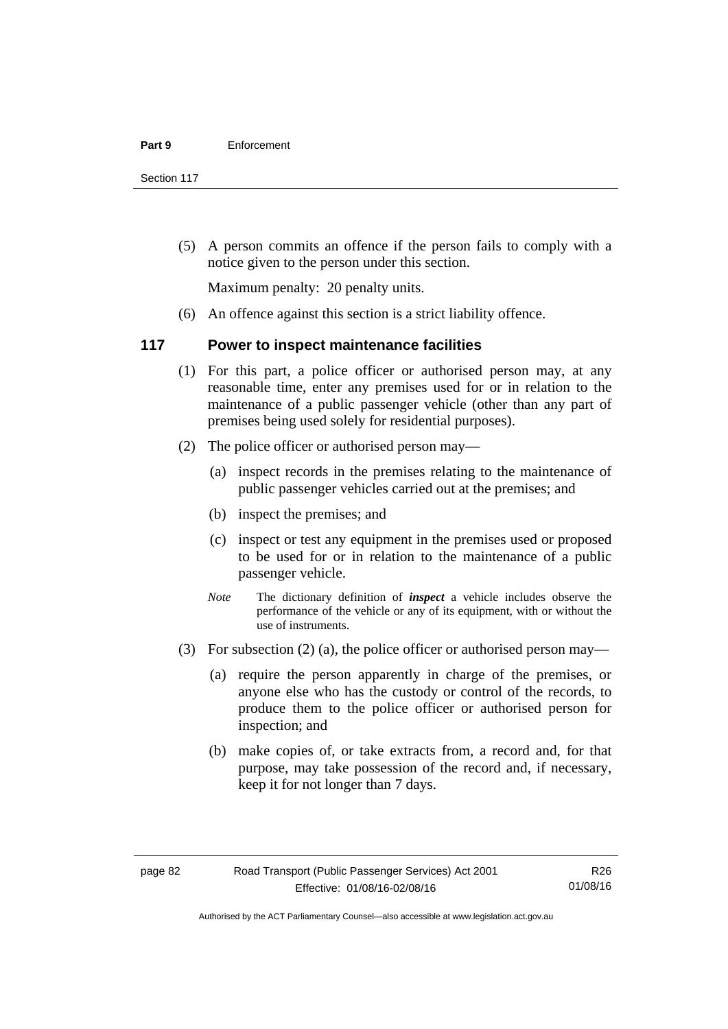(5) A person commits an offence if the person fails to comply with a notice given to the person under this section.

Maximum penalty: 20 penalty units.

(6) An offence against this section is a strict liability offence.

### 117 Power to inspect maintenance facilities

(1) For this part, a police officer or authorised person may, at any reasonable time, enter any premises used for or in relation to the maintenance of a public passenger vehicle (other than any part of premises being used solely for residential purposes).

(2) The police officer or authorised person may—

(a) inspect records in the premises relating to the maintenance of public passenger vehicles carried out at the premises; and

(b) inspect the premises; and

(c) inspect or test any equipment in the premises used or proposed to be used for or in relation to the maintenance of a public passenger vehicle.

*Note* The dictionary definition of ***inspect*** a vehicle includes observe the performance of the vehicle or any of its equipment, with or without the use of instruments.

(3) For subsection (2) (a), the police officer or authorised person may—

(a) require the person apparently in charge of the premises, or anyone else who has the custody or control of the records, to produce them to the police officer or authorised person for inspection; and

(b) make copies of, or take extracts from, a record and, for that purpose, may take possession of the record and, if necessary, keep it for not longer than 7 days.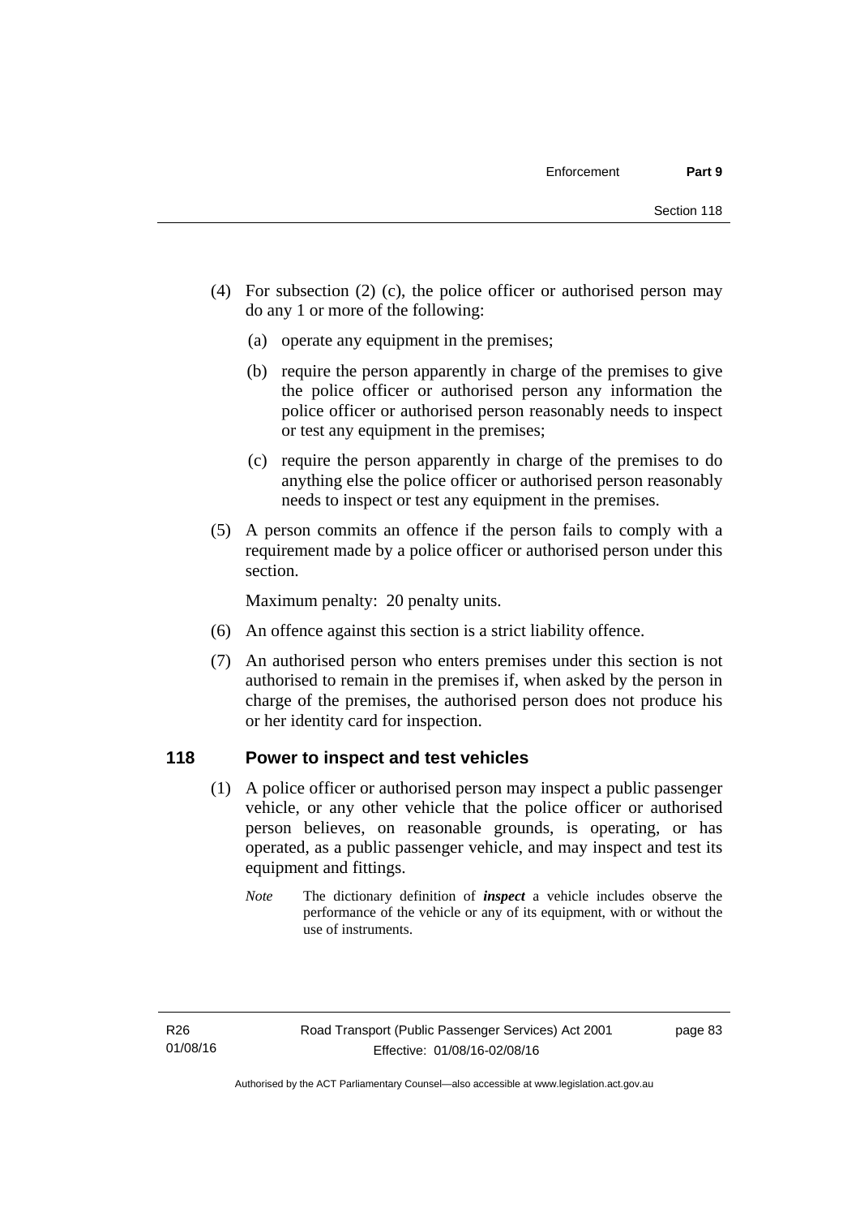(4) For subsection (2) (c), the police officer or authorised person may do any 1 or more of the following:

(a) operate any equipment in the premises;

(b) require the person apparently in charge of the premises to give the police officer or authorised person any information the police officer or authorised person reasonably needs to inspect or test any equipment in the premises;

(c) require the person apparently in charge of the premises to do anything else the police officer or authorised person reasonably needs to inspect or test any equipment in the premises.

(5) A person commits an offence if the person fails to comply with a requirement made by a police officer or authorised person under this section.

Maximum penalty: 20 penalty units.

(6) An offence against this section is a strict liability offence.

(7) An authorised person who enters premises under this section is not authorised to remain in the premises if, when asked by the person in charge of the premises, the authorised person does not produce his or her identity card for inspection.

## 118 Power to inspect and test vehicles

(1) A police officer or authorised person may inspect a public passenger vehicle, or any other vehicle that the police officer or authorised person believes, on reasonable grounds, is operating, or has operated, as a public passenger vehicle, and may inspect and test its equipment and fittings.

*Note* The dictionary definition of ***inspect*** a vehicle includes observe the performance of the vehicle or any of its equipment, with or without the use of instruments.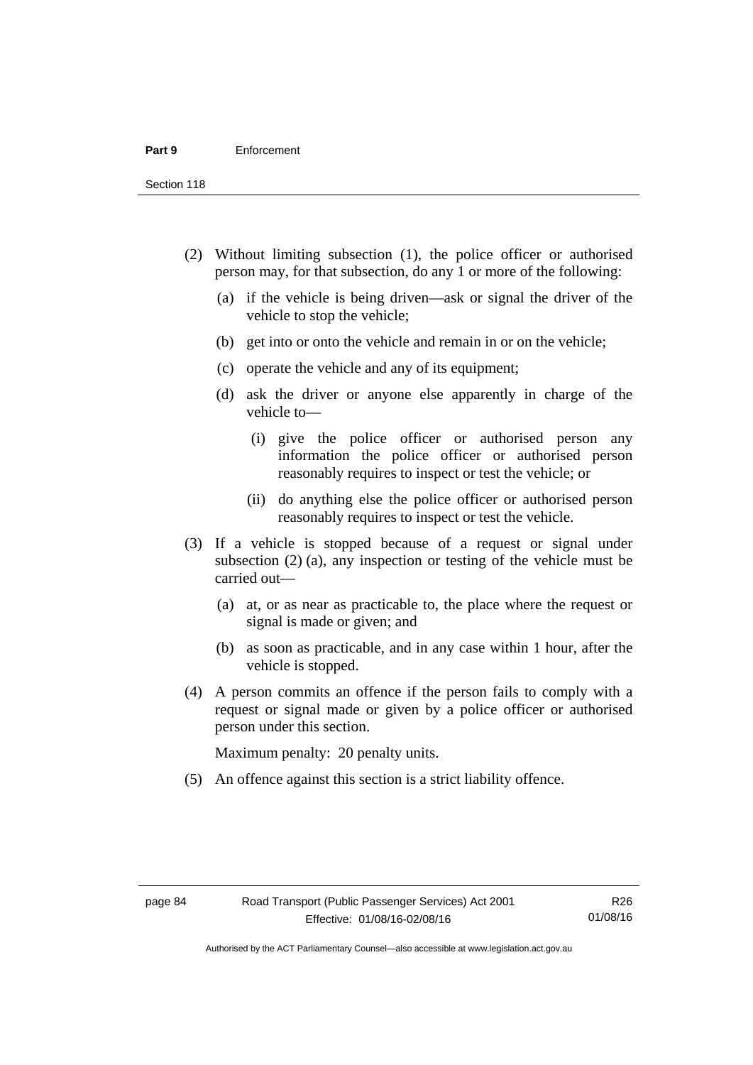(2) Without limiting subsection (1), the police officer or authorised person may, for that subsection, do any 1 or more of the following:

   (a) if the vehicle is being driven—ask or signal the driver of the vehicle to stop the vehicle;

   (b) get into or onto the vehicle and remain in or on the vehicle;

   (c) operate the vehicle and any of its equipment;

   (d) ask the driver or anyone else apparently in charge of the vehicle to—

      (i) give the police officer or authorised person any information the police officer or authorised person reasonably requires to inspect or test the vehicle; or

      (ii) do anything else the police officer or authorised person reasonably requires to inspect or test the vehicle.

(3) If a vehicle is stopped because of a request or signal under subsection (2) (a), any inspection or testing of the vehicle must be carried out—

   (a) at, or as near as practicable to, the place where the request or signal is made or given; and

   (b) as soon as practicable, and in any case within 1 hour, after the vehicle is stopped.

(4) A person commits an offence if the person fails to comply with a request or signal made or given by a police officer or authorised person under this section.

Maximum penalty: 20 penalty units.

(5) An offence against this section is a strict liability offence.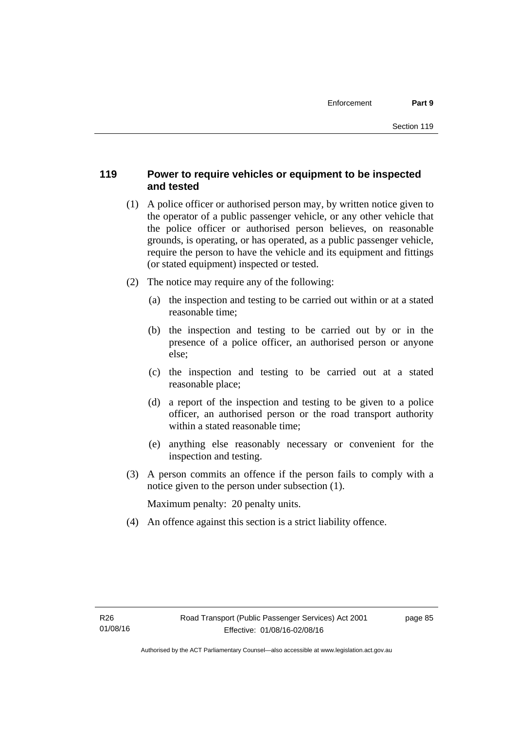## 119 Power to require vehicles or equipment to be inspected and tested

(1) A police officer or authorised person may, by written notice given to the operator of a public passenger vehicle, or any other vehicle that the police officer or authorised person believes, on reasonable grounds, is operating, or has operated, as a public passenger vehicle, require the person to have the vehicle and its equipment and fittings (or stated equipment) inspected or tested.

(2) The notice may require any of the following:

(a) the inspection and testing to be carried out within or at a stated reasonable time;

(b) the inspection and testing to be carried out by or in the presence of a police officer, an authorised person or anyone else;

(c) the inspection and testing to be carried out at a stated reasonable place;

(d) a report of the inspection and testing to be given to a police officer, an authorised person or the road transport authority within a stated reasonable time;

(e) anything else reasonably necessary or convenient for the inspection and testing.

(3) A person commits an offence if the person fails to comply with a notice given to the person under subsection (1).

Maximum penalty: 20 penalty units.

(4) An offence against this section is a strict liability offence.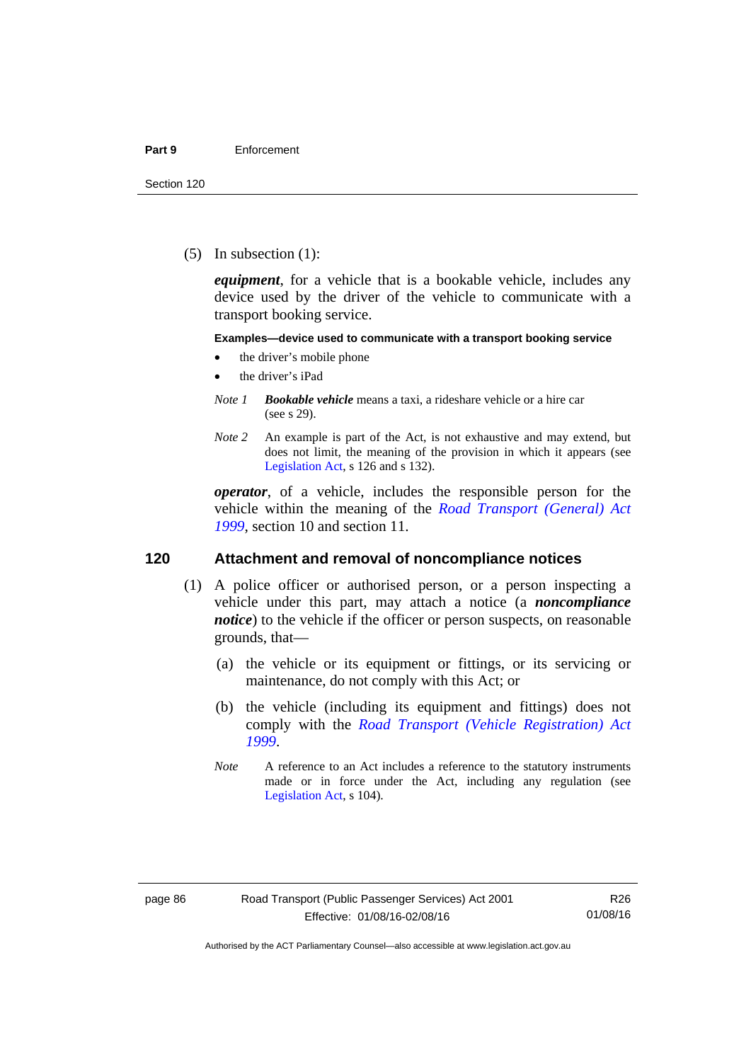(5) In subsection (1):

***equipment***, for a vehicle that is a bookable vehicle, includes any device used by the driver of the vehicle to communicate with a transport booking service.

**Examples—device used to communicate with a transport booking service**

- the driver's mobile phone
- the driver's iPad

*Note 1* ***Bookable vehicle*** means a taxi, a rideshare vehicle or a hire car (see s 29).

*Note 2* An example is part of the Act, is not exhaustive and may extend, but does not limit, the meaning of the provision in which it appears (see Legislation Act, s 126 and s 132).

***operator***, of a vehicle, includes the responsible person for the vehicle within the meaning of the *Road Transport (General) Act 1999*, section 10 and section 11.

## 120 Attachment and removal of noncompliance notices

(1) A police officer or authorised person, or a person inspecting a vehicle under this part, may attach a notice (a ***noncompliance notice***) to the vehicle if the officer or person suspects, on reasonable grounds, that—

(a) the vehicle or its equipment or fittings, or its servicing or maintenance, do not comply with this Act; or

(b) the vehicle (including its equipment and fittings) does not comply with the *Road Transport (Vehicle Registration) Act 1999*.

*Note* A reference to an Act includes a reference to the statutory instruments made or in force under the Act, including any regulation (see Legislation Act, s 104).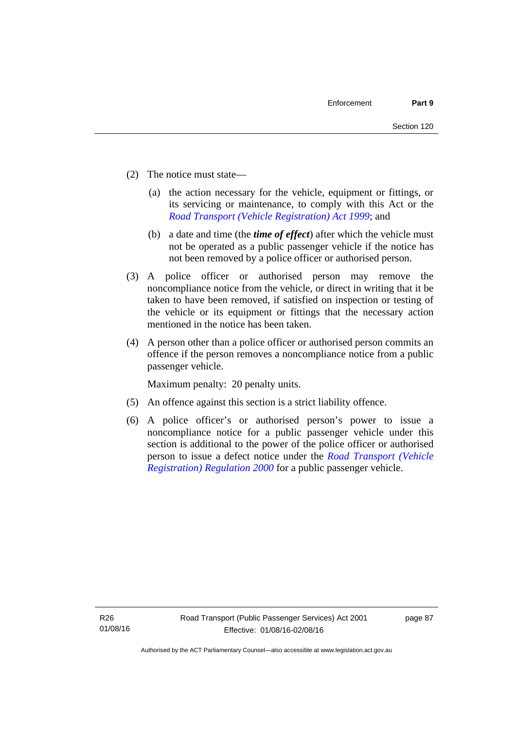(2) The notice must state—

(a) the action necessary for the vehicle, equipment or fittings, or its servicing or maintenance, to comply with this Act or the *Road Transport (Vehicle Registration) Act 1999*; and

(b) a date and time (the ***time of effect***) after which the vehicle must not be operated as a public passenger vehicle if the notice has not been removed by a police officer or authorised person.

(3) A police officer or authorised person may remove the noncompliance notice from the vehicle, or direct in writing that it be taken to have been removed, if satisfied on inspection or testing of the vehicle or its equipment or fittings that the necessary action mentioned in the notice has been taken.

(4) A person other than a police officer or authorised person commits an offence if the person removes a noncompliance notice from a public passenger vehicle.

Maximum penalty: 20 penalty units.

(5) An offence against this section is a strict liability offence.

(6) A police officer's or authorised person's power to issue a noncompliance notice for a public passenger vehicle under this section is additional to the power of the police officer or authorised person to issue a defect notice under the *Road Transport (Vehicle Registration) Regulation 2000* for a public passenger vehicle.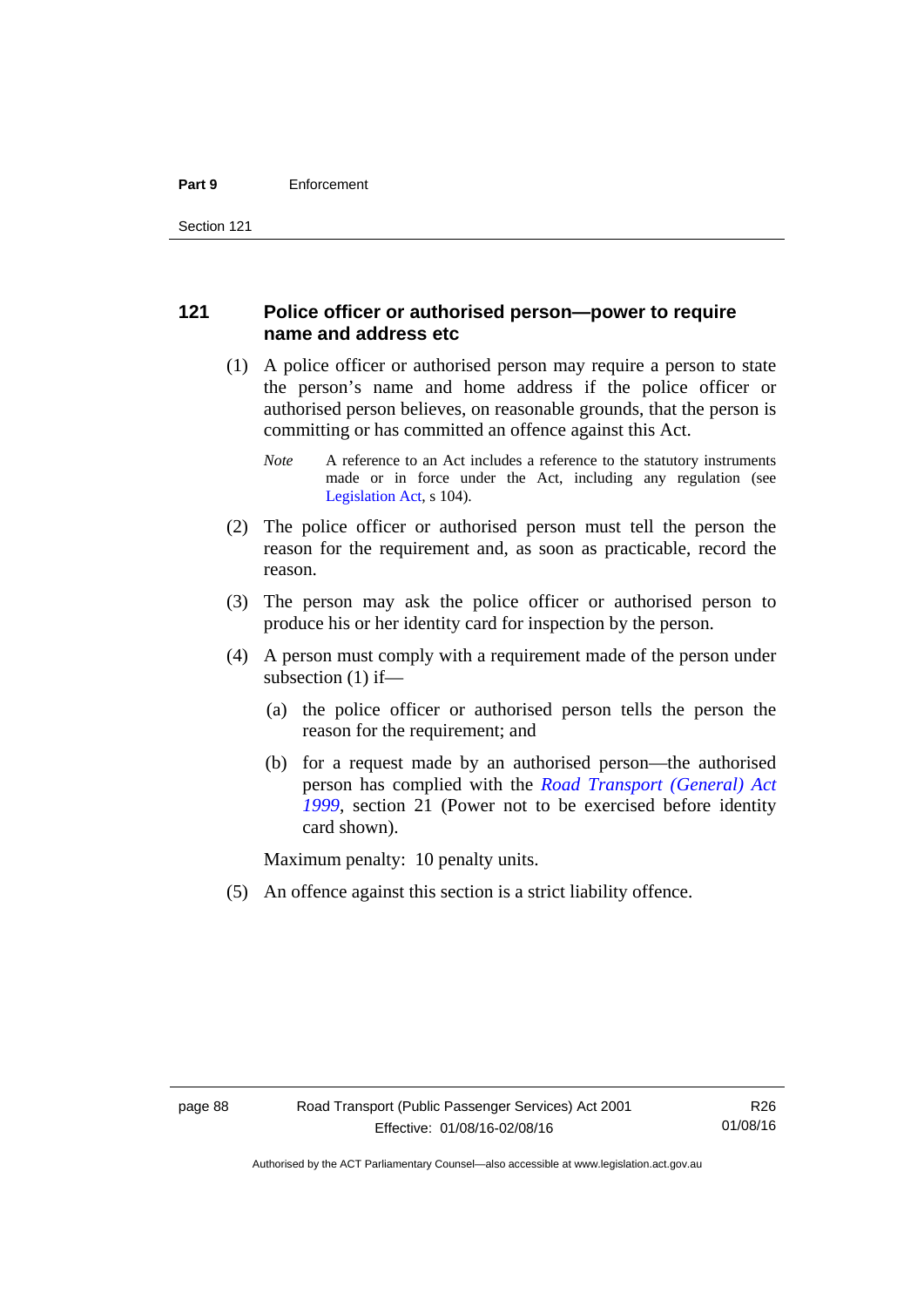## 121 Police officer or authorised person—power to require name and address etc

(1) A police officer or authorised person may require a person to state the person's name and home address if the police officer or authorised person believes, on reasonable grounds, that the person is committing or has committed an offence against this Act.

*Note* A reference to an Act includes a reference to the statutory instruments made or in force under the Act, including any regulation (see Legislation Act, s 104).

(2) The police officer or authorised person must tell the person the reason for the requirement and, as soon as practicable, record the reason.

(3) The person may ask the police officer or authorised person to produce his or her identity card for inspection by the person.

(4) A person must comply with a requirement made of the person under subsection (1) if—

(a) the police officer or authorised person tells the person the reason for the requirement; and

(b) for a request made by an authorised person—the authorised person has complied with the *Road Transport (General) Act 1999*, section 21 (Power not to be exercised before identity card shown).

Maximum penalty: 10 penalty units.

(5) An offence against this section is a strict liability offence.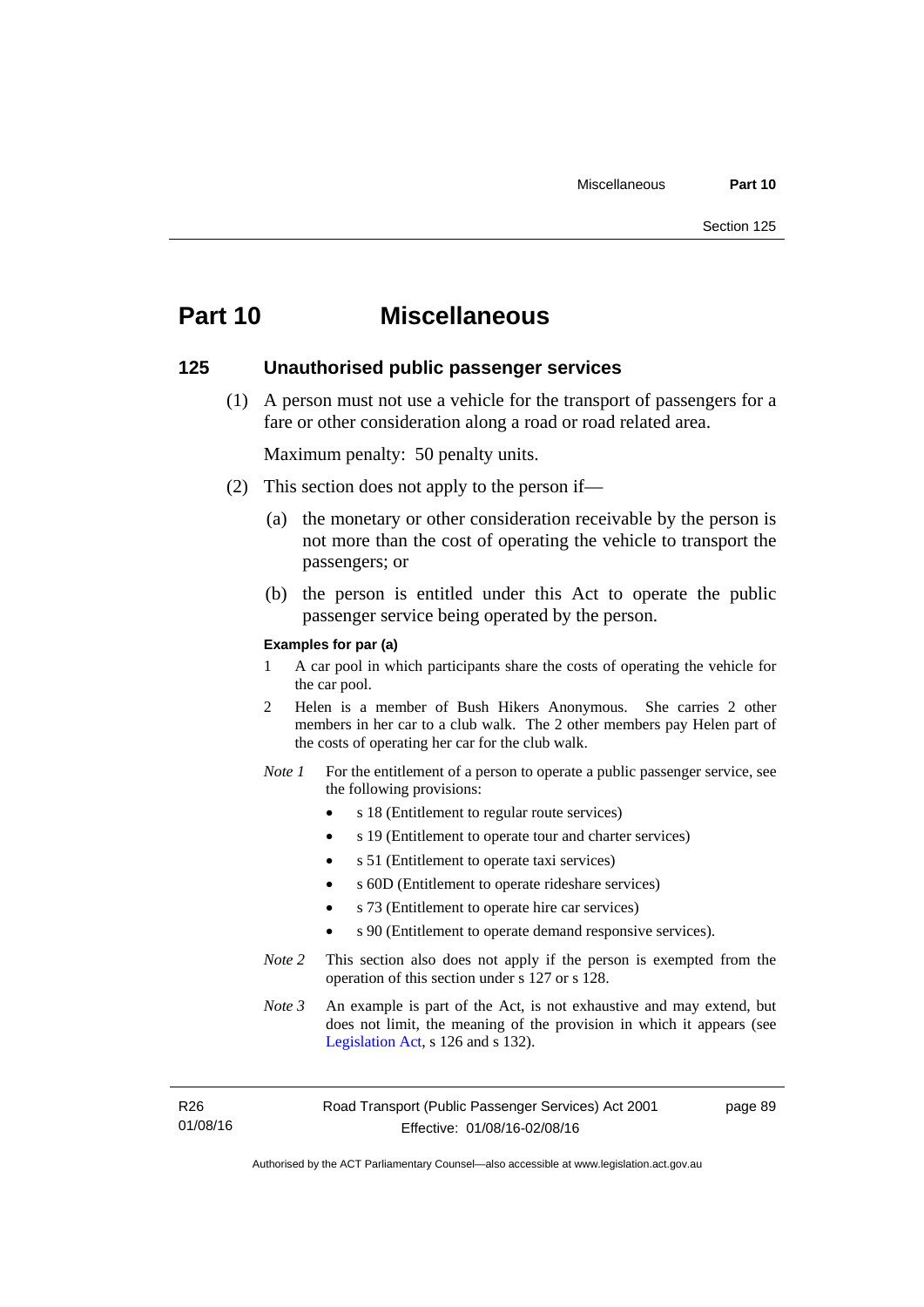# Part 10 Miscellaneous

## 125 Unauthorised public passenger services

(1) A person must not use a vehicle for the transport of passengers for a fare or other consideration along a road or road related area.

Maximum penalty: 50 penalty units.

(2) This section does not apply to the person if—

(a) the monetary or other consideration receivable by the person is not more than the cost of operating the vehicle to transport the passengers; or

(b) the person is entitled under this Act to operate the public passenger service being operated by the person.

**Examples for par (a)**

1 A car pool in which participants share the costs of operating the vehicle for the car pool.

2 Helen is a member of Bush Hikers Anonymous. She carries 2 other members in her car to a club walk. The 2 other members pay Helen part of the costs of operating her car for the club walk.

*Note 1* For the entitlement of a person to operate a public passenger service, see the following provisions:

- s 18 (Entitlement to regular route services)
- s 19 (Entitlement to operate tour and charter services)
- s 51 (Entitlement to operate taxi services)
- s 60D (Entitlement to operate rideshare services)
- s 73 (Entitlement to operate hire car services)
- s 90 (Entitlement to operate demand responsive services).

*Note 2* This section also does not apply if the person is exempted from the operation of this section under s 127 or s 128.

*Note 3* An example is part of the Act, is not exhaustive and may extend, but does not limit, the meaning of the provision in which it appears (see Legislation Act, s 126 and s 132).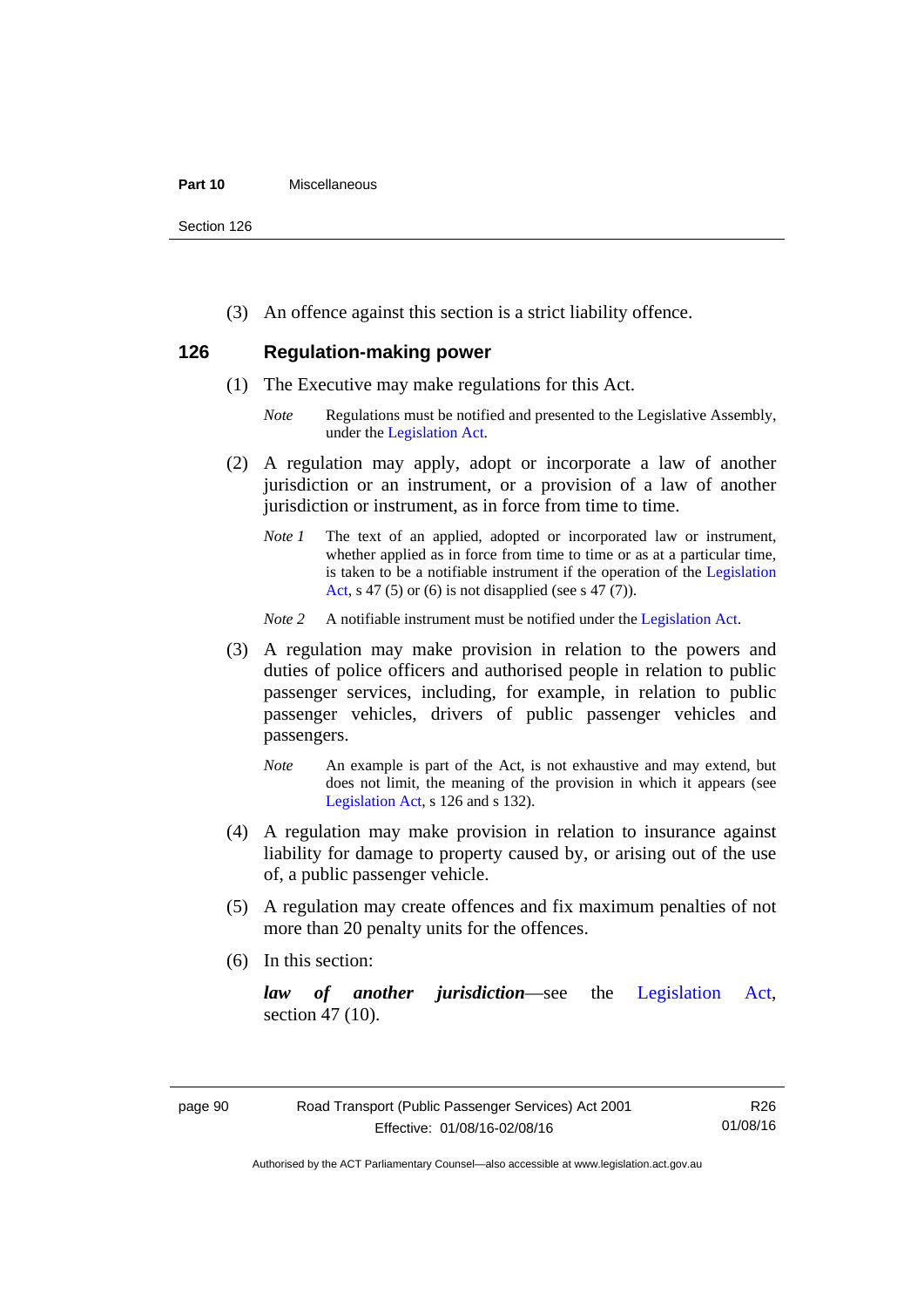(3) An offence against this section is a strict liability offence.

## 126 Regulation-making power

(1) The Executive may make regulations for this Act.

*Note* Regulations must be notified and presented to the Legislative Assembly, under the Legislation Act.

(2) A regulation may apply, adopt or incorporate a law of another jurisdiction or an instrument, or a provision of a law of another jurisdiction or instrument, as in force from time to time.

*Note 1* The text of an applied, adopted or incorporated law or instrument, whether applied as in force from time to time or as at a particular time, is taken to be a notifiable instrument if the operation of the Legislation Act, s 47 (5) or (6) is not disapplied (see s 47 (7)).

*Note 2* A notifiable instrument must be notified under the Legislation Act.

(3) A regulation may make provision in relation to the powers and duties of police officers and authorised people in relation to public passenger services, including, for example, in relation to public passenger vehicles, drivers of public passenger vehicles and passengers.

*Note* An example is part of the Act, is not exhaustive and may extend, but does not limit, the meaning of the provision in which it appears (see Legislation Act, s 126 and s 132).

(4) A regulation may make provision in relation to insurance against liability for damage to property caused by, or arising out of the use of, a public passenger vehicle.

(5) A regulation may create offences and fix maximum penalties of not more than 20 penalty units for the offences.

(6) In this section:

***law of another jurisdiction***—see the Legislation Act, section 47 (10).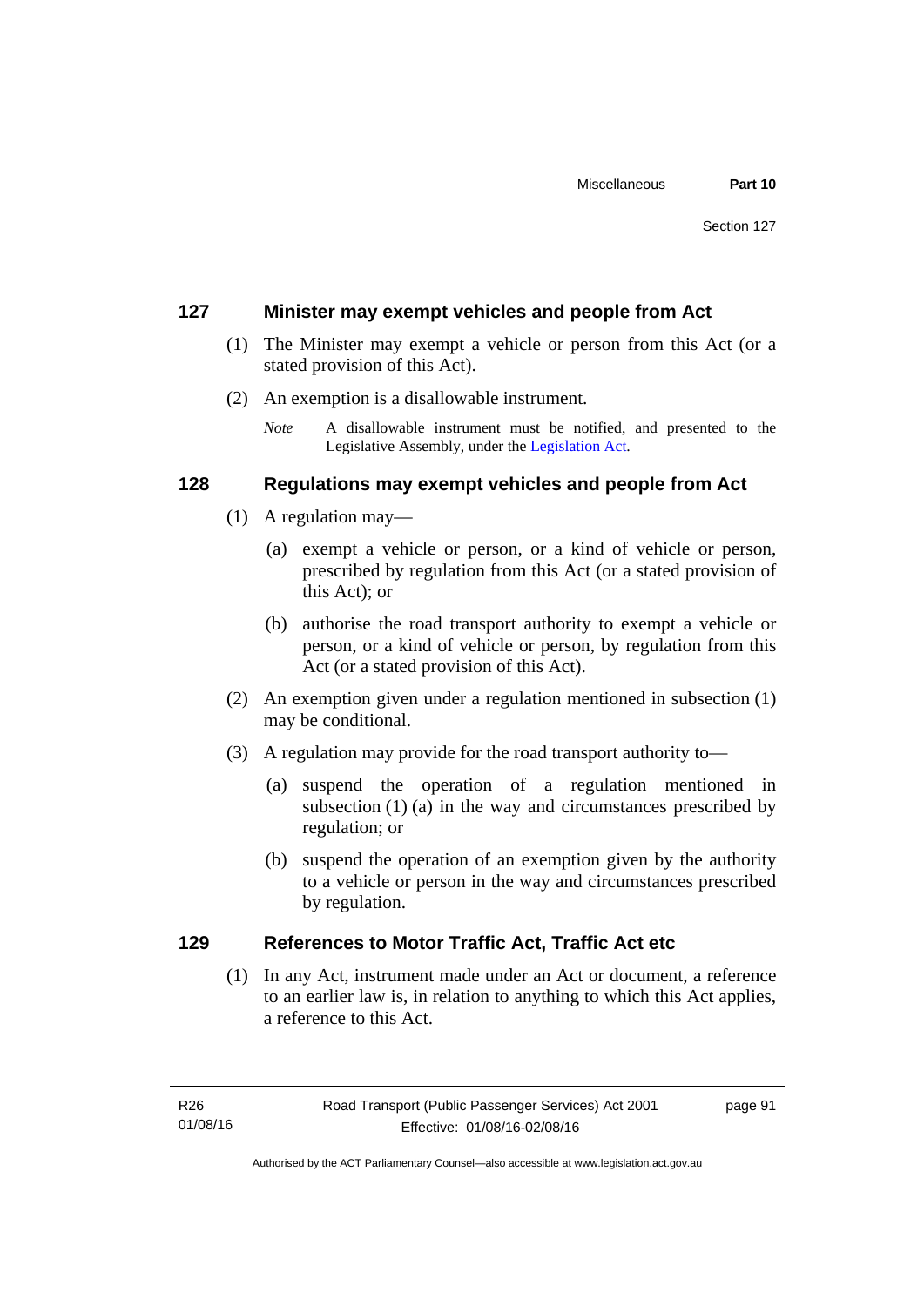## 127 Minister may exempt vehicles and people from Act

(1) The Minister may exempt a vehicle or person from this Act (or a stated provision of this Act).

(2) An exemption is a disallowable instrument.

*Note* A disallowable instrument must be notified, and presented to the Legislative Assembly, under the Legislation Act.

## 128 Regulations may exempt vehicles and people from Act

(1) A regulation may—

(a) exempt a vehicle or person, or a kind of vehicle or person, prescribed by regulation from this Act (or a stated provision of this Act); or

(b) authorise the road transport authority to exempt a vehicle or person, or a kind of vehicle or person, by regulation from this Act (or a stated provision of this Act).

(2) An exemption given under a regulation mentioned in subsection (1) may be conditional.

(3) A regulation may provide for the road transport authority to—

(a) suspend the operation of a regulation mentioned in subsection (1) (a) in the way and circumstances prescribed by regulation; or

(b) suspend the operation of an exemption given by the authority to a vehicle or person in the way and circumstances prescribed by regulation.

## 129 References to Motor Traffic Act, Traffic Act etc

(1) In any Act, instrument made under an Act or document, a reference to an earlier law is, in relation to anything to which this Act applies, a reference to this Act.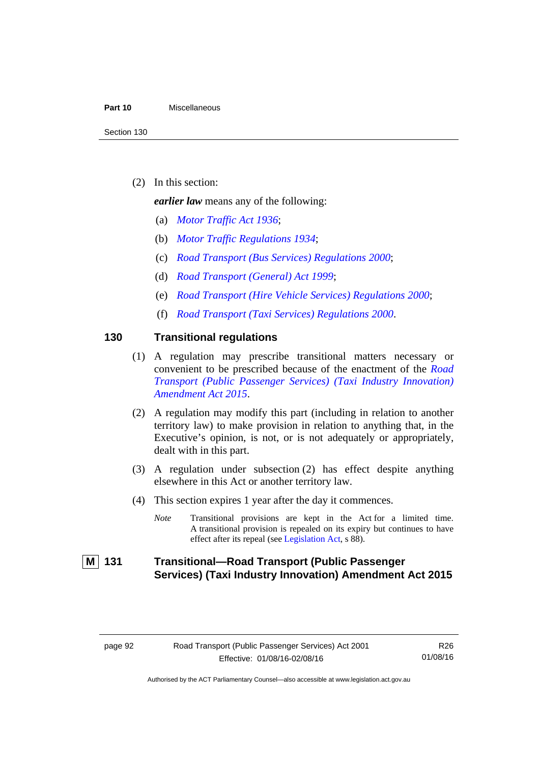(2) In this section:

***earlier law*** means any of the following:

(a) *Motor Traffic Act 1936*;

(b) *Motor Traffic Regulations 1934*;

(c) *Road Transport (Bus Services) Regulations 2000*;

(d) *Road Transport (General) Act 1999*;

(e) *Road Transport (Hire Vehicle Services) Regulations 2000*;

(f) *Road Transport (Taxi Services) Regulations 2000*.

## 130 Transitional regulations

(1) A regulation may prescribe transitional matters necessary or convenient to be prescribed because of the enactment of the *Road Transport (Public Passenger Services) (Taxi Industry Innovation) Amendment Act 2015*.

(2) A regulation may modify this part (including in relation to another territory law) to make provision in relation to anything that, in the Executive's opinion, is not, or is not adequately or appropriately, dealt with in this part.

(3) A regulation under subsection (2) has effect despite anything elsewhere in this Act or another territory law.

(4) This section expires 1 year after the day it commences.

*Note* Transitional provisions are kept in the Act for a limited time. A transitional provision is repealed on its expiry but continues to have effect after its repeal (see Legislation Act, s 88).

## M 131 Transitional—Road Transport (Public Passenger Services) (Taxi Industry Innovation) Amendment Act 2015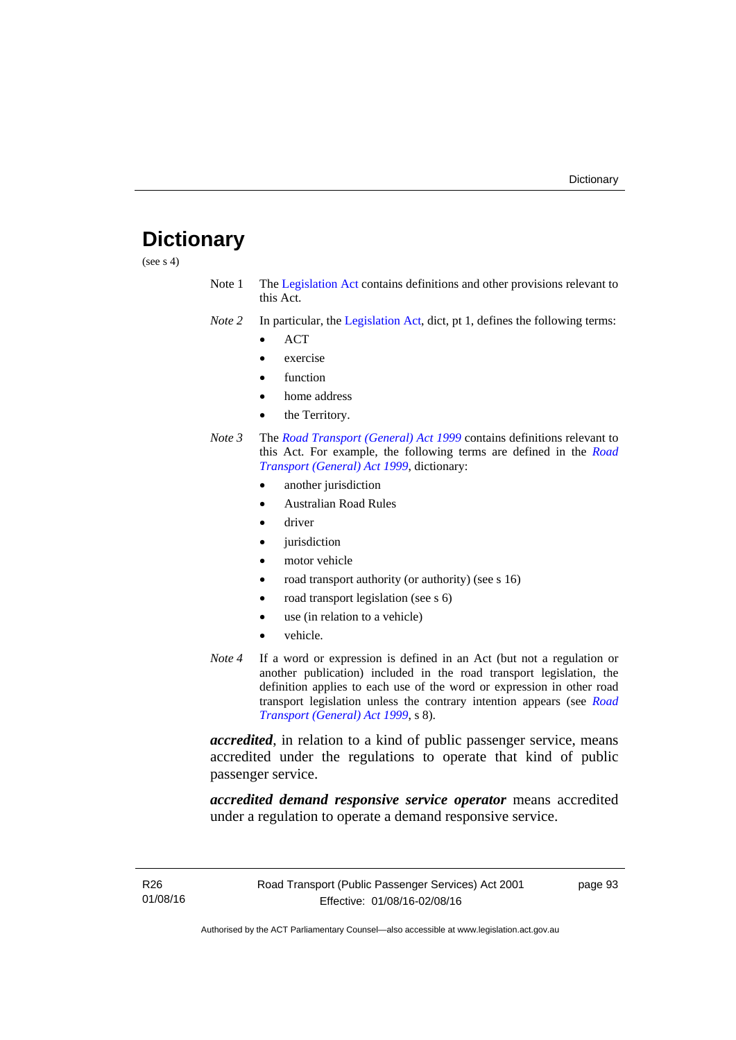# Dictionary

(see s 4)

Note 1 The Legislation Act contains definitions and other provisions relevant to this Act.

*Note 2* In particular, the Legislation Act, dict, pt 1, defines the following terms:

- ACT
- exercise
- function
- home address
- the Territory.

*Note 3* The *Road Transport (General) Act 1999* contains definitions relevant to this Act. For example, the following terms are defined in the *Road Transport (General) Act 1999*, dictionary:

- another jurisdiction
- Australian Road Rules
- driver
- jurisdiction
- motor vehicle
- road transport authority (or authority) (see s 16)
- road transport legislation (see s 6)
- use (in relation to a vehicle)
- vehicle.

*Note 4* If a word or expression is defined in an Act (but not a regulation or another publication) included in the road transport legislation, the definition applies to each use of the word or expression in other road transport legislation unless the contrary intention appears (see *Road Transport (General) Act 1999*, s 8).

***accredited***, in relation to a kind of public passenger service, means accredited under the regulations to operate that kind of public passenger service.

***accredited demand responsive service operator*** means accredited under a regulation to operate a demand responsive service.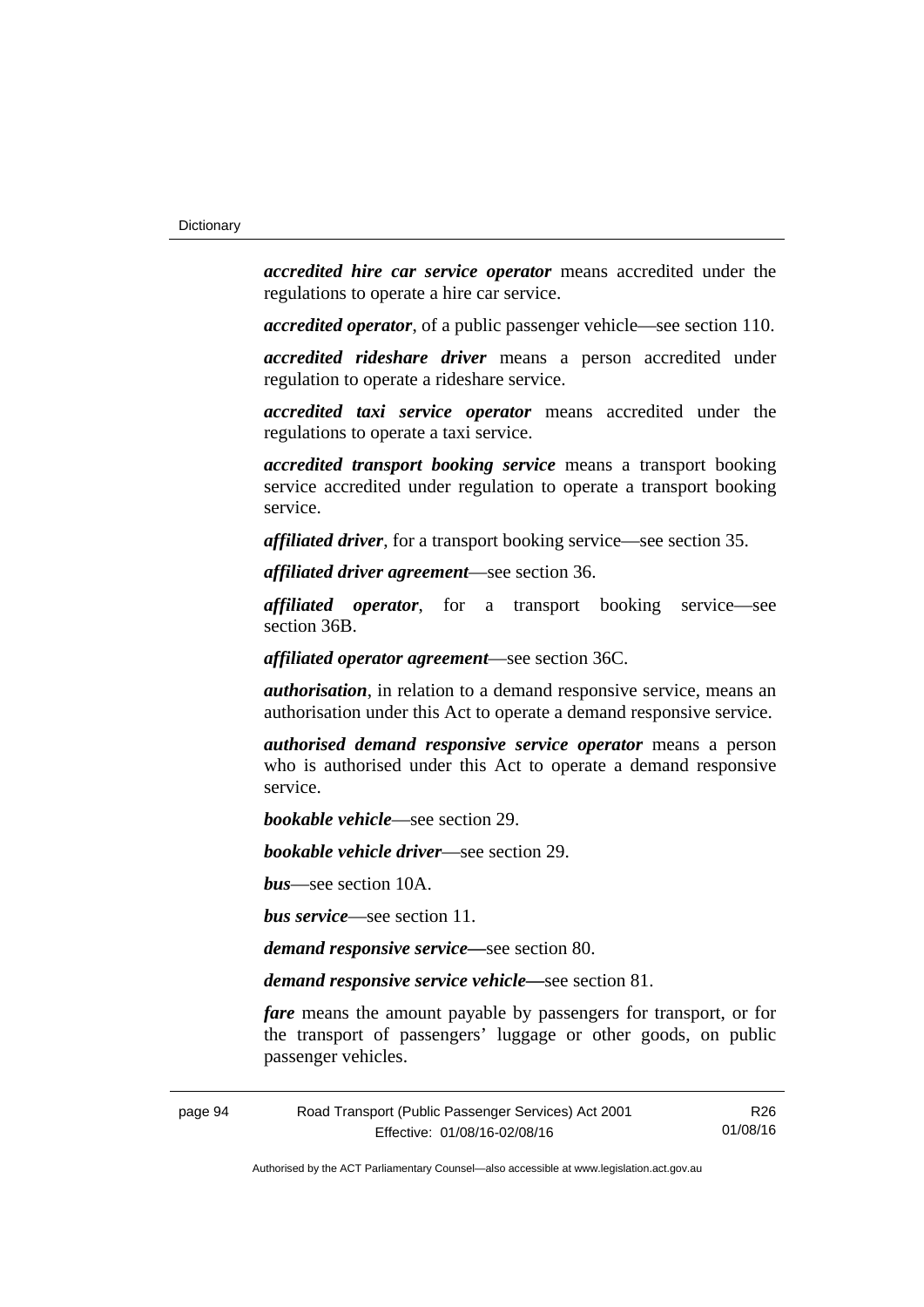***accredited hire car service operator*** means accredited under the regulations to operate a hire car service.

***accredited operator***, of a public passenger vehicle—see section 110.

***accredited rideshare driver*** means a person accredited under regulation to operate a rideshare service.

***accredited taxi service operator*** means accredited under the regulations to operate a taxi service.

***accredited transport booking service*** means a transport booking service accredited under regulation to operate a transport booking service.

***affiliated driver***, for a transport booking service—see section 35.

***affiliated driver agreement***—see section 36.

***affiliated operator***, for a transport booking service—see section 36B.

***affiliated operator agreement***—see section 36C.

***authorisation***, in relation to a demand responsive service, means an authorisation under this Act to operate a demand responsive service.

***authorised demand responsive service operator*** means a person who is authorised under this Act to operate a demand responsive service.

***bookable vehicle***—see section 29.

***bookable vehicle driver***—see section 29.

***bus***—see section 10A.

***bus service***—see section 11.

***demand responsive service—***see section 80.

***demand responsive service vehicle—***see section 81.

***fare*** means the amount payable by passengers for transport, or for the transport of passengers' luggage or other goods, on public passenger vehicles.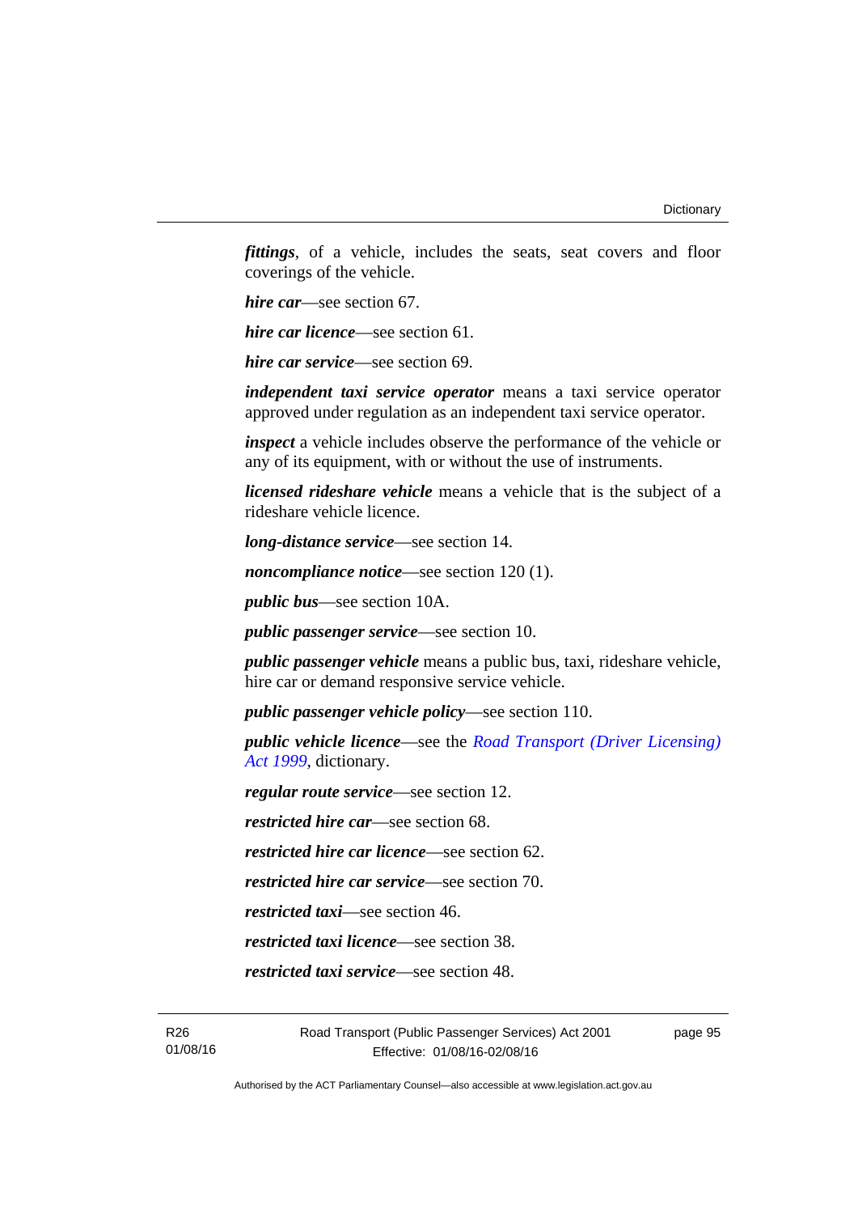***fittings***, of a vehicle, includes the seats, seat covers and floor coverings of the vehicle.

***hire car***—see section 67.

***hire car licence***—see section 61.

***hire car service***—see section 69.

***independent taxi service operator*** means a taxi service operator approved under regulation as an independent taxi service operator.

***inspect*** a vehicle includes observe the performance of the vehicle or any of its equipment, with or without the use of instruments.

***licensed rideshare vehicle*** means a vehicle that is the subject of a rideshare vehicle licence.

***long-distance service***—see section 14.

***noncompliance notice***—see section 120 (1).

***public bus***—see section 10A.

***public passenger service***—see section 10.

***public passenger vehicle*** means a public bus, taxi, rideshare vehicle, hire car or demand responsive service vehicle.

***public passenger vehicle policy***—see section 110.

***public vehicle licence***—see the *Road Transport (Driver Licensing) Act 1999*, dictionary.

***regular route service***—see section 12.

***restricted hire car***—see section 68.

***restricted hire car licence***—see section 62.

***restricted hire car service***—see section 70.

***restricted taxi***—see section 46.

***restricted taxi licence***—see section 38.

***restricted taxi service***—see section 48.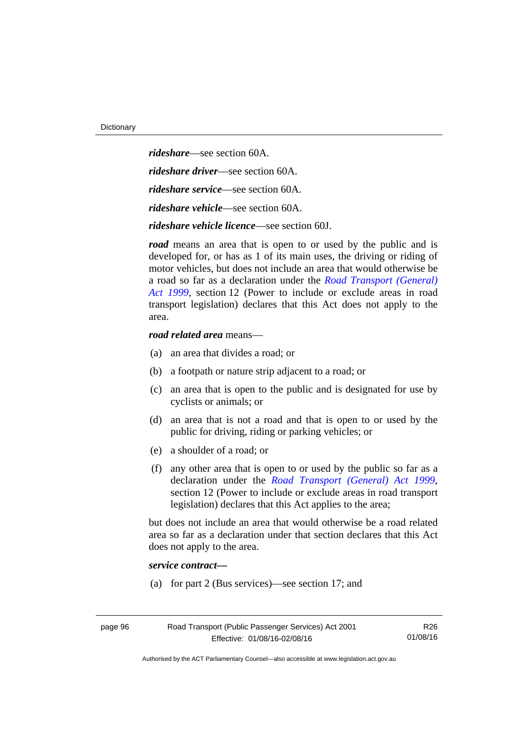***rideshare***—see section 60A.

***rideshare driver***—see section 60A.

***rideshare service***—see section 60A.

***rideshare vehicle***—see section 60A.

***rideshare vehicle licence***—see section 60J.

***road*** means an area that is open to or used by the public and is developed for, or has as 1 of its main uses, the driving or riding of motor vehicles, but does not include an area that would otherwise be a road so far as a declaration under the *Road Transport (General) Act 1999*, section 12 (Power to include or exclude areas in road transport legislation) declares that this Act does not apply to the area.

***road related area*** means—

(a) an area that divides a road; or

(b) a footpath or nature strip adjacent to a road; or

(c) an area that is open to the public and is designated for use by cyclists or animals; or

(d) an area that is not a road and that is open to or used by the public for driving, riding or parking vehicles; or

(e) a shoulder of a road; or

(f) any other area that is open to or used by the public so far as a declaration under the *Road Transport (General) Act 1999*, section 12 (Power to include or exclude areas in road transport legislation) declares that this Act applies to the area;

but does not include an area that would otherwise be a road related area so far as a declaration under that section declares that this Act does not apply to the area.

***service contract—***

(a) for part 2 (Bus services)—see section 17; and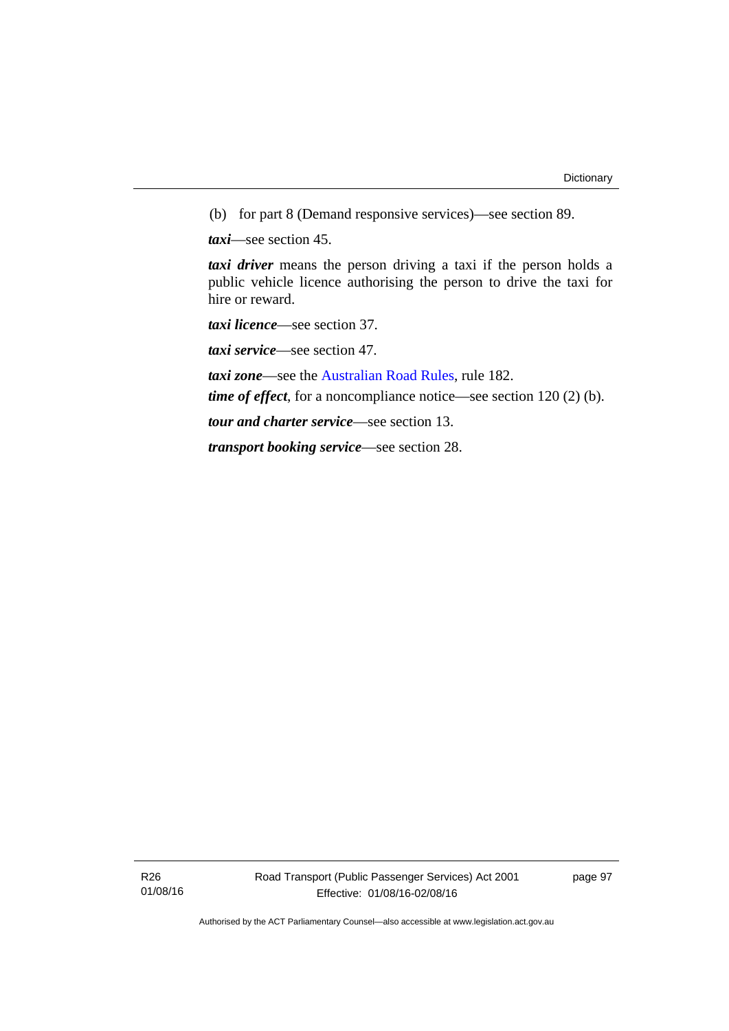(b) for part 8 (Demand responsive services)—see section 89.

***taxi***—see section 45.

***taxi driver*** means the person driving a taxi if the person holds a public vehicle licence authorising the person to drive the taxi for hire or reward.

***taxi licence***—see section 37.

***taxi service***—see section 47.

***taxi zone***—see the Australian Road Rules, rule 182.

***time of effect***, for a noncompliance notice—see section 120 (2) (b).

***tour and charter service***—see section 13.

***transport booking service***—see section 28.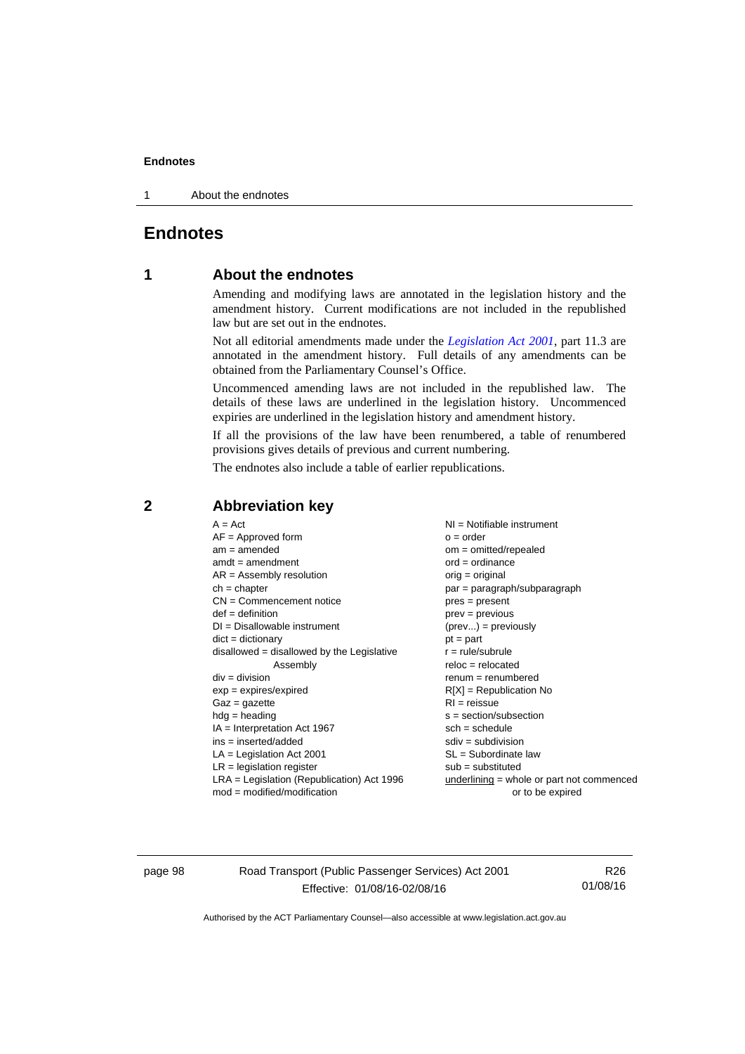# Endnotes

## 1 About the endnotes

Amending and modifying laws are annotated in the legislation history and the amendment history. Current modifications are not included in the republished law but are set out in the endnotes.

Not all editorial amendments made under the *Legislation Act 2001*, part 11.3 are annotated in the amendment history. Full details of any amendments can be obtained from the Parliamentary Counsel's Office.

Uncommenced amending laws are not included in the republished law. The details of these laws are underlined in the legislation history. Uncommenced expiries are underlined in the legislation history and amendment history.

If all the provisions of the law have been renumbered, a table of renumbered provisions gives details of previous and current numbering.

The endnotes also include a table of earlier republications.

## 2 Abbreviation key

A = Act
AF = Approved form
am = amended
amdt = amendment
AR = Assembly resolution
ch = chapter
CN = Commencement notice
def = definition
DI = Disallowable instrument
dict = dictionary
disallowed = disallowed by the Legislative Assembly
div = division
exp = expires/expired
Gaz = gazette
hdg = heading
IA = Interpretation Act 1967
ins = inserted/added
LA = Legislation Act 2001
LR = legislation register
LRA = Legislation (Republication) Act 1996
mod = modified/modification
NI = Notifiable instrument
o = order
om = omitted/repealed
ord = ordinance
orig = original
par = paragraph/subparagraph
pres = present
prev = previous
(prev...) = previously
pt = part
r = rule/subrule
reloc = relocated
renum = renumbered
R[X] = Republication No
RI = reissue
s = section/subsection
sch = schedule
sdiv = subdivision
SL = Subordinate law
sub = substituted
underlining = whole or part not commenced or to be expired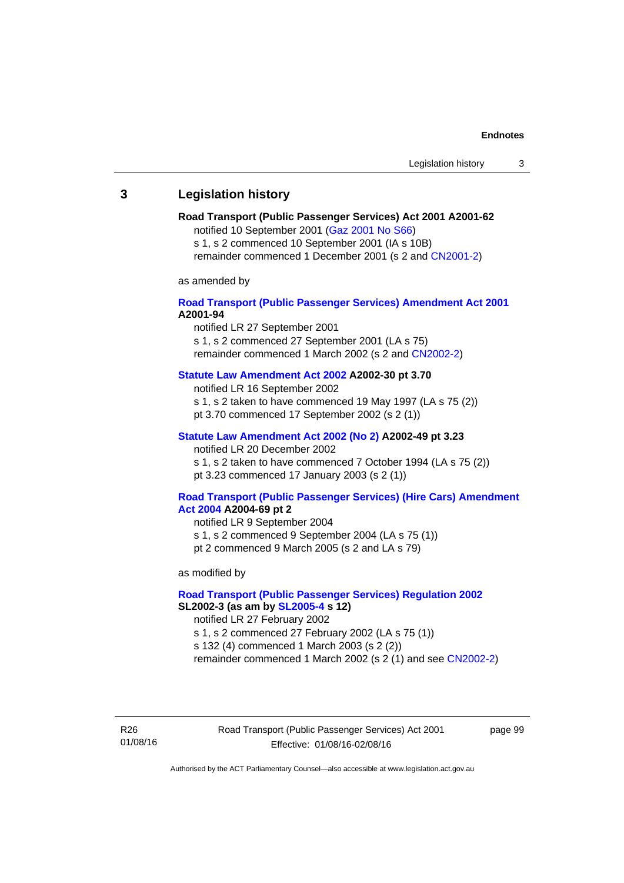## 3 Legislation history

**Road Transport (Public Passenger Services) Act 2001 A2001-62**

notified 10 September 2001 (Gaz 2001 No S66)
s 1, s 2 commenced 10 September 2001 (IA s 10B)
remainder commenced 1 December 2001 (s 2 and CN2001-2)

as amended by

**Road Transport (Public Passenger Services) Amendment Act 2001 A2001-94**

notified LR 27 September 2001
s 1, s 2 commenced 27 September 2001 (LA s 75)
remainder commenced 1 March 2002 (s 2 and CN2002-2)

**Statute Law Amendment Act 2002 A2002-30 pt 3.70**

notified LR 16 September 2002
s 1, s 2 taken to have commenced 19 May 1997 (LA s 75 (2))
pt 3.70 commenced 17 September 2002 (s 2 (1))

**Statute Law Amendment Act 2002 (No 2) A2002-49 pt 3.23**

notified LR 20 December 2002
s 1, s 2 taken to have commenced 7 October 1994 (LA s 75 (2))
pt 3.23 commenced 17 January 2003 (s 2 (1))

**Road Transport (Public Passenger Services) (Hire Cars) Amendment Act 2004 A2004-69 pt 2**

notified LR 9 September 2004
s 1, s 2 commenced 9 September 2004 (LA s 75 (1))
pt 2 commenced 9 March 2005 (s 2 and LA s 79)

as modified by

**Road Transport (Public Passenger Services) Regulation 2002 SL2002-3 (as am by SL2005-4 s 12)**

notified LR 27 February 2002
s 1, s 2 commenced 27 February 2002 (LA s 75 (1))
s 132 (4) commenced 1 March 2003 (s 2 (2))
remainder commenced 1 March 2002 (s 2 (1) and see CN2002-2)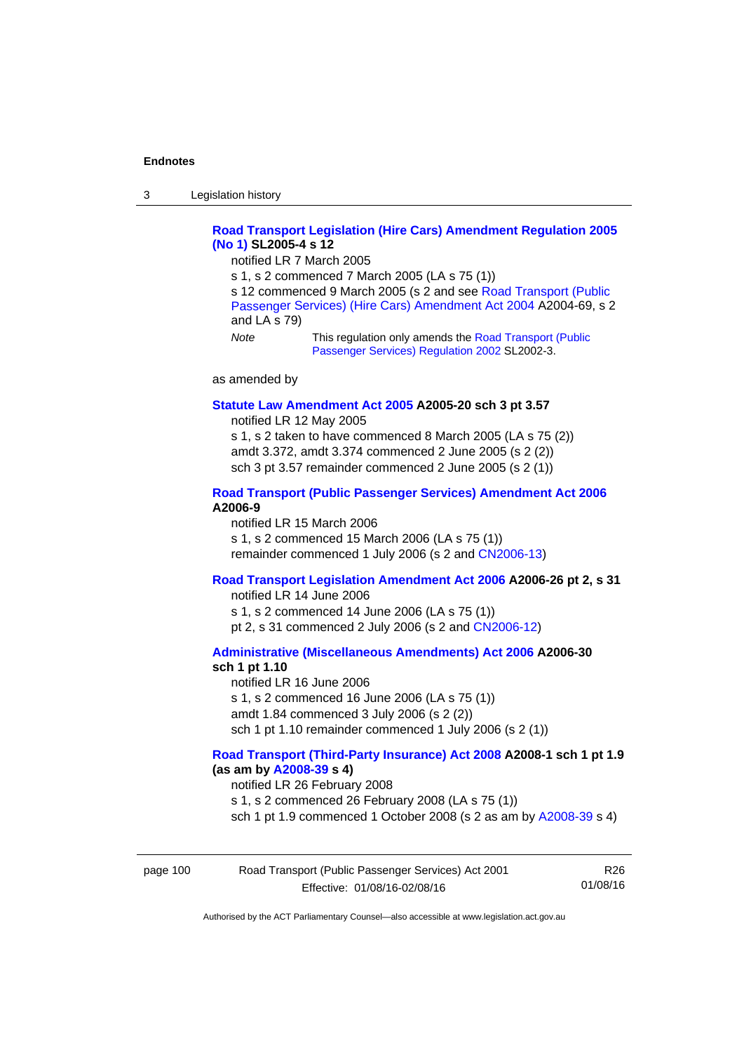**Road Transport Legislation (Hire Cars) Amendment Regulation 2005 (No 1) SL2005-4 s 12**

notified LR 7 March 2005

s 1, s 2 commenced 7 March 2005 (LA s 75 (1))

s 12 commenced 9 March 2005 (s 2 and see Road Transport (Public Passenger Services) (Hire Cars) Amendment Act 2004 A2004-69, s 2 and LA s 79)

*Note* This regulation only amends the Road Transport (Public Passenger Services) Regulation 2002 SL2002-3.

as amended by

**Statute Law Amendment Act 2005 A2005-20 sch 3 pt 3.57**

notified LR 12 May 2005

s 1, s 2 taken to have commenced 8 March 2005 (LA s 75 (2))

amdt 3.372, amdt 3.374 commenced 2 June 2005 (s 2 (2))

sch 3 pt 3.57 remainder commenced 2 June 2005 (s 2 (1))

**Road Transport (Public Passenger Services) Amendment Act 2006 A2006-9**

notified LR 15 March 2006

s 1, s 2 commenced 15 March 2006 (LA s 75 (1))

remainder commenced 1 July 2006 (s 2 and CN2006-13)

**Road Transport Legislation Amendment Act 2006 A2006-26 pt 2, s 31**

notified LR 14 June 2006

s 1, s 2 commenced 14 June 2006 (LA s 75 (1))

pt 2, s 31 commenced 2 July 2006 (s 2 and CN2006-12)

**Administrative (Miscellaneous Amendments) Act 2006 A2006-30 sch 1 pt 1.10**

notified LR 16 June 2006

s 1, s 2 commenced 16 June 2006 (LA s 75 (1))

amdt 1.84 commenced 3 July 2006 (s 2 (2))

sch 1 pt 1.10 remainder commenced 1 July 2006 (s 2 (1))

**Road Transport (Third-Party Insurance) Act 2008 A2008-1 sch 1 pt 1.9 (as am by A2008-39 s 4)**

notified LR 26 February 2008

s 1, s 2 commenced 26 February 2008 (LA s 75 (1))

sch 1 pt 1.9 commenced 1 October 2008 (s 2 as am by A2008-39 s 4)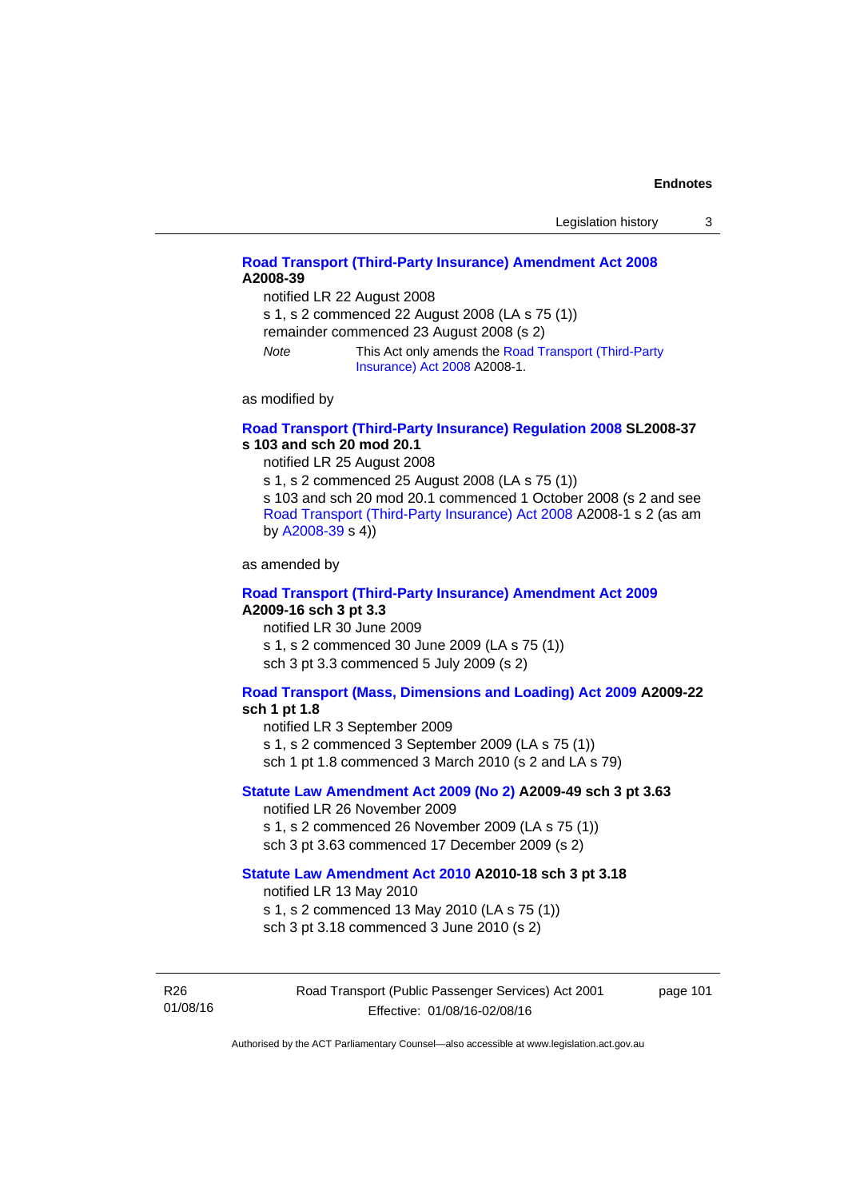**Road Transport (Third-Party Insurance) Amendment Act 2008 A2008-39**

notified LR 22 August 2008

s 1, s 2 commenced 22 August 2008 (LA s 75 (1))

remainder commenced 23 August 2008 (s 2)

*Note* This Act only amends the Road Transport (Third-Party Insurance) Act 2008 A2008-1.

as modified by

**Road Transport (Third-Party Insurance) Regulation 2008 SL2008-37 s 103 and sch 20 mod 20.1**

notified LR 25 August 2008

s 1, s 2 commenced 25 August 2008 (LA s 75 (1))

s 103 and sch 20 mod 20.1 commenced 1 October 2008 (s 2 and see Road Transport (Third-Party Insurance) Act 2008 A2008-1 s 2 (as am by A2008-39 s 4))

as amended by

**Road Transport (Third-Party Insurance) Amendment Act 2009 A2009-16 sch 3 pt 3.3**

notified LR 30 June 2009

s 1, s 2 commenced 30 June 2009 (LA s 75 (1))

sch 3 pt 3.3 commenced 5 July 2009 (s 2)

**Road Transport (Mass, Dimensions and Loading) Act 2009 A2009-22 sch 1 pt 1.8**

notified LR 3 September 2009

s 1, s 2 commenced 3 September 2009 (LA s 75 (1))

sch 1 pt 1.8 commenced 3 March 2010 (s 2 and LA s 79)

**Statute Law Amendment Act 2009 (No 2) A2009-49 sch 3 pt 3.63**

notified LR 26 November 2009

s 1, s 2 commenced 26 November 2009 (LA s 75 (1))

sch 3 pt 3.63 commenced 17 December 2009 (s 2)

**Statute Law Amendment Act 2010 A2010-18 sch 3 pt 3.18**

notified LR 13 May 2010

s 1, s 2 commenced 13 May 2010 (LA s 75 (1))

sch 3 pt 3.18 commenced 3 June 2010 (s 2)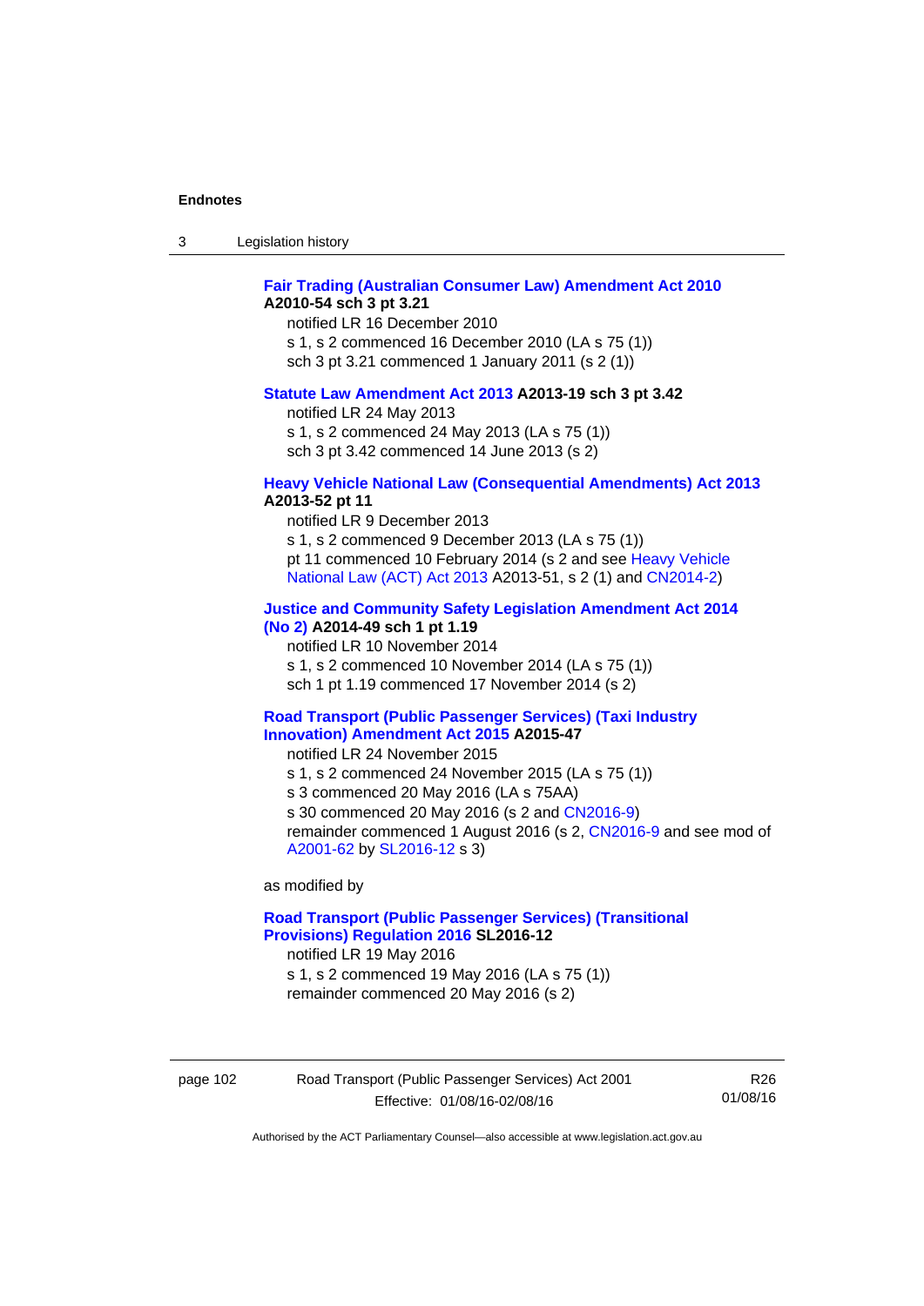**Fair Trading (Australian Consumer Law) Amendment Act 2010 A2010-54 sch 3 pt 3.21**

notified LR 16 December 2010

s 1, s 2 commenced 16 December 2010 (LA s 75 (1))

sch 3 pt 3.21 commenced 1 January 2011 (s 2 (1))

**Statute Law Amendment Act 2013 A2013-19 sch 3 pt 3.42**

notified LR 24 May 2013

s 1, s 2 commenced 24 May 2013 (LA s 75 (1))

sch 3 pt 3.42 commenced 14 June 2013 (s 2)

**Heavy Vehicle National Law (Consequential Amendments) Act 2013 A2013-52 pt 11**

notified LR 9 December 2013

s 1, s 2 commenced 9 December 2013 (LA s 75 (1))

pt 11 commenced 10 February 2014 (s 2 and see Heavy Vehicle National Law (ACT) Act 2013 A2013-51, s 2 (1) and CN2014-2)

**Justice and Community Safety Legislation Amendment Act 2014 (No 2) A2014-49 sch 1 pt 1.19**

notified LR 10 November 2014

s 1, s 2 commenced 10 November 2014 (LA s 75 (1))

sch 1 pt 1.19 commenced 17 November 2014 (s 2)

**Road Transport (Public Passenger Services) (Taxi Industry Innovation) Amendment Act 2015 A2015-47**

notified LR 24 November 2015

s 1, s 2 commenced 24 November 2015 (LA s 75 (1))

s 3 commenced 20 May 2016 (LA s 75AA)

s 30 commenced 20 May 2016 (s 2 and CN2016-9)

remainder commenced 1 August 2016 (s 2, CN2016-9 and see mod of A2001-62 by SL2016-12 s 3)

as modified by

**Road Transport (Public Passenger Services) (Transitional Provisions) Regulation 2016 SL2016-12**

notified LR 19 May 2016

s 1, s 2 commenced 19 May 2016 (LA s 75 (1))

remainder commenced 20 May 2016 (s 2)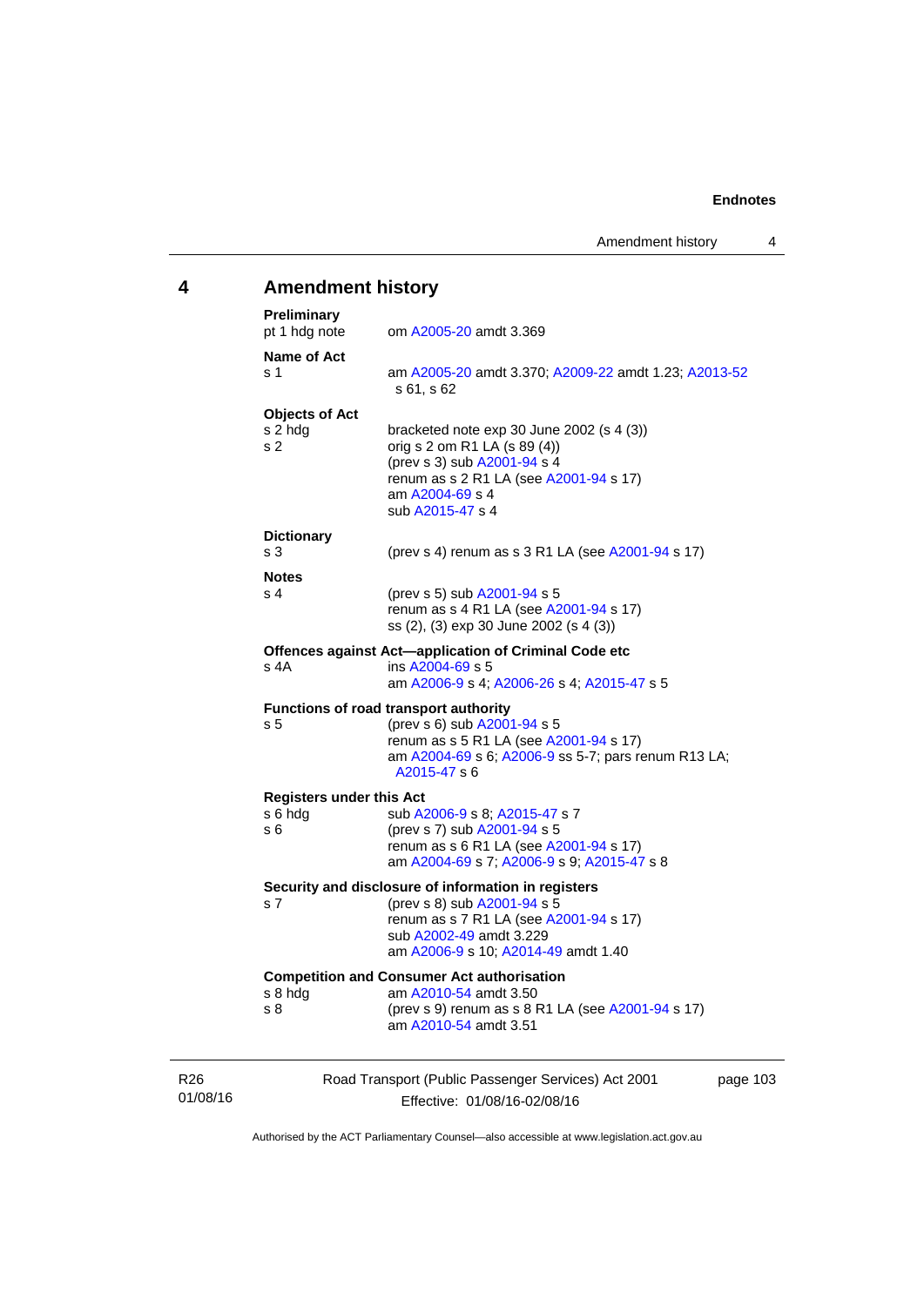## 4 Amendment history

**Preliminary**

pt 1 hdg note — om A2005-20 amdt 3.369

**Name of Act**

s 1 — am A2005-20 amdt 3.370; A2009-22 amdt 1.23; A2013-52 s 61, s 62

**Objects of Act**

s 2 hdg — bracketed note exp 30 June 2002 (s 4 (3))

s 2 — orig s 2 om R1 LA (s 89 (4))
(prev s 3) sub A2001-94 s 4
renum as s 2 R1 LA (see A2001-94 s 17)
am A2004-69 s 4
sub A2015-47 s 4

**Dictionary**

s 3 — (prev s 4) renum as s 3 R1 LA (see A2001-94 s 17)

**Notes**

s 4 — (prev s 5) sub A2001-94 s 5
renum as s 4 R1 LA (see A2001-94 s 17)
ss (2), (3) exp 30 June 2002 (s 4 (3))

**Offences against Act—application of Criminal Code etc**

s 4A — ins A2004-69 s 5
am A2006-9 s 4; A2006-26 s 4; A2015-47 s 5

**Functions of road transport authority**

s 5 — (prev s 6) sub A2001-94 s 5
renum as s 5 R1 LA (see A2001-94 s 17)
am A2004-69 s 6; A2006-9 ss 5-7; pars renum R13 LA; A2015-47 s 6

**Registers under this Act**

s 6 hdg — sub A2006-9 s 8; A2015-47 s 7

s 6 — (prev s 7) sub A2001-94 s 5
renum as s 6 R1 LA (see A2001-94 s 17)
am A2004-69 s 7; A2006-9 s 9; A2015-47 s 8

**Security and disclosure of information in registers**

s 7 — (prev s 8) sub A2001-94 s 5
renum as s 7 R1 LA (see A2001-94 s 17)
sub A2002-49 amdt 3.229
am A2006-9 s 10; A2014-49 amdt 1.40

**Competition and Consumer Act authorisation**

s 8 hdg — am A2010-54 amdt 3.50

s 8 — (prev s 9) renum as s 8 R1 LA (see A2001-94 s 17)
am A2010-54 amdt 3.51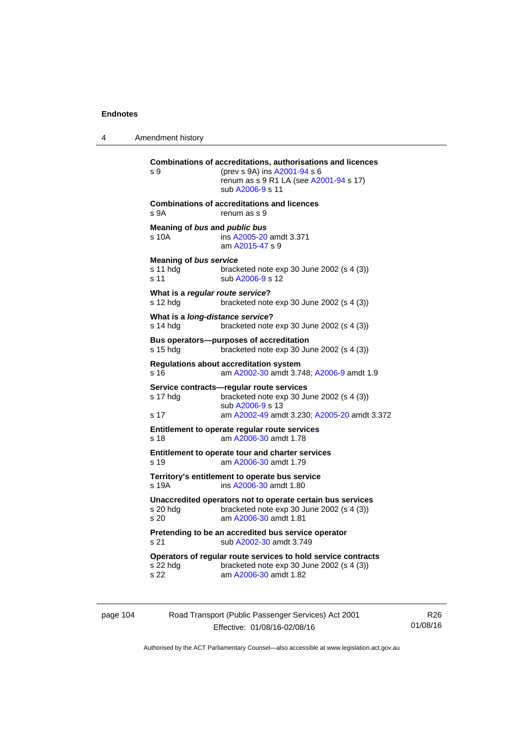**Combinations of accreditations, authorisations and licences**

s 9 (prev s 9A) ins A2001-94 s 6
renum as s 9 R1 LA (see A2001-94 s 17)
sub A2006-9 s 11

**Combinations of accreditations and licences**

s 9A renum as s 9

**Meaning of *bus* and *public bus***

s 10A ins A2005-20 amdt 3.371
am A2015-47 s 9

**Meaning of *bus service***

s 11 hdg bracketed note exp 30 June 2002 (s 4 (3))
s 11 sub A2006-9 s 12

**What is a *regular route service*?**

s 12 hdg bracketed note exp 30 June 2002 (s 4 (3))

**What is a *long-distance service*?**

s 14 hdg bracketed note exp 30 June 2002 (s 4 (3))

**Bus operators—purposes of accreditation**

s 15 hdg bracketed note exp 30 June 2002 (s 4 (3))

**Regulations about accreditation system**

s 16 am A2002-30 amdt 3.748; A2006-9 amdt 1.9

**Service contracts—regular route services**

s 17 hdg bracketed note exp 30 June 2002 (s 4 (3))
sub A2006-9 s 13
s 17 am A2002-49 amdt 3.230; A2005-20 amdt 3.372

**Entitlement to operate regular route services**

s 18 am A2006-30 amdt 1.78

**Entitlement to operate tour and charter services**

s 19 am A2006-30 amdt 1.79

**Territory's entitlement to operate bus service**

s 19A ins A2006-30 amdt 1.80

**Unaccredited operators not to operate certain bus services**

s 20 hdg bracketed note exp 30 June 2002 (s 4 (3))
s 20 am A2006-30 amdt 1.81

**Pretending to be an accredited bus service operator**

s 21 sub A2002-30 amdt 3.749

**Operators of regular route services to hold service contracts**

s 22 hdg bracketed note exp 30 June 2002 (s 4 (3))
s 22 am A2006-30 amdt 1.82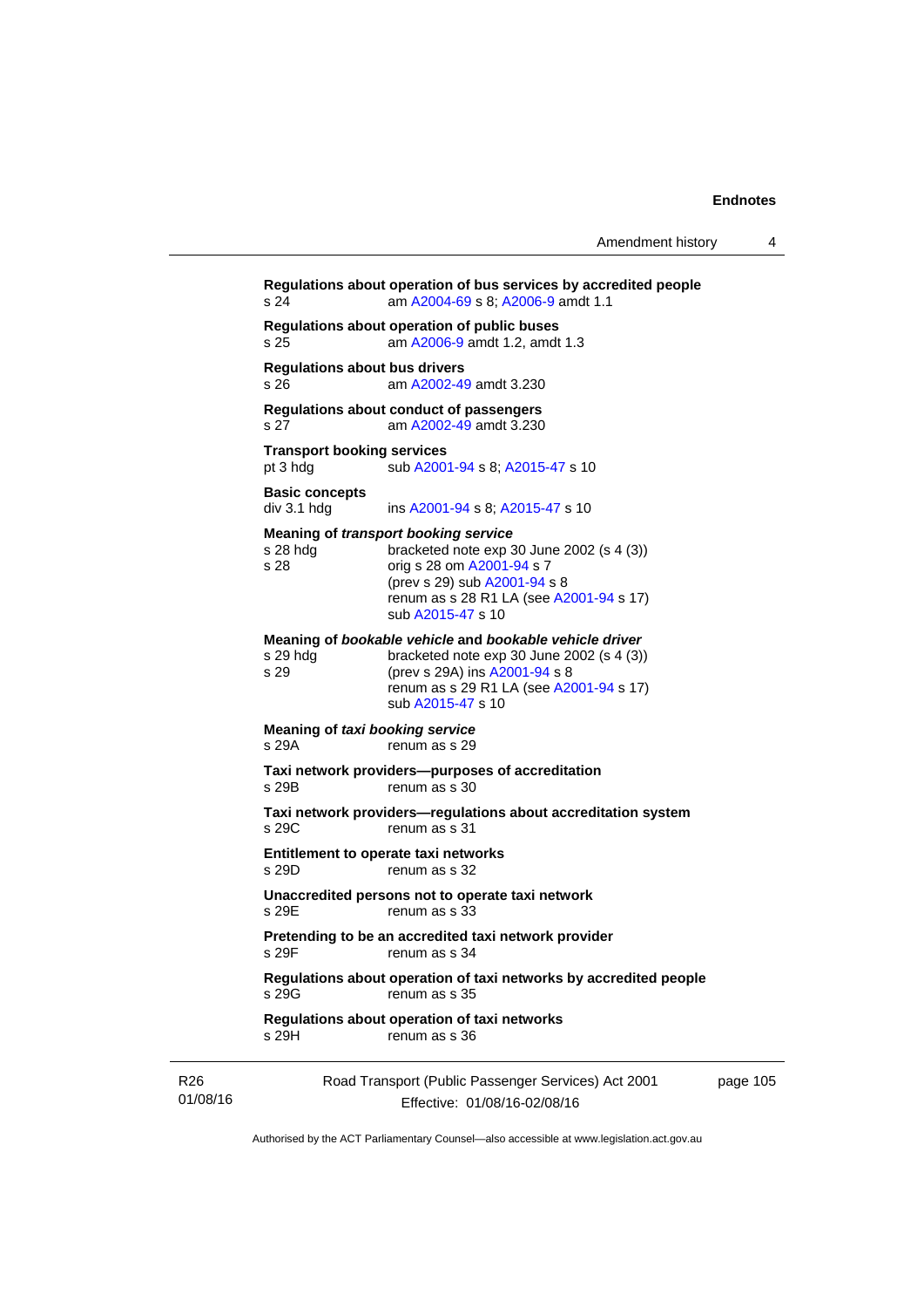**Regulations about operation of bus services by accredited people**
s 24 am A2004-69 s 8; A2006-9 amdt 1.1

**Regulations about operation of public buses**
s 25 am A2006-9 amdt 1.2, amdt 1.3

**Regulations about bus drivers**
s 26 am A2002-49 amdt 3.230

**Regulations about conduct of passengers**
s 27 am A2002-49 amdt 3.230

**Transport booking services**
pt 3 hdg sub A2001-94 s 8; A2015-47 s 10

**Basic concepts**
div 3.1 hdg ins A2001-94 s 8; A2015-47 s 10

**Meaning of *transport booking service***
s 28 hdg bracketed note exp 30 June 2002 (s 4 (3))
s 28 orig s 28 om A2001-94 s 7
(prev s 29) sub A2001-94 s 8
renum as s 28 R1 LA (see A2001-94 s 17)
sub A2015-47 s 10

**Meaning of *bookable vehicle* and *bookable vehicle driver***
s 29 hdg bracketed note exp 30 June 2002 (s 4 (3))
s 29 (prev s 29A) ins A2001-94 s 8
renum as s 29 R1 LA (see A2001-94 s 17)
sub A2015-47 s 10

**Meaning of *taxi booking service***
s 29A renum as s 29

**Taxi network providers—purposes of accreditation**
s 29B renum as s 30

**Taxi network providers—regulations about accreditation system**
s 29C renum as s 31

**Entitlement to operate taxi networks**
s 29D renum as s 32

**Unaccredited persons not to operate taxi network**
s 29E renum as s 33

**Pretending to be an accredited taxi network provider**
s 29F renum as s 34

**Regulations about operation of taxi networks by accredited people**
s 29G renum as s 35

**Regulations about operation of taxi networks**
s 29H renum as s 36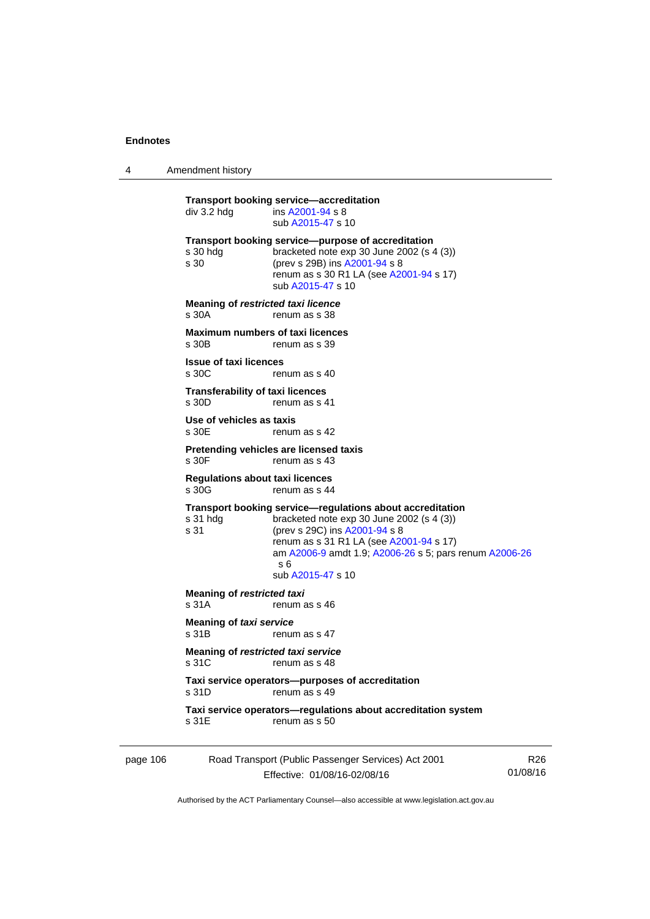**Transport booking service—accreditation**

div 3.2 hdg ins A2001-94 s 8
sub A2015-47 s 10

**Transport booking service—purpose of accreditation**

s 30 hdg bracketed note exp 30 June 2002 (s 4 (3))

s 30 (prev s 29B) ins A2001-94 s 8
renum as s 30 R1 LA (see A2001-94 s 17)
sub A2015-47 s 10

**Meaning of *restricted taxi licence***

s 30A renum as s 38

**Maximum numbers of taxi licences**

s 30B renum as s 39

**Issue of taxi licences**

s 30C renum as s 40

**Transferability of taxi licences**

s 30D renum as s 41

**Use of vehicles as taxis**

s 30E renum as s 42

**Pretending vehicles are licensed taxis**

s 30F renum as s 43

**Regulations about taxi licences**

s 30G renum as s 44

**Transport booking service—regulations about accreditation**

s 31 hdg bracketed note exp 30 June 2002 (s 4 (3))

s 31 (prev s 29C) ins A2001-94 s 8
renum as s 31 R1 LA (see A2001-94 s 17)
am A2006-9 amdt 1.9; A2006-26 s 5; pars renum A2006-26 s 6
sub A2015-47 s 10

**Meaning of *restricted taxi***

s 31A renum as s 46

**Meaning of *taxi service***

s 31B renum as s 47

**Meaning of *restricted taxi service***

s 31C renum as s 48

**Taxi service operators—purposes of accreditation**

s 31D renum as s 49

**Taxi service operators—regulations about accreditation system**

s 31E renum as s 50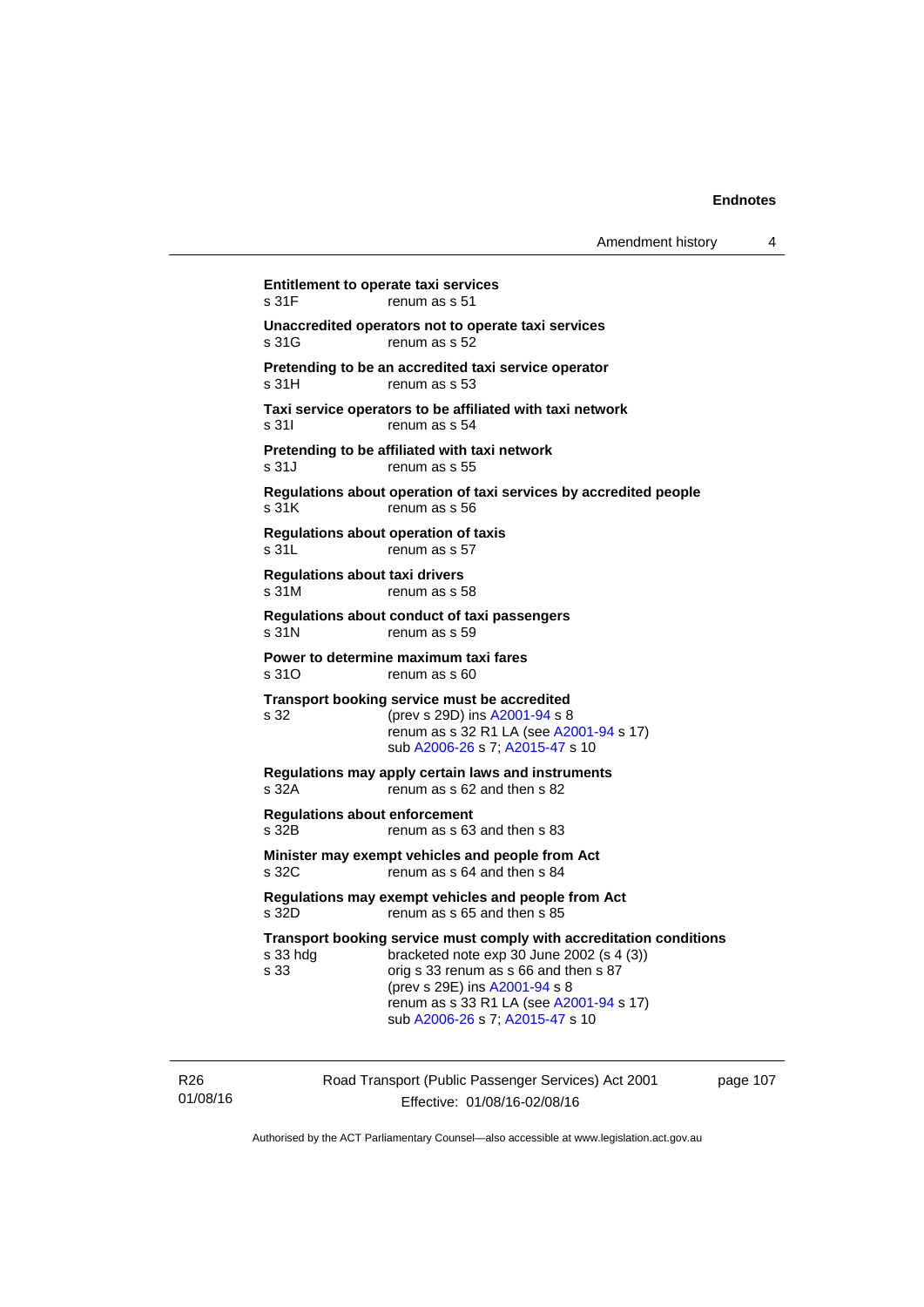**Entitlement to operate taxi services**
s 31F renum as s 51

**Unaccredited operators not to operate taxi services**
s 31G renum as s 52

**Pretending to be an accredited taxi service operator**
s 31H renum as s 53

**Taxi service operators to be affiliated with taxi network**
s 31I renum as s 54

**Pretending to be affiliated with taxi network**
s 31J renum as s 55

**Regulations about operation of taxi services by accredited people**
s 31K renum as s 56

**Regulations about operation of taxis**
s 31L renum as s 57

**Regulations about taxi drivers**
s 31M renum as s 58

**Regulations about conduct of taxi passengers**
s 31N renum as s 59

**Power to determine maximum taxi fares**
s 31O renum as s 60

**Transport booking service must be accredited**
s 32 (prev s 29D) ins A2001-94 s 8
renum as s 32 R1 LA (see A2001-94 s 17)
sub A2006-26 s 7; A2015-47 s 10

**Regulations may apply certain laws and instruments**
s 32A renum as s 62 and then s 82

**Regulations about enforcement**
s 32B renum as s 63 and then s 83

**Minister may exempt vehicles and people from Act**
s 32C renum as s 64 and then s 84

**Regulations may exempt vehicles and people from Act**
s 32D renum as s 65 and then s 85

**Transport booking service must comply with accreditation conditions**
s 33 hdg bracketed note exp 30 June 2002 (s 4 (3))
s 33 orig s 33 renum as s 66 and then s 87
(prev s 29E) ins A2001-94 s 8
renum as s 33 R1 LA (see A2001-94 s 17)
sub A2006-26 s 7; A2015-47 s 10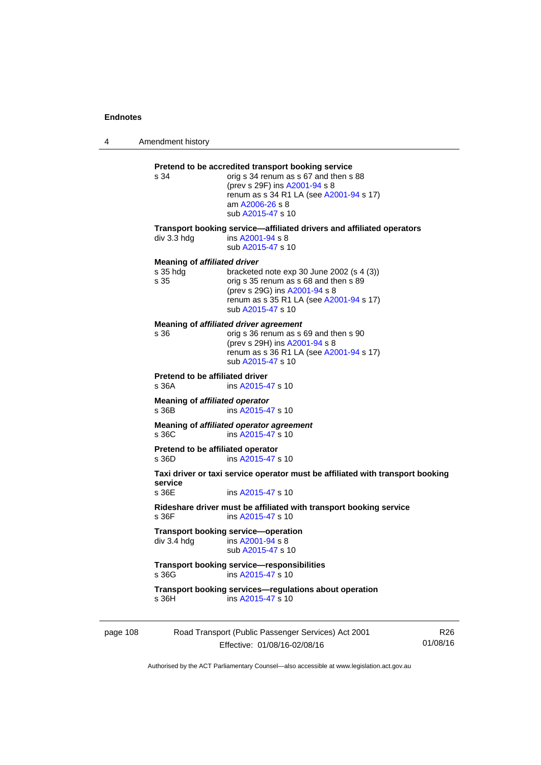**Pretend to be accredited transport booking service**

s 34 orig s 34 renum as s 67 and then s 88
(prev s 29F) ins A2001-94 s 8
renum as s 34 R1 LA (see A2001-94 s 17)
am A2006-26 s 8
sub A2015-47 s 10

**Transport booking service—affiliated drivers and affiliated operators**

div 3.3 hdg ins A2001-94 s 8
sub A2015-47 s 10

**Meaning of *affiliated driver***

s 35 hdg bracketed note exp 30 June 2002 (s 4 (3))
s 35 orig s 35 renum as s 68 and then s 89
(prev s 29G) ins A2001-94 s 8
renum as s 35 R1 LA (see A2001-94 s 17)
sub A2015-47 s 10

**Meaning of *affiliated driver agreement***

s 36 orig s 36 renum as s 69 and then s 90
(prev s 29H) ins A2001-94 s 8
renum as s 36 R1 LA (see A2001-94 s 17)
sub A2015-47 s 10

**Pretend to be affiliated driver**

s 36A ins A2015-47 s 10

**Meaning of *affiliated operator***

s 36B ins A2015-47 s 10

**Meaning of *affiliated operator agreement***

s 36C ins A2015-47 s 10

**Pretend to be affiliated operator**

s 36D ins A2015-47 s 10

**Taxi driver or taxi service operator must be affiliated with transport booking service**

s 36E ins A2015-47 s 10

**Rideshare driver must be affiliated with transport booking service**

s 36F ins A2015-47 s 10

**Transport booking service—operation**

div 3.4 hdg ins A2001-94 s 8
sub A2015-47 s 10

**Transport booking service—responsibilities**

s 36G ins A2015-47 s 10

**Transport booking services—regulations about operation**

s 36H ins A2015-47 s 10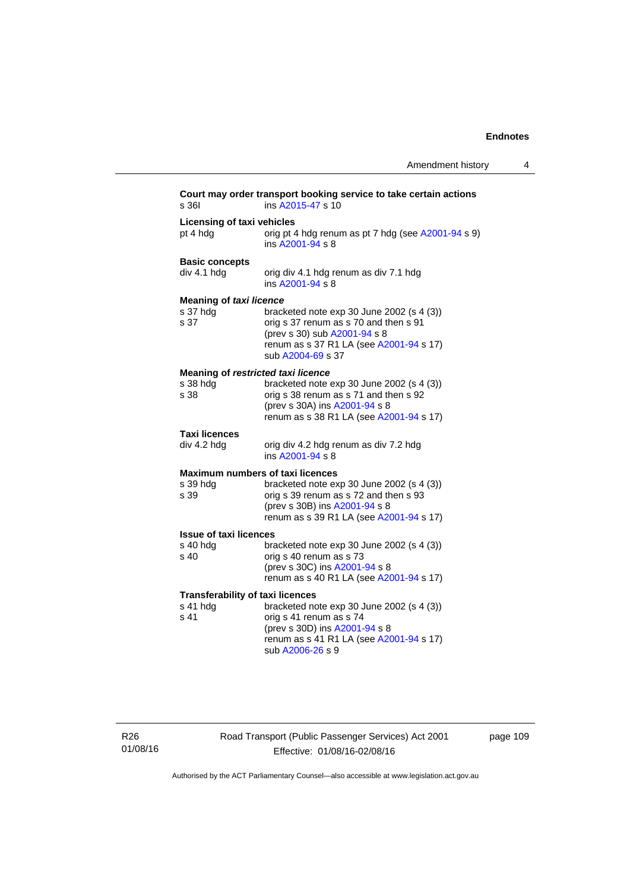**Court may order transport booking service to take certain actions**

s 36I ins A2015-47 s 10

**Licensing of taxi vehicles**

pt 4 hdg orig pt 4 hdg renum as pt 7 hdg (see A2001-94 s 9)
ins A2001-94 s 8

**Basic concepts**

div 4.1 hdg orig div 4.1 hdg renum as div 7.1 hdg
ins A2001-94 s 8

**Meaning of *taxi licence***

s 37 hdg bracketed note exp 30 June 2002 (s 4 (3))
s 37 orig s 37 renum as s 70 and then s 91
(prev s 30) sub A2001-94 s 8
renum as s 37 R1 LA (see A2001-94 s 17)
sub A2004-69 s 37

**Meaning of *restricted taxi licence***

s 38 hdg bracketed note exp 30 June 2002 (s 4 (3))
s 38 orig s 38 renum as s 71 and then s 92
(prev s 30A) ins A2001-94 s 8
renum as s 38 R1 LA (see A2001-94 s 17)

**Taxi licences**

div 4.2 hdg orig div 4.2 hdg renum as div 7.2 hdg
ins A2001-94 s 8

**Maximum numbers of taxi licences**

s 39 hdg bracketed note exp 30 June 2002 (s 4 (3))
s 39 orig s 39 renum as s 72 and then s 93
(prev s 30B) ins A2001-94 s 8
renum as s 39 R1 LA (see A2001-94 s 17)

**Issue of taxi licences**

s 40 hdg bracketed note exp 30 June 2002 (s 4 (3))
s 40 orig s 40 renum as s 73
(prev s 30C) ins A2001-94 s 8
renum as s 40 R1 LA (see A2001-94 s 17)

**Transferability of taxi licences**

s 41 hdg bracketed note exp 30 June 2002 (s 4 (3))
s 41 orig s 41 renum as s 74
(prev s 30D) ins A2001-94 s 8
renum as s 41 R1 LA (see A2001-94 s 17)
sub A2006-26 s 9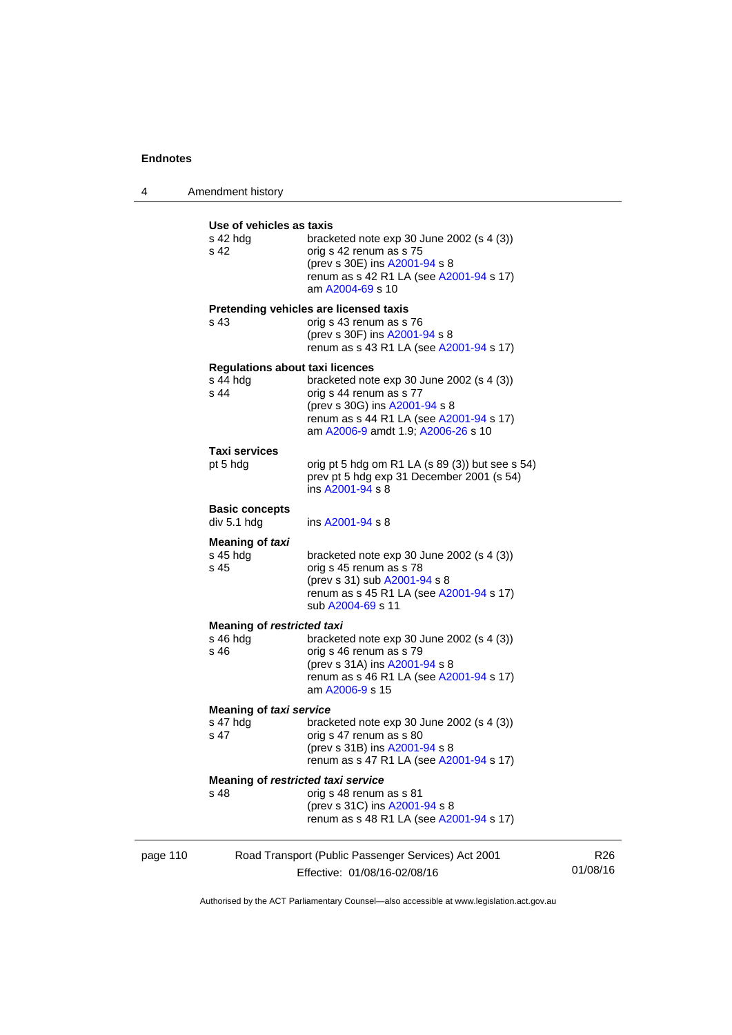**Use of vehicles as taxis**

s 42 hdg — bracketed note exp 30 June 2002 (s 4 (3))
s 42 — orig s 42 renum as s 75
(prev s 30E) ins A2001-94 s 8
renum as s 42 R1 LA (see A2001-94 s 17)
am A2004-69 s 10

**Pretending vehicles are licensed taxis**

s 43 — orig s 43 renum as s 76
(prev s 30F) ins A2001-94 s 8
renum as s 43 R1 LA (see A2001-94 s 17)

**Regulations about taxi licences**

s 44 hdg — bracketed note exp 30 June 2002 (s 4 (3))
s 44 — orig s 44 renum as s 77
(prev s 30G) ins A2001-94 s 8
renum as s 44 R1 LA (see A2001-94 s 17)
am A2006-9 amdt 1.9; A2006-26 s 10

**Taxi services**

pt 5 hdg — orig pt 5 hdg om R1 LA (s 89 (3)) but see s 54)
prev pt 5 hdg exp 31 December 2001 (s 54)
ins A2001-94 s 8

**Basic concepts**

div 5.1 hdg — ins A2001-94 s 8

**Meaning of *taxi***

s 45 hdg — bracketed note exp 30 June 2002 (s 4 (3))
s 45 — orig s 45 renum as s 78
(prev s 31) sub A2001-94 s 8
renum as s 45 R1 LA (see A2001-94 s 17)
sub A2004-69 s 11

**Meaning of *restricted taxi***

s 46 hdg — bracketed note exp 30 June 2002 (s 4 (3))
s 46 — orig s 46 renum as s 79
(prev s 31A) ins A2001-94 s 8
renum as s 46 R1 LA (see A2001-94 s 17)
am A2006-9 s 15

**Meaning of *taxi service***

s 47 hdg — bracketed note exp 30 June 2002 (s 4 (3))
s 47 — orig s 47 renum as s 80
(prev s 31B) ins A2001-94 s 8
renum as s 47 R1 LA (see A2001-94 s 17)

**Meaning of *restricted taxi service***

s 48 — orig s 48 renum as s 81
(prev s 31C) ins A2001-94 s 8
renum as s 48 R1 LA (see A2001-94 s 17)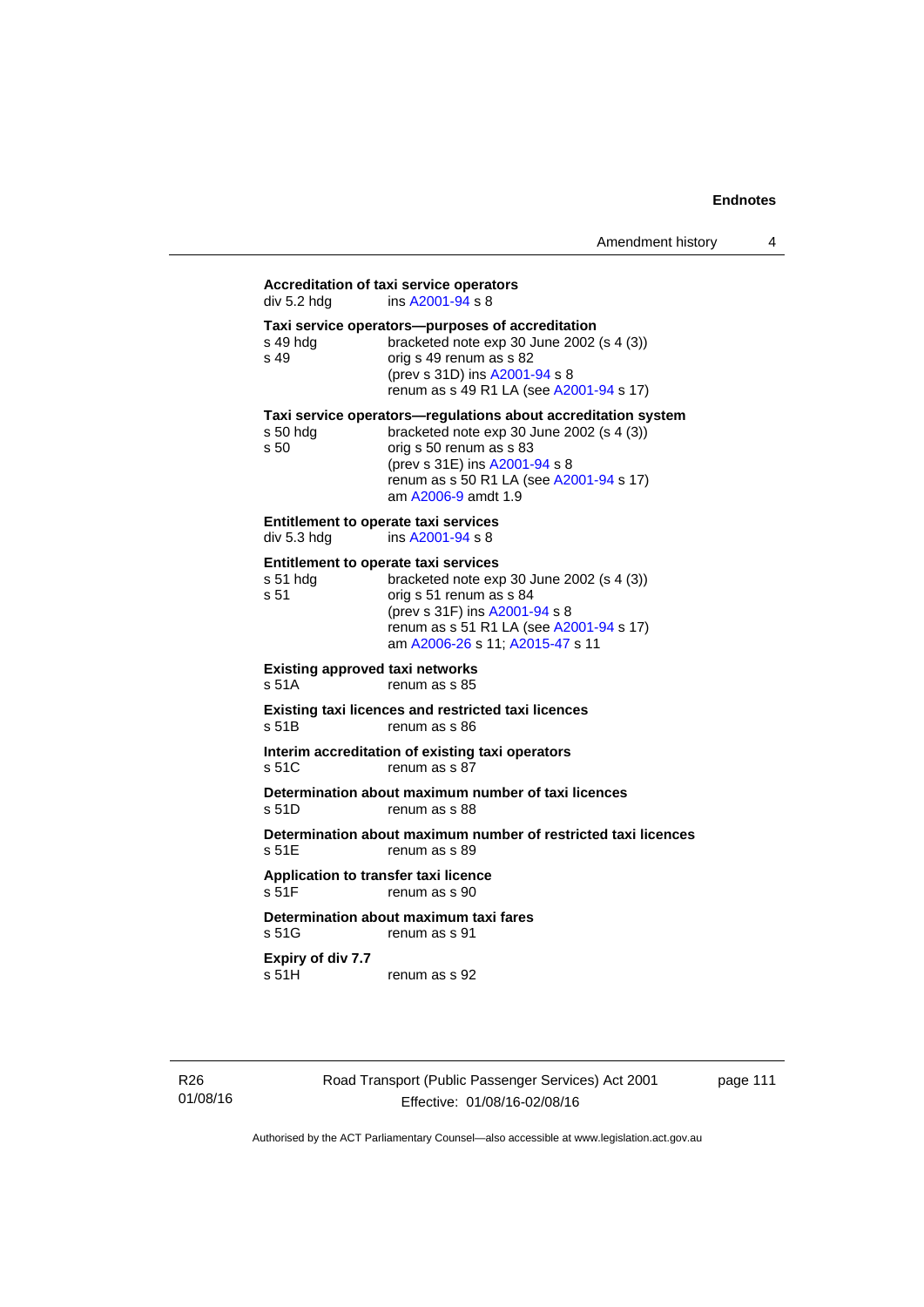**Accreditation of taxi service operators**
div 5.2 hdg ins A2001-94 s 8

**Taxi service operators—purposes of accreditation**
s 49 hdg bracketed note exp 30 June 2002 (s 4 (3))
s 49 orig s 49 renum as s 82
(prev s 31D) ins A2001-94 s 8
renum as s 49 R1 LA (see A2001-94 s 17)

**Taxi service operators—regulations about accreditation system**
s 50 hdg bracketed note exp 30 June 2002 (s 4 (3))
s 50 orig s 50 renum as s 83
(prev s 31E) ins A2001-94 s 8
renum as s 50 R1 LA (see A2001-94 s 17)
am A2006-9 amdt 1.9

**Entitlement to operate taxi services**
div 5.3 hdg ins A2001-94 s 8

**Entitlement to operate taxi services**
s 51 hdg bracketed note exp 30 June 2002 (s 4 (3))
s 51 orig s 51 renum as s 84
(prev s 31F) ins A2001-94 s 8
renum as s 51 R1 LA (see A2001-94 s 17)
am A2006-26 s 11; A2015-47 s 11

**Existing approved taxi networks**
s 51A renum as s 85

**Existing taxi licences and restricted taxi licences**
s 51B renum as s 86

**Interim accreditation of existing taxi operators**
s 51C renum as s 87

**Determination about maximum number of taxi licences**
s 51D renum as s 88

**Determination about maximum number of restricted taxi licences**
s 51E renum as s 89

**Application to transfer taxi licence**
s 51F renum as s 90

**Determination about maximum taxi fares**
s 51G renum as s 91

**Expiry of div 7.7**
s 51H renum as s 92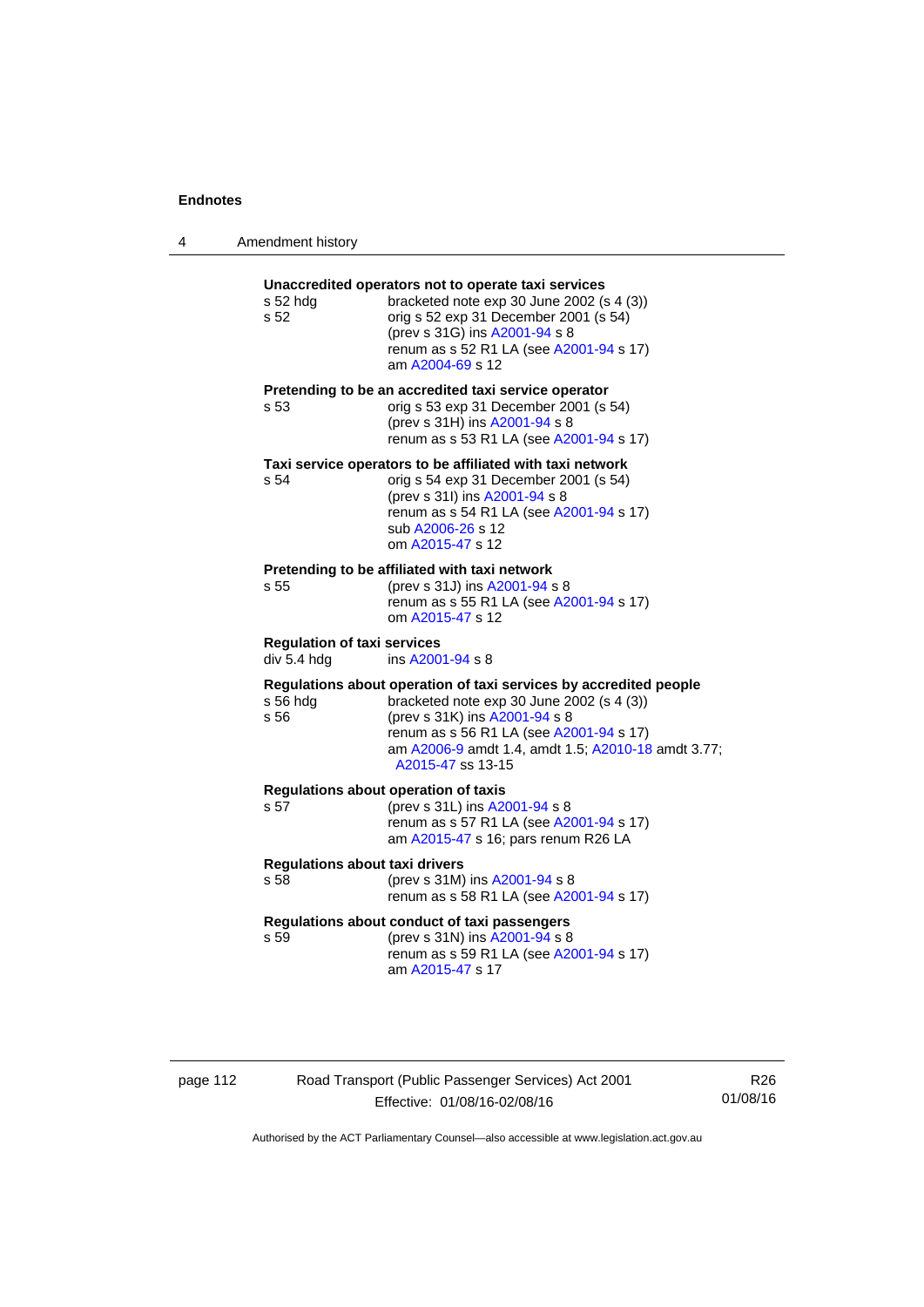## Unaccredited operators not to operate taxi services

s 52 hdg — bracketed note exp 30 June 2002 (s 4 (3))
s 52 — orig s 52 exp 31 December 2001 (s 54)
(prev s 31G) ins A2001-94 s 8
renum as s 52 R1 LA (see A2001-94 s 17)
am A2004-69 s 12

## Pretending to be an accredited taxi service operator

s 53 — orig s 53 exp 31 December 2001 (s 54)
(prev s 31H) ins A2001-94 s 8
renum as s 53 R1 LA (see A2001-94 s 17)

## Taxi service operators to be affiliated with taxi network

s 54 — orig s 54 exp 31 December 2001 (s 54)
(prev s 31I) ins A2001-94 s 8
renum as s 54 R1 LA (see A2001-94 s 17)
sub A2006-26 s 12
om A2015-47 s 12

## Pretending to be affiliated with taxi network

s 55 — (prev s 31J) ins A2001-94 s 8
renum as s 55 R1 LA (see A2001-94 s 17)
om A2015-47 s 12

## Regulation of taxi services

div 5.4 hdg — ins A2001-94 s 8

## Regulations about operation of taxi services by accredited people

s 56 hdg — bracketed note exp 30 June 2002 (s 4 (3))
s 56 — (prev s 31K) ins A2001-94 s 8
renum as s 56 R1 LA (see A2001-94 s 17)
am A2006-9 amdt 1.4, amdt 1.5; A2010-18 amdt 3.77; A2015-47 ss 13-15

## Regulations about operation of taxis

s 57 — (prev s 31L) ins A2001-94 s 8
renum as s 57 R1 LA (see A2001-94 s 17)
am A2015-47 s 16; pars renum R26 LA

## Regulations about taxi drivers

s 58 — (prev s 31M) ins A2001-94 s 8
renum as s 58 R1 LA (see A2001-94 s 17)

## Regulations about conduct of taxi passengers

s 59 — (prev s 31N) ins A2001-94 s 8
renum as s 59 R1 LA (see A2001-94 s 17)
am A2015-47 s 17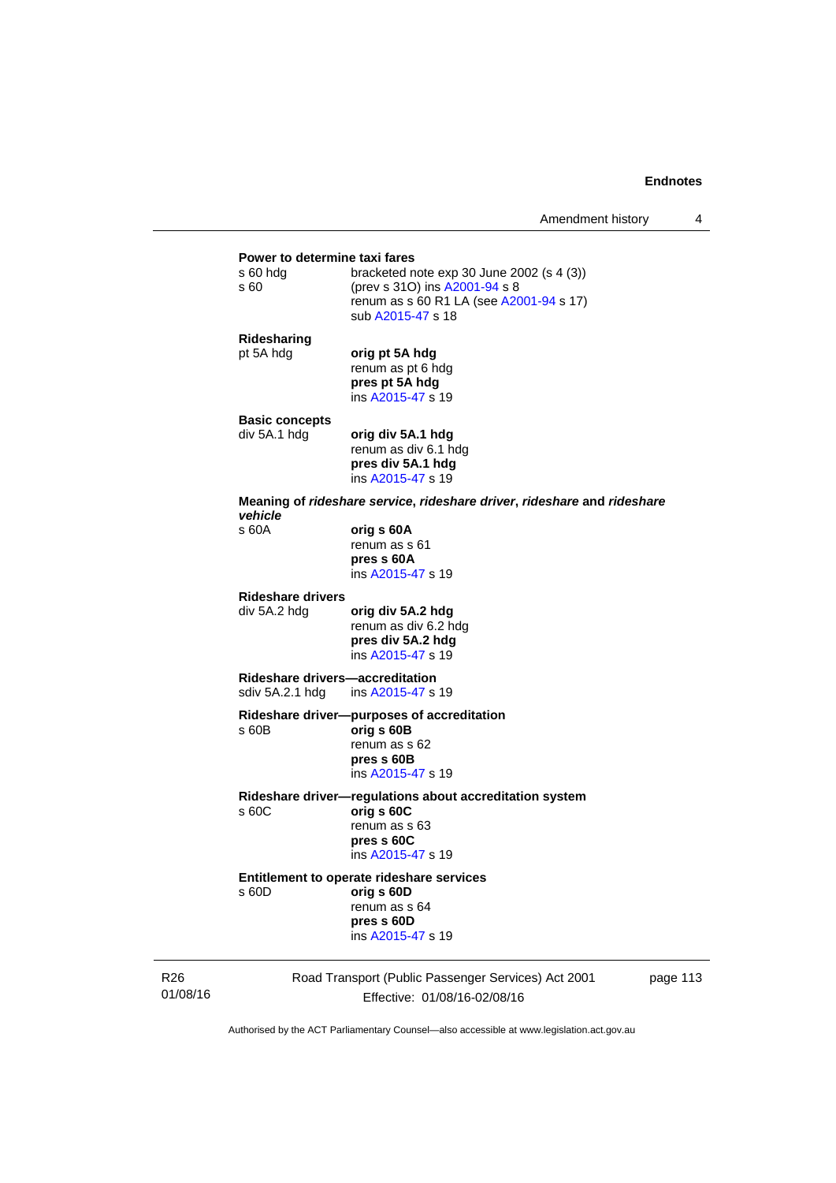**Power to determine taxi fares**

s 60 hdg bracketed note exp 30 June 2002 (s 4 (3))

s 60 (prev s 31O) ins A2001-94 s 8
renum as s 60 R1 LA (see A2001-94 s 17)
sub A2015-47 s 18

**Ridesharing**

pt 5A hdg **orig pt 5A hdg**
renum as pt 6 hdg
**pres pt 5A hdg**
ins A2015-47 s 19

**Basic concepts**

div 5A.1 hdg **orig div 5A.1 hdg**
renum as div 6.1 hdg
**pres div 5A.1 hdg**
ins A2015-47 s 19

**Meaning of *rideshare service*, *rideshare driver*, *rideshare* and *rideshare vehicle***

s 60A **orig s 60A**
renum as s 61
**pres s 60A**
ins A2015-47 s 19

**Rideshare drivers**

div 5A.2 hdg **orig div 5A.2 hdg**
renum as div 6.2 hdg
**pres div 5A.2 hdg**
ins A2015-47 s 19

**Rideshare drivers—accreditation**

sdiv 5A.2.1 hdg ins A2015-47 s 19

**Rideshare driver—purposes of accreditation**

s 60B **orig s 60B**
renum as s 62
**pres s 60B**
ins A2015-47 s 19

**Rideshare driver—regulations about accreditation system**

s 60C **orig s 60C**
renum as s 63
**pres s 60C**
ins A2015-47 s 19

**Entitlement to operate rideshare services**

s 60D **orig s 60D**
renum as s 64
**pres s 60D**
ins A2015-47 s 19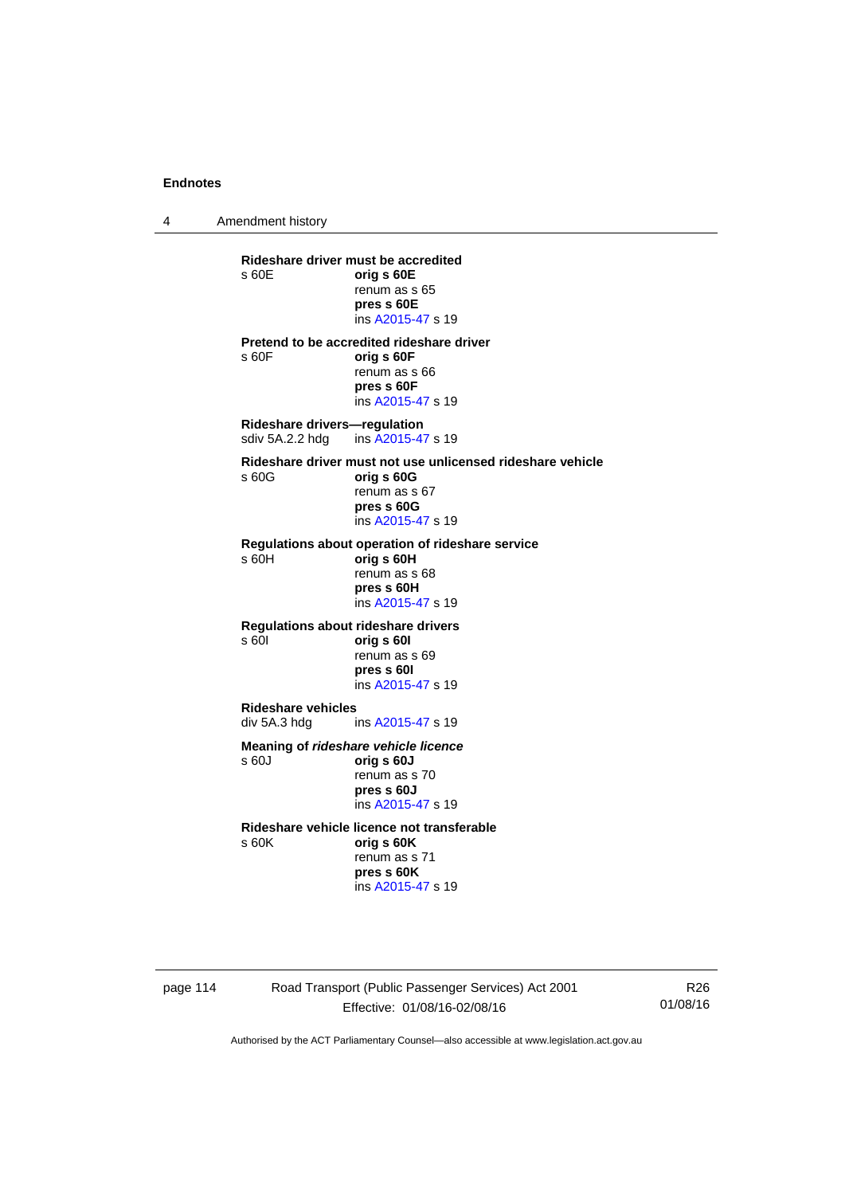**Rideshare driver must be accredited**
s 60E **orig s 60E**
renum as s 65
**pres s 60E**
ins A2015-47 s 19

**Pretend to be accredited rideshare driver**
s 60F **orig s 60F**
renum as s 66
**pres s 60F**
ins A2015-47 s 19

**Rideshare drivers—regulation**
sdiv 5A.2.2 hdg ins A2015-47 s 19

**Rideshare driver must not use unlicensed rideshare vehicle**
s 60G **orig s 60G**
renum as s 67
**pres s 60G**
ins A2015-47 s 19

**Regulations about operation of rideshare service**
s 60H **orig s 60H**
renum as s 68
**pres s 60H**
ins A2015-47 s 19

**Regulations about rideshare drivers**
s 60I **orig s 60I**
renum as s 69
**pres s 60I**
ins A2015-47 s 19

**Rideshare vehicles**
div 5A.3 hdg ins A2015-47 s 19

**Meaning of *rideshare vehicle licence***
s 60J **orig s 60J**
renum as s 70
**pres s 60J**
ins A2015-47 s 19

**Rideshare vehicle licence not transferable**
s 60K **orig s 60K**
renum as s 71
**pres s 60K**
ins A2015-47 s 19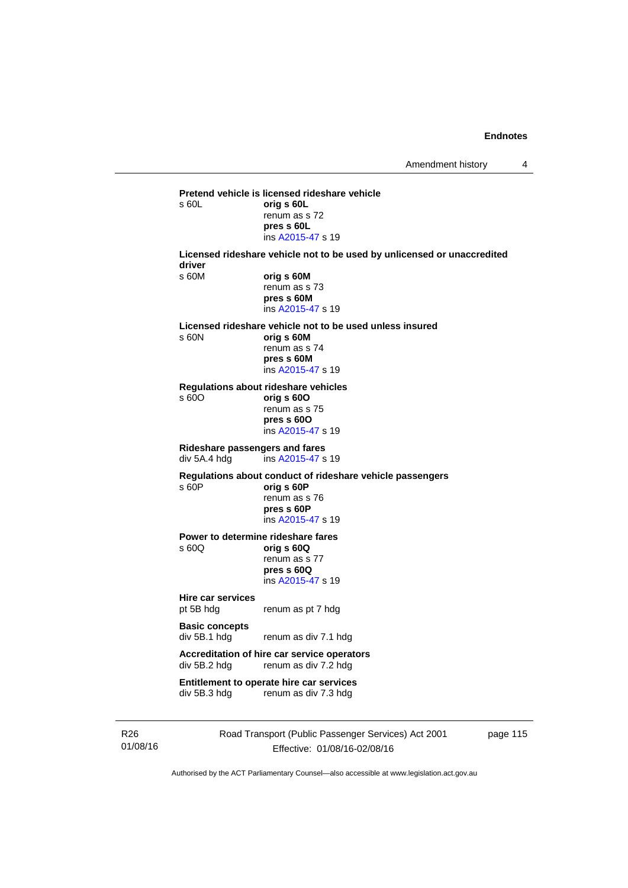**Pretend vehicle is licensed rideshare vehicle**
s 60L **orig s 60L**
renum as s 72
**pres s 60L**
ins A2015-47 s 19

**Licensed rideshare vehicle not to be used by unlicensed or unaccredited driver**
s 60M **orig s 60M**
renum as s 73
**pres s 60M**
ins A2015-47 s 19

**Licensed rideshare vehicle not to be used unless insured**
s 60N **orig s 60M**
renum as s 74
**pres s 60M**
ins A2015-47 s 19

**Regulations about rideshare vehicles**
s 60O **orig s 60O**
renum as s 75
**pres s 60O**
ins A2015-47 s 19

**Rideshare passengers and fares**
div 5A.4 hdg ins A2015-47 s 19

**Regulations about conduct of rideshare vehicle passengers**
s 60P **orig s 60P**
renum as s 76
**pres s 60P**
ins A2015-47 s 19

**Power to determine rideshare fares**
s 60Q **orig s 60Q**
renum as s 77
**pres s 60Q**
ins A2015-47 s 19

**Hire car services**
pt 5B hdg renum as pt 7 hdg

**Basic concepts**
div 5B.1 hdg renum as div 7.1 hdg

**Accreditation of hire car service operators**
div 5B.2 hdg renum as div 7.2 hdg

**Entitlement to operate hire car services**
div 5B.3 hdg renum as div 7.3 hdg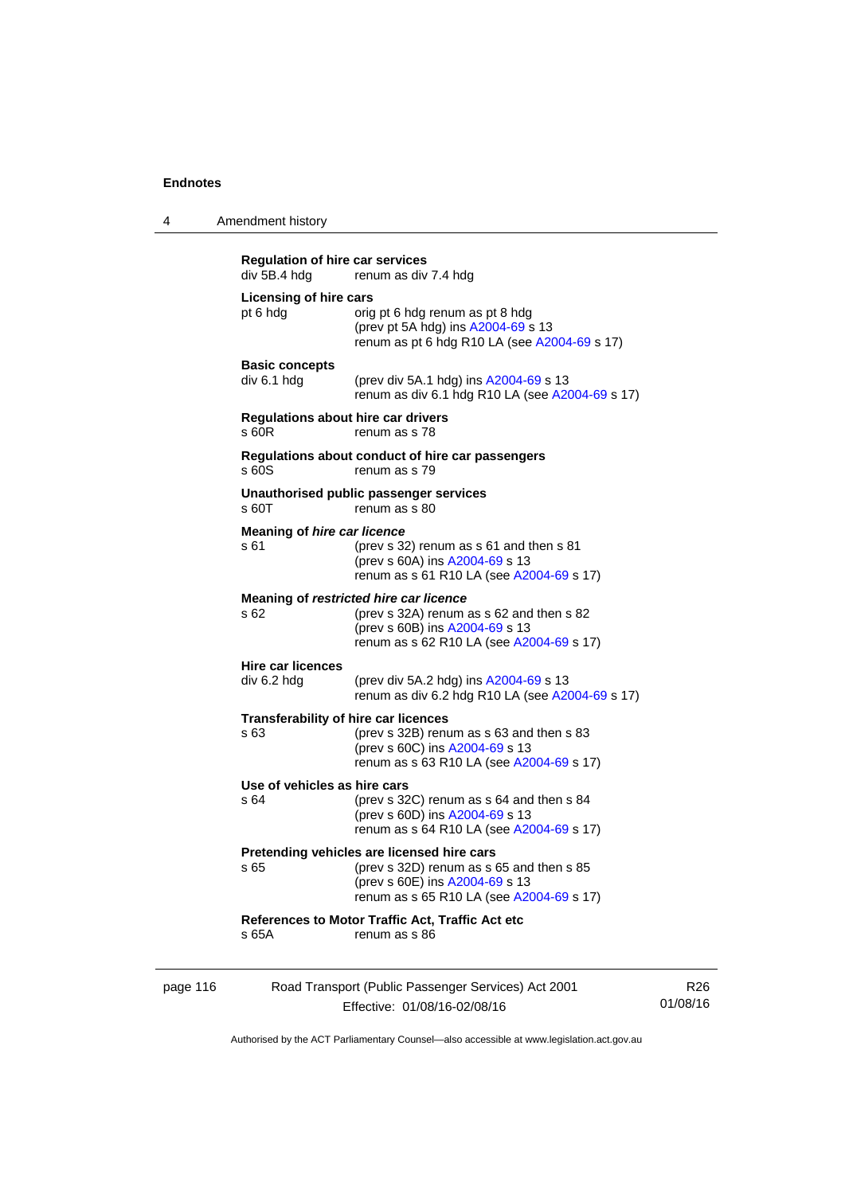**Regulation of hire car services**
div 5B.4 hdg renum as div 7.4 hdg

**Licensing of hire cars**
pt 6 hdg orig pt 6 hdg renum as pt 8 hdg
(prev pt 5A hdg) ins A2004-69 s 13
renum as pt 6 hdg R10 LA (see A2004-69 s 17)

**Basic concepts**
div 6.1 hdg (prev div 5A.1 hdg) ins A2004-69 s 13
renum as div 6.1 hdg R10 LA (see A2004-69 s 17)

**Regulations about hire car drivers**
s 60R renum as s 78

**Regulations about conduct of hire car passengers**
s 60S renum as s 79

**Unauthorised public passenger services**
s 60T renum as s 80

**Meaning of *hire car licence***
s 61 (prev s 32) renum as s 61 and then s 81
(prev s 60A) ins A2004-69 s 13
renum as s 61 R10 LA (see A2004-69 s 17)

**Meaning of *restricted hire car licence***
s 62 (prev s 32A) renum as s 62 and then s 82
(prev s 60B) ins A2004-69 s 13
renum as s 62 R10 LA (see A2004-69 s 17)

**Hire car licences**
div 6.2 hdg (prev div 5A.2 hdg) ins A2004-69 s 13
renum as div 6.2 hdg R10 LA (see A2004-69 s 17)

**Transferability of hire car licences**
s 63 (prev s 32B) renum as s 63 and then s 83
(prev s 60C) ins A2004-69 s 13
renum as s 63 R10 LA (see A2004-69 s 17)

**Use of vehicles as hire cars**
s 64 (prev s 32C) renum as s 64 and then s 84
(prev s 60D) ins A2004-69 s 13
renum as s 64 R10 LA (see A2004-69 s 17)

**Pretending vehicles are licensed hire cars**
s 65 (prev s 32D) renum as s 65 and then s 85
(prev s 60E) ins A2004-69 s 13
renum as s 65 R10 LA (see A2004-69 s 17)

**References to Motor Traffic Act, Traffic Act etc**
s 65A renum as s 86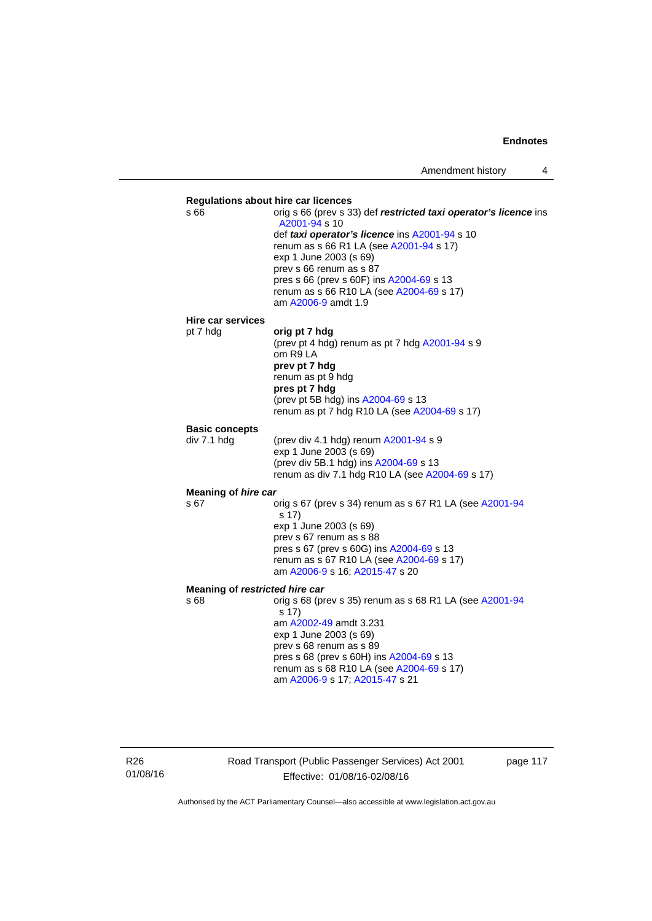**Regulations about hire car licences**

s 66 — orig s 66 (prev s 33) def ***restricted taxi operator's licence*** ins A2001-94 s 10
def ***taxi operator's licence*** ins A2001-94 s 10
renum as s 66 R1 LA (see A2001-94 s 17)
exp 1 June 2003 (s 69)
prev s 66 renum as s 87
pres s 66 (prev s 60F) ins A2004-69 s 13
renum as s 66 R10 LA (see A2004-69 s 17)
am A2006-9 amdt 1.9

**Hire car services**

pt 7 hdg — **orig pt 7 hdg**
(prev pt 4 hdg) renum as pt 7 hdg A2001-94 s 9
om R9 LA
**prev pt 7 hdg**
renum as pt 9 hdg
**pres pt 7 hdg**
(prev pt 5B hdg) ins A2004-69 s 13
renum as pt 7 hdg R10 LA (see A2004-69 s 17)

**Basic concepts**

div 7.1 hdg — (prev div 4.1 hdg) renum A2001-94 s 9
exp 1 June 2003 (s 69)
(prev div 5B.1 hdg) ins A2004-69 s 13
renum as div 7.1 hdg R10 LA (see A2004-69 s 17)

**Meaning of *hire car***

s 67 — orig s 67 (prev s 34) renum as s 67 R1 LA (see A2001-94 s 17)
exp 1 June 2003 (s 69)
prev s 67 renum as s 88
pres s 67 (prev s 60G) ins A2004-69 s 13
renum as s 67 R10 LA (see A2004-69 s 17)
am A2006-9 s 16; A2015-47 s 20

**Meaning of *restricted hire car***

s 68 — orig s 68 (prev s 35) renum as s 68 R1 LA (see A2001-94 s 17)
am A2002-49 amdt 3.231
exp 1 June 2003 (s 69)
prev s 68 renum as s 89
pres s 68 (prev s 60H) ins A2004-69 s 13
renum as s 68 R10 LA (see A2004-69 s 17)
am A2006-9 s 17; A2015-47 s 21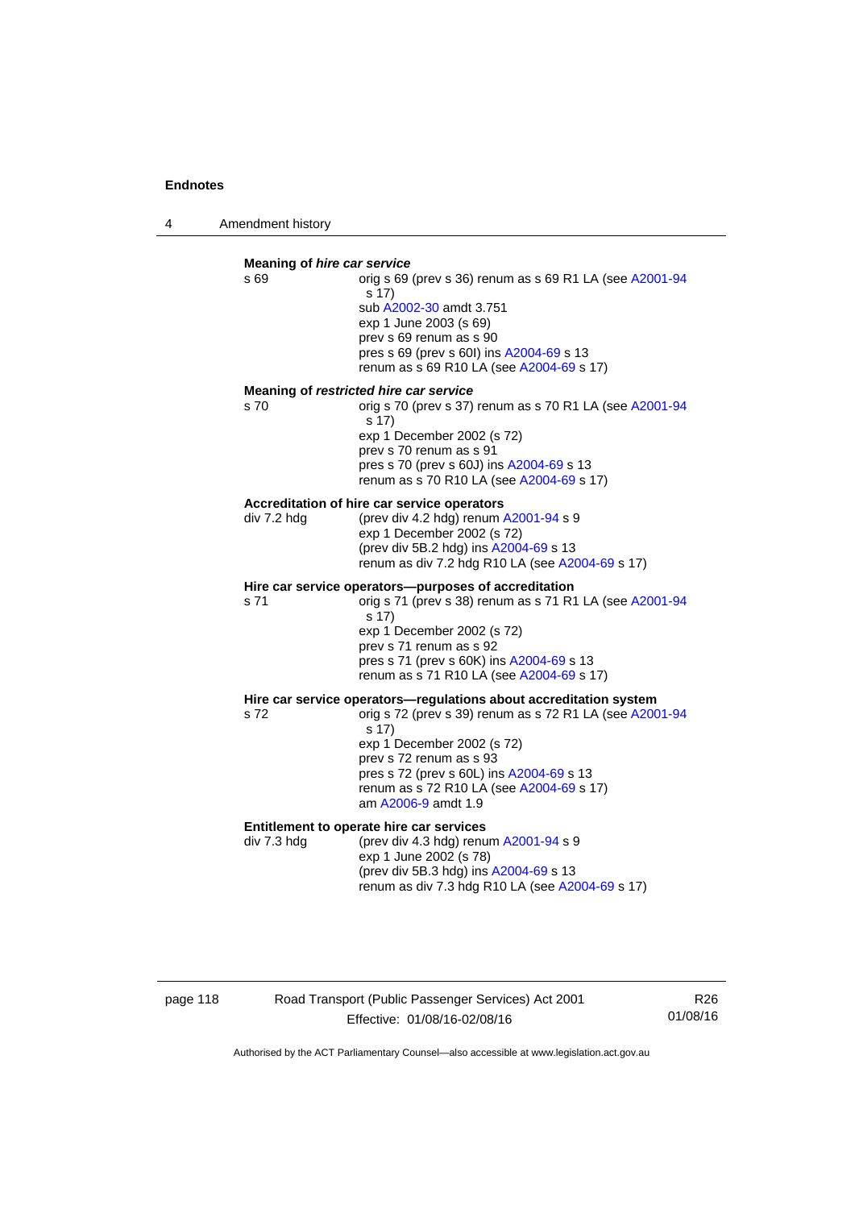**Meaning of *hire car service***

s 69 — orig s 69 (prev s 36) renum as s 69 R1 LA (see A2001-94 s 17)
sub A2002-30 amdt 3.751
exp 1 June 2003 (s 69)
prev s 69 renum as s 90
pres s 69 (prev s 60I) ins A2004-69 s 13
renum as s 69 R10 LA (see A2004-69 s 17)

**Meaning of *restricted hire car service***

s 70 — orig s 70 (prev s 37) renum as s 70 R1 LA (see A2001-94 s 17)
exp 1 December 2002 (s 72)
prev s 70 renum as s 91
pres s 70 (prev s 60J) ins A2004-69 s 13
renum as s 70 R10 LA (see A2004-69 s 17)

**Accreditation of hire car service operators**

div 7.2 hdg — (prev div 4.2 hdg) renum A2001-94 s 9
exp 1 December 2002 (s 72)
(prev div 5B.2 hdg) ins A2004-69 s 13
renum as div 7.2 hdg R10 LA (see A2004-69 s 17)

**Hire car service operators—purposes of accreditation**

s 71 — orig s 71 (prev s 38) renum as s 71 R1 LA (see A2001-94 s 17)
exp 1 December 2002 (s 72)
prev s 71 renum as s 92
pres s 71 (prev s 60K) ins A2004-69 s 13
renum as s 71 R10 LA (see A2004-69 s 17)

**Hire car service operators—regulations about accreditation system**

s 72 — orig s 72 (prev s 39) renum as s 72 R1 LA (see A2001-94 s 17)
exp 1 December 2002 (s 72)
prev s 72 renum as s 93
pres s 72 (prev s 60L) ins A2004-69 s 13
renum as s 72 R10 LA (see A2004-69 s 17)
am A2006-9 amdt 1.9

**Entitlement to operate hire car services**

div 7.3 hdg — (prev div 4.3 hdg) renum A2001-94 s 9
exp 1 June 2002 (s 78)
(prev div 5B.3 hdg) ins A2004-69 s 13
renum as div 7.3 hdg R10 LA (see A2004-69 s 17)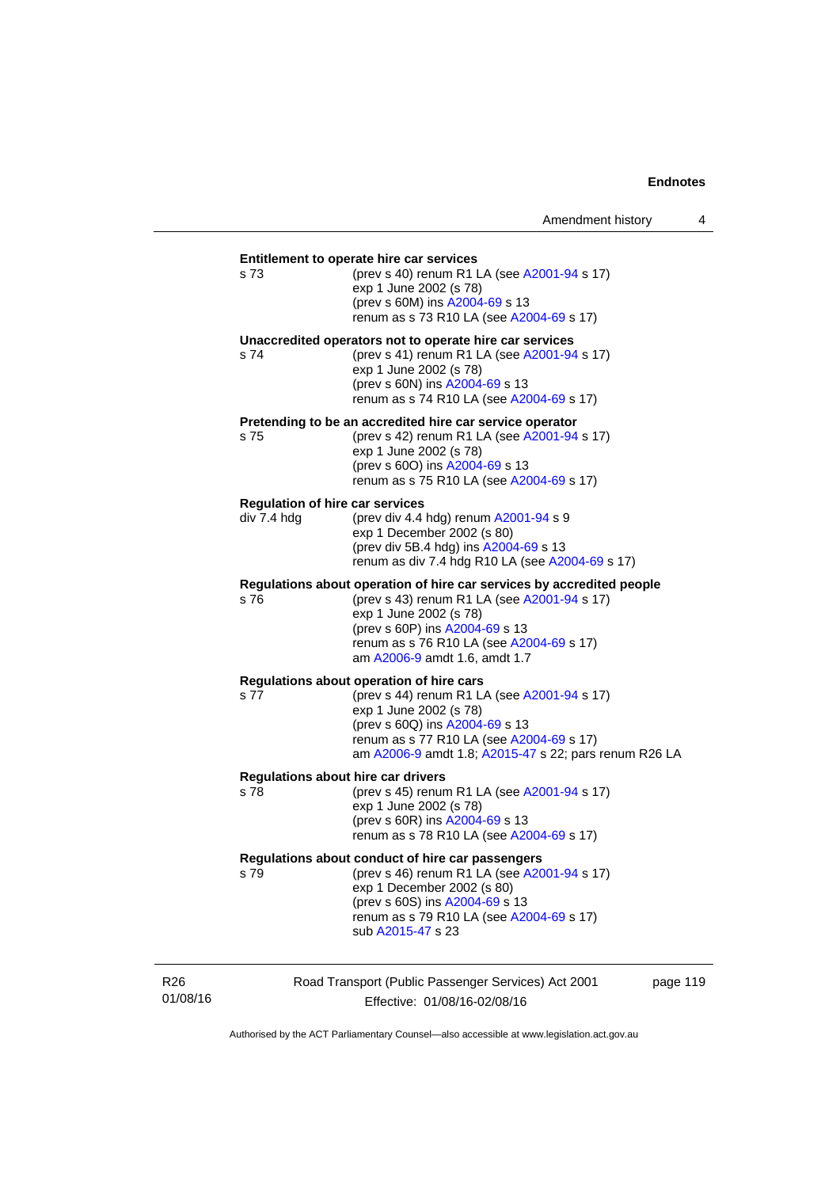**Entitlement to operate hire car services**

s 73 (prev s 40) renum R1 LA (see A2001-94 s 17)
exp 1 June 2002 (s 78)
(prev s 60M) ins A2004-69 s 13
renum as s 73 R10 LA (see A2004-69 s 17)

**Unaccredited operators not to operate hire car services**

s 74 (prev s 41) renum R1 LA (see A2001-94 s 17)
exp 1 June 2002 (s 78)
(prev s 60N) ins A2004-69 s 13
renum as s 74 R10 LA (see A2004-69 s 17)

**Pretending to be an accredited hire car service operator**

s 75 (prev s 42) renum R1 LA (see A2001-94 s 17)
exp 1 June 2002 (s 78)
(prev s 60O) ins A2004-69 s 13
renum as s 75 R10 LA (see A2004-69 s 17)

**Regulation of hire car services**

div 7.4 hdg (prev div 4.4 hdg) renum A2001-94 s 9
exp 1 December 2002 (s 80)
(prev div 5B.4 hdg) ins A2004-69 s 13
renum as div 7.4 hdg R10 LA (see A2004-69 s 17)

**Regulations about operation of hire car services by accredited people**

s 76 (prev s 43) renum R1 LA (see A2001-94 s 17)
exp 1 June 2002 (s 78)
(prev s 60P) ins A2004-69 s 13
renum as s 76 R10 LA (see A2004-69 s 17)
am A2006-9 amdt 1.6, amdt 1.7

**Regulations about operation of hire cars**

s 77 (prev s 44) renum R1 LA (see A2001-94 s 17)
exp 1 June 2002 (s 78)
(prev s 60Q) ins A2004-69 s 13
renum as s 77 R10 LA (see A2004-69 s 17)
am A2006-9 amdt 1.8; A2015-47 s 22; pars renum R26 LA

**Regulations about hire car drivers**

s 78 (prev s 45) renum R1 LA (see A2001-94 s 17)
exp 1 June 2002 (s 78)
(prev s 60R) ins A2004-69 s 13
renum as s 78 R10 LA (see A2004-69 s 17)

**Regulations about conduct of hire car passengers**

s 79 (prev s 46) renum R1 LA (see A2001-94 s 17)
exp 1 December 2002 (s 80)
(prev s 60S) ins A2004-69 s 13
renum as s 79 R10 LA (see A2004-69 s 17)
sub A2015-47 s 23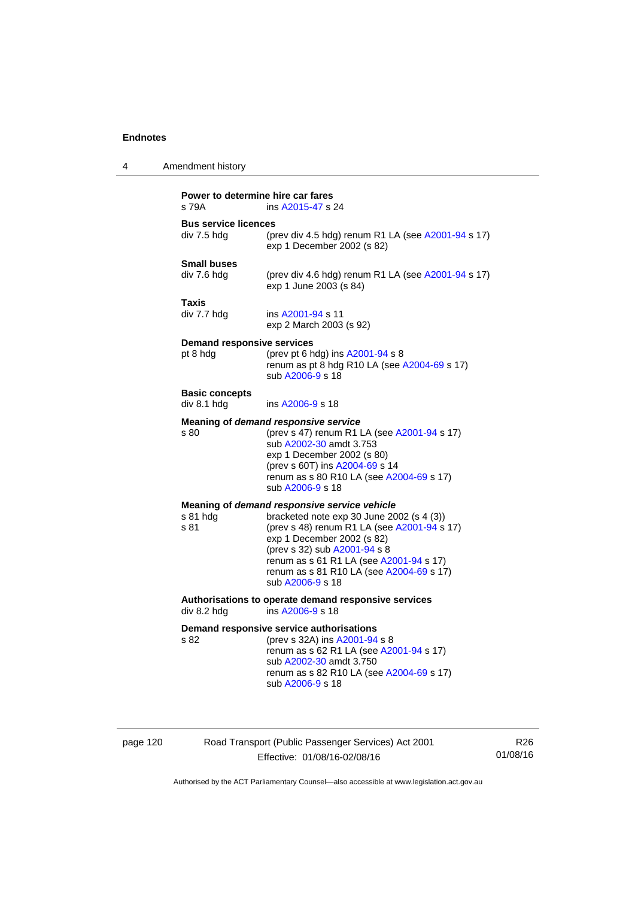**Power to determine hire car fares**

s 79A — ins A2015-47 s 24

**Bus service licences**

div 7.5 hdg — (prev div 4.5 hdg) renum R1 LA (see A2001-94 s 17)
exp 1 December 2002 (s 82)

**Small buses**

div 7.6 hdg — (prev div 4.6 hdg) renum R1 LA (see A2001-94 s 17)
exp 1 June 2003 (s 84)

**Taxis**

div 7.7 hdg — ins A2001-94 s 11
exp 2 March 2003 (s 92)

**Demand responsive services**

pt 8 hdg — (prev pt 6 hdg) ins A2001-94 s 8
renum as pt 8 hdg R10 LA (see A2004-69 s 17)
sub A2006-9 s 18

**Basic concepts**

div 8.1 hdg — ins A2006-9 s 18

**Meaning of *demand responsive service***

s 80 — (prev s 47) renum R1 LA (see A2001-94 s 17)
sub A2002-30 amdt 3.753
exp 1 December 2002 (s 80)
(prev s 60T) ins A2004-69 s 14
renum as s 80 R10 LA (see A2004-69 s 17)
sub A2006-9 s 18

**Meaning of *demand responsive service vehicle***

s 81 hdg — bracketed note exp 30 June 2002 (s 4 (3))

s 81 — (prev s 48) renum R1 LA (see A2001-94 s 17)
exp 1 December 2002 (s 82)
(prev s 32) sub A2001-94 s 8
renum as s 61 R1 LA (see A2001-94 s 17)
renum as s 81 R10 LA (see A2004-69 s 17)
sub A2006-9 s 18

**Authorisations to operate demand responsive services**

div 8.2 hdg — ins A2006-9 s 18

**Demand responsive service authorisations**

s 82 — (prev s 32A) ins A2001-94 s 8
renum as s 62 R1 LA (see A2001-94 s 17)
sub A2002-30 amdt 3.750
renum as s 82 R10 LA (see A2004-69 s 17)
sub A2006-9 s 18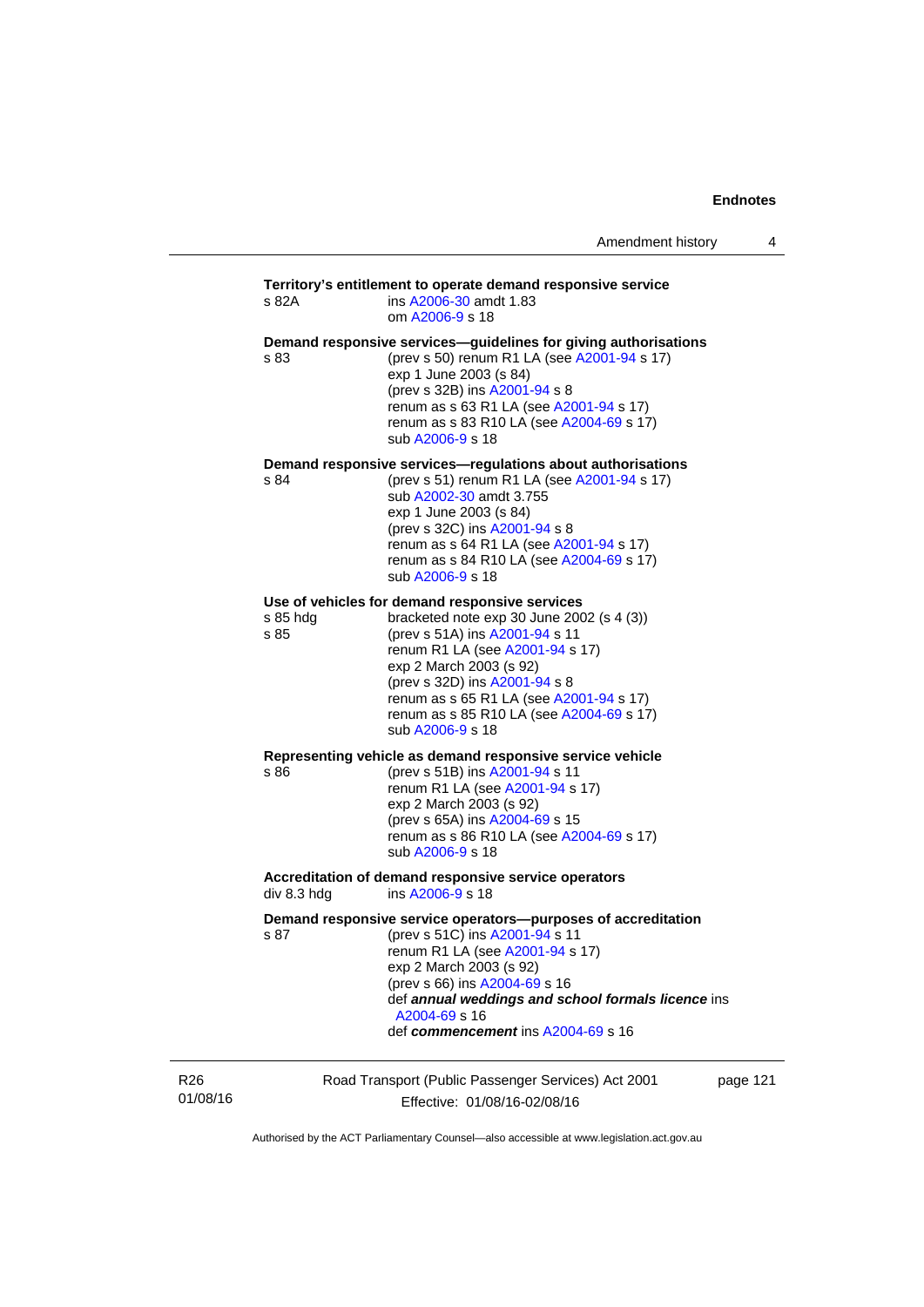**Territory's entitlement to operate demand responsive service**

s 82A — ins A2006-30 amdt 1.83
om A2006-9 s 18

**Demand responsive services—guidelines for giving authorisations**

s 83 — (prev s 50) renum R1 LA (see A2001-94 s 17)
exp 1 June 2003 (s 84)
(prev s 32B) ins A2001-94 s 8
renum as s 63 R1 LA (see A2001-94 s 17)
renum as s 83 R10 LA (see A2004-69 s 17)
sub A2006-9 s 18

**Demand responsive services—regulations about authorisations**

s 84 — (prev s 51) renum R1 LA (see A2001-94 s 17)
sub A2002-30 amdt 3.755
exp 1 June 2003 (s 84)
(prev s 32C) ins A2001-94 s 8
renum as s 64 R1 LA (see A2001-94 s 17)
renum as s 84 R10 LA (see A2004-69 s 17)
sub A2006-9 s 18

**Use of vehicles for demand responsive services**

s 85 hdg — bracketed note exp 30 June 2002 (s 4 (3))

s 85 — (prev s 51A) ins A2001-94 s 11
renum R1 LA (see A2001-94 s 17)
exp 2 March 2003 (s 92)
(prev s 32D) ins A2001-94 s 8
renum as s 65 R1 LA (see A2001-94 s 17)
renum as s 85 R10 LA (see A2004-69 s 17)
sub A2006-9 s 18

**Representing vehicle as demand responsive service vehicle**

s 86 — (prev s 51B) ins A2001-94 s 11
renum R1 LA (see A2001-94 s 17)
exp 2 March 2003 (s 92)
(prev s 65A) ins A2004-69 s 15
renum as s 86 R10 LA (see A2004-69 s 17)
sub A2006-9 s 18

**Accreditation of demand responsive service operators**

div 8.3 hdg — ins A2006-9 s 18

**Demand responsive service operators—purposes of accreditation**

s 87 — (prev s 51C) ins A2001-94 s 11
renum R1 LA (see A2001-94 s 17)
exp 2 March 2003 (s 92)
(prev s 66) ins A2004-69 s 16
def ***annual weddings and school formals licence*** ins A2004-69 s 16
def ***commencement*** ins A2004-69 s 16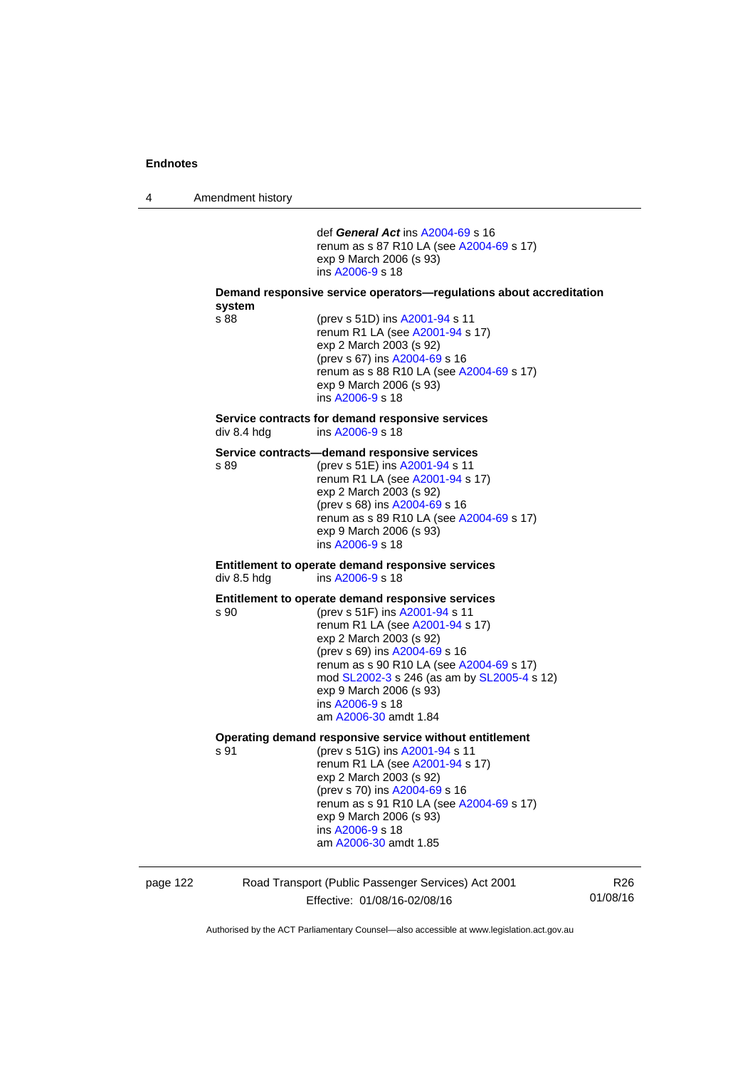def ***General Act*** ins A2004-69 s 16
renum as s 87 R10 LA (see A2004-69 s 17)
exp 9 March 2006 (s 93)
ins A2006-9 s 18

**Demand responsive service operators—regulations about accreditation system**

s 88
(prev s 51D) ins A2001-94 s 11
renum R1 LA (see A2001-94 s 17)
exp 2 March 2003 (s 92)
(prev s 67) ins A2004-69 s 16
renum as s 88 R10 LA (see A2004-69 s 17)
exp 9 March 2006 (s 93)
ins A2006-9 s 18

**Service contracts for demand responsive services**

div 8.4 hdg
ins A2006-9 s 18

**Service contracts—demand responsive services**

s 89
(prev s 51E) ins A2001-94 s 11
renum R1 LA (see A2001-94 s 17)
exp 2 March 2003 (s 92)
(prev s 68) ins A2004-69 s 16
renum as s 89 R10 LA (see A2004-69 s 17)
exp 9 March 2006 (s 93)
ins A2006-9 s 18

**Entitlement to operate demand responsive services**

div 8.5 hdg
ins A2006-9 s 18

**Entitlement to operate demand responsive services**

s 90
(prev s 51F) ins A2001-94 s 11
renum R1 LA (see A2001-94 s 17)
exp 2 March 2003 (s 92)
(prev s 69) ins A2004-69 s 16
renum as s 90 R10 LA (see A2004-69 s 17)
mod SL2002-3 s 246 (as am by SL2005-4 s 12)
exp 9 March 2006 (s 93)
ins A2006-9 s 18
am A2006-30 amdt 1.84

**Operating demand responsive service without entitlement**

s 91
(prev s 51G) ins A2001-94 s 11
renum R1 LA (see A2001-94 s 17)
exp 2 March 2003 (s 92)
(prev s 70) ins A2004-69 s 16
renum as s 91 R10 LA (see A2004-69 s 17)
exp 9 March 2006 (s 93)
ins A2006-9 s 18
am A2006-30 amdt 1.85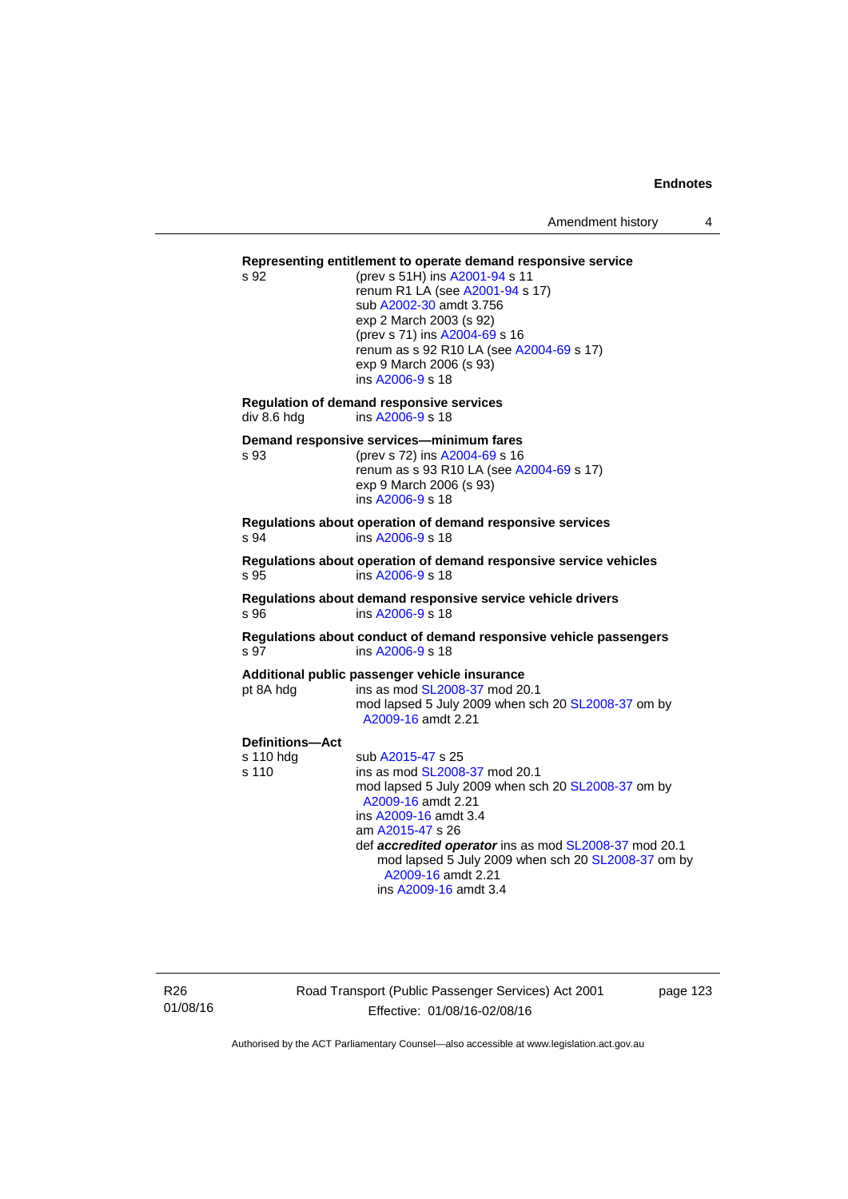**Representing entitlement to operate demand responsive service**

s 92 (prev s 51H) ins A2001-94 s 11
renum R1 LA (see A2001-94 s 17)
sub A2002-30 amdt 3.756
exp 2 March 2003 (s 92)
(prev s 71) ins A2004-69 s 16
renum as s 92 R10 LA (see A2004-69 s 17)
exp 9 March 2006 (s 93)
ins A2006-9 s 18

**Regulation of demand responsive services**

div 8.6 hdg ins A2006-9 s 18

**Demand responsive services—minimum fares**

s 93 (prev s 72) ins A2004-69 s 16
renum as s 93 R10 LA (see A2004-69 s 17)
exp 9 March 2006 (s 93)
ins A2006-9 s 18

**Regulations about operation of demand responsive services**

s 94 ins A2006-9 s 18

**Regulations about operation of demand responsive service vehicles**

s 95 ins A2006-9 s 18

**Regulations about demand responsive service vehicle drivers**

s 96 ins A2006-9 s 18

**Regulations about conduct of demand responsive vehicle passengers**

s 97 ins A2006-9 s 18

**Additional public passenger vehicle insurance**

pt 8A hdg ins as mod SL2008-37 mod 20.1
mod lapsed 5 July 2009 when sch 20 SL2008-37 om by A2009-16 amdt 2.21

**Definitions—Act**

s 110 hdg sub A2015-47 s 25

s 110 ins as mod SL2008-37 mod 20.1
mod lapsed 5 July 2009 when sch 20 SL2008-37 om by A2009-16 amdt 2.21
ins A2009-16 amdt 3.4
am A2015-47 s 26
def ***accredited operator*** ins as mod SL2008-37 mod 20.1
mod lapsed 5 July 2009 when sch 20 SL2008-37 om by A2009-16 amdt 2.21
ins A2009-16 amdt 3.4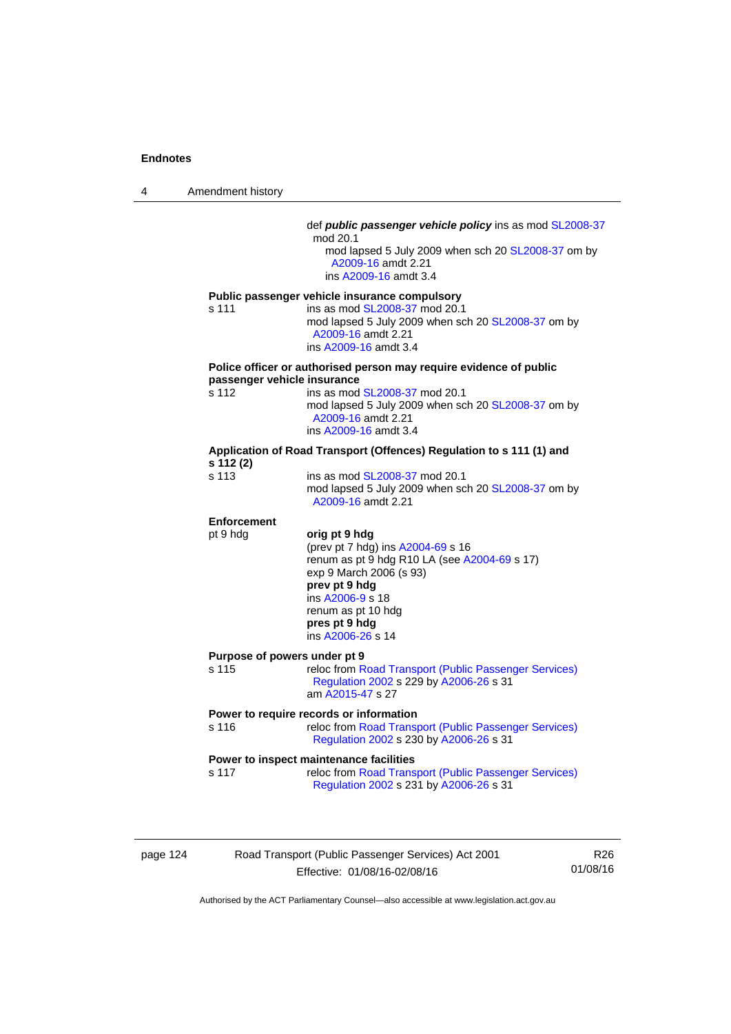def ***public passenger vehicle policy*** ins as mod SL2008-37 mod 20.1
mod lapsed 5 July 2009 when sch 20 SL2008-37 om by A2009-16 amdt 2.21
ins A2009-16 amdt 3.4

**Public passenger vehicle insurance compulsory**

s 111 — ins as mod SL2008-37 mod 20.1
mod lapsed 5 July 2009 when sch 20 SL2008-37 om by A2009-16 amdt 2.21
ins A2009-16 amdt 3.4

**Police officer or authorised person may require evidence of public passenger vehicle insurance**

s 112 — ins as mod SL2008-37 mod 20.1
mod lapsed 5 July 2009 when sch 20 SL2008-37 om by A2009-16 amdt 2.21
ins A2009-16 amdt 3.4

**Application of Road Transport (Offences) Regulation to s 111 (1) and s 112 (2)**

s 113 — ins as mod SL2008-37 mod 20.1
mod lapsed 5 July 2009 when sch 20 SL2008-37 om by A2009-16 amdt 2.21

**Enforcement**

pt 9 hdg — **orig pt 9 hdg**
(prev pt 7 hdg) ins A2004-69 s 16
renum as pt 9 hdg R10 LA (see A2004-69 s 17)
exp 9 March 2006 (s 93)
**prev pt 9 hdg**
ins A2006-9 s 18
renum as pt 10 hdg
**pres pt 9 hdg**
ins A2006-26 s 14

**Purpose of powers under pt 9**

s 115 — reloc from Road Transport (Public Passenger Services) Regulation 2002 s 229 by A2006-26 s 31
am A2015-47 s 27

**Power to require records or information**

s 116 — reloc from Road Transport (Public Passenger Services) Regulation 2002 s 230 by A2006-26 s 31

**Power to inspect maintenance facilities**

s 117 — reloc from Road Transport (Public Passenger Services) Regulation 2002 s 231 by A2006-26 s 31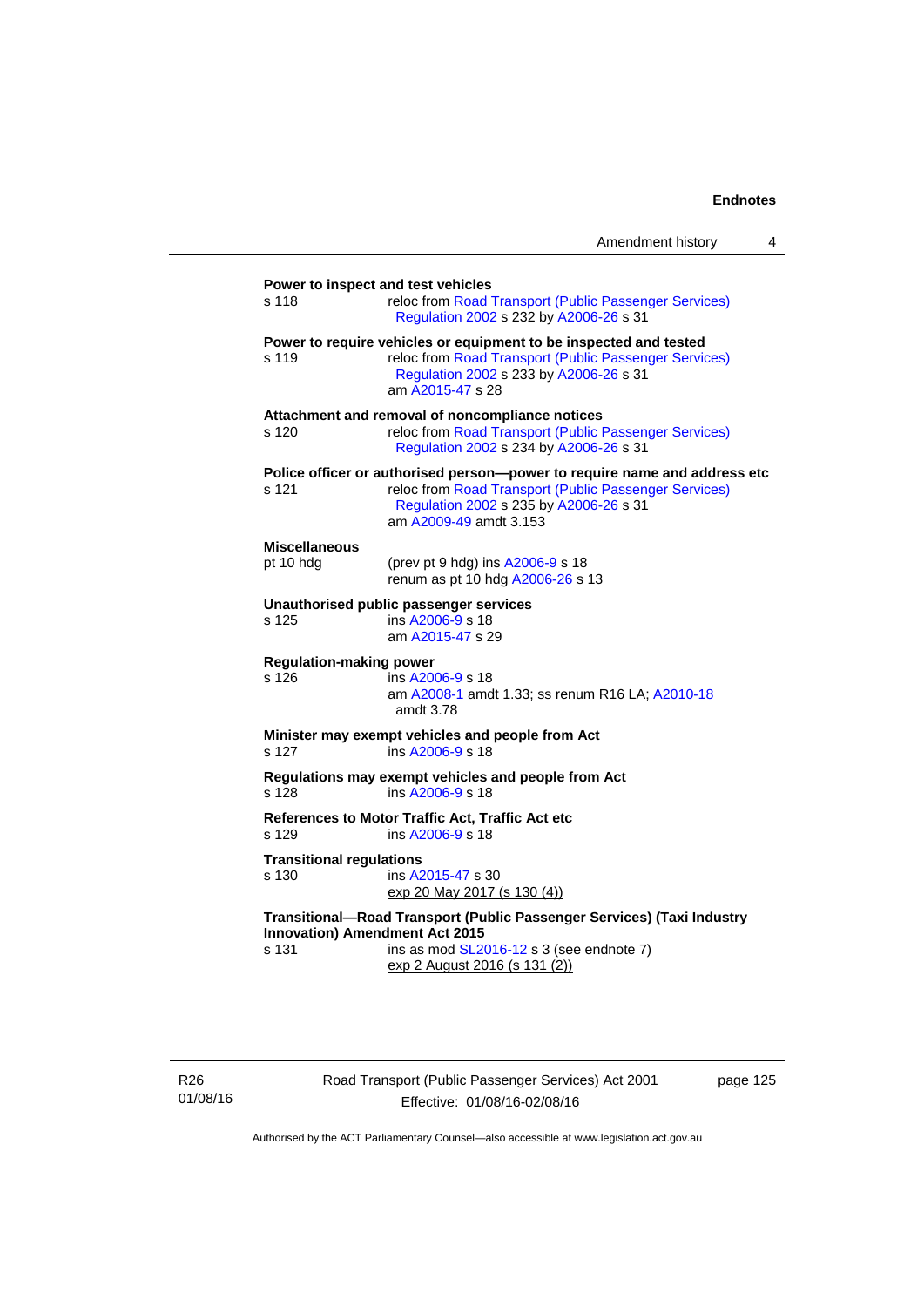**Power to inspect and test vehicles**

s 118 reloc from Road Transport (Public Passenger Services) Regulation 2002 s 232 by A2006-26 s 31

**Power to require vehicles or equipment to be inspected and tested**

s 119 reloc from Road Transport (Public Passenger Services) Regulation 2002 s 233 by A2006-26 s 31
am A2015-47 s 28

**Attachment and removal of noncompliance notices**

s 120 reloc from Road Transport (Public Passenger Services) Regulation 2002 s 234 by A2006-26 s 31

**Police officer or authorised person—power to require name and address etc**

s 121 reloc from Road Transport (Public Passenger Services) Regulation 2002 s 235 by A2006-26 s 31
am A2009-49 amdt 3.153

**Miscellaneous**

pt 10 hdg (prev pt 9 hdg) ins A2006-9 s 18
renum as pt 10 hdg A2006-26 s 13

**Unauthorised public passenger services**

s 125 ins A2006-9 s 18
am A2015-47 s 29

**Regulation-making power**

s 126 ins A2006-9 s 18
am A2008-1 amdt 1.33; ss renum R16 LA; A2010-18 amdt 3.78

**Minister may exempt vehicles and people from Act**

s 127 ins A2006-9 s 18

**Regulations may exempt vehicles and people from Act**

s 128 ins A2006-9 s 18

**References to Motor Traffic Act, Traffic Act etc**

s 129 ins A2006-9 s 18

**Transitional regulations**

s 130 ins A2015-47 s 30
exp 20 May 2017 (s 130 (4))

**Transitional—Road Transport (Public Passenger Services) (Taxi Industry Innovation) Amendment Act 2015**

s 131 ins as mod SL2016-12 s 3 (see endnote 7)
exp 2 August 2016 (s 131 (2))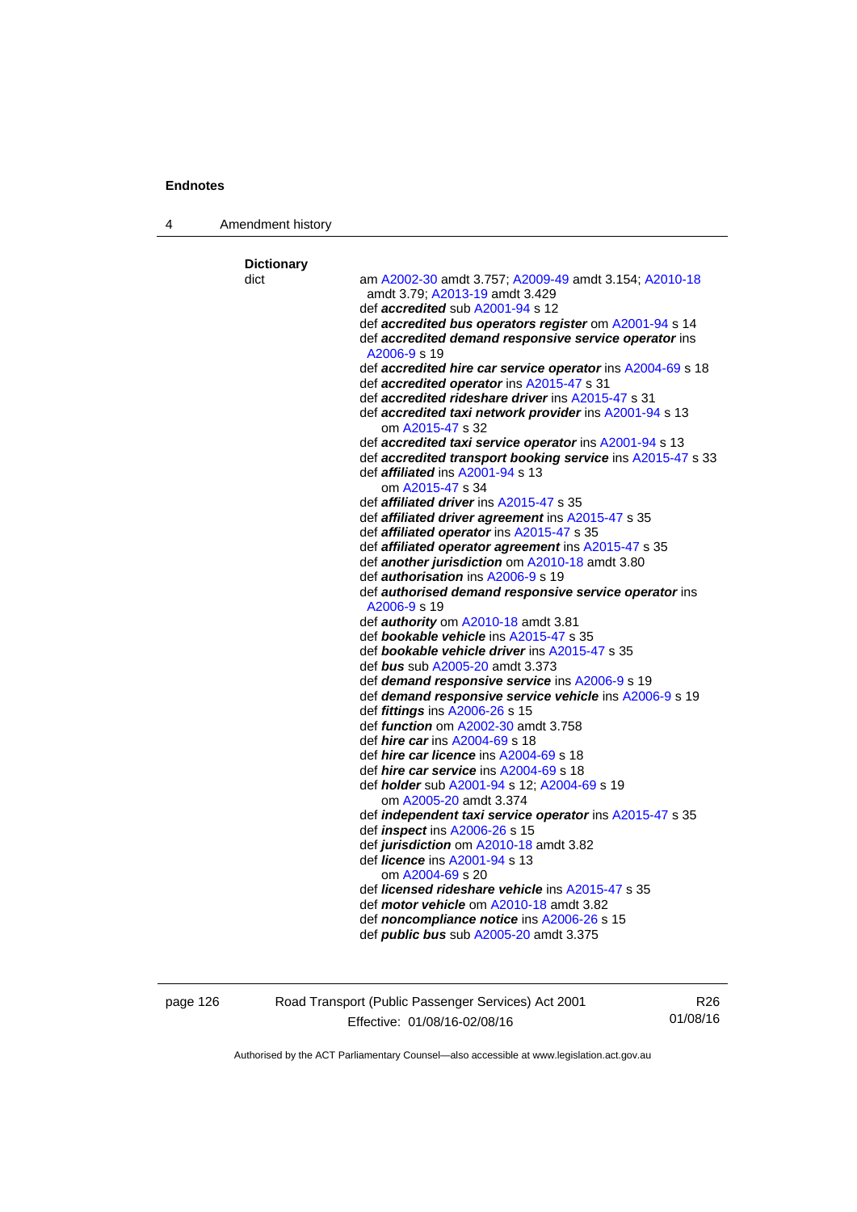**Dictionary**

dict

am A2002-30 amdt 3.757; A2009-49 amdt 3.154; A2010-18 amdt 3.79; A2013-19 amdt 3.429

def ***accredited*** sub A2001-94 s 12

def ***accredited bus operators register*** om A2001-94 s 14

def ***accredited demand responsive service operator*** ins A2006-9 s 19

def ***accredited hire car service operator*** ins A2004-69 s 18

def ***accredited operator*** ins A2015-47 s 31

def ***accredited rideshare driver*** ins A2015-47 s 31

def ***accredited taxi network provider*** ins A2001-94 s 13
om A2015-47 s 32

def ***accredited taxi service operator*** ins A2001-94 s 13

def ***accredited transport booking service*** ins A2015-47 s 33

def ***affiliated*** ins A2001-94 s 13
om A2015-47 s 34

def ***affiliated driver*** ins A2015-47 s 35

def ***affiliated driver agreement*** ins A2015-47 s 35

def ***affiliated operator*** ins A2015-47 s 35

def ***affiliated operator agreement*** ins A2015-47 s 35

def ***another jurisdiction*** om A2010-18 amdt 3.80

def ***authorisation*** ins A2006-9 s 19

def ***authorised demand responsive service operator*** ins A2006-9 s 19

def ***authority*** om A2010-18 amdt 3.81

def ***bookable vehicle*** ins A2015-47 s 35

def ***bookable vehicle driver*** ins A2015-47 s 35

def ***bus*** sub A2005-20 amdt 3.373

def ***demand responsive service*** ins A2006-9 s 19

def ***demand responsive service vehicle*** ins A2006-9 s 19

def ***fittings*** ins A2006-26 s 15

def ***function*** om A2002-30 amdt 3.758

def ***hire car*** ins A2004-69 s 18

def ***hire car licence*** ins A2004-69 s 18

def ***hire car service*** ins A2004-69 s 18

def ***holder*** sub A2001-94 s 12; A2004-69 s 19
om A2005-20 amdt 3.374

def ***independent taxi service operator*** ins A2015-47 s 35

def ***inspect*** ins A2006-26 s 15

def ***jurisdiction*** om A2010-18 amdt 3.82

def ***licence*** ins A2001-94 s 13
om A2004-69 s 20

def ***licensed rideshare vehicle*** ins A2015-47 s 35

def ***motor vehicle*** om A2010-18 amdt 3.82

def ***noncompliance notice*** ins A2006-26 s 15

def ***public bus*** sub A2005-20 amdt 3.375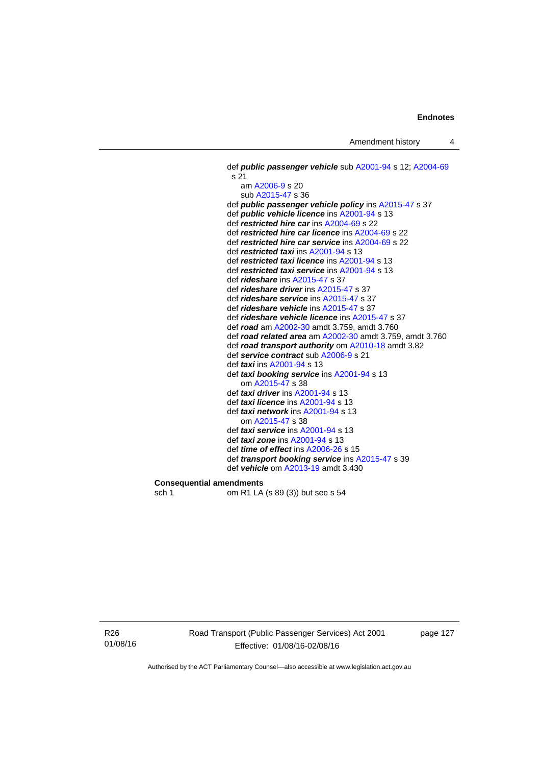def ***public passenger vehicle*** sub A2001-94 s 12; A2004-69 s 21
am A2006-9 s 20
sub A2015-47 s 36
def ***public passenger vehicle policy*** ins A2015-47 s 37
def ***public vehicle licence*** ins A2001-94 s 13
def ***restricted hire car*** ins A2004-69 s 22
def ***restricted hire car licence*** ins A2004-69 s 22
def ***restricted hire car service*** ins A2004-69 s 22
def ***restricted taxi*** ins A2001-94 s 13
def ***restricted taxi licence*** ins A2001-94 s 13
def ***restricted taxi service*** ins A2001-94 s 13
def ***rideshare*** ins A2015-47 s 37
def ***rideshare driver*** ins A2015-47 s 37
def ***rideshare service*** ins A2015-47 s 37
def ***rideshare vehicle*** ins A2015-47 s 37
def ***rideshare vehicle licence*** ins A2015-47 s 37
def ***road*** am A2002-30 amdt 3.759, amdt 3.760
def ***road related area*** am A2002-30 amdt 3.759, amdt 3.760
def ***road transport authority*** om A2010-18 amdt 3.82
def ***service contract*** sub A2006-9 s 21
def ***taxi*** ins A2001-94 s 13
def ***taxi booking service*** ins A2001-94 s 13
om A2015-47 s 38
def ***taxi driver*** ins A2001-94 s 13
def ***taxi licence*** ins A2001-94 s 13
def ***taxi network*** ins A2001-94 s 13
om A2015-47 s 38
def ***taxi service*** ins A2001-94 s 13
def ***taxi zone*** ins A2001-94 s 13
def ***time of effect*** ins A2006-26 s 15
def ***transport booking service*** ins A2015-47 s 39
def ***vehicle*** om A2013-19 amdt 3.430

**Consequential amendments**

sch 1 om R1 LA (s 89 (3)) but see s 54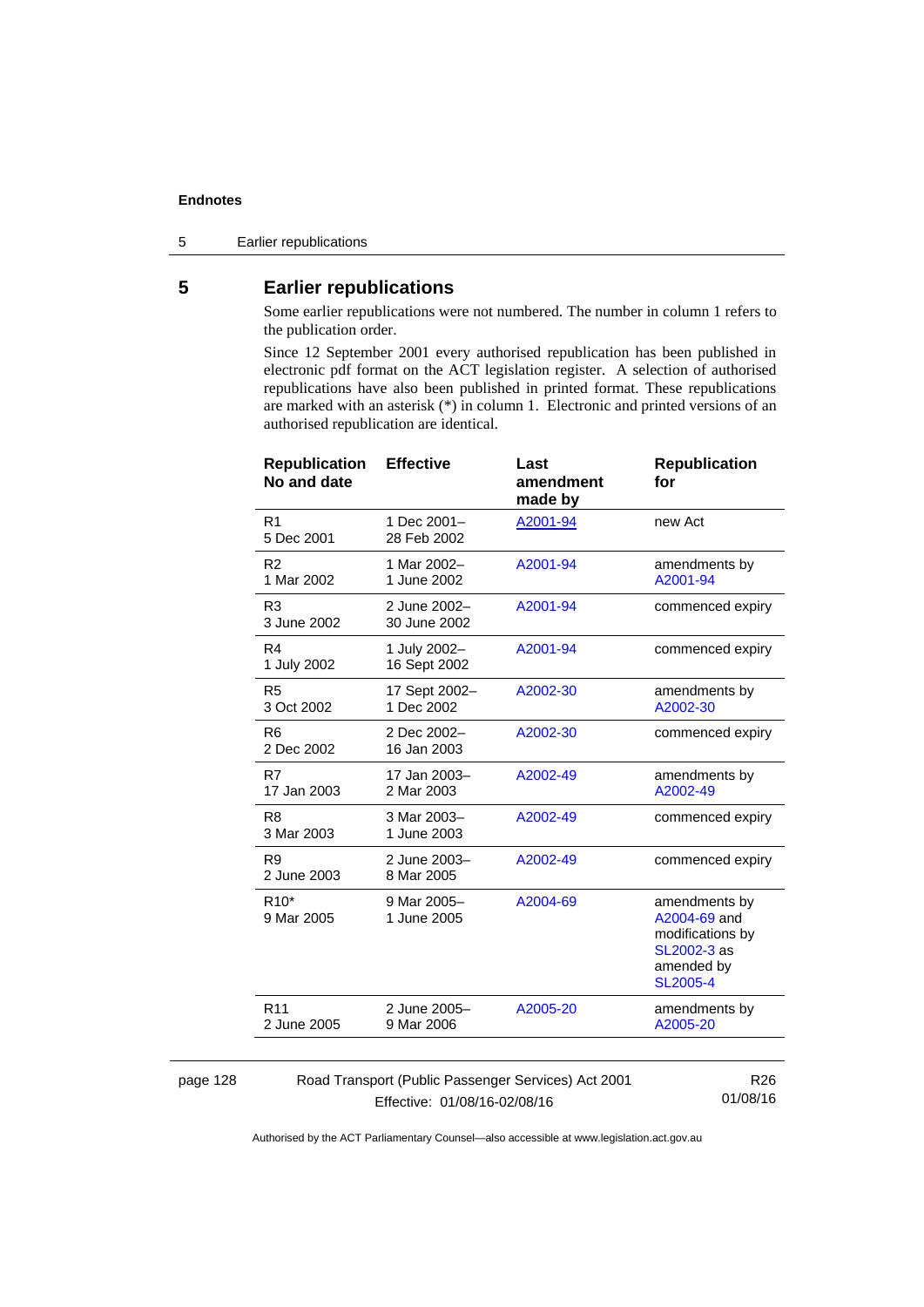# 5 Earlier republications

Some earlier republications were not numbered. The number in column 1 refers to the publication order.

Since 12 September 2001 every authorised republication has been published in electronic pdf format on the ACT legislation register. A selection of authorised republications have also been published in printed format. These republications are marked with an asterisk (*) in column 1. Electronic and printed versions of an authorised republication are identical.

| Republication No and date | Effective | Last amendment made by | Republication for |
|---|---|---|---|
| R1 5 Dec 2001 | 1 Dec 2001– 28 Feb 2002 | A2001-94 | new Act |
| R2 1 Mar 2002 | 1 Mar 2002– 1 June 2002 | A2001-94 | amendments by A2001-94 |
| R3 3 June 2002 | 2 June 2002– 30 June 2002 | A2001-94 | commenced expiry |
| R4 1 July 2002 | 1 July 2002– 16 Sept 2002 | A2001-94 | commenced expiry |
| R5 3 Oct 2002 | 17 Sept 2002– 1 Dec 2002 | A2002-30 | amendments by A2002-30 |
| R6 2 Dec 2002 | 2 Dec 2002– 16 Jan 2003 | A2002-30 | commenced expiry |
| R7 17 Jan 2003 | 17 Jan 2003– 2 Mar 2003 | A2002-49 | amendments by A2002-49 |
| R8 3 Mar 2003 | 3 Mar 2003– 1 June 2003 | A2002-49 | commenced expiry |
| R9 2 June 2003 | 2 June 2003– 8 Mar 2005 | A2002-49 | commenced expiry |
| R10* 9 Mar 2005 | 9 Mar 2005– 1 June 2005 | A2004-69 | amendments by A2004-69 and modifications by SL2002-3 as amended by SL2005-4 |
| R11 2 June 2005 | 2 June 2005– 9 Mar 2006 | A2005-20 | amendments by A2005-20 |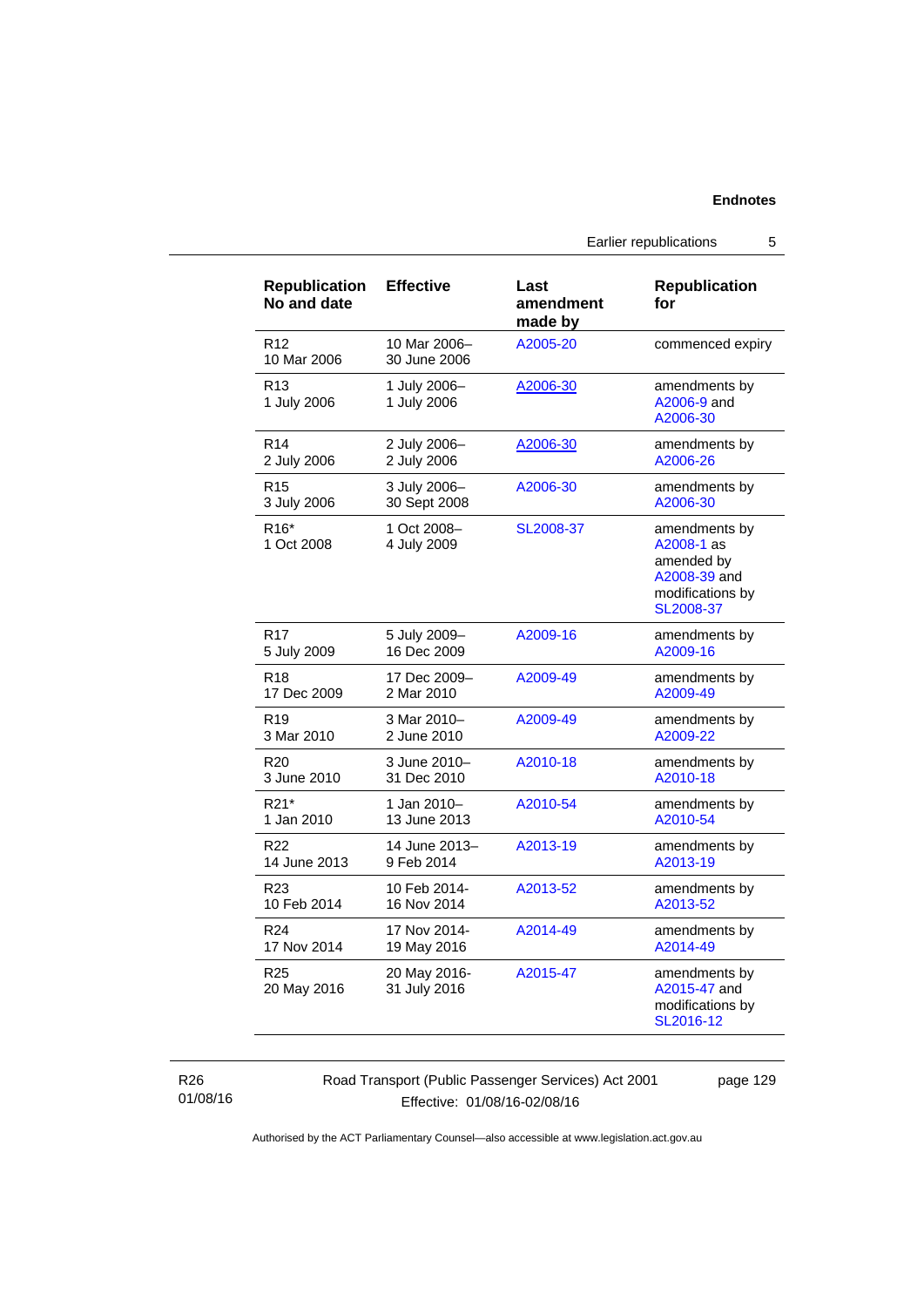| Republication No and date | Effective | Last amendment made by | Republication for |
|---|---|---|---|
| R12<br>10 Mar 2006 | 10 Mar 2006–<br>30 June 2006 | A2005-20 | commenced expiry |
| R13<br>1 July 2006 | 1 July 2006–<br>1 July 2006 | A2006-30 | amendments by A2006-9 and A2006-30 |
| R14<br>2 July 2006 | 2 July 2006–<br>2 July 2006 | A2006-30 | amendments by A2006-26 |
| R15<br>3 July 2006 | 3 July 2006–<br>30 Sept 2008 | A2006-30 | amendments by A2006-30 |
| R16*<br>1 Oct 2008 | 1 Oct 2008–<br>4 July 2009 | SL2008-37 | amendments by A2008-1 as amended by A2008-39 and modifications by SL2008-37 |
| R17<br>5 July 2009 | 5 July 2009–<br>16 Dec 2009 | A2009-16 | amendments by A2009-16 |
| R18<br>17 Dec 2009 | 17 Dec 2009–<br>2 Mar 2010 | A2009-49 | amendments by A2009-49 |
| R19<br>3 Mar 2010 | 3 Mar 2010–<br>2 June 2010 | A2009-49 | amendments by A2009-22 |
| R20<br>3 June 2010 | 3 June 2010–<br>31 Dec 2010 | A2010-18 | amendments by A2010-18 |
| R21*<br>1 Jan 2010 | 1 Jan 2010–<br>13 June 2013 | A2010-54 | amendments by A2010-54 |
| R22<br>14 June 2013 | 14 June 2013–<br>9 Feb 2014 | A2013-19 | amendments by A2013-19 |
| R23<br>10 Feb 2014 | 10 Feb 2014-<br>16 Nov 2014 | A2013-52 | amendments by A2013-52 |
| R24<br>17 Nov 2014 | 17 Nov 2014-<br>19 May 2016 | A2014-49 | amendments by A2014-49 |
| R25<br>20 May 2016 | 20 May 2016-<br>31 July 2016 | A2015-47 | amendments by A2015-47 and modifications by SL2016-12 |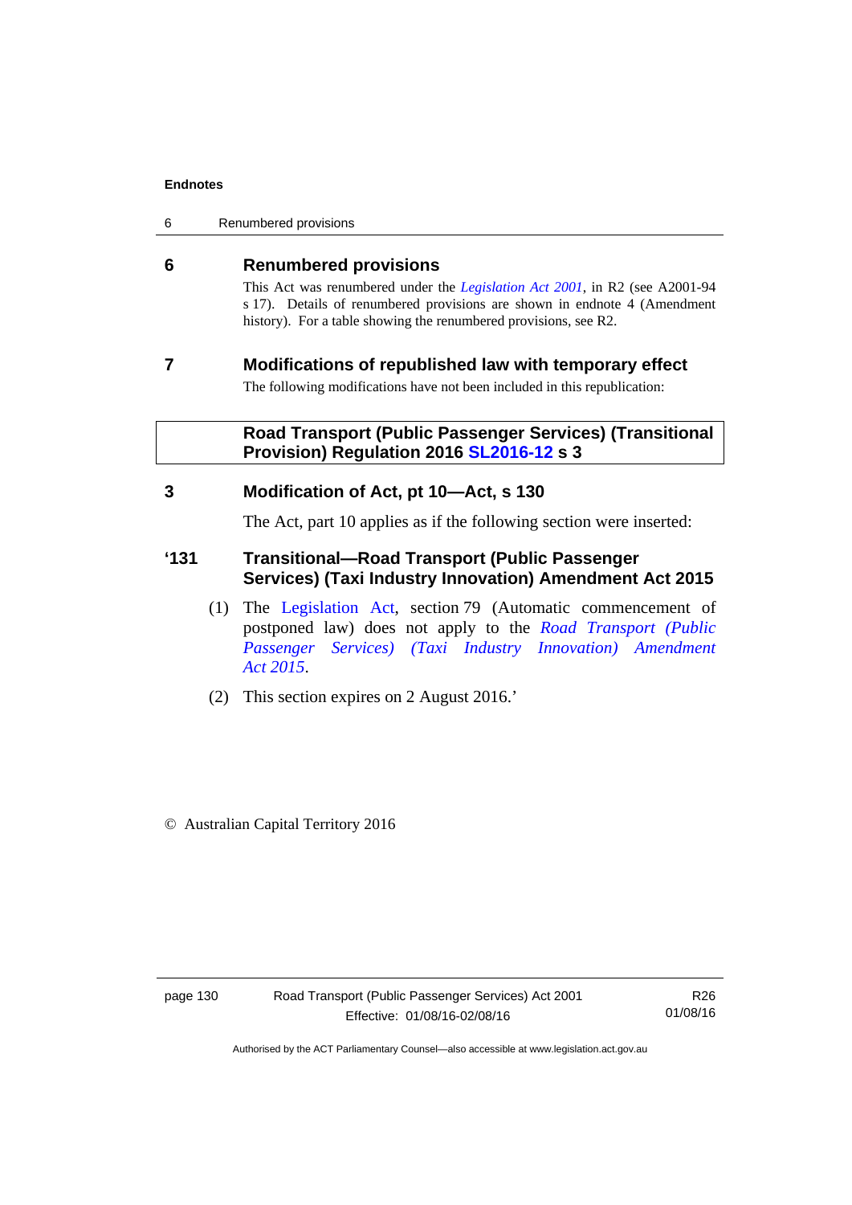## 6 Renumbered provisions

This Act was renumbered under the *Legislation Act 2001*, in R2 (see A2001-94 s 17). Details of renumbered provisions are shown in endnote 4 (Amendment history). For a table showing the renumbered provisions, see R2.

## 7 Modifications of republished law with temporary effect

The following modifications have not been included in this republication:

**Road Transport (Public Passenger Services) (Transitional Provision) Regulation 2016 SL2016-12 s 3**

### 3 Modification of Act, pt 10—Act, s 130

The Act, part 10 applies as if the following section were inserted:

### '131 Transitional—Road Transport (Public Passenger Services) (Taxi Industry Innovation) Amendment Act 2015

(1) The Legislation Act, section 79 (Automatic commencement of postponed law) does not apply to the *Road Transport (Public Passenger Services) (Taxi Industry Innovation) Amendment Act 2015*.

(2) This section expires on 2 August 2016.'

© Australian Capital Territory 2016